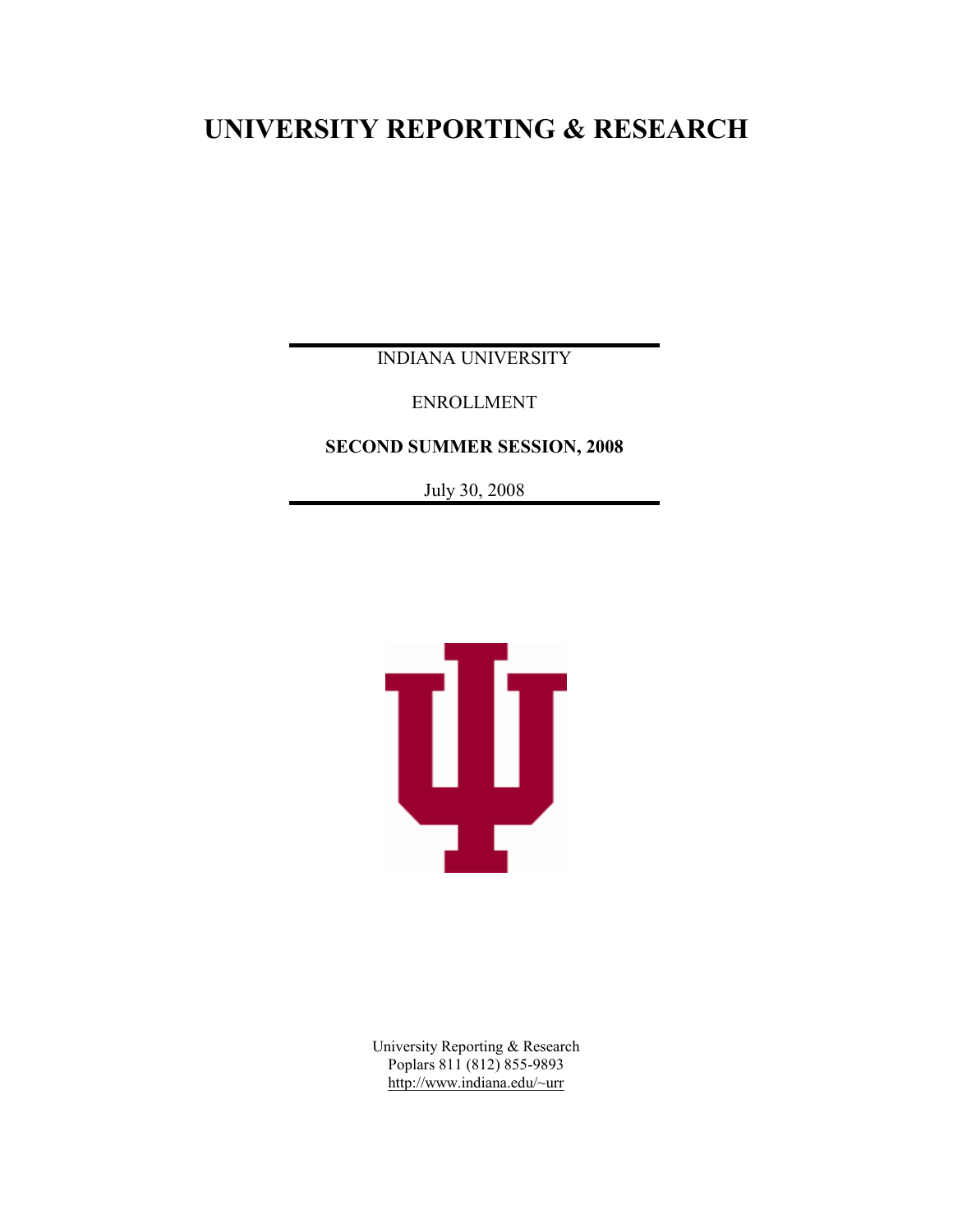# UNIVERSITY REPORTING & RESEARCH

INDIANA UNIVERSITY

ENROLLMENT

**SECOND SUMMER SESSION, 2008**

July 30, 2008

University Reporting & Research
Poplars 811 (812) 855-9893
http://www.indiana.edu/~urr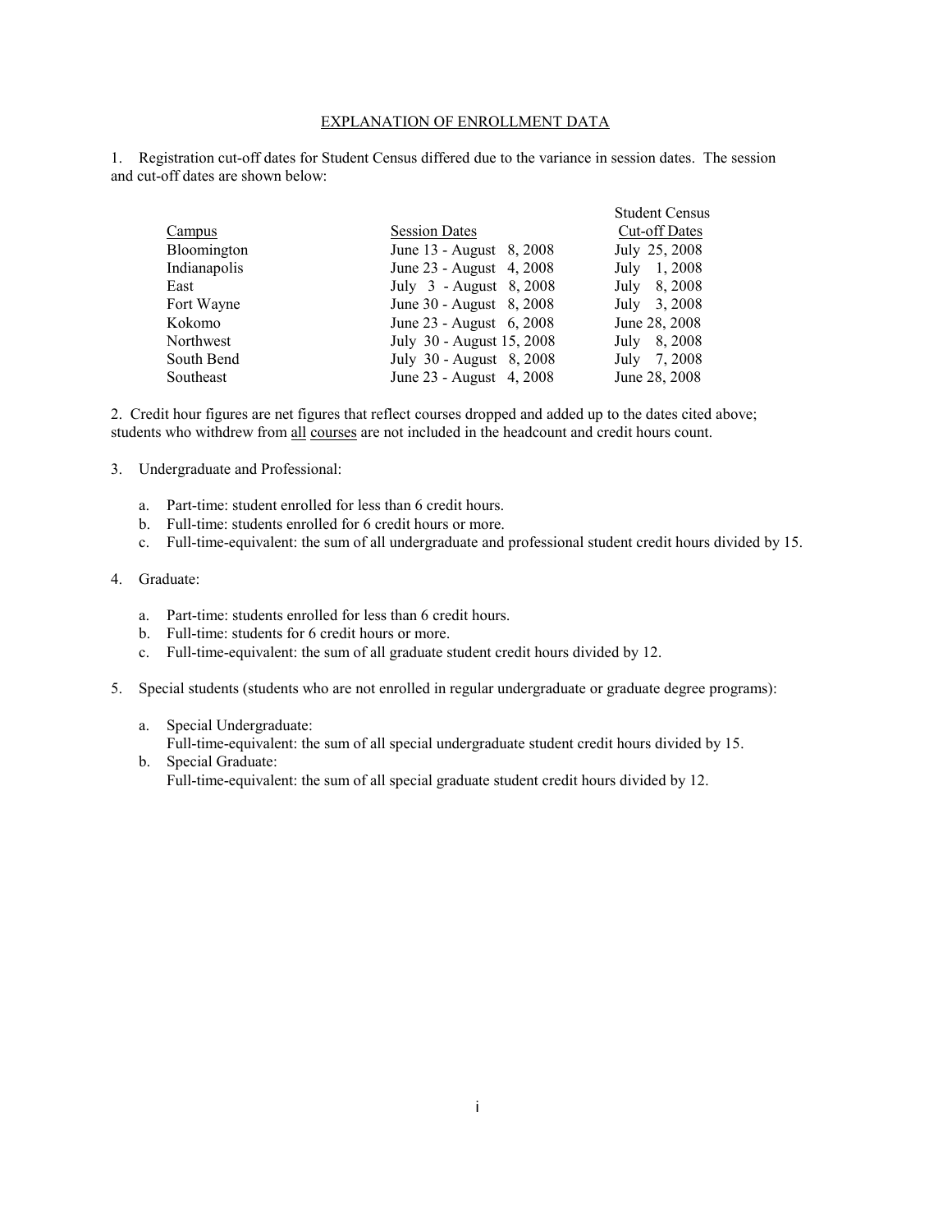# EXPLANATION OF ENROLLMENT DATA

1. Registration cut-off dates for Student Census differed due to the variance in session dates. The session and cut-off dates are shown below:

| Campus | Session Dates | Student Census Cut-off Dates |
|---|---|---|
| Bloomington | June 13 - August 8, 2008 | July 25, 2008 |
| Indianapolis | June 23 - August 4, 2008 | July 1, 2008 |
| East | July 3 - August 8, 2008 | July 8, 2008 |
| Fort Wayne | June 30 - August 8, 2008 | July 3, 2008 |
| Kokomo | June 23 - August 6, 2008 | June 28, 2008 |
| Northwest | July 30 - August 15, 2008 | July 8, 2008 |
| South Bend | July 30 - August 8, 2008 | July 7, 2008 |
| Southeast | June 23 - August 4, 2008 | June 28, 2008 |

2. Credit hour figures are net figures that reflect courses dropped and added up to the dates cited above; students who withdrew from all courses are not included in the headcount and credit hours count.

3. Undergraduate and Professional:

   a. Part-time: student enrolled for less than 6 credit hours.
   b. Full-time: students enrolled for 6 credit hours or more.
   c. Full-time-equivalent: the sum of all undergraduate and professional student credit hours divided by 15.

4. Graduate:

   a. Part-time: students enrolled for less than 6 credit hours.
   b. Full-time: students for 6 credit hours or more.
   c. Full-time-equivalent: the sum of all graduate student credit hours divided by 12.

5. Special students (students who are not enrolled in regular undergraduate or graduate degree programs):

   a. Special Undergraduate:
      Full-time-equivalent: the sum of all special undergraduate student credit hours divided by 15.
   b. Special Graduate:
      Full-time-equivalent: the sum of all special graduate student credit hours divided by 12.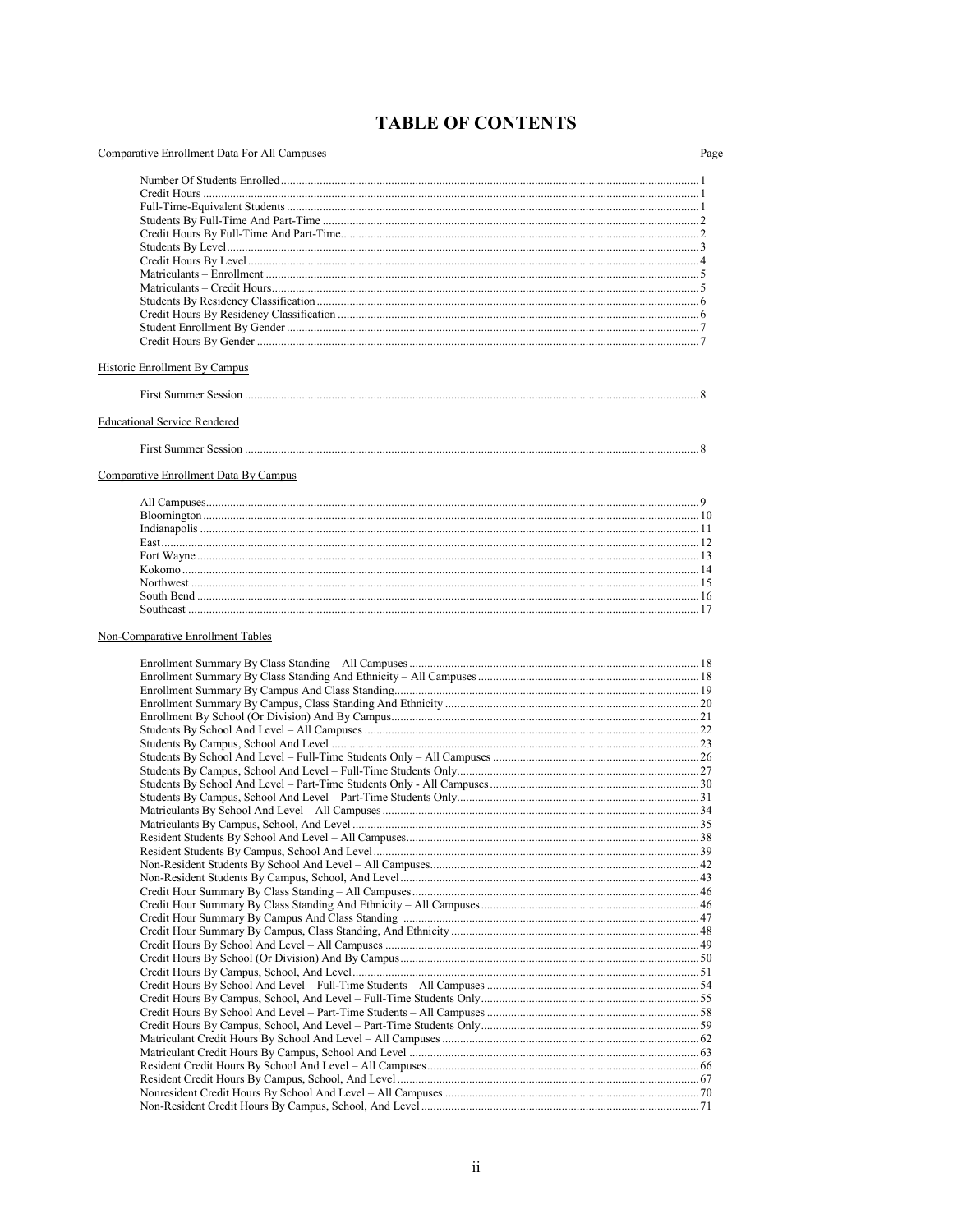# TABLE OF CONTENTS

| Comparative Enrollment Data For All Campuses | Page |
|---|---|
| Number Of Students Enrolled | 1 |
| Credit Hours | 1 |
| Full-Time-Equivalent Students | 1 |
| Students By Full-Time And Part-Time | 2 |
| Credit Hours By Full-Time And Part-Time | 2 |
| Students By Level | 3 |
| Credit Hours By Level | 4 |
| Matriculants – Enrollment | 5 |
| Matriculants – Credit Hours | 5 |
| Students By Residency Classification | 6 |
| Credit Hours By Residency Classification | 6 |
| Student Enrollment By Gender | 7 |
| Credit Hours By Gender | 7 |
| **Historic Enrollment By Campus** | |
| First Summer Session | 8 |
| **Educational Service Rendered** | |
| First Summer Session | 8 |
| **Comparative Enrollment Data By Campus** | |
| All Campuses | 9 |
| Bloomington | 10 |
| Indianapolis | 11 |
| East | 12 |
| Fort Wayne | 13 |
| Kokomo | 14 |
| Northwest | 15 |
| South Bend | 16 |
| Southeast | 17 |
| **Non-Comparative Enrollment Tables** | |
| Enrollment Summary By Class Standing – All Campuses | 18 |
| Enrollment Summary By Class Standing And Ethnicity – All Campuses | 18 |
| Enrollment Summary By Campus And Class Standing | 19 |
| Enrollment Summary By Campus, Class Standing And Ethnicity | 20 |
| Enrollment By School (Or Division) And By Campus | 21 |
| Students By School And Level – All Campuses | 22 |
| Students By Campus, School And Level | 23 |
| Students By School And Level – Full-Time Students Only – All Campuses | 26 |
| Students By Campus, School And Level – Full-Time Students Only | 27 |
| Students By School And Level – Part-Time Students Only - All Campuses | 30 |
| Students By Campus, School And Level – Part-Time Students Only | 31 |
| Matriculants By School And Level – All Campuses | 34 |
| Matriculants By Campus, School, And Level | 35 |
| Resident Students By School And Level – All Campuses | 38 |
| Resident Students By Campus, School And Level | 39 |
| Non-Resident Students By School And Level – All Campuses | 42 |
| Non-Resident Students By Campus, School, And Level | 43 |
| Credit Hour Summary By Class Standing – All Campuses | 46 |
| Credit Hour Summary By Class Standing And Ethnicity – All Campuses | 46 |
| Credit Hour Summary By Campus And Class Standing | 47 |
| Credit Hour Summary By Campus, Class Standing, And Ethnicity | 48 |
| Credit Hours By School And Level – All Campuses | 49 |
| Credit Hours By School (Or Division) And By Campus | 50 |
| Credit Hours By Campus, School, And Level | 51 |
| Credit Hours By School And Level – Full-Time Students – All Campuses | 54 |
| Credit Hours By Campus, School, And Level – Full-Time Students Only | 55 |
| Credit Hours By School And Level – Part-Time Students – All Campuses | 58 |
| Credit Hours By Campus, School, And Level – Part-Time Students Only | 59 |
| Matriculant Credit Hours By School And Level – All Campuses | 62 |
| Matriculant Credit Hours By Campus, School And Level | 63 |
| Resident Credit Hours By School And Level – All Campuses | 66 |
| Resident Credit Hours By Campus, School, And Level | 67 |
| Nonresident Credit Hours By School And Level – All Campuses | 70 |
| Non-Resident Credit Hours By Campus, School, And Level | 71 |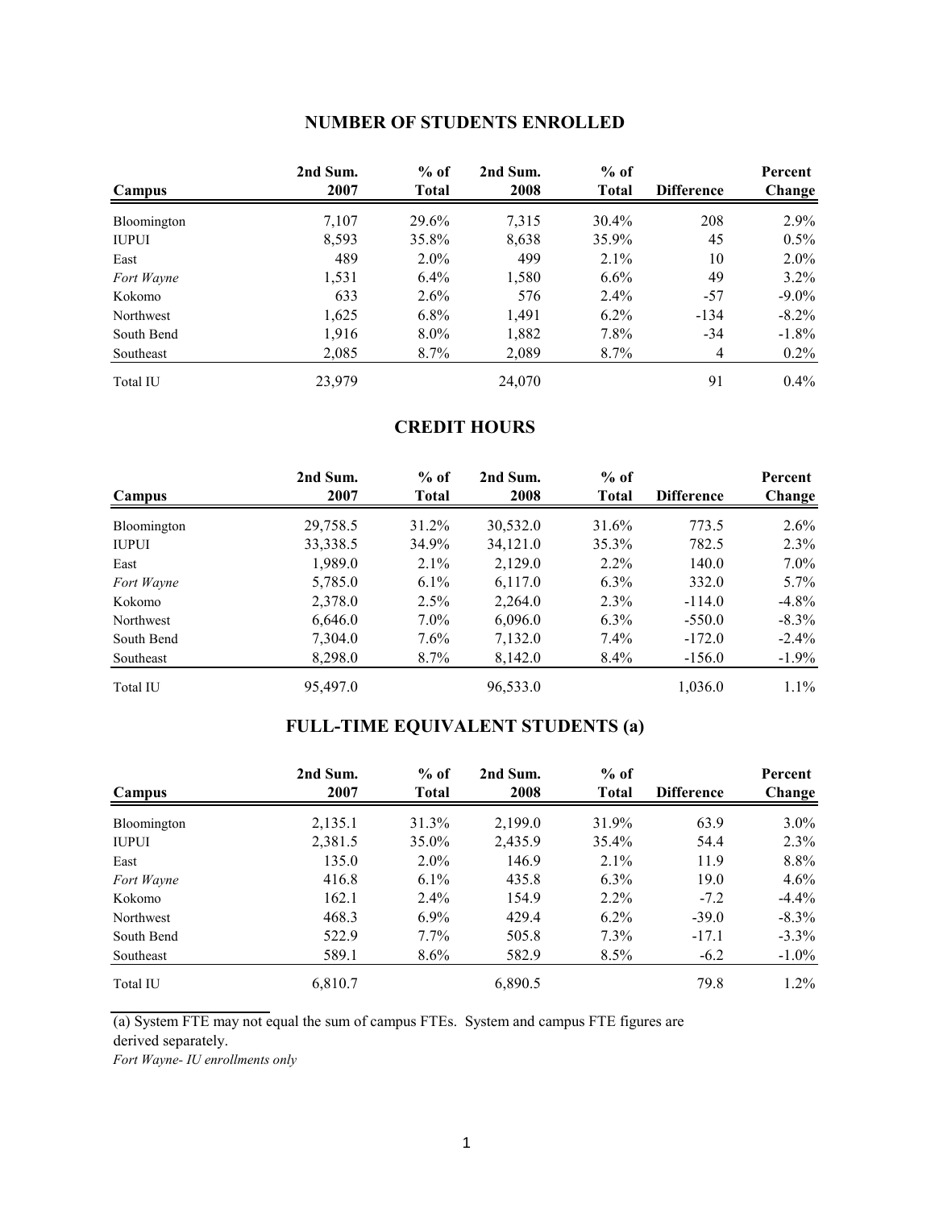## NUMBER OF STUDENTS ENROLLED

| Campus | 2nd Sum. 2007 | % of Total | 2nd Sum. 2008 | % of Total | Difference | Percent Change |
|---|---|---|---|---|---|---|
| Bloomington | 7,107 | 29.6% | 7,315 | 30.4% | 208 | 2.9% |
| IUPUI | 8,593 | 35.8% | 8,638 | 35.9% | 45 | 0.5% |
| East | 489 | 2.0% | 499 | 2.1% | 10 | 2.0% |
| *Fort Wayne* | 1,531 | 6.4% | 1,580 | 6.6% | 49 | 3.2% |
| Kokomo | 633 | 2.6% | 576 | 2.4% | -57 | -9.0% |
| Northwest | 1,625 | 6.8% | 1,491 | 6.2% | -134 | -8.2% |
| South Bend | 1,916 | 8.0% | 1,882 | 7.8% | -34 | -1.8% |
| Southeast | 2,085 | 8.7% | 2,089 | 8.7% | 4 | 0.2% |
| Total IU | 23,979 | | 24,070 | | 91 | 0.4% |

## CREDIT HOURS

| Campus | 2nd Sum. 2007 | % of Total | 2nd Sum. 2008 | % of Total | Difference | Percent Change |
|---|---|---|---|---|---|---|
| Bloomington | 29,758.5 | 31.2% | 30,532.0 | 31.6% | 773.5 | 2.6% |
| IUPUI | 33,338.5 | 34.9% | 34,121.0 | 35.3% | 782.5 | 2.3% |
| East | 1,989.0 | 2.1% | 2,129.0 | 2.2% | 140.0 | 7.0% |
| *Fort Wayne* | 5,785.0 | 6.1% | 6,117.0 | 6.3% | 332.0 | 5.7% |
| Kokomo | 2,378.0 | 2.5% | 2,264.0 | 2.3% | -114.0 | -4.8% |
| Northwest | 6,646.0 | 7.0% | 6,096.0 | 6.3% | -550.0 | -8.3% |
| South Bend | 7,304.0 | 7.6% | 7,132.0 | 7.4% | -172.0 | -2.4% |
| Southeast | 8,298.0 | 8.7% | 8,142.0 | 8.4% | -156.0 | -1.9% |
| Total IU | 95,497.0 | | 96,533.0 | | 1,036.0 | 1.1% |

## FULL-TIME EQUIVALENT STUDENTS (a)

| Campus | 2nd Sum. 2007 | % of Total | 2nd Sum. 2008 | % of Total | Difference | Percent Change |
|---|---|---|---|---|---|---|
| Bloomington | 2,135.1 | 31.3% | 2,199.0 | 31.9% | 63.9 | 3.0% |
| IUPUI | 2,381.5 | 35.0% | 2,435.9 | 35.4% | 54.4 | 2.3% |
| East | 135.0 | 2.0% | 146.9 | 2.1% | 11.9 | 8.8% |
| *Fort Wayne* | 416.8 | 6.1% | 435.8 | 6.3% | 19.0 | 4.6% |
| Kokomo | 162.1 | 2.4% | 154.9 | 2.2% | -7.2 | -4.4% |
| Northwest | 468.3 | 6.9% | 429.4 | 6.2% | -39.0 | -8.3% |
| South Bend | 522.9 | 7.7% | 505.8 | 7.3% | -17.1 | -3.3% |
| Southeast | 589.1 | 8.6% | 582.9 | 8.5% | -6.2 | -1.0% |
| Total IU | 6,810.7 | | 6,890.5 | | 79.8 | 1.2% |

(a) System FTE may not equal the sum of campus FTEs. System and campus FTE figures are derived separately.

*Fort Wayne- IU enrollments only*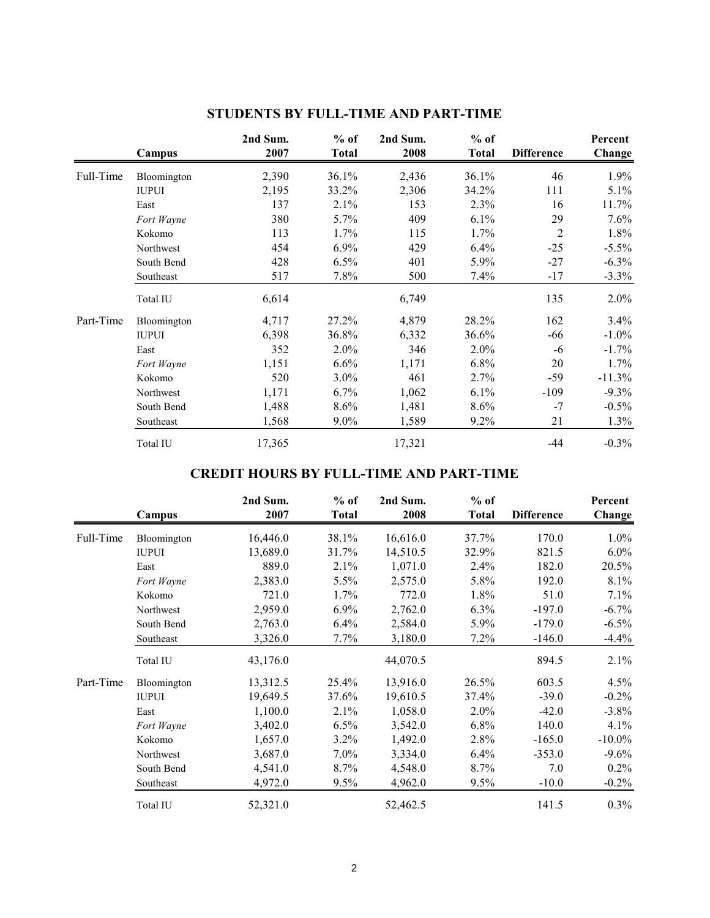## STUDENTS BY FULL-TIME AND PART-TIME

| | Campus | 2nd Sum. 2007 | % of Total | 2nd Sum. 2008 | % of Total | Difference | Percent Change |
|---|---|---|---|---|---|---|---|
| Full-Time | Bloomington | 2,390 | 36.1% | 2,436 | 36.1% | 46 | 1.9% |
| | IUPUI | 2,195 | 33.2% | 2,306 | 34.2% | 111 | 5.1% |
| | East | 137 | 2.1% | 153 | 2.3% | 16 | 11.7% |
| | *Fort Wayne* | 380 | 5.7% | 409 | 6.1% | 29 | 7.6% |
| | Kokomo | 113 | 1.7% | 115 | 1.7% | 2 | 1.8% |
| | Northwest | 454 | 6.9% | 429 | 6.4% | -25 | -5.5% |
| | South Bend | 428 | 6.5% | 401 | 5.9% | -27 | -6.3% |
| | Southeast | 517 | 7.8% | 500 | 7.4% | -17 | -3.3% |
| | Total IU | 6,614 | | 6,749 | | 135 | 2.0% |
| Part-Time | Bloomington | 4,717 | 27.2% | 4,879 | 28.2% | 162 | 3.4% |
| | IUPUI | 6,398 | 36.8% | 6,332 | 36.6% | -66 | -1.0% |
| | East | 352 | 2.0% | 346 | 2.0% | -6 | -1.7% |
| | *Fort Wayne* | 1,151 | 6.6% | 1,171 | 6.8% | 20 | 1.7% |
| | Kokomo | 520 | 3.0% | 461 | 2.7% | -59 | -11.3% |
| | Northwest | 1,171 | 6.7% | 1,062 | 6.1% | -109 | -9.3% |
| | South Bend | 1,488 | 8.6% | 1,481 | 8.6% | -7 | -0.5% |
| | Southeast | 1,568 | 9.0% | 1,589 | 9.2% | 21 | 1.3% |
| | Total IU | 17,365 | | 17,321 | | -44 | -0.3% |

## CREDIT HOURS BY FULL-TIME AND PART-TIME

| | Campus | 2nd Sum. 2007 | % of Total | 2nd Sum. 2008 | % of Total | Difference | Percent Change |
|---|---|---|---|---|---|---|---|
| Full-Time | Bloomington | 16,446.0 | 38.1% | 16,616.0 | 37.7% | 170.0 | 1.0% |
| | IUPUI | 13,689.0 | 31.7% | 14,510.5 | 32.9% | 821.5 | 6.0% |
| | East | 889.0 | 2.1% | 1,071.0 | 2.4% | 182.0 | 20.5% |
| | *Fort Wayne* | 2,383.0 | 5.5% | 2,575.0 | 5.8% | 192.0 | 8.1% |
| | Kokomo | 721.0 | 1.7% | 772.0 | 1.8% | 51.0 | 7.1% |
| | Northwest | 2,959.0 | 6.9% | 2,762.0 | 6.3% | -197.0 | -6.7% |
| | South Bend | 2,763.0 | 6.4% | 2,584.0 | 5.9% | -179.0 | -6.5% |
| | Southeast | 3,326.0 | 7.7% | 3,180.0 | 7.2% | -146.0 | -4.4% |
| | Total IU | 43,176.0 | | 44,070.5 | | 894.5 | 2.1% |
| Part-Time | Bloomington | 13,312.5 | 25.4% | 13,916.0 | 26.5% | 603.5 | 4.5% |
| | IUPUI | 19,649.5 | 37.6% | 19,610.5 | 37.4% | -39.0 | -0.2% |
| | East | 1,100.0 | 2.1% | 1,058.0 | 2.0% | -42.0 | -3.8% |
| | *Fort Wayne* | 3,402.0 | 6.5% | 3,542.0 | 6.8% | 140.0 | 4.1% |
| | Kokomo | 1,657.0 | 3.2% | 1,492.0 | 2.8% | -165.0 | -10.0% |
| | Northwest | 3,687.0 | 7.0% | 3,334.0 | 6.4% | -353.0 | -9.6% |
| | South Bend | 4,541.0 | 8.7% | 4,548.0 | 8.7% | 7.0 | 0.2% |
| | Southeast | 4,972.0 | 9.5% | 4,962.0 | 9.5% | -10.0 | -0.2% |
| | Total IU | 52,321.0 | | 52,462.5 | | 141.5 | 0.3% |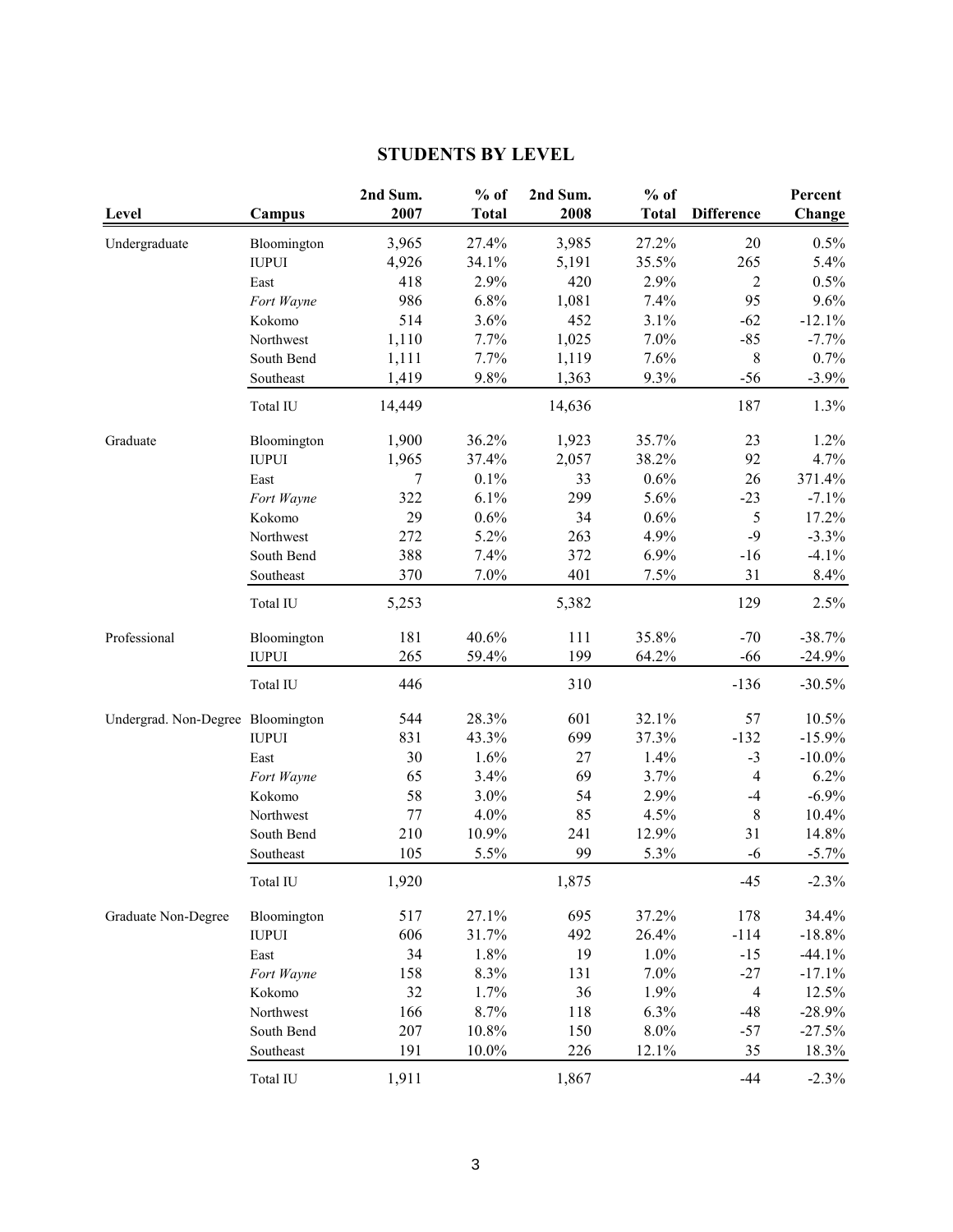# STUDENTS BY LEVEL

| Level | Campus | 2nd Sum. 2007 | % of Total | 2nd Sum. 2008 | % of Total | Difference | Percent Change |
|---|---|---|---|---|---|---|---|
| Undergraduate | Bloomington | 3,965 | 27.4% | 3,985 | 27.2% | 20 | 0.5% |
| | IUPUI | 4,926 | 34.1% | 5,191 | 35.5% | 265 | 5.4% |
| | East | 418 | 2.9% | 420 | 2.9% | 2 | 0.5% |
| | *Fort Wayne* | 986 | 6.8% | 1,081 | 7.4% | 95 | 9.6% |
| | Kokomo | 514 | 3.6% | 452 | 3.1% | -62 | -12.1% |
| | Northwest | 1,110 | 7.7% | 1,025 | 7.0% | -85 | -7.7% |
| | South Bend | 1,111 | 7.7% | 1,119 | 7.6% | 8 | 0.7% |
| | Southeast | 1,419 | 9.8% | 1,363 | 9.3% | -56 | -3.9% |
| | Total IU | 14,449 | | 14,636 | | 187 | 1.3% |
| Graduate | Bloomington | 1,900 | 36.2% | 1,923 | 35.7% | 23 | 1.2% |
| | IUPUI | 1,965 | 37.4% | 2,057 | 38.2% | 92 | 4.7% |
| | East | 7 | 0.1% | 33 | 0.6% | 26 | 371.4% |
| | *Fort Wayne* | 322 | 6.1% | 299 | 5.6% | -23 | -7.1% |
| | Kokomo | 29 | 0.6% | 34 | 0.6% | 5 | 17.2% |
| | Northwest | 272 | 5.2% | 263 | 4.9% | -9 | -3.3% |
| | South Bend | 388 | 7.4% | 372 | 6.9% | -16 | -4.1% |
| | Southeast | 370 | 7.0% | 401 | 7.5% | 31 | 8.4% |
| | Total IU | 5,253 | | 5,382 | | 129 | 2.5% |
| Professional | Bloomington | 181 | 40.6% | 111 | 35.8% | -70 | -38.7% |
| | IUPUI | 265 | 59.4% | 199 | 64.2% | -66 | -24.9% |
| | Total IU | 446 | | 310 | | -136 | -30.5% |
| Undergrad. Non-Degree | Bloomington | 544 | 28.3% | 601 | 32.1% | 57 | 10.5% |
| | IUPUI | 831 | 43.3% | 699 | 37.3% | -132 | -15.9% |
| | East | 30 | 1.6% | 27 | 1.4% | -3 | -10.0% |
| | *Fort Wayne* | 65 | 3.4% | 69 | 3.7% | 4 | 6.2% |
| | Kokomo | 58 | 3.0% | 54 | 2.9% | -4 | -6.9% |
| | Northwest | 77 | 4.0% | 85 | 4.5% | 8 | 10.4% |
| | South Bend | 210 | 10.9% | 241 | 12.9% | 31 | 14.8% |
| | Southeast | 105 | 5.5% | 99 | 5.3% | -6 | -5.7% |
| | Total IU | 1,920 | | 1,875 | | -45 | -2.3% |
| Graduate Non-Degree | Bloomington | 517 | 27.1% | 695 | 37.2% | 178 | 34.4% |
| | IUPUI | 606 | 31.7% | 492 | 26.4% | -114 | -18.8% |
| | East | 34 | 1.8% | 19 | 1.0% | -15 | -44.1% |
| | *Fort Wayne* | 158 | 8.3% | 131 | 7.0% | -27 | -17.1% |
| | Kokomo | 32 | 1.7% | 36 | 1.9% | 4 | 12.5% |
| | Northwest | 166 | 8.7% | 118 | 6.3% | -48 | -28.9% |
| | South Bend | 207 | 10.8% | 150 | 8.0% | -57 | -27.5% |
| | Southeast | 191 | 10.0% | 226 | 12.1% | 35 | 18.3% |
| | Total IU | 1,911 | | 1,867 | | -44 | -2.3% |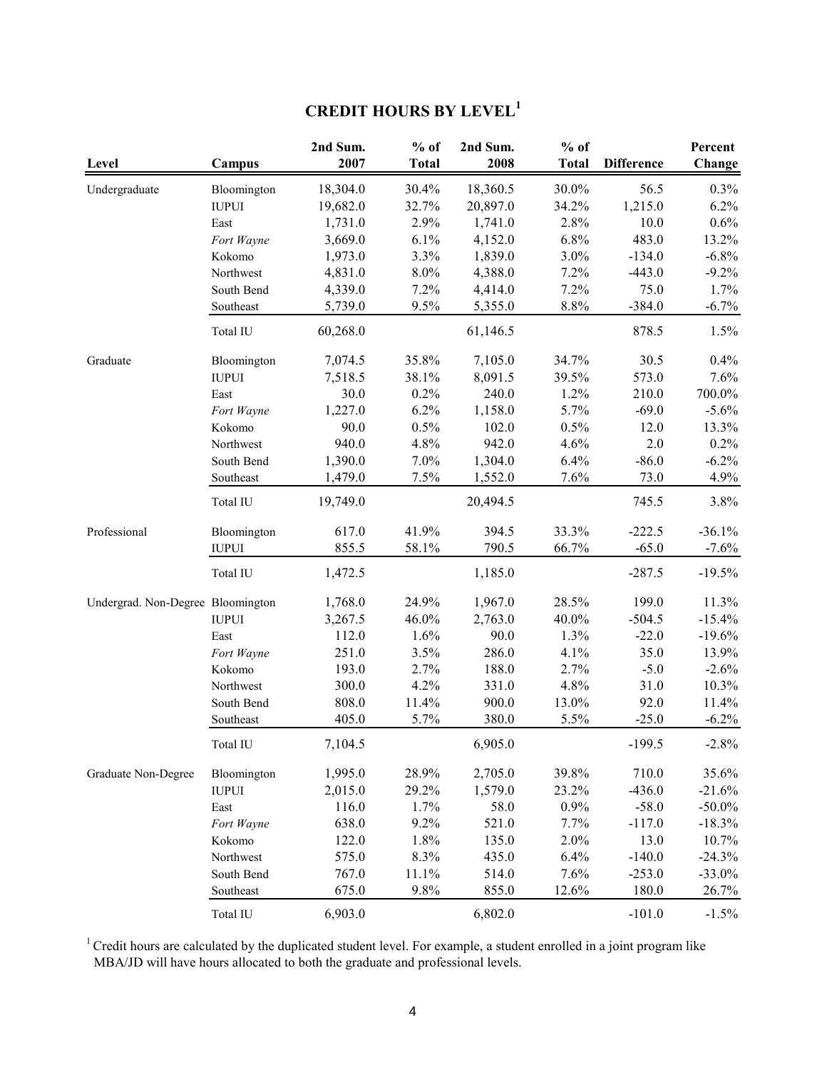# CREDIT HOURS BY LEVEL[1]

| Level | Campus | 2nd Sum. 2007 | % of Total | 2nd Sum. 2008 | % of Total | Difference | Percent Change |
|---|---|---|---|---|---|---|---|
| Undergraduate | Bloomington | 18,304.0 | 30.4% | 18,360.5 | 30.0% | 56.5 | 0.3% |
| | IUPUI | 19,682.0 | 32.7% | 20,897.0 | 34.2% | 1,215.0 | 6.2% |
| | East | 1,731.0 | 2.9% | 1,741.0 | 2.8% | 10.0 | 0.6% |
| | *Fort Wayne* | 3,669.0 | 6.1% | 4,152.0 | 6.8% | 483.0 | 13.2% |
| | Kokomo | 1,973.0 | 3.3% | 1,839.0 | 3.0% | -134.0 | -6.8% |
| | Northwest | 4,831.0 | 8.0% | 4,388.0 | 7.2% | -443.0 | -9.2% |
| | South Bend | 4,339.0 | 7.2% | 4,414.0 | 7.2% | 75.0 | 1.7% |
| | Southeast | 5,739.0 | 9.5% | 5,355.0 | 8.8% | -384.0 | -6.7% |
| | Total IU | 60,268.0 | | 61,146.5 | | 878.5 | 1.5% |
| Graduate | Bloomington | 7,074.5 | 35.8% | 7,105.0 | 34.7% | 30.5 | 0.4% |
| | IUPUI | 7,518.5 | 38.1% | 8,091.5 | 39.5% | 573.0 | 7.6% |
| | East | 30.0 | 0.2% | 240.0 | 1.2% | 210.0 | 700.0% |
| | *Fort Wayne* | 1,227.0 | 6.2% | 1,158.0 | 5.7% | -69.0 | -5.6% |
| | Kokomo | 90.0 | 0.5% | 102.0 | 0.5% | 12.0 | 13.3% |
| | Northwest | 940.0 | 4.8% | 942.0 | 4.6% | 2.0 | 0.2% |
| | South Bend | 1,390.0 | 7.0% | 1,304.0 | 6.4% | -86.0 | -6.2% |
| | Southeast | 1,479.0 | 7.5% | 1,552.0 | 7.6% | 73.0 | 4.9% |
| | Total IU | 19,749.0 | | 20,494.5 | | 745.5 | 3.8% |
| Professional | Bloomington | 617.0 | 41.9% | 394.5 | 33.3% | -222.5 | -36.1% |
| | IUPUI | 855.5 | 58.1% | 790.5 | 66.7% | -65.0 | -7.6% |
| | Total IU | 1,472.5 | | 1,185.0 | | -287.5 | -19.5% |
| Undergrad. Non-Degree | Bloomington | 1,768.0 | 24.9% | 1,967.0 | 28.5% | 199.0 | 11.3% |
| | IUPUI | 3,267.5 | 46.0% | 2,763.0 | 40.0% | -504.5 | -15.4% |
| | East | 112.0 | 1.6% | 90.0 | 1.3% | -22.0 | -19.6% |
| | *Fort Wayne* | 251.0 | 3.5% | 286.0 | 4.1% | 35.0 | 13.9% |
| | Kokomo | 193.0 | 2.7% | 188.0 | 2.7% | -5.0 | -2.6% |
| | Northwest | 300.0 | 4.2% | 331.0 | 4.8% | 31.0 | 10.3% |
| | South Bend | 808.0 | 11.4% | 900.0 | 13.0% | 92.0 | 11.4% |
| | Southeast | 405.0 | 5.7% | 380.0 | 5.5% | -25.0 | -6.2% |
| | Total IU | 7,104.5 | | 6,905.0 | | -199.5 | -2.8% |
| Graduate Non-Degree | Bloomington | 1,995.0 | 28.9% | 2,705.0 | 39.8% | 710.0 | 35.6% |
| | IUPUI | 2,015.0 | 29.2% | 1,579.0 | 23.2% | -436.0 | -21.6% |
| | East | 116.0 | 1.7% | 58.0 | 0.9% | -58.0 | -50.0% |
| | *Fort Wayne* | 638.0 | 9.2% | 521.0 | 7.7% | -117.0 | -18.3% |
| | Kokomo | 122.0 | 1.8% | 135.0 | 2.0% | 13.0 | 10.7% |
| | Northwest | 575.0 | 8.3% | 435.0 | 6.4% | -140.0 | -24.3% |
| | South Bend | 767.0 | 11.1% | 514.0 | 7.6% | -253.0 | -33.0% |
| | Southeast | 675.0 | 9.8% | 855.0 | 12.6% | 180.0 | 26.7% |
| | Total IU | 6,903.0 | | 6,802.0 | | -101.0 | -1.5% |

[1] Credit hours are calculated by the duplicated student level. For example, a student enrolled in a joint program like MBA/JD will have hours allocated to both the graduate and professional levels.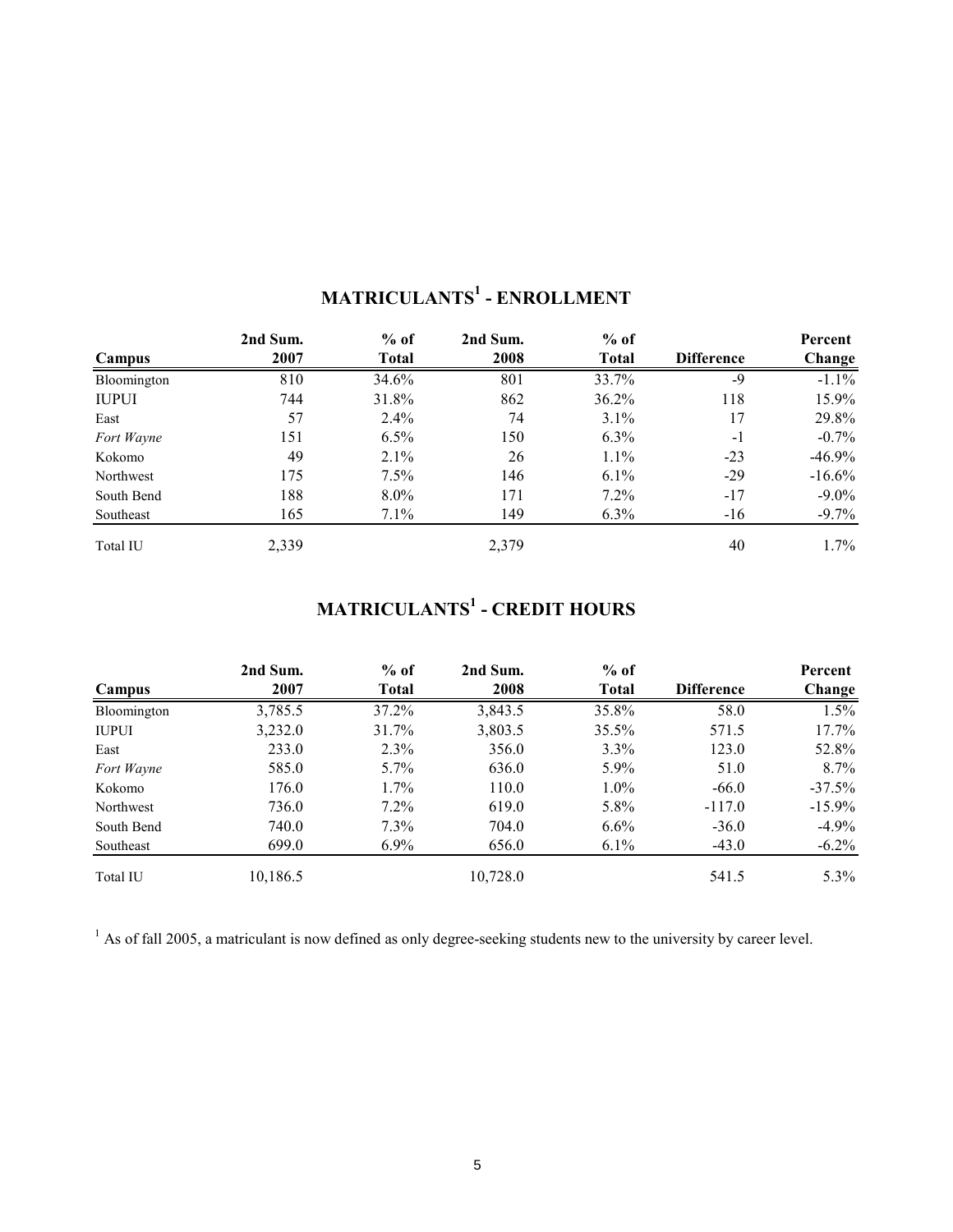## MATRICULANTS[1] - ENROLLMENT

| Campus | 2nd Sum. 2007 | % of Total | 2nd Sum. 2008 | % of Total | Difference | Percent Change |
|---|---|---|---|---|---|---|
| Bloomington | 810 | 34.6% | 801 | 33.7% | -9 | -1.1% |
| IUPUI | 744 | 31.8% | 862 | 36.2% | 118 | 15.9% |
| East | 57 | 2.4% | 74 | 3.1% | 17 | 29.8% |
| *Fort Wayne* | 151 | 6.5% | 150 | 6.3% | -1 | -0.7% |
| Kokomo | 49 | 2.1% | 26 | 1.1% | -23 | -46.9% |
| Northwest | 175 | 7.5% | 146 | 6.1% | -29 | -16.6% |
| South Bend | 188 | 8.0% | 171 | 7.2% | -17 | -9.0% |
| Southeast | 165 | 7.1% | 149 | 6.3% | -16 | -9.7% |
| Total IU | 2,339 | | 2,379 | | 40 | 1.7% |

## MATRICULANTS[1] - CREDIT HOURS

| Campus | 2nd Sum. 2007 | % of Total | 2nd Sum. 2008 | % of Total | Difference | Percent Change |
|---|---|---|---|---|---|---|
| Bloomington | 3,785.5 | 37.2% | 3,843.5 | 35.8% | 58.0 | 1.5% |
| IUPUI | 3,232.0 | 31.7% | 3,803.5 | 35.5% | 571.5 | 17.7% |
| East | 233.0 | 2.3% | 356.0 | 3.3% | 123.0 | 52.8% |
| *Fort Wayne* | 585.0 | 5.7% | 636.0 | 5.9% | 51.0 | 8.7% |
| Kokomo | 176.0 | 1.7% | 110.0 | 1.0% | -66.0 | -37.5% |
| Northwest | 736.0 | 7.2% | 619.0 | 5.8% | -117.0 | -15.9% |
| South Bend | 740.0 | 7.3% | 704.0 | 6.6% | -36.0 | -4.9% |
| Southeast | 699.0 | 6.9% | 656.0 | 6.1% | -43.0 | -6.2% |
| Total IU | 10,186.5 | | 10,728.0 | | 541.5 | 5.3% |

[1] As of fall 2005, a matriculant is now defined as only degree-seeking students new to the university by career level.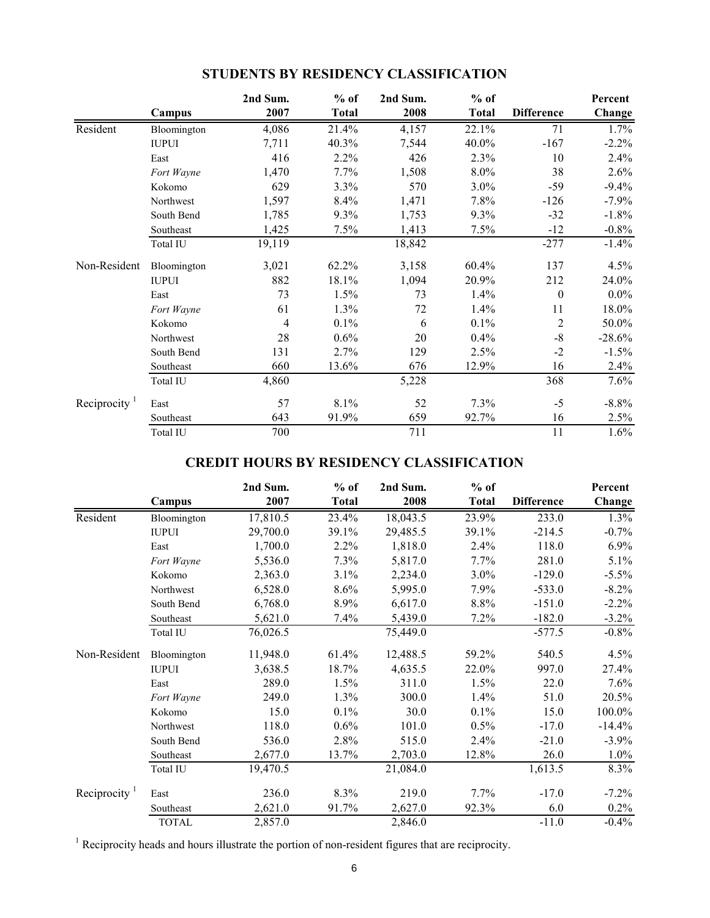## STUDENTS BY RESIDENCY CLASSIFICATION

| | Campus | 2nd Sum. 2007 | % of Total | 2nd Sum. 2008 | % of Total | Difference | Percent Change |
|---|---|---|---|---|---|---|---|
| Resident | Bloomington | 4,086 | 21.4% | 4,157 | 22.1% | 71 | 1.7% |
| | IUPUI | 7,711 | 40.3% | 7,544 | 40.0% | -167 | -2.2% |
| | East | 416 | 2.2% | 426 | 2.3% | 10 | 2.4% |
| | *Fort Wayne* | 1,470 | 7.7% | 1,508 | 8.0% | 38 | 2.6% |
| | Kokomo | 629 | 3.3% | 570 | 3.0% | -59 | -9.4% |
| | Northwest | 1,597 | 8.4% | 1,471 | 7.8% | -126 | -7.9% |
| | South Bend | 1,785 | 9.3% | 1,753 | 9.3% | -32 | -1.8% |
| | Southeast | 1,425 | 7.5% | 1,413 | 7.5% | -12 | -0.8% |
| | Total IU | 19,119 | | 18,842 | | -277 | -1.4% |
| Non-Resident | Bloomington | 3,021 | 62.2% | 3,158 | 60.4% | 137 | 4.5% |
| | IUPUI | 882 | 18.1% | 1,094 | 20.9% | 212 | 24.0% |
| | East | 73 | 1.5% | 73 | 1.4% | 0 | 0.0% |
| | *Fort Wayne* | 61 | 1.3% | 72 | 1.4% | 11 | 18.0% |
| | Kokomo | 4 | 0.1% | 6 | 0.1% | 2 | 50.0% |
| | Northwest | 28 | 0.6% | 20 | 0.4% | -8 | -28.6% |
| | South Bend | 131 | 2.7% | 129 | 2.5% | -2 | -1.5% |
| | Southeast | 660 | 13.6% | 676 | 12.9% | 16 | 2.4% |
| | Total IU | 4,860 | | 5,228 | | 368 | 7.6% |
| Reciprocity [1] | East | 57 | 8.1% | 52 | 7.3% | -5 | -8.8% |
| | Southeast | 643 | 91.9% | 659 | 92.7% | 16 | 2.5% |
| | Total IU | 700 | | 711 | | 11 | 1.6% |

## CREDIT HOURS BY RESIDENCY CLASSIFICATION

| | Campus | 2nd Sum. 2007 | % of Total | 2nd Sum. 2008 | % of Total | Difference | Percent Change |
|---|---|---|---|---|---|---|---|
| Resident | Bloomington | 17,810.5 | 23.4% | 18,043.5 | 23.9% | 233.0 | 1.3% |
| | IUPUI | 29,700.0 | 39.1% | 29,485.5 | 39.1% | -214.5 | -0.7% |
| | East | 1,700.0 | 2.2% | 1,818.0 | 2.4% | 118.0 | 6.9% |
| | *Fort Wayne* | 5,536.0 | 7.3% | 5,817.0 | 7.7% | 281.0 | 5.1% |
| | Kokomo | 2,363.0 | 3.1% | 2,234.0 | 3.0% | -129.0 | -5.5% |
| | Northwest | 6,528.0 | 8.6% | 5,995.0 | 7.9% | -533.0 | -8.2% |
| | South Bend | 6,768.0 | 8.9% | 6,617.0 | 8.8% | -151.0 | -2.2% |
| | Southeast | 5,621.0 | 7.4% | 5,439.0 | 7.2% | -182.0 | -3.2% |
| | Total IU | 76,026.5 | | 75,449.0 | | -577.5 | -0.8% |
| Non-Resident | Bloomington | 11,948.0 | 61.4% | 12,488.5 | 59.2% | 540.5 | 4.5% |
| | IUPUI | 3,638.5 | 18.7% | 4,635.5 | 22.0% | 997.0 | 27.4% |
| | East | 289.0 | 1.5% | 311.0 | 1.5% | 22.0 | 7.6% |
| | *Fort Wayne* | 249.0 | 1.3% | 300.0 | 1.4% | 51.0 | 20.5% |
| | Kokomo | 15.0 | 0.1% | 30.0 | 0.1% | 15.0 | 100.0% |
| | Northwest | 118.0 | 0.6% | 101.0 | 0.5% | -17.0 | -14.4% |
| | South Bend | 536.0 | 2.8% | 515.0 | 2.4% | -21.0 | -3.9% |
| | Southeast | 2,677.0 | 13.7% | 2,703.0 | 12.8% | 26.0 | 1.0% |
| | Total IU | 19,470.5 | | 21,084.0 | | 1,613.5 | 8.3% |
| Reciprocity [1] | East | 236.0 | 8.3% | 219.0 | 7.7% | -17.0 | -7.2% |
| | Southeast | 2,621.0 | 91.7% | 2,627.0 | 92.3% | 6.0 | 0.2% |
| | TOTAL | 2,857.0 | | 2,846.0 | | -11.0 | -0.4% |

[1] Reciprocity heads and hours illustrate the portion of non-resident figures that are reciprocity.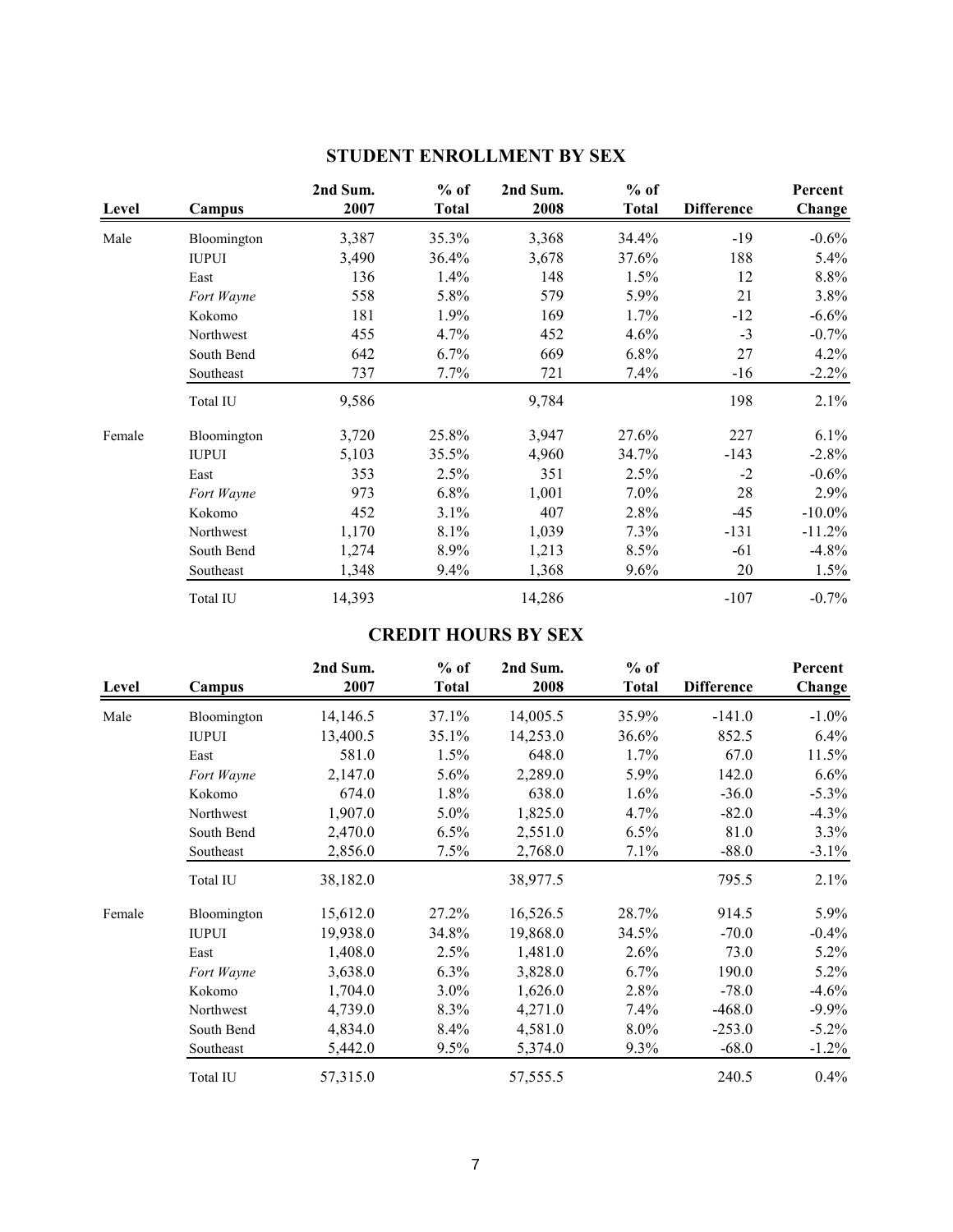## STUDENT ENROLLMENT BY SEX

| Level | Campus | 2nd Sum. 2007 | % of Total | 2nd Sum. 2008 | % of Total | Difference | Percent Change |
|---|---|---|---|---|---|---|---|
| Male | Bloomington | 3,387 | 35.3% | 3,368 | 34.4% | -19 | -0.6% |
| | IUPUI | 3,490 | 36.4% | 3,678 | 37.6% | 188 | 5.4% |
| | East | 136 | 1.4% | 148 | 1.5% | 12 | 8.8% |
| | *Fort Wayne* | 558 | 5.8% | 579 | 5.9% | 21 | 3.8% |
| | Kokomo | 181 | 1.9% | 169 | 1.7% | -12 | -6.6% |
| | Northwest | 455 | 4.7% | 452 | 4.6% | -3 | -0.7% |
| | South Bend | 642 | 6.7% | 669 | 6.8% | 27 | 4.2% |
| | Southeast | 737 | 7.7% | 721 | 7.4% | -16 | -2.2% |
| | Total IU | 9,586 | | 9,784 | | 198 | 2.1% |
| Female | Bloomington | 3,720 | 25.8% | 3,947 | 27.6% | 227 | 6.1% |
| | IUPUI | 5,103 | 35.5% | 4,960 | 34.7% | -143 | -2.8% |
| | East | 353 | 2.5% | 351 | 2.5% | -2 | -0.6% |
| | *Fort Wayne* | 973 | 6.8% | 1,001 | 7.0% | 28 | 2.9% |
| | Kokomo | 452 | 3.1% | 407 | 2.8% | -45 | -10.0% |
| | Northwest | 1,170 | 8.1% | 1,039 | 7.3% | -131 | -11.2% |
| | South Bend | 1,274 | 8.9% | 1,213 | 8.5% | -61 | -4.8% |
| | Southeast | 1,348 | 9.4% | 1,368 | 9.6% | 20 | 1.5% |
| | Total IU | 14,393 | | 14,286 | | -107 | -0.7% |

## CREDIT HOURS BY SEX

| Level | Campus | 2nd Sum. 2007 | % of Total | 2nd Sum. 2008 | % of Total | Difference | Percent Change |
|---|---|---|---|---|---|---|---|
| Male | Bloomington | 14,146.5 | 37.1% | 14,005.5 | 35.9% | -141.0 | -1.0% |
| | IUPUI | 13,400.5 | 35.1% | 14,253.0 | 36.6% | 852.5 | 6.4% |
| | East | 581.0 | 1.5% | 648.0 | 1.7% | 67.0 | 11.5% |
| | *Fort Wayne* | 2,147.0 | 5.6% | 2,289.0 | 5.9% | 142.0 | 6.6% |
| | Kokomo | 674.0 | 1.8% | 638.0 | 1.6% | -36.0 | -5.3% |
| | Northwest | 1,907.0 | 5.0% | 1,825.0 | 4.7% | -82.0 | -4.3% |
| | South Bend | 2,470.0 | 6.5% | 2,551.0 | 6.5% | 81.0 | 3.3% |
| | Southeast | 2,856.0 | 7.5% | 2,768.0 | 7.1% | -88.0 | -3.1% |
| | Total IU | 38,182.0 | | 38,977.5 | | 795.5 | 2.1% |
| Female | Bloomington | 15,612.0 | 27.2% | 16,526.5 | 28.7% | 914.5 | 5.9% |
| | IUPUI | 19,938.0 | 34.8% | 19,868.0 | 34.5% | -70.0 | -0.4% |
| | East | 1,408.0 | 2.5% | 1,481.0 | 2.6% | 73.0 | 5.2% |
| | *Fort Wayne* | 3,638.0 | 6.3% | 3,828.0 | 6.7% | 190.0 | 5.2% |
| | Kokomo | 1,704.0 | 3.0% | 1,626.0 | 2.8% | -78.0 | -4.6% |
| | Northwest | 4,739.0 | 8.3% | 4,271.0 | 7.4% | -468.0 | -9.9% |
| | South Bend | 4,834.0 | 8.4% | 4,581.0 | 8.0% | -253.0 | -5.2% |
| | Southeast | 5,442.0 | 9.5% | 5,374.0 | 9.3% | -68.0 | -1.2% |
| | Total IU | 57,315.0 | | 57,555.5 | | 240.5 | 0.4% |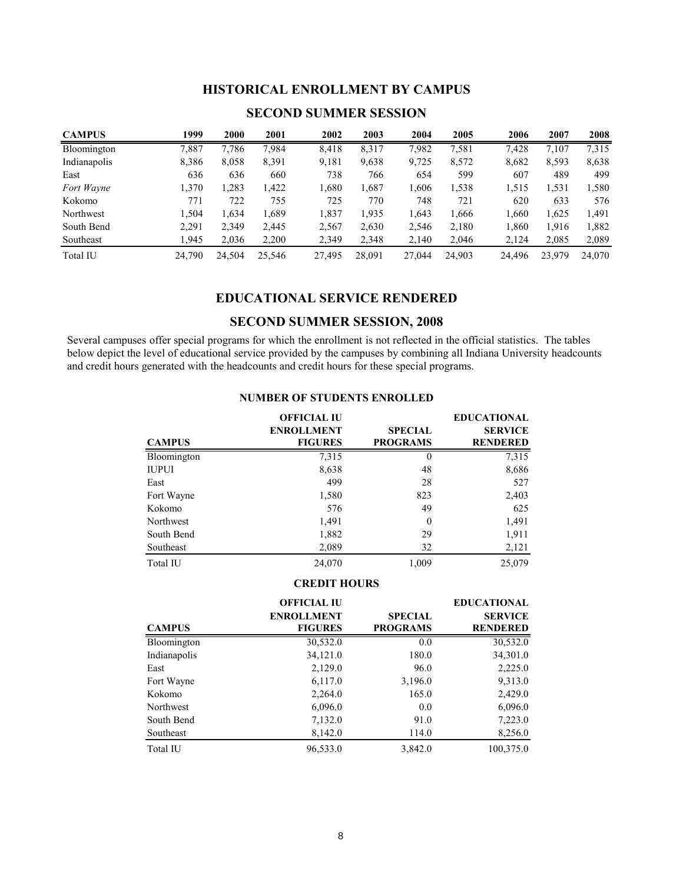## HISTORICAL ENROLLMENT BY CAMPUS

### SECOND SUMMER SESSION

| CAMPUS | 1999 | 2000 | 2001 | 2002 | 2003 | 2004 | 2005 | 2006 | 2007 | 2008 |
|---|---|---|---|---|---|---|---|---|---|---|
| Bloomington | 7,887 | 7,786 | 7,984 | 8,418 | 8,317 | 7,982 | 7,581 | 7,428 | 7,107 | 7,315 |
| Indianapolis | 8,386 | 8,058 | 8,391 | 9,181 | 9,638 | 9,725 | 8,572 | 8,682 | 8,593 | 8,638 |
| East | 636 | 636 | 660 | 738 | 766 | 654 | 599 | 607 | 489 | 499 |
| *Fort Wayne* | 1,370 | 1,283 | 1,422 | 1,680 | 1,687 | 1,606 | 1,538 | 1,515 | 1,531 | 1,580 |
| Kokomo | 771 | 722 | 755 | 725 | 770 | 748 | 721 | 620 | 633 | 576 |
| Northwest | 1,504 | 1,634 | 1,689 | 1,837 | 1,935 | 1,643 | 1,666 | 1,660 | 1,625 | 1,491 |
| South Bend | 2,291 | 2,349 | 2,445 | 2,567 | 2,630 | 2,546 | 2,180 | 1,860 | 1,916 | 1,882 |
| Southeast | 1,945 | 2,036 | 2,200 | 2,349 | 2,348 | 2,140 | 2,046 | 2,124 | 2,085 | 2,089 |
| Total IU | 24,790 | 24,504 | 25,546 | 27,495 | 28,091 | 27,044 | 24,903 | 24,496 | 23,979 | 24,070 |

## EDUCATIONAL SERVICE RENDERED

### SECOND SUMMER SESSION, 2008

Several campuses offer special programs for which the enrollment is not reflected in the official statistics. The tables below depict the level of educational service provided by the campuses by combining all Indiana University headcounts and credit hours generated with the headcounts and credit hours for these special programs.

#### NUMBER OF STUDENTS ENROLLED

| CAMPUS | OFFICIAL IU ENROLLMENT FIGURES | SPECIAL PROGRAMS | EDUCATIONAL SERVICE RENDERED |
|---|---|---|---|
| Bloomington | 7,315 | 0 | 7,315 |
| IUPUI | 8,638 | 48 | 8,686 |
| East | 499 | 28 | 527 |
| Fort Wayne | 1,580 | 823 | 2,403 |
| Kokomo | 576 | 49 | 625 |
| Northwest | 1,491 | 0 | 1,491 |
| South Bend | 1,882 | 29 | 1,911 |
| Southeast | 2,089 | 32 | 2,121 |
| Total IU | 24,070 | 1,009 | 25,079 |

#### CREDIT HOURS

| CAMPUS | OFFICIAL IU ENROLLMENT FIGURES | SPECIAL PROGRAMS | EDUCATIONAL SERVICE RENDERED |
|---|---|---|---|
| Bloomington | 30,532.0 | 0.0 | 30,532.0 |
| Indianapolis | 34,121.0 | 180.0 | 34,301.0 |
| East | 2,129.0 | 96.0 | 2,225.0 |
| Fort Wayne | 6,117.0 | 3,196.0 | 9,313.0 |
| Kokomo | 2,264.0 | 165.0 | 2,429.0 |
| Northwest | 6,096.0 | 0.0 | 6,096.0 |
| South Bend | 7,132.0 | 91.0 | 7,223.0 |
| Southeast | 8,142.0 | 114.0 | 8,256.0 |
| Total IU | 96,533.0 | 3,842.0 | 100,375.0 |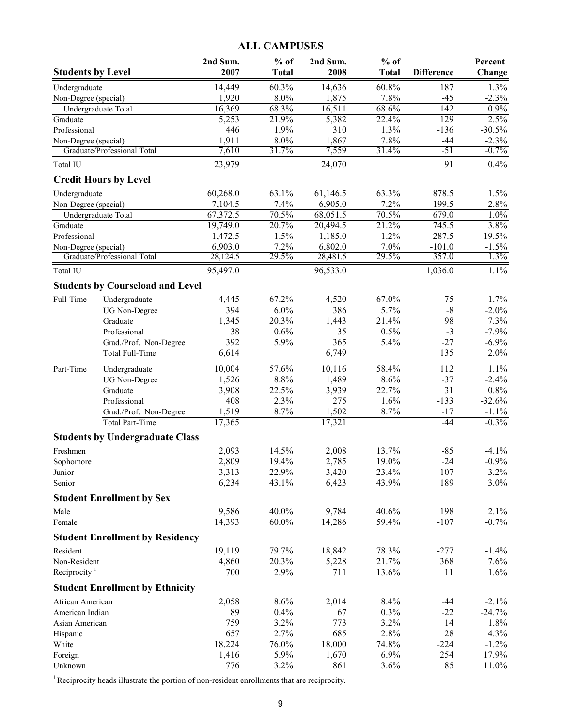# ALL CAMPUSES

| Students by Level | | 2nd Sum. 2007 | % of Total | 2nd Sum. 2008 | % of Total | Difference | Percent Change |
|---|---|---|---|---|---|---|---|
| Undergraduate | | 14,449 | 60.3% | 14,636 | 60.8% | 187 | 1.3% |
| Non-Degree (special) | | 1,920 | 8.0% | 1,875 | 7.8% | -45 | -2.3% |
| Undergraduate Total | | 16,369 | 68.3% | 16,511 | 68.6% | 142 | 0.9% |
| Graduate | | 5,253 | 21.9% | 5,382 | 22.4% | 129 | 2.5% |
| Professional | | 446 | 1.9% | 310 | 1.3% | -136 | -30.5% |
| Non-Degree (special) | | 1,911 | 8.0% | 1,867 | 7.8% | -44 | -2.3% |
| Graduate/Professional Total | | 7,610 | 31.7% | 7,559 | 31.4% | -51 | -0.7% |
| Total IU | | 23,979 | | 24,070 | | 91 | 0.4% |
| **Credit Hours by Level** | | | | | | | |
| Undergraduate | | 60,268.0 | 63.1% | 61,146.5 | 63.3% | 878.5 | 1.5% |
| Non-Degree (special) | | 7,104.5 | 7.4% | 6,905.0 | 7.2% | -199.5 | -2.8% |
| Undergraduate Total | | 67,372.5 | 70.5% | 68,051.5 | 70.5% | 679.0 | 1.0% |
| Graduate | | 19,749.0 | 20.7% | 20,494.5 | 21.2% | 745.5 | 3.8% |
| Professional | | 1,472.5 | 1.5% | 1,185.0 | 1.2% | -287.5 | -19.5% |
| Non-Degree (special) | | 6,903.0 | 7.2% | 6,802.0 | 7.0% | -101.0 | -1.5% |
| Graduate/Professional Total | | 28,124.5 | 29.5% | 28,481.5 | 29.5% | 357.0 | 1.3% |
| Total IU | | 95,497.0 | | 96,533.0 | | 1,036.0 | 1.1% |
| **Students by Courseload and Level** | | | | | | | |
| Full-Time | Undergraduate | 4,445 | 67.2% | 4,520 | 67.0% | 75 | 1.7% |
| | UG Non-Degree | 394 | 6.0% | 386 | 5.7% | -8 | -2.0% |
| | Graduate | 1,345 | 20.3% | 1,443 | 21.4% | 98 | 7.3% |
| | Professional | 38 | 0.6% | 35 | 0.5% | -3 | -7.9% |
| | Grad./Prof. Non-Degree | 392 | 5.9% | 365 | 5.4% | -27 | -6.9% |
| | Total Full-Time | 6,614 | | 6,749 | | 135 | 2.0% |
| Part-Time | Undergraduate | 10,004 | 57.6% | 10,116 | 58.4% | 112 | 1.1% |
| | UG Non-Degree | 1,526 | 8.8% | 1,489 | 8.6% | -37 | -2.4% |
| | Graduate | 3,908 | 22.5% | 3,939 | 22.7% | 31 | 0.8% |
| | Professional | 408 | 2.3% | 275 | 1.6% | -133 | -32.6% |
| | Grad./Prof. Non-Degree | 1,519 | 8.7% | 1,502 | 8.7% | -17 | -1.1% |
| | Total Part-Time | 17,365 | | 17,321 | | -44 | -0.3% |
| **Students by Undergraduate Class** | | | | | | | |
| Freshmen | | 2,093 | 14.5% | 2,008 | 13.7% | -85 | -4.1% |
| Sophomore | | 2,809 | 19.4% | 2,785 | 19.0% | -24 | -0.9% |
| Junior | | 3,313 | 22.9% | 3,420 | 23.4% | 107 | 3.2% |
| Senior | | 6,234 | 43.1% | 6,423 | 43.9% | 189 | 3.0% |
| **Student Enrollment by Sex** | | | | | | | |
| Male | | 9,586 | 40.0% | 9,784 | 40.6% | 198 | 2.1% |
| Female | | 14,393 | 60.0% | 14,286 | 59.4% | -107 | -0.7% |
| **Student Enrollment by Residency** | | | | | | | |
| Resident | | 19,119 | 79.7% | 18,842 | 78.3% | -277 | -1.4% |
| Non-Resident | | 4,860 | 20.3% | 5,228 | 21.7% | 368 | 7.6% |
| Reciprocity [1] | | 700 | 2.9% | 711 | 13.6% | 11 | 1.6% |
| **Student Enrollment by Ethnicity** | | | | | | | |
| African American | | 2,058 | 8.6% | 2,014 | 8.4% | -44 | -2.1% |
| American Indian | | 89 | 0.4% | 67 | 0.3% | -22 | -24.7% |
| Asian American | | 759 | 3.2% | 773 | 3.2% | 14 | 1.8% |
| Hispanic | | 657 | 2.7% | 685 | 2.8% | 28 | 4.3% |
| White | | 18,224 | 76.0% | 18,000 | 74.8% | -224 | -1.2% |
| Foreign | | 1,416 | 5.9% | 1,670 | 6.9% | 254 | 17.9% |
| Unknown | | 776 | 3.2% | 861 | 3.6% | 85 | 11.0% |

[1] Reciprocity heads illustrate the portion of non-resident enrollments that are reciprocity.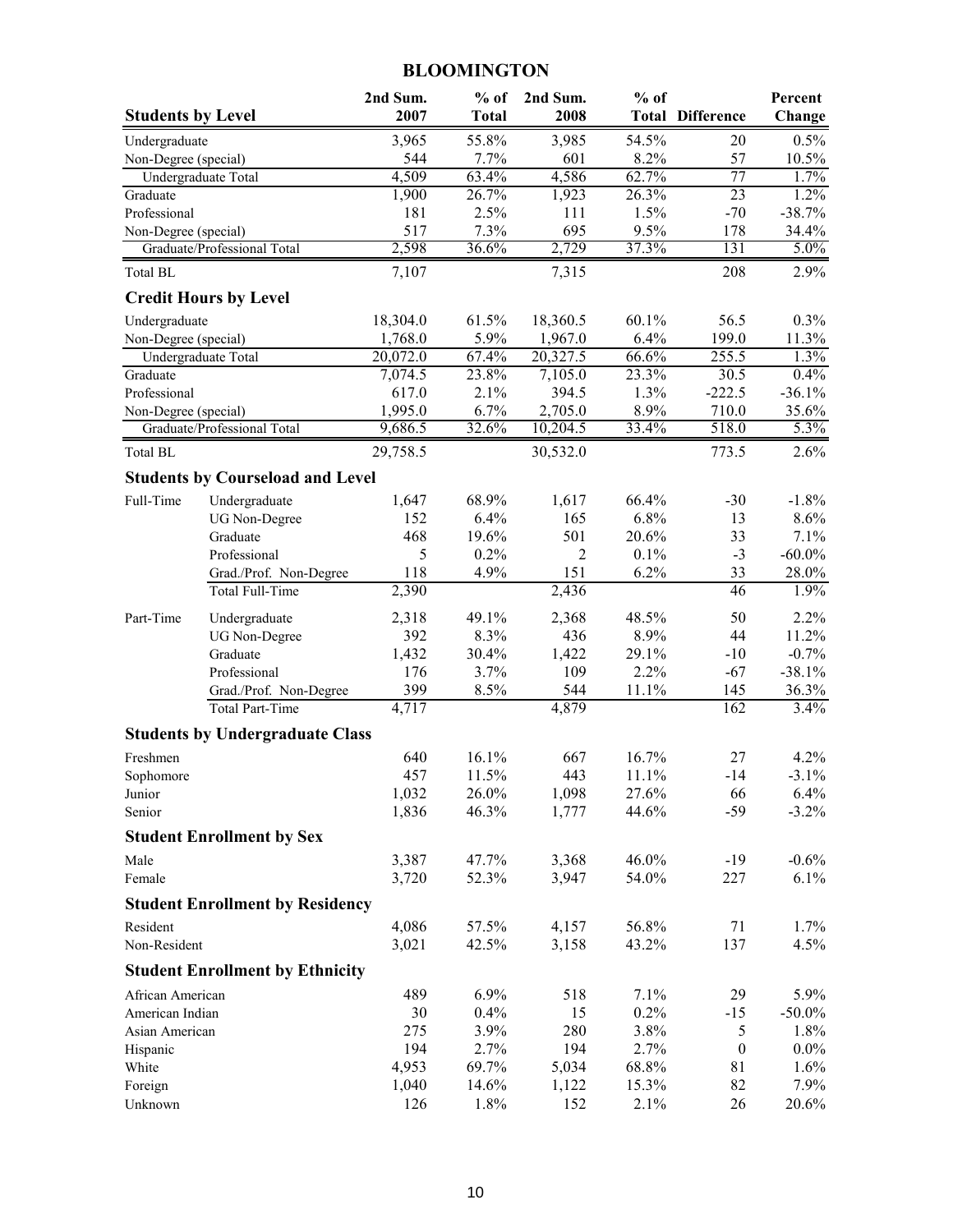# BLOOMINGTON

| Students by Level | | 2nd Sum. 2007 | % of Total | 2nd Sum. 2008 | % of Total | Difference | Percent Change |
|---|---|---|---|---|---|---|---|
| Undergraduate | | 3,965 | 55.8% | 3,985 | 54.5% | 20 | 0.5% |
| Non-Degree (special) | | 544 | 7.7% | 601 | 8.2% | 57 | 10.5% |
| Undergraduate Total | | 4,509 | 63.4% | 4,586 | 62.7% | 77 | 1.7% |
| Graduate | | 1,900 | 26.7% | 1,923 | 26.3% | 23 | 1.2% |
| Professional | | 181 | 2.5% | 111 | 1.5% | -70 | -38.7% |
| Non-Degree (special) | | 517 | 7.3% | 695 | 9.5% | 178 | 34.4% |
| Graduate/Professional Total | | 2,598 | 36.6% | 2,729 | 37.3% | 131 | 5.0% |
| Total BL | | 7,107 | | 7,315 | | 208 | 2.9% |
| **Credit Hours by Level** | | | | | | | |
| Undergraduate | | 18,304.0 | 61.5% | 18,360.5 | 60.1% | 56.5 | 0.3% |
| Non-Degree (special) | | 1,768.0 | 5.9% | 1,967.0 | 6.4% | 199.0 | 11.3% |
| Undergraduate Total | | 20,072.0 | 67.4% | 20,327.5 | 66.6% | 255.5 | 1.3% |
| Graduate | | 7,074.5 | 23.8% | 7,105.0 | 23.3% | 30.5 | 0.4% |
| Professional | | 617.0 | 2.1% | 394.5 | 1.3% | -222.5 | -36.1% |
| Non-Degree (special) | | 1,995.0 | 6.7% | 2,705.0 | 8.9% | 710.0 | 35.6% |
| Graduate/Professional Total | | 9,686.5 | 32.6% | 10,204.5 | 33.4% | 518.0 | 5.3% |
| Total BL | | 29,758.5 | | 30,532.0 | | 773.5 | 2.6% |
| **Students by Courseload and Level** | | | | | | | |
| Full-Time | Undergraduate | 1,647 | 68.9% | 1,617 | 66.4% | -30 | -1.8% |
| | UG Non-Degree | 152 | 6.4% | 165 | 6.8% | 13 | 8.6% |
| | Graduate | 468 | 19.6% | 501 | 20.6% | 33 | 7.1% |
| | Professional | 5 | 0.2% | 2 | 0.1% | -3 | -60.0% |
| | Grad./Prof. Non-Degree | 118 | 4.9% | 151 | 6.2% | 33 | 28.0% |
| | Total Full-Time | 2,390 | | 2,436 | | 46 | 1.9% |
| Part-Time | Undergraduate | 2,318 | 49.1% | 2,368 | 48.5% | 50 | 2.2% |
| | UG Non-Degree | 392 | 8.3% | 436 | 8.9% | 44 | 11.2% |
| | Graduate | 1,432 | 30.4% | 1,422 | 29.1% | -10 | -0.7% |
| | Professional | 176 | 3.7% | 109 | 2.2% | -67 | -38.1% |
| | Grad./Prof. Non-Degree | 399 | 8.5% | 544 | 11.1% | 145 | 36.3% |
| | Total Part-Time | 4,717 | | 4,879 | | 162 | 3.4% |
| **Students by Undergraduate Class** | | | | | | | |
| Freshmen | | 640 | 16.1% | 667 | 16.7% | 27 | 4.2% |
| Sophomore | | 457 | 11.5% | 443 | 11.1% | -14 | -3.1% |
| Junior | | 1,032 | 26.0% | 1,098 | 27.6% | 66 | 6.4% |
| Senior | | 1,836 | 46.3% | 1,777 | 44.6% | -59 | -3.2% |
| **Student Enrollment by Sex** | | | | | | | |
| Male | | 3,387 | 47.7% | 3,368 | 46.0% | -19 | -0.6% |
| Female | | 3,720 | 52.3% | 3,947 | 54.0% | 227 | 6.1% |
| **Student Enrollment by Residency** | | | | | | | |
| Resident | | 4,086 | 57.5% | 4,157 | 56.8% | 71 | 1.7% |
| Non-Resident | | 3,021 | 42.5% | 3,158 | 43.2% | 137 | 4.5% |
| **Student Enrollment by Ethnicity** | | | | | | | |
| African American | | 489 | 6.9% | 518 | 7.1% | 29 | 5.9% |
| American Indian | | 30 | 0.4% | 15 | 0.2% | -15 | -50.0% |
| Asian American | | 275 | 3.9% | 280 | 3.8% | 5 | 1.8% |
| Hispanic | | 194 | 2.7% | 194 | 2.7% | 0 | 0.0% |
| White | | 4,953 | 69.7% | 5,034 | 68.8% | 81 | 1.6% |
| Foreign | | 1,040 | 14.6% | 1,122 | 15.3% | 82 | 7.9% |
| Unknown | | 126 | 1.8% | 152 | 2.1% | 26 | 20.6% |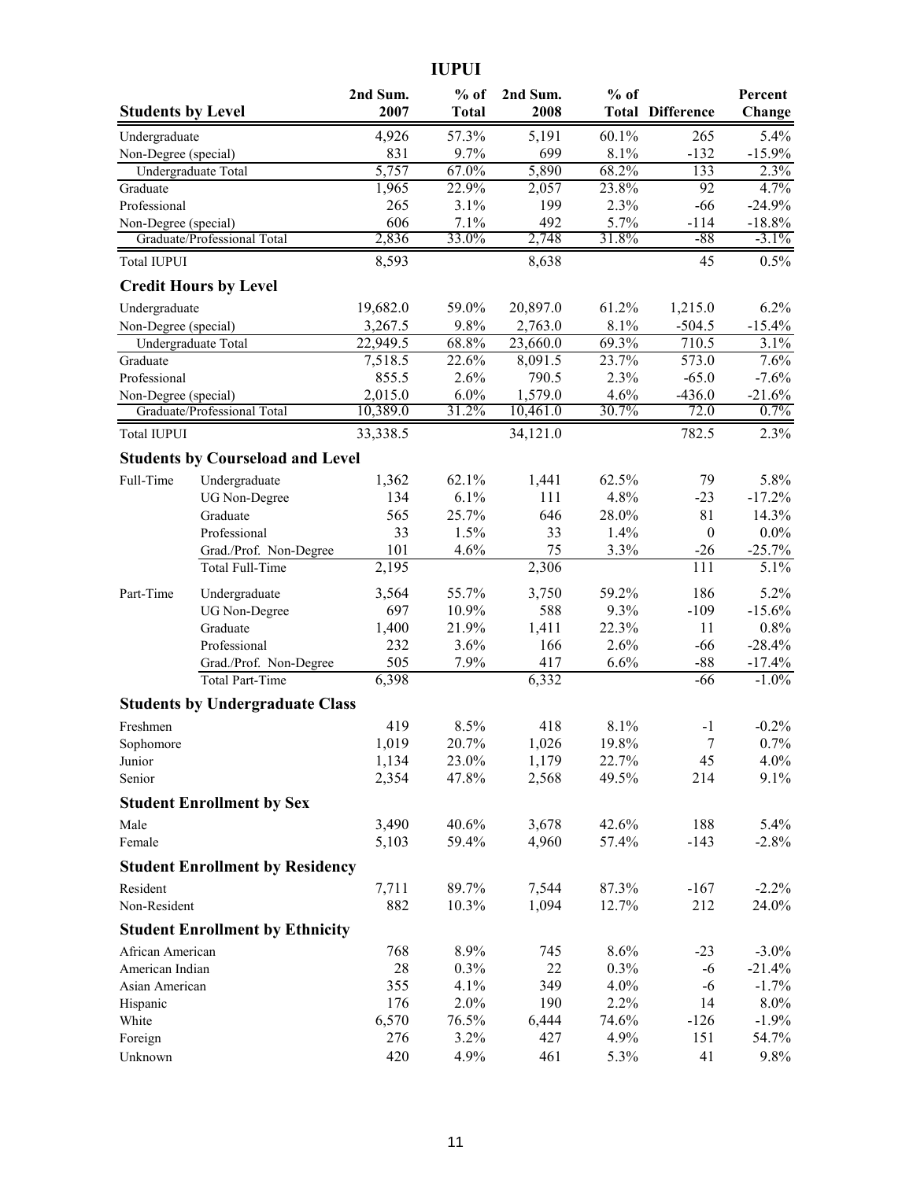# IUPUI

| Students by Level | | 2nd Sum. 2007 | % of Total | 2nd Sum. 2008 | % of Total | Difference | Percent Change |
|---|---|---|---|---|---|---|---|
| Undergraduate | | 4,926 | 57.3% | 5,191 | 60.1% | 265 | 5.4% |
| Non-Degree (special) | | 831 | 9.7% | 699 | 8.1% | -132 | -15.9% |
| Undergraduate Total | | 5,757 | 67.0% | 5,890 | 68.2% | 133 | 2.3% |
| Graduate | | 1,965 | 22.9% | 2,057 | 23.8% | 92 | 4.7% |
| Professional | | 265 | 3.1% | 199 | 2.3% | -66 | -24.9% |
| Non-Degree (special) | | 606 | 7.1% | 492 | 5.7% | -114 | -18.8% |
| Graduate/Professional Total | | 2,836 | 33.0% | 2,748 | 31.8% | -88 | -3.1% |
| Total IUPUI | | 8,593 | | 8,638 | | 45 | 0.5% |
| **Credit Hours by Level** | | | | | | | |
| Undergraduate | | 19,682.0 | 59.0% | 20,897.0 | 61.2% | 1,215.0 | 6.2% |
| Non-Degree (special) | | 3,267.5 | 9.8% | 2,763.0 | 8.1% | -504.5 | -15.4% |
| Undergraduate Total | | 22,949.5 | 68.8% | 23,660.0 | 69.3% | 710.5 | 3.1% |
| Graduate | | 7,518.5 | 22.6% | 8,091.5 | 23.7% | 573.0 | 7.6% |
| Professional | | 855.5 | 2.6% | 790.5 | 2.3% | -65.0 | -7.6% |
| Non-Degree (special) | | 2,015.0 | 6.0% | 1,579.0 | 4.6% | -436.0 | -21.6% |
| Graduate/Professional Total | | 10,389.0 | 31.2% | 10,461.0 | 30.7% | 72.0 | 0.7% |
| Total IUPUI | | 33,338.5 | | 34,121.0 | | 782.5 | 2.3% |
| **Students by Courseload and Level** | | | | | | | |
| Full-Time | Undergraduate | 1,362 | 62.1% | 1,441 | 62.5% | 79 | 5.8% |
| | UG Non-Degree | 134 | 6.1% | 111 | 4.8% | -23 | -17.2% |
| | Graduate | 565 | 25.7% | 646 | 28.0% | 81 | 14.3% |
| | Professional | 33 | 1.5% | 33 | 1.4% | 0 | 0.0% |
| | Grad./Prof. Non-Degree | 101 | 4.6% | 75 | 3.3% | -26 | -25.7% |
| | Total Full-Time | 2,195 | | 2,306 | | 111 | 5.1% |
| Part-Time | Undergraduate | 3,564 | 55.7% | 3,750 | 59.2% | 186 | 5.2% |
| | UG Non-Degree | 697 | 10.9% | 588 | 9.3% | -109 | -15.6% |
| | Graduate | 1,400 | 21.9% | 1,411 | 22.3% | 11 | 0.8% |
| | Professional | 232 | 3.6% | 166 | 2.6% | -66 | -28.4% |
| | Grad./Prof. Non-Degree | 505 | 7.9% | 417 | 6.6% | -88 | -17.4% |
| | Total Part-Time | 6,398 | | 6,332 | | -66 | -1.0% |
| **Students by Undergraduate Class** | | | | | | | |
| Freshmen | | 419 | 8.5% | 418 | 8.1% | -1 | -0.2% |
| Sophomore | | 1,019 | 20.7% | 1,026 | 19.8% | 7 | 0.7% |
| Junior | | 1,134 | 23.0% | 1,179 | 22.7% | 45 | 4.0% |
| Senior | | 2,354 | 47.8% | 2,568 | 49.5% | 214 | 9.1% |
| **Student Enrollment by Sex** | | | | | | | |
| Male | | 3,490 | 40.6% | 3,678 | 42.6% | 188 | 5.4% |
| Female | | 5,103 | 59.4% | 4,960 | 57.4% | -143 | -2.8% |
| **Student Enrollment by Residency** | | | | | | | |
| Resident | | 7,711 | 89.7% | 7,544 | 87.3% | -167 | -2.2% |
| Non-Resident | | 882 | 10.3% | 1,094 | 12.7% | 212 | 24.0% |
| **Student Enrollment by Ethnicity** | | | | | | | |
| African American | | 768 | 8.9% | 745 | 8.6% | -23 | -3.0% |
| American Indian | | 28 | 0.3% | 22 | 0.3% | -6 | -21.4% |
| Asian American | | 355 | 4.1% | 349 | 4.0% | -6 | -1.7% |
| Hispanic | | 176 | 2.0% | 190 | 2.2% | 14 | 8.0% |
| White | | 6,570 | 76.5% | 6,444 | 74.6% | -126 | -1.9% |
| Foreign | | 276 | 3.2% | 427 | 4.9% | 151 | 54.7% |
| Unknown | | 420 | 4.9% | 461 | 5.3% | 41 | 9.8% |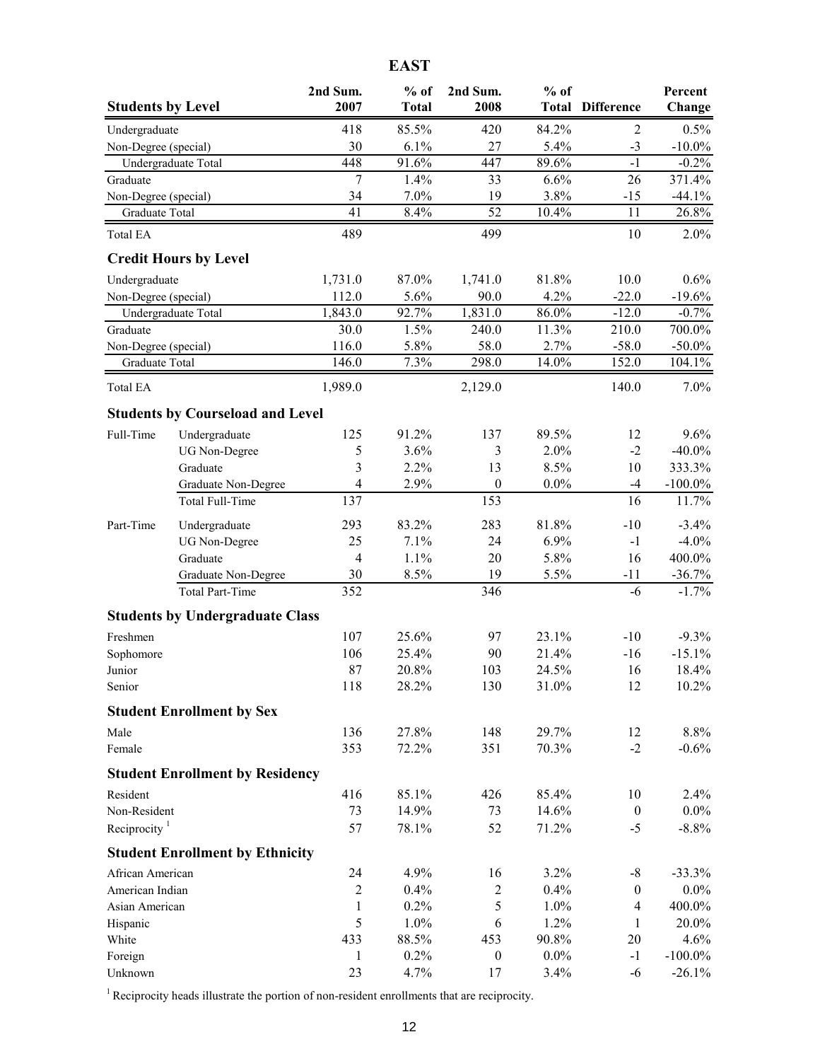# EAST

| Students by Level | | 2nd Sum. 2007 | % of Total | 2nd Sum. 2008 | % of Total | Difference | Percent Change |
|---|---|---|---|---|---|---|---|
| Undergraduate | | 418 | 85.5% | 420 | 84.2% | 2 | 0.5% |
| Non-Degree (special) | | 30 | 6.1% | 27 | 5.4% | -3 | -10.0% |
| Undergraduate Total | | 448 | 91.6% | 447 | 89.6% | -1 | -0.2% |
| Graduate | | 7 | 1.4% | 33 | 6.6% | 26 | 371.4% |
| Non-Degree (special) | | 34 | 7.0% | 19 | 3.8% | -15 | -44.1% |
| Graduate Total | | 41 | 8.4% | 52 | 10.4% | 11 | 26.8% |
| Total EA | | 489 | | 499 | | 10 | 2.0% |
| **Credit Hours by Level** | | | | | | | |
| Undergraduate | | 1,731.0 | 87.0% | 1,741.0 | 81.8% | 10.0 | 0.6% |
| Non-Degree (special) | | 112.0 | 5.6% | 90.0 | 4.2% | -22.0 | -19.6% |
| Undergraduate Total | | 1,843.0 | 92.7% | 1,831.0 | 86.0% | -12.0 | -0.7% |
| Graduate | | 30.0 | 1.5% | 240.0 | 11.3% | 210.0 | 700.0% |
| Non-Degree (special) | | 116.0 | 5.8% | 58.0 | 2.7% | -58.0 | -50.0% |
| Graduate Total | | 146.0 | 7.3% | 298.0 | 14.0% | 152.0 | 104.1% |
| Total EA | | 1,989.0 | | 2,129.0 | | 140.0 | 7.0% |
| **Students by Courseload and Level** | | | | | | | |
| Full-Time | Undergraduate | 125 | 91.2% | 137 | 89.5% | 12 | 9.6% |
| | UG Non-Degree | 5 | 3.6% | 3 | 2.0% | -2 | -40.0% |
| | Graduate | 3 | 2.2% | 13 | 8.5% | 10 | 333.3% |
| | Graduate Non-Degree | 4 | 2.9% | 0 | 0.0% | -4 | -100.0% |
| | Total Full-Time | 137 | | 153 | | 16 | 11.7% |
| Part-Time | Undergraduate | 293 | 83.2% | 283 | 81.8% | -10 | -3.4% |
| | UG Non-Degree | 25 | 7.1% | 24 | 6.9% | -1 | -4.0% |
| | Graduate | 4 | 1.1% | 20 | 5.8% | 16 | 400.0% |
| | Graduate Non-Degree | 30 | 8.5% | 19 | 5.5% | -11 | -36.7% |
| | Total Part-Time | 352 | | 346 | | -6 | -1.7% |
| **Students by Undergraduate Class** | | | | | | | |
| Freshmen | | 107 | 25.6% | 97 | 23.1% | -10 | -9.3% |
| Sophomore | | 106 | 25.4% | 90 | 21.4% | -16 | -15.1% |
| Junior | | 87 | 20.8% | 103 | 24.5% | 16 | 18.4% |
| Senior | | 118 | 28.2% | 130 | 31.0% | 12 | 10.2% |
| **Student Enrollment by Sex** | | | | | | | |
| Male | | 136 | 27.8% | 148 | 29.7% | 12 | 8.8% |
| Female | | 353 | 72.2% | 351 | 70.3% | -2 | -0.6% |
| **Student Enrollment by Residency** | | | | | | | |
| Resident | | 416 | 85.1% | 426 | 85.4% | 10 | 2.4% |
| Non-Resident | | 73 | 14.9% | 73 | 14.6% | 0 | 0.0% |
| Reciprocity [1] | | 57 | 78.1% | 52 | 71.2% | -5 | -8.8% |
| **Student Enrollment by Ethnicity** | | | | | | | |
| African American | | 24 | 4.9% | 16 | 3.2% | -8 | -33.3% |
| American Indian | | 2 | 0.4% | 2 | 0.4% | 0 | 0.0% |
| Asian American | | 1 | 0.2% | 5 | 1.0% | 4 | 400.0% |
| Hispanic | | 5 | 1.0% | 6 | 1.2% | 1 | 20.0% |
| White | | 433 | 88.5% | 453 | 90.8% | 20 | 4.6% |
| Foreign | | 1 | 0.2% | 0 | 0.0% | -1 | -100.0% |
| Unknown | | 23 | 4.7% | 17 | 3.4% | -6 | -26.1% |

[1] Reciprocity heads illustrate the portion of non-resident enrollments that are reciprocity.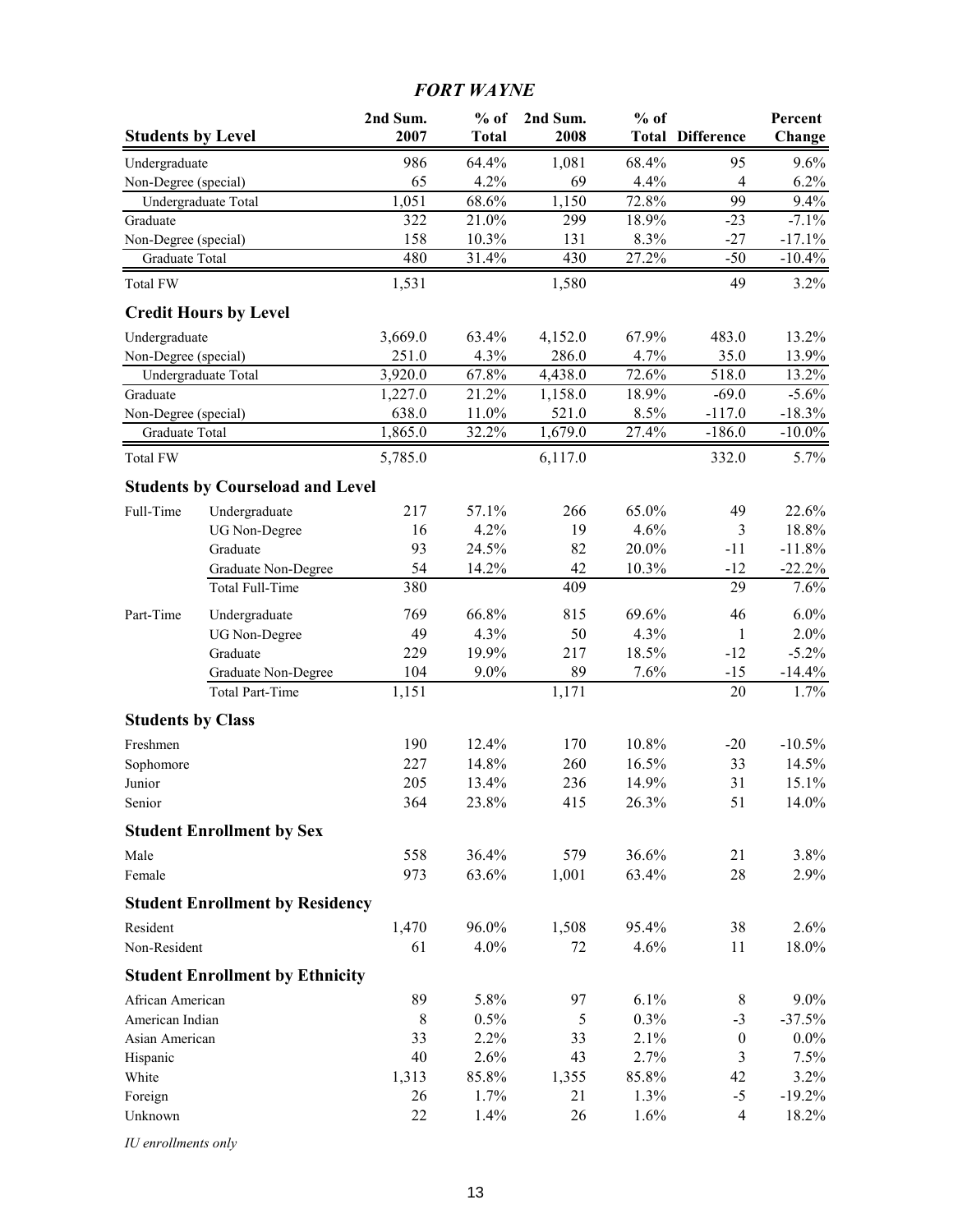# FORT WAYNE

| Students by Level | | 2nd Sum. 2007 | % of Total | 2nd Sum. 2008 | % of Total | Difference | Percent Change |
|---|---|---|---|---|---|---|---|
| Undergraduate | | 986 | 64.4% | 1,081 | 68.4% | 95 | 9.6% |
| Non-Degree (special) | | 65 | 4.2% | 69 | 4.4% | 4 | 6.2% |
| Undergraduate Total | | 1,051 | 68.6% | 1,150 | 72.8% | 99 | 9.4% |
| Graduate | | 322 | 21.0% | 299 | 18.9% | -23 | -7.1% |
| Non-Degree (special) | | 158 | 10.3% | 131 | 8.3% | -27 | -17.1% |
| Graduate Total | | 480 | 31.4% | 430 | 27.2% | -50 | -10.4% |
| Total FW | | 1,531 | | 1,580 | | 49 | 3.2% |
| **Credit Hours by Level** | | | | | | | |
| Undergraduate | | 3,669.0 | 63.4% | 4,152.0 | 67.9% | 483.0 | 13.2% |
| Non-Degree (special) | | 251.0 | 4.3% | 286.0 | 4.7% | 35.0 | 13.9% |
| Undergraduate Total | | 3,920.0 | 67.8% | 4,438.0 | 72.6% | 518.0 | 13.2% |
| Graduate | | 1,227.0 | 21.2% | 1,158.0 | 18.9% | -69.0 | -5.6% |
| Non-Degree (special) | | 638.0 | 11.0% | 521.0 | 8.5% | -117.0 | -18.3% |
| Graduate Total | | 1,865.0 | 32.2% | 1,679.0 | 27.4% | -186.0 | -10.0% |
| Total FW | | 5,785.0 | | 6,117.0 | | 332.0 | 5.7% |
| **Students by Courseload and Level** | | | | | | | |
| Full-Time | Undergraduate | 217 | 57.1% | 266 | 65.0% | 49 | 22.6% |
| | UG Non-Degree | 16 | 4.2% | 19 | 4.6% | 3 | 18.8% |
| | Graduate | 93 | 24.5% | 82 | 20.0% | -11 | -11.8% |
| | Graduate Non-Degree | 54 | 14.2% | 42 | 10.3% | -12 | -22.2% |
| | Total Full-Time | 380 | | 409 | | 29 | 7.6% |
| Part-Time | Undergraduate | 769 | 66.8% | 815 | 69.6% | 46 | 6.0% |
| | UG Non-Degree | 49 | 4.3% | 50 | 4.3% | 1 | 2.0% |
| | Graduate | 229 | 19.9% | 217 | 18.5% | -12 | -5.2% |
| | Graduate Non-Degree | 104 | 9.0% | 89 | 7.6% | -15 | -14.4% |
| | Total Part-Time | 1,151 | | 1,171 | | 20 | 1.7% |
| **Students by Class** | | | | | | | |
| Freshmen | | 190 | 12.4% | 170 | 10.8% | -20 | -10.5% |
| Sophomore | | 227 | 14.8% | 260 | 16.5% | 33 | 14.5% |
| Junior | | 205 | 13.4% | 236 | 14.9% | 31 | 15.1% |
| Senior | | 364 | 23.8% | 415 | 26.3% | 51 | 14.0% |
| **Student Enrollment by Sex** | | | | | | | |
| Male | | 558 | 36.4% | 579 | 36.6% | 21 | 3.8% |
| Female | | 973 | 63.6% | 1,001 | 63.4% | 28 | 2.9% |
| **Student Enrollment by Residency** | | | | | | | |
| Resident | | 1,470 | 96.0% | 1,508 | 95.4% | 38 | 2.6% |
| Non-Resident | | 61 | 4.0% | 72 | 4.6% | 11 | 18.0% |
| **Student Enrollment by Ethnicity** | | | | | | | |
| African American | | 89 | 5.8% | 97 | 6.1% | 8 | 9.0% |
| American Indian | | 8 | 0.5% | 5 | 0.3% | -3 | -37.5% |
| Asian American | | 33 | 2.2% | 33 | 2.1% | 0 | 0.0% |
| Hispanic | | 40 | 2.6% | 43 | 2.7% | 3 | 7.5% |
| White | | 1,313 | 85.8% | 1,355 | 85.8% | 42 | 3.2% |
| Foreign | | 26 | 1.7% | 21 | 1.3% | -5 | -19.2% |
| Unknown | | 22 | 1.4% | 26 | 1.6% | 4 | 18.2% |

*IU enrollments only*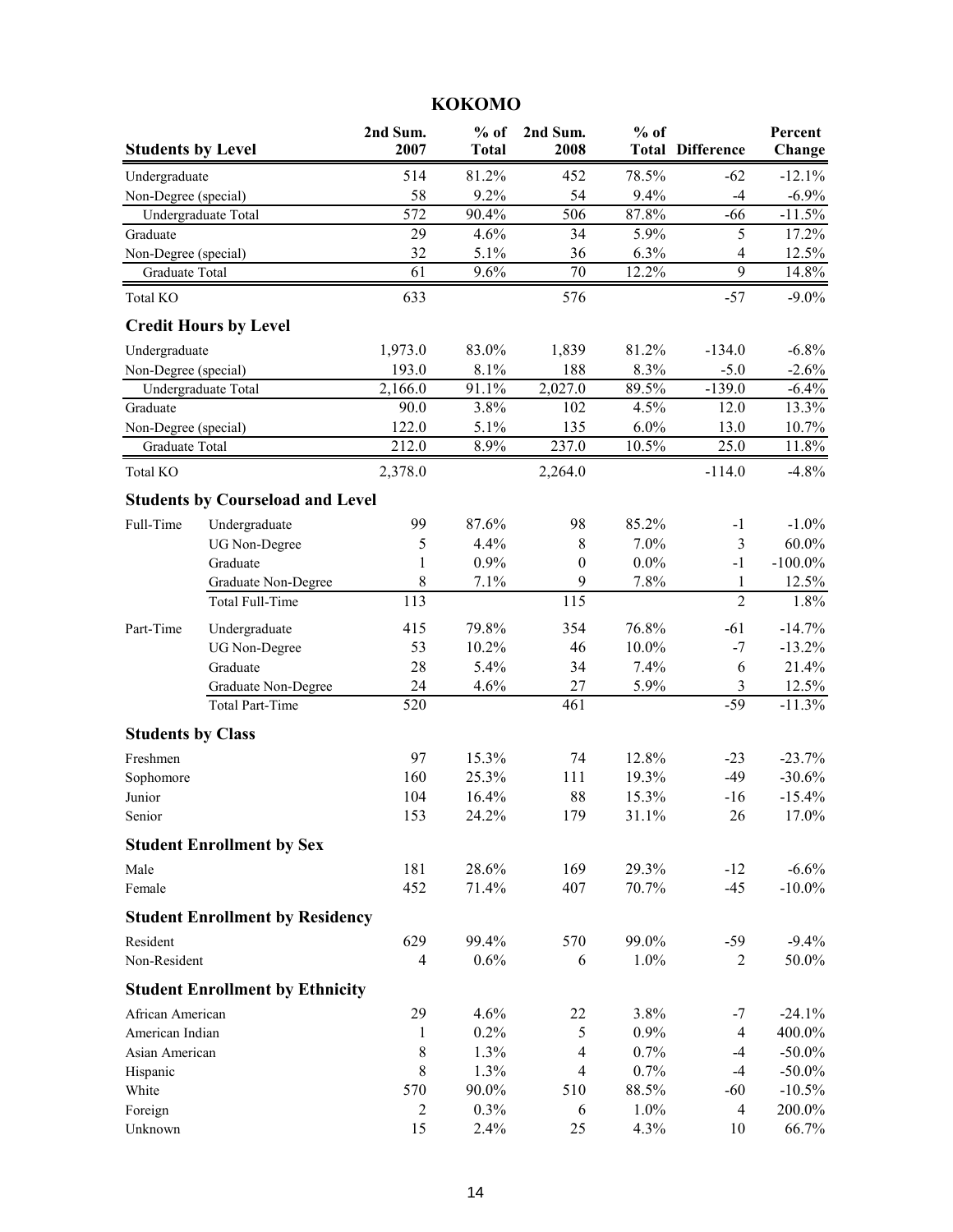# KOKOMO

| Students by Level | | 2nd Sum. 2007 | % of Total | 2nd Sum. 2008 | % of Total | Difference | Percent Change |
|---|---|---|---|---|---|---|---|
| Undergraduate | | 514 | 81.2% | 452 | 78.5% | -62 | -12.1% |
| Non-Degree (special) | | 58 | 9.2% | 54 | 9.4% | -4 | -6.9% |
| Undergraduate Total | | 572 | 90.4% | 506 | 87.8% | -66 | -11.5% |
| Graduate | | 29 | 4.6% | 34 | 5.9% | 5 | 17.2% |
| Non-Degree (special) | | 32 | 5.1% | 36 | 6.3% | 4 | 12.5% |
| Graduate Total | | 61 | 9.6% | 70 | 12.2% | 9 | 14.8% |
| Total KO | | 633 | | 576 | | -57 | -9.0% |
| **Credit Hours by Level** | | | | | | | |
| Undergraduate | | 1,973.0 | 83.0% | 1,839 | 81.2% | -134.0 | -6.8% |
| Non-Degree (special) | | 193.0 | 8.1% | 188 | 8.3% | -5.0 | -2.6% |
| Undergraduate Total | | 2,166.0 | 91.1% | 2,027.0 | 89.5% | -139.0 | -6.4% |
| Graduate | | 90.0 | 3.8% | 102 | 4.5% | 12.0 | 13.3% |
| Non-Degree (special) | | 122.0 | 5.1% | 135 | 6.0% | 13.0 | 10.7% |
| Graduate Total | | 212.0 | 8.9% | 237.0 | 10.5% | 25.0 | 11.8% |
| Total KO | | 2,378.0 | | 2,264.0 | | -114.0 | -4.8% |
| **Students by Courseload and Level** | | | | | | | |
| Full-Time | Undergraduate | 99 | 87.6% | 98 | 85.2% | -1 | -1.0% |
| | UG Non-Degree | 5 | 4.4% | 8 | 7.0% | 3 | 60.0% |
| | Graduate | 1 | 0.9% | 0 | 0.0% | -1 | -100.0% |
| | Graduate Non-Degree | 8 | 7.1% | 9 | 7.8% | 1 | 12.5% |
| | Total Full-Time | 113 | | 115 | | 2 | 1.8% |
| Part-Time | Undergraduate | 415 | 79.8% | 354 | 76.8% | -61 | -14.7% |
| | UG Non-Degree | 53 | 10.2% | 46 | 10.0% | -7 | -13.2% |
| | Graduate | 28 | 5.4% | 34 | 7.4% | 6 | 21.4% |
| | Graduate Non-Degree | 24 | 4.6% | 27 | 5.9% | 3 | 12.5% |
| | Total Part-Time | 520 | | 461 | | -59 | -11.3% |
| **Students by Class** | | | | | | | |
| Freshmen | | 97 | 15.3% | 74 | 12.8% | -23 | -23.7% |
| Sophomore | | 160 | 25.3% | 111 | 19.3% | -49 | -30.6% |
| Junior | | 104 | 16.4% | 88 | 15.3% | -16 | -15.4% |
| Senior | | 153 | 24.2% | 179 | 31.1% | 26 | 17.0% |
| **Student Enrollment by Sex** | | | | | | | |
| Male | | 181 | 28.6% | 169 | 29.3% | -12 | -6.6% |
| Female | | 452 | 71.4% | 407 | 70.7% | -45 | -10.0% |
| **Student Enrollment by Residency** | | | | | | | |
| Resident | | 629 | 99.4% | 570 | 99.0% | -59 | -9.4% |
| Non-Resident | | 4 | 0.6% | 6 | 1.0% | 2 | 50.0% |
| **Student Enrollment by Ethnicity** | | | | | | | |
| African American | | 29 | 4.6% | 22 | 3.8% | -7 | -24.1% |
| American Indian | | 1 | 0.2% | 5 | 0.9% | 4 | 400.0% |
| Asian American | | 8 | 1.3% | 4 | 0.7% | -4 | -50.0% |
| Hispanic | | 8 | 1.3% | 4 | 0.7% | -4 | -50.0% |
| White | | 570 | 90.0% | 510 | 88.5% | -60 | -10.5% |
| Foreign | | 2 | 0.3% | 6 | 1.0% | 4 | 200.0% |
| Unknown | | 15 | 2.4% | 25 | 4.3% | 10 | 66.7% |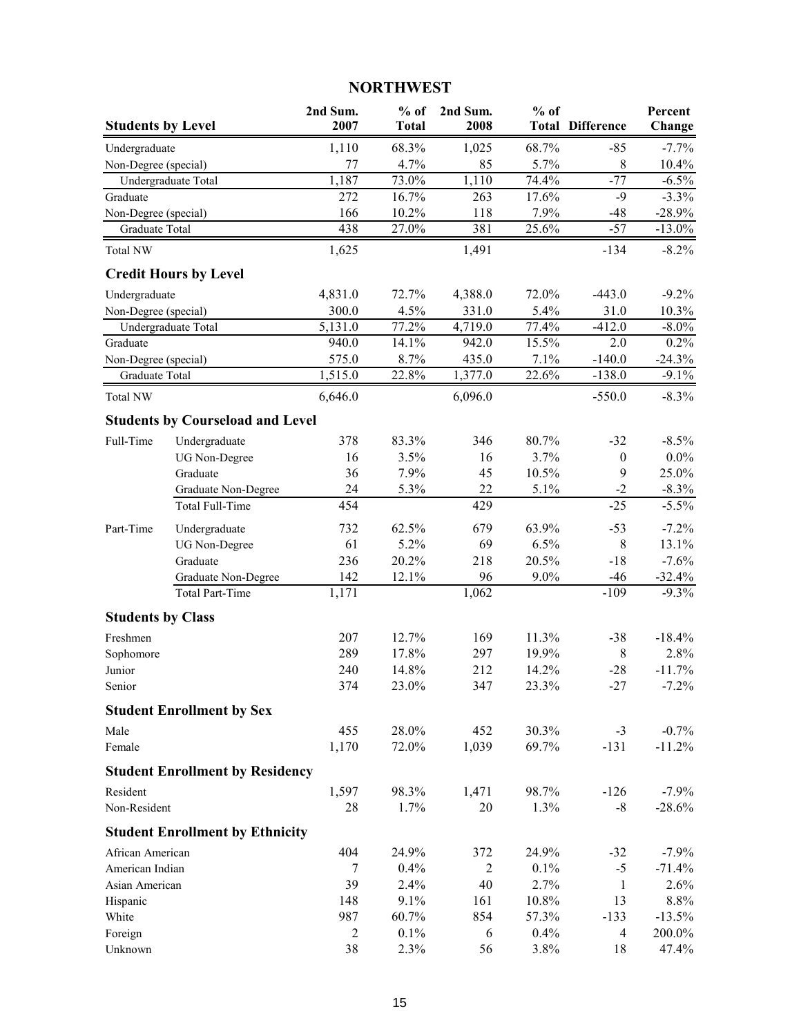## NORTHWEST

| Students by Level | 2nd Sum. 2007 | % of Total | 2nd Sum. 2008 | % of Total | Difference | Percent Change |
|---|---|---|---|---|---|---|
| Undergraduate | 1,110 | 68.3% | 1,025 | 68.7% | -85 | -7.7% |
| Non-Degree (special) | 77 | 4.7% | 85 | 5.7% | 8 | 10.4% |
| Undergraduate Total | 1,187 | 73.0% | 1,110 | 74.4% | -77 | -6.5% |
| Graduate | 272 | 16.7% | 263 | 17.6% | -9 | -3.3% |
| Non-Degree (special) | 166 | 10.2% | 118 | 7.9% | -48 | -28.9% |
| Graduate Total | 438 | 27.0% | 381 | 25.6% | -57 | -13.0% |
| Total NW | 1,625 | | 1,491 | | -134 | -8.2% |

### Credit Hours by Level

| Level | 2nd Sum. 2007 | % of Total | 2nd Sum. 2008 | % of Total | Difference | Percent Change |
|---|---|---|---|---|---|---|
| Undergraduate | 4,831.0 | 72.7% | 4,388.0 | 72.0% | -443.0 | -9.2% |
| Non-Degree (special) | 300.0 | 4.5% | 331.0 | 5.4% | 31.0 | 10.3% |
| Undergraduate Total | 5,131.0 | 77.2% | 4,719.0 | 77.4% | -412.0 | -8.0% |
| Graduate | 940.0 | 14.1% | 942.0 | 15.5% | 2.0 | 0.2% |
| Non-Degree (special) | 575.0 | 8.7% | 435.0 | 7.1% | -140.0 | -24.3% |
| Graduate Total | 1,515.0 | 22.8% | 1,377.0 | 22.6% | -138.0 | -9.1% |
| Total NW | 6,646.0 | | 6,096.0 | | -550.0 | -8.3% |

### Students by Courseload and Level

| Courseload | Level | 2nd Sum. 2007 | % of Total | 2nd Sum. 2008 | % of Total | Difference | Percent Change |
|---|---|---|---|---|---|---|---|
| Full-Time | Undergraduate | 378 | 83.3% | 346 | 80.7% | -32 | -8.5% |
| | UG Non-Degree | 16 | 3.5% | 16 | 3.7% | 0 | 0.0% |
| | Graduate | 36 | 7.9% | 45 | 10.5% | 9 | 25.0% |
| | Graduate Non-Degree | 24 | 5.3% | 22 | 5.1% | -2 | -8.3% |
| | Total Full-Time | 454 | | 429 | | -25 | -5.5% |
| Part-Time | Undergraduate | 732 | 62.5% | 679 | 63.9% | -53 | -7.2% |
| | UG Non-Degree | 61 | 5.2% | 69 | 6.5% | 8 | 13.1% |
| | Graduate | 236 | 20.2% | 218 | 20.5% | -18 | -7.6% |
| | Graduate Non-Degree | 142 | 12.1% | 96 | 9.0% | -46 | -32.4% |
| | Total Part-Time | 1,171 | | 1,062 | | -109 | -9.3% |

### Students by Class

| Class | 2nd Sum. 2007 | % of Total | 2nd Sum. 2008 | % of Total | Difference | Percent Change |
|---|---|---|---|---|---|---|
| Freshmen | 207 | 12.7% | 169 | 11.3% | -38 | -18.4% |
| Sophomore | 289 | 17.8% | 297 | 19.9% | 8 | 2.8% |
| Junior | 240 | 14.8% | 212 | 14.2% | -28 | -11.7% |
| Senior | 374 | 23.0% | 347 | 23.3% | -27 | -7.2% |

### Student Enrollment by Sex

| Sex | 2nd Sum. 2007 | % of Total | 2nd Sum. 2008 | % of Total | Difference | Percent Change |
|---|---|---|---|---|---|---|
| Male | 455 | 28.0% | 452 | 30.3% | -3 | -0.7% |
| Female | 1,170 | 72.0% | 1,039 | 69.7% | -131 | -11.2% |

### Student Enrollment by Residency

| Residency | 2nd Sum. 2007 | % of Total | 2nd Sum. 2008 | % of Total | Difference | Percent Change |
|---|---|---|---|---|---|---|
| Resident | 1,597 | 98.3% | 1,471 | 98.7% | -126 | -7.9% |
| Non-Resident | 28 | 1.7% | 20 | 1.3% | -8 | -28.6% |

### Student Enrollment by Ethnicity

| Ethnicity | 2nd Sum. 2007 | % of Total | 2nd Sum. 2008 | % of Total | Difference | Percent Change |
|---|---|---|---|---|---|---|
| African American | 404 | 24.9% | 372 | 24.9% | -32 | -7.9% |
| American Indian | 7 | 0.4% | 2 | 0.1% | -5 | -71.4% |
| Asian American | 39 | 2.4% | 40 | 2.7% | 1 | 2.6% |
| Hispanic | 148 | 9.1% | 161 | 10.8% | 13 | 8.8% |
| White | 987 | 60.7% | 854 | 57.3% | -133 | -13.5% |
| Foreign | 2 | 0.1% | 6 | 0.4% | 4 | 200.0% |
| Unknown | 38 | 2.3% | 56 | 3.8% | 18 | 47.4% |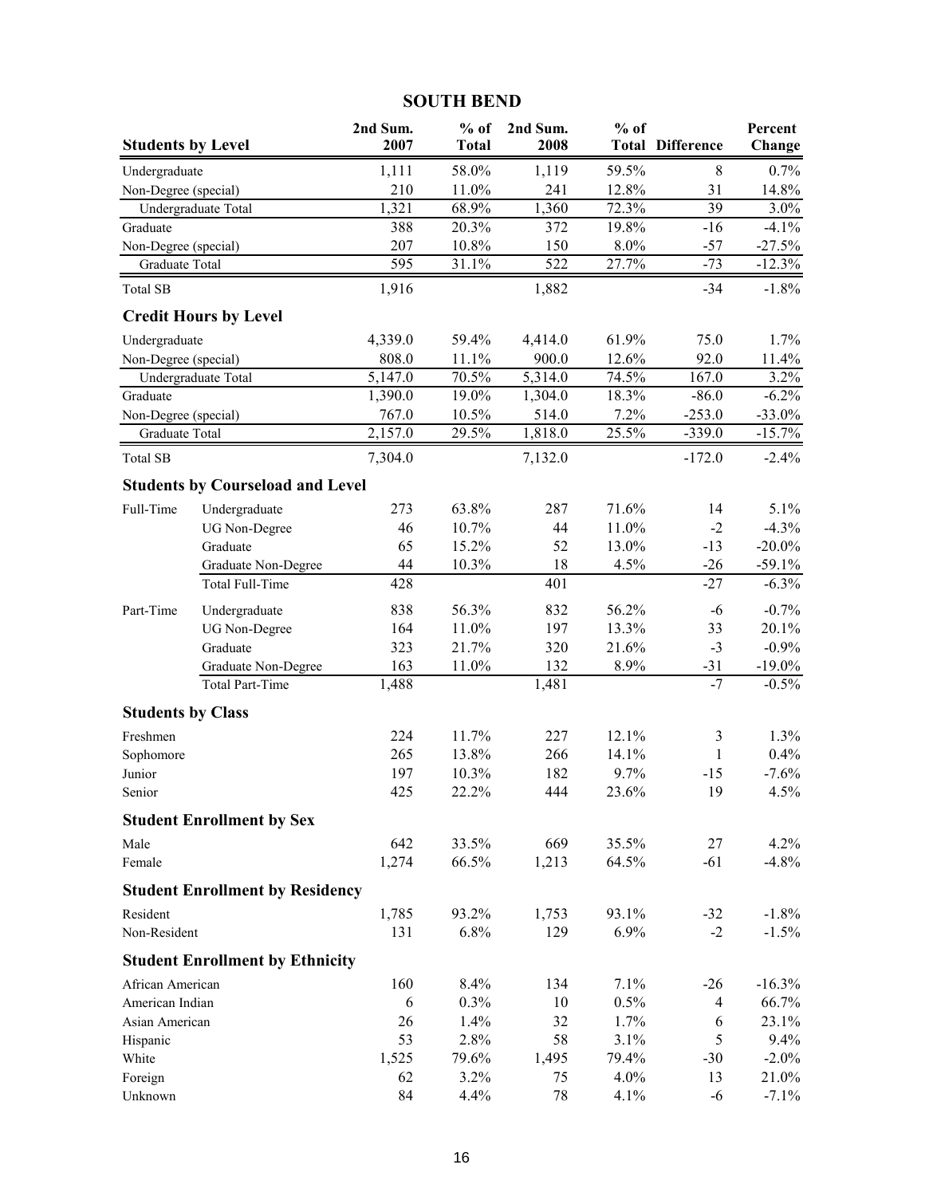# SOUTH BEND

| Students by Level | | 2nd Sum. 2007 | % of Total | 2nd Sum. 2008 | % of Total | Difference | Percent Change |
|---|---|---|---|---|---|---|---|
| Undergraduate | | 1,111 | 58.0% | 1,119 | 59.5% | 8 | 0.7% |
| Non-Degree (special) | | 210 | 11.0% | 241 | 12.8% | 31 | 14.8% |
| Undergraduate Total | | 1,321 | 68.9% | 1,360 | 72.3% | 39 | 3.0% |
| Graduate | | 388 | 20.3% | 372 | 19.8% | -16 | -4.1% |
| Non-Degree (special) | | 207 | 10.8% | 150 | 8.0% | -57 | -27.5% |
| Graduate Total | | 595 | 31.1% | 522 | 27.7% | -73 | -12.3% |
| Total SB | | 1,916 | | 1,882 | | -34 | -1.8% |
| **Credit Hours by Level** | | | | | | | |
| Undergraduate | | 4,339.0 | 59.4% | 4,414.0 | 61.9% | 75.0 | 1.7% |
| Non-Degree (special) | | 808.0 | 11.1% | 900.0 | 12.6% | 92.0 | 11.4% |
| Undergraduate Total | | 5,147.0 | 70.5% | 5,314.0 | 74.5% | 167.0 | 3.2% |
| Graduate | | 1,390.0 | 19.0% | 1,304.0 | 18.3% | -86.0 | -6.2% |
| Non-Degree (special) | | 767.0 | 10.5% | 514.0 | 7.2% | -253.0 | -33.0% |
| Graduate Total | | 2,157.0 | 29.5% | 1,818.0 | 25.5% | -339.0 | -15.7% |
| Total SB | | 7,304.0 | | 7,132.0 | | -172.0 | -2.4% |
| **Students by Courseload and Level** | | | | | | | |
| Full-Time | Undergraduate | 273 | 63.8% | 287 | 71.6% | 14 | 5.1% |
| | UG Non-Degree | 46 | 10.7% | 44 | 11.0% | -2 | -4.3% |
| | Graduate | 65 | 15.2% | 52 | 13.0% | -13 | -20.0% |
| | Graduate Non-Degree | 44 | 10.3% | 18 | 4.5% | -26 | -59.1% |
| | Total Full-Time | 428 | | 401 | | -27 | -6.3% |
| Part-Time | Undergraduate | 838 | 56.3% | 832 | 56.2% | -6 | -0.7% |
| | UG Non-Degree | 164 | 11.0% | 197 | 13.3% | 33 | 20.1% |
| | Graduate | 323 | 21.7% | 320 | 21.6% | -3 | -0.9% |
| | Graduate Non-Degree | 163 | 11.0% | 132 | 8.9% | -31 | -19.0% |
| | Total Part-Time | 1,488 | | 1,481 | | -7 | -0.5% |
| **Students by Class** | | | | | | | |
| Freshmen | | 224 | 11.7% | 227 | 12.1% | 3 | 1.3% |
| Sophomore | | 265 | 13.8% | 266 | 14.1% | 1 | 0.4% |
| Junior | | 197 | 10.3% | 182 | 9.7% | -15 | -7.6% |
| Senior | | 425 | 22.2% | 444 | 23.6% | 19 | 4.5% |
| **Student Enrollment by Sex** | | | | | | | |
| Male | | 642 | 33.5% | 669 | 35.5% | 27 | 4.2% |
| Female | | 1,274 | 66.5% | 1,213 | 64.5% | -61 | -4.8% |
| **Student Enrollment by Residency** | | | | | | | |
| Resident | | 1,785 | 93.2% | 1,753 | 93.1% | -32 | -1.8% |
| Non-Resident | | 131 | 6.8% | 129 | 6.9% | -2 | -1.5% |
| **Student Enrollment by Ethnicity** | | | | | | | |
| African American | | 160 | 8.4% | 134 | 7.1% | -26 | -16.3% |
| American Indian | | 6 | 0.3% | 10 | 0.5% | 4 | 66.7% |
| Asian American | | 26 | 1.4% | 32 | 1.7% | 6 | 23.1% |
| Hispanic | | 53 | 2.8% | 58 | 3.1% | 5 | 9.4% |
| White | | 1,525 | 79.6% | 1,495 | 79.4% | -30 | -2.0% |
| Foreign | | 62 | 3.2% | 75 | 4.0% | 13 | 21.0% |
| Unknown | | 84 | 4.4% | 78 | 4.1% | -6 | -7.1% |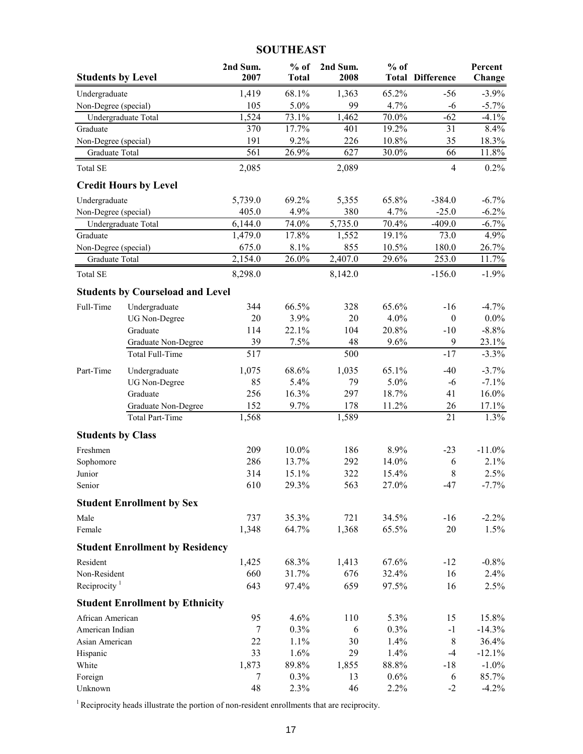# SOUTHEAST

| Students by Level | | 2nd Sum. 2007 | % of Total | 2nd Sum. 2008 | % of Total | Difference | Percent Change |
|---|---|---|---|---|---|---|---|
| Undergraduate | | 1,419 | 68.1% | 1,363 | 65.2% | -56 | -3.9% |
| Non-Degree (special) | | 105 | 5.0% | 99 | 4.7% | -6 | -5.7% |
| Undergraduate Total | | 1,524 | 73.1% | 1,462 | 70.0% | -62 | -4.1% |
| Graduate | | 370 | 17.7% | 401 | 19.2% | 31 | 8.4% |
| Non-Degree (special) | | 191 | 9.2% | 226 | 10.8% | 35 | 18.3% |
| Graduate Total | | 561 | 26.9% | 627 | 30.0% | 66 | 11.8% |
| Total SE | | 2,085 | | 2,089 | | 4 | 0.2% |
| **Credit Hours by Level** | | | | | | | |
| Undergraduate | | 5,739.0 | 69.2% | 5,355 | 65.8% | -384.0 | -6.7% |
| Non-Degree (special) | | 405.0 | 4.9% | 380 | 4.7% | -25.0 | -6.2% |
| Undergraduate Total | | 6,144.0 | 74.0% | 5,735.0 | 70.4% | -409.0 | -6.7% |
| Graduate | | 1,479.0 | 17.8% | 1,552 | 19.1% | 73.0 | 4.9% |
| Non-Degree (special) | | 675.0 | 8.1% | 855 | 10.5% | 180.0 | 26.7% |
| Graduate Total | | 2,154.0 | 26.0% | 2,407.0 | 29.6% | 253.0 | 11.7% |
| Total SE | | 8,298.0 | | 8,142.0 | | -156.0 | -1.9% |
| **Students by Courseload and Level** | | | | | | | |
| Full-Time | Undergraduate | 344 | 66.5% | 328 | 65.6% | -16 | -4.7% |
| | UG Non-Degree | 20 | 3.9% | 20 | 4.0% | 0 | 0.0% |
| | Graduate | 114 | 22.1% | 104 | 20.8% | -10 | -8.8% |
| | Graduate Non-Degree | 39 | 7.5% | 48 | 9.6% | 9 | 23.1% |
| | Total Full-Time | 517 | | 500 | | -17 | -3.3% |
| Part-Time | Undergraduate | 1,075 | 68.6% | 1,035 | 65.1% | -40 | -3.7% |
| | UG Non-Degree | 85 | 5.4% | 79 | 5.0% | -6 | -7.1% |
| | Graduate | 256 | 16.3% | 297 | 18.7% | 41 | 16.0% |
| | Graduate Non-Degree | 152 | 9.7% | 178 | 11.2% | 26 | 17.1% |
| | Total Part-Time | 1,568 | | 1,589 | | 21 | 1.3% |
| **Students by Class** | | | | | | | |
| Freshmen | | 209 | 10.0% | 186 | 8.9% | -23 | -11.0% |
| Sophomore | | 286 | 13.7% | 292 | 14.0% | 6 | 2.1% |
| Junior | | 314 | 15.1% | 322 | 15.4% | 8 | 2.5% |
| Senior | | 610 | 29.3% | 563 | 27.0% | -47 | -7.7% |
| **Student Enrollment by Sex** | | | | | | | |
| Male | | 737 | 35.3% | 721 | 34.5% | -16 | -2.2% |
| Female | | 1,348 | 64.7% | 1,368 | 65.5% | 20 | 1.5% |
| **Student Enrollment by Residency** | | | | | | | |
| Resident | | 1,425 | 68.3% | 1,413 | 67.6% | -12 | -0.8% |
| Non-Resident | | 660 | 31.7% | 676 | 32.4% | 16 | 2.4% |
| Reciprocity [1] | | 643 | 97.4% | 659 | 97.5% | 16 | 2.5% |
| **Student Enrollment by Ethnicity** | | | | | | | |
| African American | | 95 | 4.6% | 110 | 5.3% | 15 | 15.8% |
| American Indian | | 7 | 0.3% | 6 | 0.3% | -1 | -14.3% |
| Asian American | | 22 | 1.1% | 30 | 1.4% | 8 | 36.4% |
| Hispanic | | 33 | 1.6% | 29 | 1.4% | -4 | -12.1% |
| White | | 1,873 | 89.8% | 1,855 | 88.8% | -18 | -1.0% |
| Foreign | | 7 | 0.3% | 13 | 0.6% | 6 | 85.7% |
| Unknown | | 48 | 2.3% | 46 | 2.2% | -2 | -4.2% |

[1] Reciprocity heads illustrate the portion of non-resident enrollments that are reciprocity.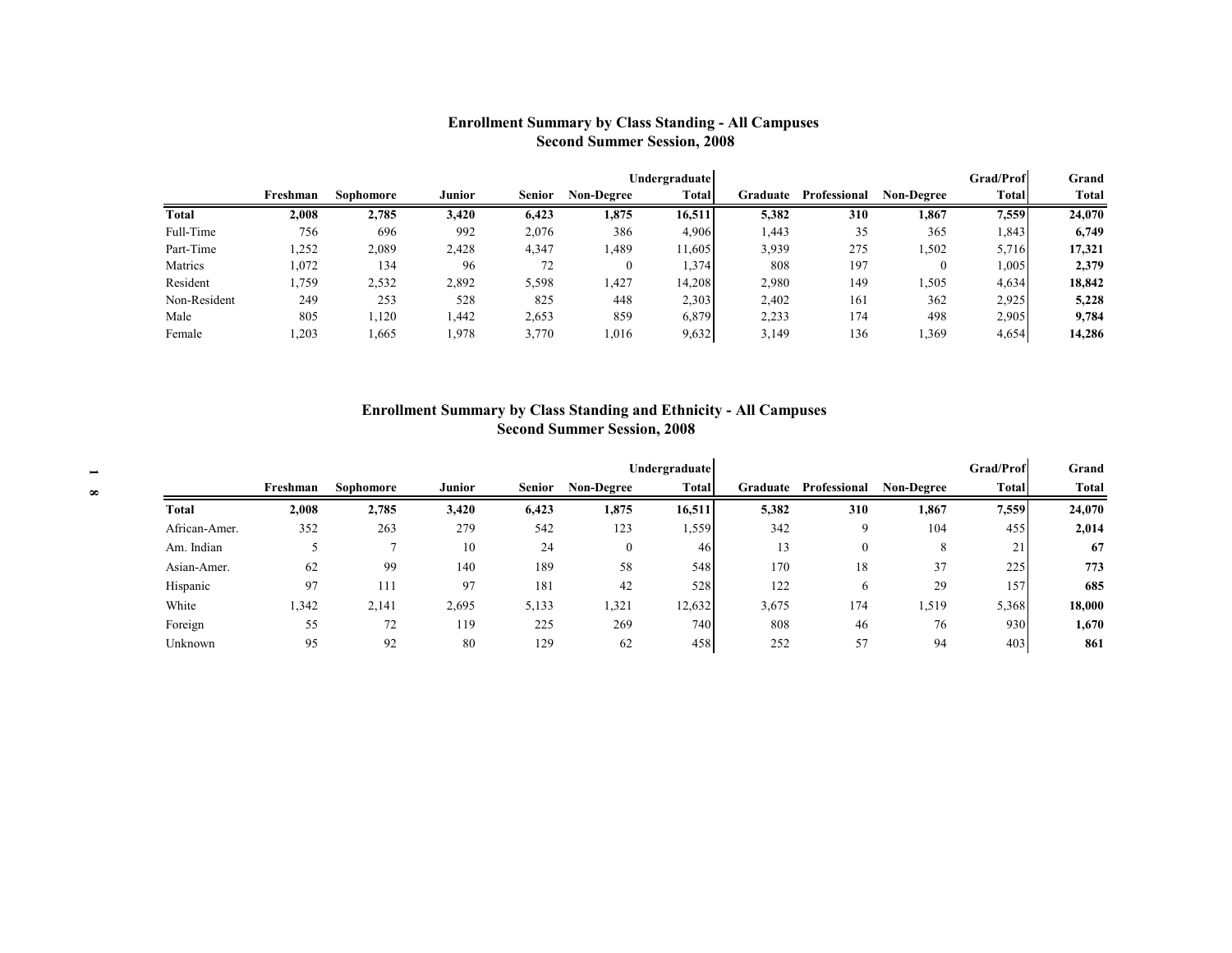## Enrollment Summary by Class Standing - All Campuses
## Second Summer Session, 2008

| | Freshman | Sophomore | Junior | Senior | Non-Degree | Undergraduate Total | Graduate | Professional | Non-Degree | Grad/Prof Total | Grand Total |
|---|---|---|---|---|---|---|---|---|---|---|---|
| **Total** | **2,008** | **2,785** | **3,420** | **6,423** | **1,875** | **16,511** | **5,382** | **310** | **1,867** | **7,559** | **24,070** |
| Full-Time | 756 | 696 | 992 | 2,076 | 386 | 4,906 | 1,443 | 35 | 365 | 1,843 | **6,749** |
| Part-Time | 1,252 | 2,089 | 2,428 | 4,347 | 1,489 | 11,605 | 3,939 | 275 | 1,502 | 5,716 | **17,321** |
| Matrics | 1,072 | 134 | 96 | 72 | 0 | 1,374 | 808 | 197 | 0 | 1,005 | **2,379** |
| Resident | 1,759 | 2,532 | 2,892 | 5,598 | 1,427 | 14,208 | 2,980 | 149 | 1,505 | 4,634 | **18,842** |
| Non-Resident | 249 | 253 | 528 | 825 | 448 | 2,303 | 2,402 | 161 | 362 | 2,925 | **5,228** |
| Male | 805 | 1,120 | 1,442 | 2,653 | 859 | 6,879 | 2,233 | 174 | 498 | 2,905 | **9,784** |
| Female | 1,203 | 1,665 | 1,978 | 3,770 | 1,016 | 9,632 | 3,149 | 136 | 1,369 | 4,654 | **14,286** |

## Enrollment Summary by Class Standing and Ethnicity - All Campuses
## Second Summer Session, 2008

| | Freshman | Sophomore | Junior | Senior | Non-Degree | Undergraduate Total | Graduate | Professional | Non-Degree | Grad/Prof Total | Grand Total |
|---|---|---|---|---|---|---|---|---|---|---|---|
| **Total** | **2,008** | **2,785** | **3,420** | **6,423** | **1,875** | **16,511** | **5,382** | **310** | **1,867** | **7,559** | **24,070** |
| African-Amer. | 352 | 263 | 279 | 542 | 123 | 1,559 | 342 | 9 | 104 | 455 | **2,014** |
| Am. Indian | 5 | 7 | 10 | 24 | 0 | 46 | 13 | 0 | 8 | 21 | **67** |
| Asian-Amer. | 62 | 99 | 140 | 189 | 58 | 548 | 170 | 18 | 37 | 225 | **773** |
| Hispanic | 97 | 111 | 97 | 181 | 42 | 528 | 122 | 6 | 29 | 157 | **685** |
| White | 1,342 | 2,141 | 2,695 | 5,133 | 1,321 | 12,632 | 3,675 | 174 | 1,519 | 5,368 | **18,000** |
| Foreign | 55 | 72 | 119 | 225 | 269 | 740 | 808 | 46 | 76 | 930 | **1,670** |
| Unknown | 95 | 92 | 80 | 129 | 62 | 458 | 252 | 57 | 94 | 403 | **861** |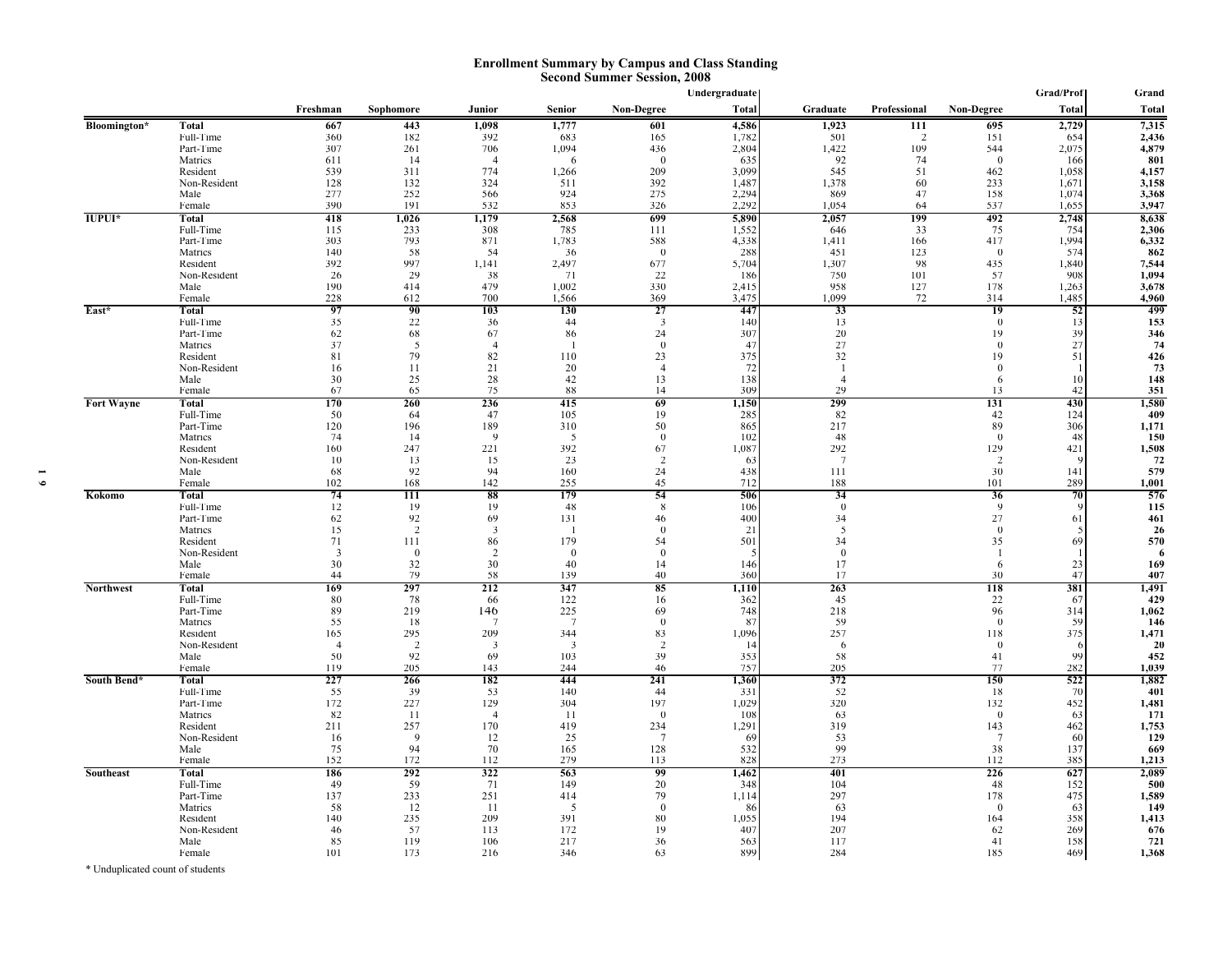# Enrollment Summary by Campus and Class Standing
## Second Summer Session, 2008

| | | Freshman | Sophomore | Junior | Senior | Non-Degree | Undergraduate Total | Graduate | Professional | Non-Degree | Grad/Prof Total | Grand Total |
|---|---|---|---|---|---|---|---|---|---|---|---|---|
| **Bloomington*** | **Total** | **667** | **443** | **1,098** | **1,777** | **601** | **4,586** | **1,923** | **111** | **695** | **2,729** | **7,315** |
| | Full-Time | 360 | 182 | 392 | 683 | 165 | 1,782 | 501 | 2 | 151 | 654 | **2,436** |
| | Part-Time | 307 | 261 | 706 | 1,094 | 436 | 2,804 | 1,422 | 109 | 544 | 2,075 | **4,879** |
| | Matrics | 611 | 14 | 4 | 6 | 0 | 635 | 92 | 74 | 0 | 166 | **801** |
| | Resident | 539 | 311 | 774 | 1,266 | 209 | 3,099 | 545 | 51 | 462 | 1,058 | **4,157** |
| | Non-Resident | 128 | 132 | 324 | 511 | 392 | 1,487 | 1,378 | 60 | 233 | 1,671 | **3,158** |
| | Male | 277 | 252 | 566 | 924 | 275 | 2,294 | 869 | 47 | 158 | 1,074 | **3,368** |
| | Female | 390 | 191 | 532 | 853 | 326 | 2,292 | 1,054 | 64 | 537 | 1,655 | **3,947** |
| **IUPUI*** | **Total** | **418** | **1,026** | **1,179** | **2,568** | **699** | **5,890** | **2,057** | **199** | **492** | **2,748** | **8,638** |
| | Full-Time | 115 | 233 | 308 | 785 | 111 | 1,552 | 646 | 33 | 75 | 754 | **2,306** |
| | Part-Time | 303 | 793 | 871 | 1,783 | 588 | 4,338 | 1,411 | 166 | 417 | 1,994 | **6,332** |
| | Matrics | 140 | 58 | 54 | 36 | 0 | 288 | 451 | 123 | 0 | 574 | **862** |
| | Resident | 392 | 997 | 1,141 | 2,497 | 677 | 5,704 | 1,307 | 98 | 435 | 1,840 | **7,544** |
| | Non-Resident | 26 | 29 | 38 | 71 | 22 | 186 | 750 | 101 | 57 | 908 | **1,094** |
| | Male | 190 | 414 | 479 | 1,002 | 330 | 2,415 | 958 | 127 | 178 | 1,263 | **3,678** |
| | Female | 228 | 612 | 700 | 1,566 | 369 | 3,475 | 1,099 | 72 | 314 | 1,485 | **4,960** |
| **East*** | **Total** | **97** | **90** | **103** | **130** | **27** | **447** | **33** | | **19** | **52** | **499** |
| | Full-Time | 35 | 22 | 36 | 44 | 3 | 140 | 13 | | 0 | 13 | **153** |
| | Part-Time | 62 | 68 | 67 | 86 | 24 | 307 | 20 | | 19 | 39 | **346** |
| | Matrics | 37 | 5 | 4 | 1 | 0 | 47 | 27 | | 0 | 27 | **74** |
| | Resident | 81 | 79 | 82 | 110 | 23 | 375 | 32 | | 19 | 51 | **426** |
| | Non-Resident | 16 | 11 | 21 | 20 | 4 | 72 | 1 | | 0 | 1 | **73** |
| | Male | 30 | 25 | 28 | 42 | 13 | 138 | 4 | | 6 | 10 | **148** |
| | Female | 67 | 65 | 75 | 88 | 14 | 309 | 29 | | 13 | 42 | **351** |
| **Fort Wayne** | **Total** | **170** | **260** | **236** | **415** | **69** | **1,150** | **299** | | **131** | **430** | **1,580** |
| | Full-Time | 50 | 64 | 47 | 105 | 19 | 285 | 82 | | 42 | 124 | **409** |
| | Part-Time | 120 | 196 | 189 | 310 | 50 | 865 | 217 | | 89 | 306 | **1,171** |
| | Matrics | 74 | 14 | 9 | 5 | 0 | 102 | 48 | | 0 | 48 | **150** |
| | Resident | 160 | 247 | 221 | 392 | 67 | 1,087 | 292 | | 129 | 421 | **1,508** |
| | Non-Resident | 10 | 13 | 15 | 23 | 2 | 63 | 7 | | 2 | 9 | **72** |
| | Male | 68 | 92 | 94 | 160 | 24 | 438 | 111 | | 30 | 141 | **579** |
| | Female | 102 | 168 | 142 | 255 | 45 | 712 | 188 | | 101 | 289 | **1,001** |
| **Kokomo** | **Total** | **74** | **111** | **88** | **179** | **54** | **506** | **34** | | **36** | **70** | **576** |
| | Full-Time | 12 | 19 | 19 | 48 | 8 | 106 | 0 | | 9 | 9 | **115** |
| | Part-Time | 62 | 92 | 69 | 131 | 46 | 400 | 34 | | 27 | 61 | **461** |
| | Matrics | 15 | 2 | 3 | 1 | 0 | 21 | 5 | | 0 | 5 | **26** |
| | Resident | 71 | 111 | 86 | 179 | 54 | 501 | 34 | | 35 | 69 | **570** |
| | Non-Resident | 3 | 0 | 2 | 0 | 0 | 5 | 0 | | 1 | 1 | **6** |
| | Male | 30 | 32 | 30 | 40 | 14 | 146 | 17 | | 6 | 23 | **169** |
| | Female | 44 | 79 | 58 | 139 | 40 | 360 | 17 | | 30 | 47 | **407** |
| **Northwest** | **Total** | **169** | **297** | **212** | **347** | **85** | **1,110** | **263** | | **118** | **381** | **1,491** |
| | Full-Time | 80 | 78 | 66 | 122 | 16 | 362 | 45 | | 22 | 67 | **429** |
| | Part-Time | 89 | 219 | 146 | 225 | 69 | 748 | 218 | | 96 | 314 | **1,062** |
| | Matrics | 55 | 18 | 7 | 7 | 0 | 87 | 59 | | 0 | 59 | **146** |
| | Resident | 165 | 295 | 209 | 344 | 83 | 1,096 | 257 | | 118 | 375 | **1,471** |
| | Non-Resident | 4 | 2 | 3 | 3 | 2 | 14 | 6 | | 0 | 6 | **20** |
| | Male | 50 | 92 | 69 | 103 | 39 | 353 | 58 | | 41 | 99 | **452** |
| | Female | 119 | 205 | 143 | 244 | 46 | 757 | 205 | | 77 | 282 | **1,039** |
| **South Bend*** | **Total** | **227** | **266** | **182** | **444** | **241** | **1,360** | **372** | | **150** | **522** | **1,882** |
| | Full-Time | 55 | 39 | 53 | 140 | 44 | 331 | 52 | | 18 | 70 | **401** |
| | Part-Time | 172 | 227 | 129 | 304 | 197 | 1,029 | 320 | | 132 | 452 | **1,481** |
| | Matrics | 82 | 11 | 4 | 11 | 0 | 108 | 63 | | 0 | 63 | **171** |
| | Resident | 211 | 257 | 170 | 419 | 234 | 1,291 | 319 | | 143 | 462 | **1,753** |
| | Non-Resident | 16 | 9 | 12 | 25 | 7 | 69 | 53 | | 7 | 60 | **129** |
| | Male | 75 | 94 | 70 | 165 | 128 | 532 | 99 | | 38 | 137 | **669** |
| | Female | 152 | 172 | 112 | 279 | 113 | 828 | 273 | | 112 | 385 | **1,213** |
| **Southeast** | **Total** | **186** | **292** | **322** | **563** | **99** | **1,462** | **401** | | **226** | **627** | **2,089** |
| | Full-Time | 49 | 59 | 71 | 149 | 20 | 348 | 104 | | 48 | 152 | **500** |
| | Part-Time | 137 | 233 | 251 | 414 | 79 | 1,114 | 297 | | 178 | 475 | **1,589** |
| | Matrics | 58 | 12 | 11 | 5 | 0 | 86 | 63 | | 0 | 63 | **149** |
| | Resident | 140 | 235 | 209 | 391 | 80 | 1,055 | 194 | | 164 | 358 | **1,413** |
| | Non-Resident | 46 | 57 | 113 | 172 | 19 | 407 | 207 | | 62 | 269 | **676** |
| | Male | 85 | 119 | 106 | 217 | 36 | 563 | 117 | | 41 | 158 | **721** |
| | Female | 101 | 173 | 216 | 346 | 63 | 899 | 284 | | 185 | 469 | **1,368** |

\* Unduplicated count of students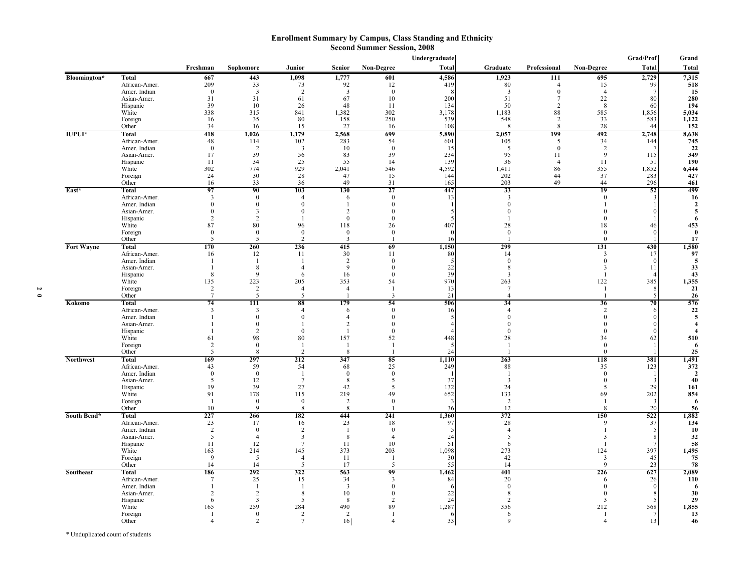# Enrollment Summary by Campus, Class Standing and Ethnicity
## Second Summer Session, 2008

| | | Freshman | Sophomore | Junior | Senior | Non-Degree | Undergraduate Total | Graduate | Professional | Non-Degree | Grad/Prof Total | Grand Total |
|---|---|---|---|---|---|---|---|---|---|---|---|---|
| **Bloomington*** | **Total** | **667** | **443** | **1,098** | **1,777** | **601** | **4,586** | **1,923** | **111** | **695** | **2,729** | **7,315** |
| | African-Amer. | 209 | 33 | 73 | 92 | 12 | 419 | 80 | 4 | 15 | 99 | **518** |
| | Amer. Indian | 0 | 3 | 2 | 3 | 0 | 8 | 3 | 0 | 4 | 7 | **15** |
| | Asian-Amer. | 31 | 31 | 61 | 67 | 10 | 200 | 51 | 7 | 22 | 80 | **280** |
| | Hispanic | 39 | 10 | 26 | 48 | 11 | 134 | 50 | 2 | 8 | 60 | **194** |
| | White | 338 | 315 | 841 | 1,382 | 302 | 3,178 | 1,183 | 88 | 585 | 1,856 | **5,034** |
| | Foreign | 16 | 35 | 80 | 158 | 250 | 539 | 548 | 2 | 33 | 583 | **1,122** |
| | Other | 34 | 16 | 15 | 27 | 16 | 108 | 8 | 8 | 28 | 44 | **152** |
| **IUPUI*** | **Total** | **418** | **1,026** | **1,179** | **2,568** | **699** | **5,890** | **2,057** | **199** | **492** | **2,748** | **8,638** |
| | African-Amer. | 48 | 114 | 102 | 283 | 54 | 601 | 105 | 5 | 34 | 144 | **745** |
| | Amer. Indian | 0 | 2 | 3 | 10 | 0 | 15 | 5 | 0 | 2 | 7 | **22** |
| | Asian-Amer. | 17 | 39 | 56 | 83 | 39 | 234 | 95 | 11 | 9 | 115 | **349** |
| | Hispanic | 11 | 34 | 25 | 55 | 14 | 139 | 36 | 4 | 11 | 51 | **190** |
| | White | 302 | 774 | 929 | 2,041 | 546 | 4,592 | 1,411 | 86 | 355 | 1,852 | **6,444** |
| | Foreign | 24 | 30 | 28 | 47 | 15 | 144 | 202 | 44 | 37 | 283 | **427** |
| | Other | 16 | 33 | 36 | 49 | 31 | 165 | 203 | 49 | 44 | 296 | **461** |
| **East*** | **Total** | **97** | **90** | **103** | **130** | **27** | **447** | **33** | | **19** | **52** | **499** |
| | African-Amer. | 3 | 0 | 4 | 6 | 0 | 13 | 3 | | 0 | 3 | **16** |
| | Amer. Indian | 0 | 0 | 0 | 1 | 0 | 1 | 0 | | 1 | 1 | **2** |
| | Asian-Amer. | 0 | 3 | 0 | 2 | 0 | 5 | 0 | | 0 | 0 | **5** |
| | Hispanic | 2 | 2 | 1 | 0 | 0 | 5 | 1 | | 0 | 1 | **6** |
| | White | 87 | 80 | 96 | 118 | 26 | 407 | 28 | | 18 | 46 | **453** |
| | Foreign | 0 | 0 | 0 | 0 | 0 | 0 | 0 | | 0 | 0 | **0** |
| | Other | 5 | 5 | 2 | 3 | 1 | 16 | 1 | | 0 | 1 | **17** |
| **Fort Wayne** | **Total** | **170** | **260** | **236** | **415** | **69** | **1,150** | **299** | | **131** | **430** | **1,580** |
| | African-Amer. | 16 | 12 | 11 | 30 | 11 | 80 | 14 | | 3 | 17 | **97** |
| | Amer. Indian | 1 | 1 | 1 | 2 | 0 | 5 | 0 | | 0 | 0 | **5** |
| | Asian-Amer. | 1 | 8 | 4 | 9 | 0 | 22 | 8 | | 3 | 11 | **33** |
| | Hispanic | 8 | 9 | 6 | 16 | 0 | 39 | 3 | | 1 | 4 | **43** |
| | White | 135 | 223 | 205 | 353 | 54 | 970 | 263 | | 122 | 385 | **1,355** |
| | Foreign | 2 | 2 | 4 | 4 | 1 | 13 | 7 | | 1 | 8 | **21** |
| | Other | 7 | 5 | 5 | 1 | 3 | 21 | 4 | | 1 | 5 | **26** |
| **Kokomo** | **Total** | **74** | **111** | **88** | **179** | **54** | **506** | **34** | | **36** | **70** | **576** |
| | African-Amer. | 3 | 3 | 4 | 6 | 0 | 16 | 4 | | 2 | 6 | **22** |
| | Amer. Indian | 1 | 0 | 0 | 4 | 0 | 5 | 0 | | 0 | 0 | **5** |
| | Asian-Amer. | 1 | 0 | 1 | 2 | 0 | 4 | 0 | | 0 | 0 | **4** |
| | Hispanic | 1 | 2 | 0 | 1 | 0 | 4 | 0 | | 0 | 0 | **4** |
| | White | 61 | 98 | 80 | 157 | 52 | 448 | 28 | | 34 | 62 | **510** |
| | Foreign | 2 | 0 | 1 | 1 | 1 | 5 | 1 | | 0 | 1 | **6** |
| | Other | 5 | 8 | 2 | 8 | 1 | 24 | 1 | | 0 | 1 | **25** |
| **Northwest** | **Total** | **169** | **297** | **212** | **347** | **85** | **1,110** | **263** | | **118** | **381** | **1,491** |
| | African-Amer. | 43 | 59 | 54 | 68 | 25 | 249 | 88 | | 35 | 123 | **372** |
| | Amer. Indian | 0 | 0 | 1 | 0 | 0 | 1 | 1 | | 0 | 1 | **2** |
| | Asian-Amer. | 5 | 12 | 7 | 8 | 5 | 37 | 3 | | 0 | 3 | **40** |
| | Hispanic | 19 | 39 | 27 | 42 | 5 | 132 | 24 | | 5 | 29 | **161** |
| | White | 91 | 178 | 115 | 219 | 49 | 652 | 133 | | 69 | 202 | **854** |
| | Foreign | 1 | 0 | 0 | 2 | 0 | 3 | 2 | | 1 | 3 | **6** |
| | Other | 10 | 9 | 8 | 8 | 1 | 36 | 12 | | 8 | 20 | **56** |
| **South Bend*** | **Total** | **227** | **266** | **182** | **444** | **241** | **1,360** | **372** | | **150** | **522** | **1,882** |
| | African-Amer. | 23 | 17 | 16 | 23 | 18 | 97 | 28 | | 9 | 37 | **134** |
| | Amer. Indian | 2 | 0 | 2 | 1 | 0 | 5 | 4 | | 1 | 5 | **10** |
| | Asian-Amer. | 5 | 4 | 3 | 8 | 4 | 24 | 5 | | 3 | 8 | **32** |
| | Hispanic | 11 | 12 | 7 | 11 | 10 | 51 | 6 | | 1 | 7 | **58** |
| | White | 163 | 214 | 145 | 373 | 203 | 1,098 | 273 | | 124 | 397 | **1,495** |
| | Foreign | 9 | 5 | 4 | 11 | 1 | 30 | 42 | | 3 | 45 | **75** |
| | Other | 14 | 14 | 5 | 17 | 5 | 55 | 14 | | 9 | 23 | **78** |
| **Southeast** | **Total** | **186** | **292** | **322** | **563** | **99** | **1,462** | **401** | | **226** | **627** | **2,089** |
| | African-Amer. | 7 | 25 | 15 | 34 | 3 | 84 | 20 | | 6 | 26 | **110** |
| | Amer. Indian | 1 | 1 | 1 | 3 | 0 | 6 | 0 | | 0 | 0 | **6** |
| | Asian-Amer. | 2 | 2 | 8 | 10 | 0 | 22 | 8 | | 0 | 8 | **30** |
| | Hispanic | 6 | 3 | 5 | 8 | 2 | 24 | 2 | | 3 | 5 | **29** |
| | White | 165 | 259 | 284 | 490 | 89 | 1,287 | 356 | | 212 | 568 | **1,855** |
| | Foreign | 1 | 0 | 2 | 2 | 1 | 6 | 6 | | 1 | 7 | **13** |
| | Other | 4 | 2 | 7 | 16 | 4 | 33 | 9 | | 4 | 13 | **46** |

\* Unduplicated count of students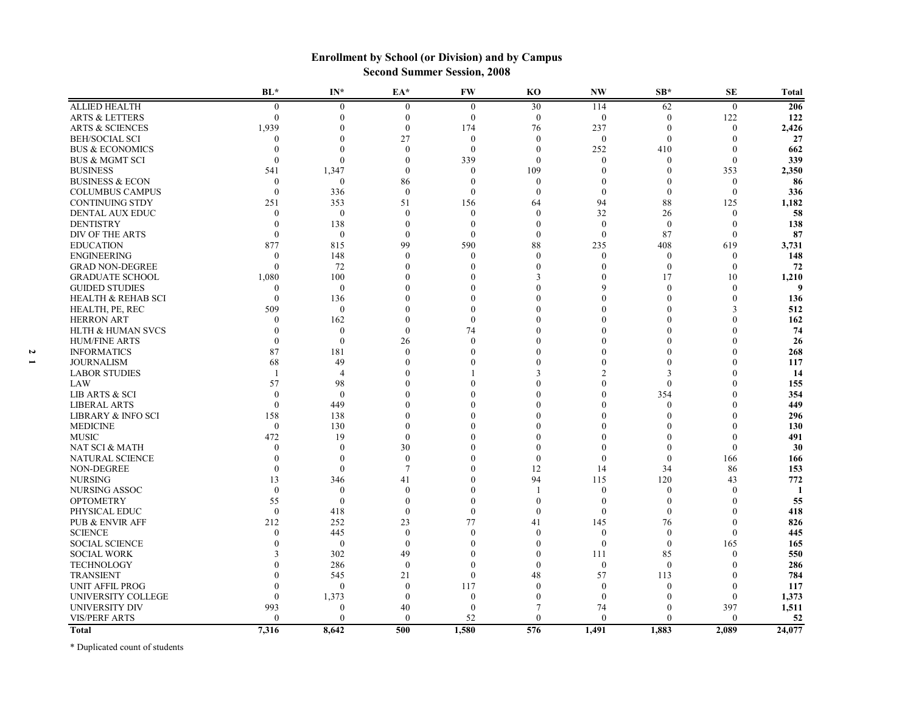## Enrollment by School (or Division) and by Campus
### Second Summer Session, 2008

| | BL* | IN* | EA* | FW | KO | NW | SB* | SE | Total |
|---|---|---|---|---|---|---|---|---|---|
| ALLIED HEALTH | 0 | 0 | 0 | 0 | 30 | 114 | 62 | 0 | **206** |
| ARTS & LETTERS | 0 | 0 | 0 | 0 | 0 | 0 | 0 | 122 | **122** |
| ARTS & SCIENCES | 1,939 | 0 | 0 | 174 | 76 | 237 | 0 | 0 | **2,426** |
| BEH/SOCIAL SCI | 0 | 0 | 27 | 0 | 0 | 0 | 0 | 0 | **27** |
| BUS & ECONOMICS | 0 | 0 | 0 | 0 | 0 | 252 | 410 | 0 | **662** |
| BUS & MGMT SCI | 0 | 0 | 0 | 339 | 0 | 0 | 0 | 0 | **339** |
| BUSINESS | 541 | 1,347 | 0 | 0 | 109 | 0 | 0 | 353 | **2,350** |
| BUSINESS & ECON | 0 | 0 | 86 | 0 | 0 | 0 | 0 | 0 | **86** |
| COLUMBUS CAMPUS | 0 | 336 | 0 | 0 | 0 | 0 | 0 | 0 | **336** |
| CONTINUING STDY | 251 | 353 | 51 | 156 | 64 | 94 | 88 | 125 | **1,182** |
| DENTAL AUX EDUC | 0 | 0 | 0 | 0 | 0 | 32 | 26 | 0 | **58** |
| DENTISTRY | 0 | 138 | 0 | 0 | 0 | 0 | 0 | 0 | **138** |
| DIV OF THE ARTS | 0 | 0 | 0 | 0 | 0 | 0 | 87 | 0 | **87** |
| EDUCATION | 877 | 815 | 99 | 590 | 88 | 235 | 408 | 619 | **3,731** |
| ENGINEERING | 0 | 148 | 0 | 0 | 0 | 0 | 0 | 0 | **148** |
| GRAD NON-DEGREE | 0 | 72 | 0 | 0 | 0 | 0 | 0 | 0 | **72** |
| GRADUATE SCHOOL | 1,080 | 100 | 0 | 0 | 3 | 0 | 17 | 10 | **1,210** |
| GUIDED STUDIES | 0 | 0 | 0 | 0 | 0 | 9 | 0 | 0 | **9** |
| HEALTH & REHAB SCI | 0 | 136 | 0 | 0 | 0 | 0 | 0 | 0 | **136** |
| HEALTH, PE, REC | 509 | 0 | 0 | 0 | 0 | 0 | 0 | 3 | **512** |
| HERRON ART | 0 | 162 | 0 | 0 | 0 | 0 | 0 | 0 | **162** |
| HLTH & HUMAN SVCS | 0 | 0 | 0 | 74 | 0 | 0 | 0 | 0 | **74** |
| HUM/FINE ARTS | 0 | 0 | 26 | 0 | 0 | 0 | 0 | 0 | **26** |
| INFORMATICS | 87 | 181 | 0 | 0 | 0 | 0 | 0 | 0 | **268** |
| JOURNALISM | 68 | 49 | 0 | 0 | 0 | 0 | 0 | 0 | **117** |
| LABOR STUDIES | 1 | 4 | 0 | 1 | 3 | 2 | 3 | 0 | **14** |
| LAW | 57 | 98 | 0 | 0 | 0 | 0 | 0 | 0 | **155** |
| LIB ARTS & SCI | 0 | 0 | 0 | 0 | 0 | 0 | 354 | 0 | **354** |
| LIBERAL ARTS | 0 | 449 | 0 | 0 | 0 | 0 | 0 | 0 | **449** |
| LIBRARY & INFO SCI | 158 | 138 | 0 | 0 | 0 | 0 | 0 | 0 | **296** |
| MEDICINE | 0 | 130 | 0 | 0 | 0 | 0 | 0 | 0 | **130** |
| MUSIC | 472 | 19 | 0 | 0 | 0 | 0 | 0 | 0 | **491** |
| NAT SCI & MATH | 0 | 0 | 30 | 0 | 0 | 0 | 0 | 0 | **30** |
| NATURAL SCIENCE | 0 | 0 | 0 | 0 | 0 | 0 | 0 | 166 | **166** |
| NON-DEGREE | 0 | 0 | 7 | 0 | 12 | 14 | 34 | 86 | **153** |
| NURSING | 13 | 346 | 41 | 0 | 94 | 115 | 120 | 43 | **772** |
| NURSING ASSOC | 0 | 0 | 0 | 0 | 1 | 0 | 0 | 0 | **1** |
| OPTOMETRY | 55 | 0 | 0 | 0 | 0 | 0 | 0 | 0 | **55** |
| PHYSICAL EDUC | 0 | 418 | 0 | 0 | 0 | 0 | 0 | 0 | **418** |
| PUB & ENVIR AFF | 212 | 252 | 23 | 77 | 41 | 145 | 76 | 0 | **826** |
| SCIENCE | 0 | 445 | 0 | 0 | 0 | 0 | 0 | 0 | **445** |
| SOCIAL SCIENCE | 0 | 0 | 0 | 0 | 0 | 0 | 0 | 165 | **165** |
| SOCIAL WORK | 3 | 302 | 49 | 0 | 0 | 111 | 85 | 0 | **550** |
| TECHNOLOGY | 0 | 286 | 0 | 0 | 0 | 0 | 0 | 0 | **286** |
| TRANSIENT | 0 | 545 | 21 | 0 | 48 | 57 | 113 | 0 | **784** |
| UNIT AFFIL PROG | 0 | 0 | 0 | 117 | 0 | 0 | 0 | 0 | **117** |
| UNIVERSITY COLLEGE | 0 | 1,373 | 0 | 0 | 0 | 0 | 0 | 0 | **1,373** |
| UNIVERSITY DIV | 993 | 0 | 40 | 0 | 7 | 74 | 0 | 397 | **1,511** |
| VIS/PERF ARTS | 0 | 0 | 0 | 52 | 0 | 0 | 0 | 0 | **52** |
| **Total** | **7,316** | **8,642** | **500** | **1,580** | **576** | **1,491** | **1,883** | **2,089** | **24,077** |

* Duplicated count of students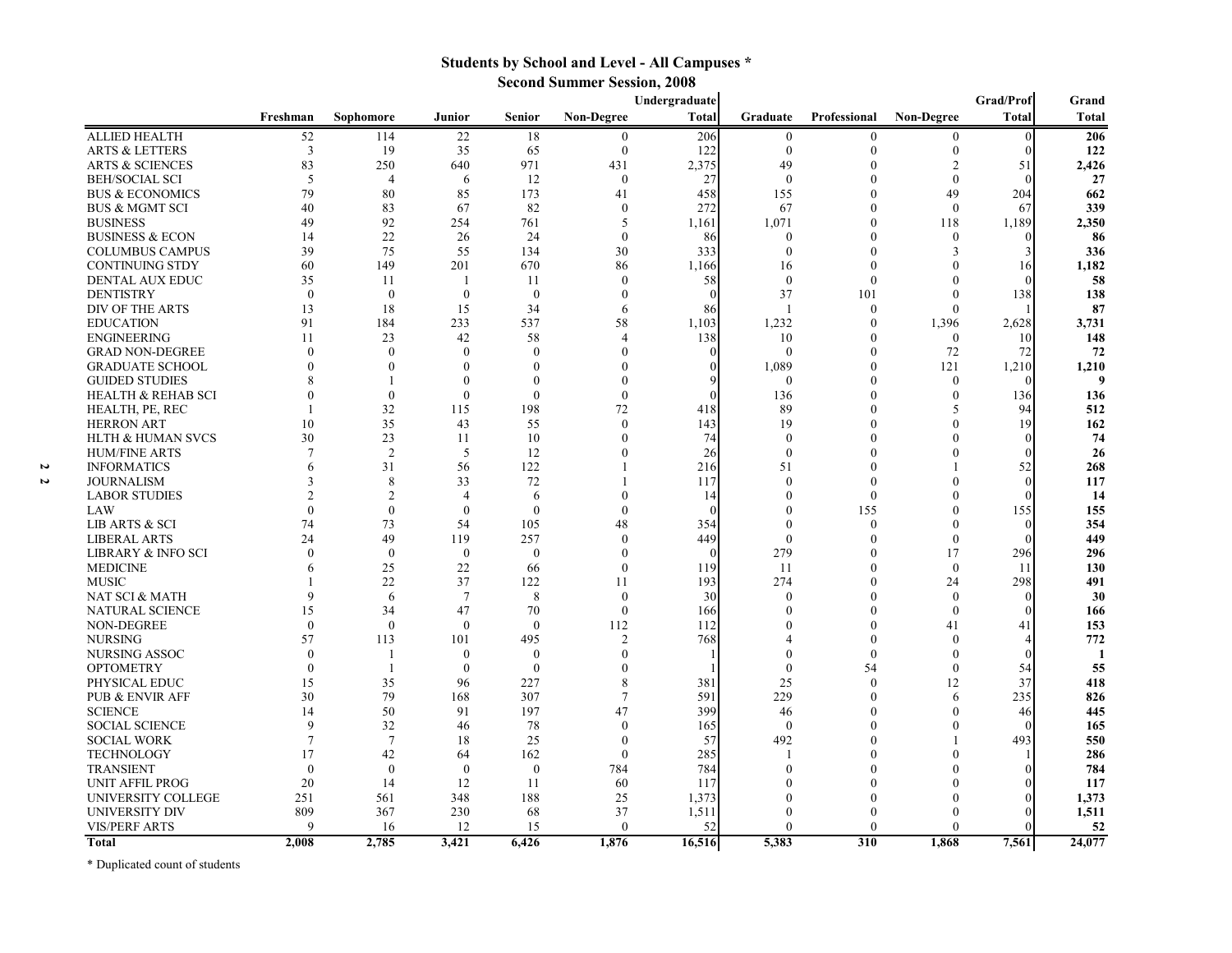# Students by School and Level - All Campuses *

## Second Summer Session, 2008

| | Freshman | Sophomore | Junior | Senior | Non-Degree | Undergraduate Total | Graduate | Professional | Non-Degree | Grad/Prof Total | Grand Total |
|---|---|---|---|---|---|---|---|---|---|---|---|
| ALLIED HEALTH | 52 | 114 | 22 | 18 | 0 | 206 | 0 | 0 | 0 | 0 | **206** |
| ARTS & LETTERS | 3 | 19 | 35 | 65 | 0 | 122 | 0 | 0 | 0 | 0 | **122** |
| ARTS & SCIENCES | 83 | 250 | 640 | 971 | 431 | 2,375 | 49 | 0 | 2 | 51 | **2,426** |
| BEH/SOCIAL SCI | 5 | 4 | 6 | 12 | 0 | 27 | 0 | 0 | 0 | 0 | **27** |
| BUS & ECONOMICS | 79 | 80 | 85 | 173 | 41 | 458 | 155 | 0 | 49 | 204 | **662** |
| BUS & MGMT SCI | 40 | 83 | 67 | 82 | 0 | 272 | 67 | 0 | 0 | 67 | **339** |
| BUSINESS | 49 | 92 | 254 | 761 | 5 | 1,161 | 1,071 | 0 | 118 | 1,189 | **2,350** |
| BUSINESS & ECON | 14 | 22 | 26 | 24 | 0 | 86 | 0 | 0 | 0 | 0 | **86** |
| COLUMBUS CAMPUS | 39 | 75 | 55 | 134 | 30 | 333 | 0 | 0 | 3 | 3 | **336** |
| CONTINUING STDY | 60 | 149 | 201 | 670 | 86 | 1,166 | 16 | 0 | 0 | 16 | **1,182** |
| DENTAL AUX EDUC | 35 | 11 | 1 | 11 | 0 | 58 | 0 | 0 | 0 | 0 | **58** |
| DENTISTRY | 0 | 0 | 0 | 0 | 0 | 0 | 37 | 101 | 0 | 138 | **138** |
| DIV OF THE ARTS | 13 | 18 | 15 | 34 | 6 | 86 | 1 | 0 | 0 | 1 | **87** |
| EDUCATION | 91 | 184 | 233 | 537 | 58 | 1,103 | 1,232 | 0 | 1,396 | 2,628 | **3,731** |
| ENGINEERING | 11 | 23 | 42 | 58 | 4 | 138 | 10 | 0 | 0 | 10 | **148** |
| GRAD NON-DEGREE | 0 | 0 | 0 | 0 | 0 | 0 | 0 | 0 | 72 | 72 | **72** |
| GRADUATE SCHOOL | 0 | 0 | 0 | 0 | 0 | 0 | 1,089 | 0 | 121 | 1,210 | **1,210** |
| GUIDED STUDIES | 8 | 1 | 0 | 0 | 0 | 9 | 0 | 0 | 0 | 0 | **9** |
| HEALTH & REHAB SCI | 0 | 0 | 0 | 0 | 0 | 0 | 136 | 0 | 0 | 136 | **136** |
| HEALTH, PE, REC | 1 | 32 | 115 | 198 | 72 | 418 | 89 | 0 | 5 | 94 | **512** |
| HERRON ART | 10 | 35 | 43 | 55 | 0 | 143 | 19 | 0 | 0 | 19 | **162** |
| HLTH & HUMAN SVCS | 30 | 23 | 11 | 10 | 0 | 74 | 0 | 0 | 0 | 0 | **74** |
| HUM/FINE ARTS | 7 | 2 | 5 | 12 | 0 | 26 | 0 | 0 | 0 | 0 | **26** |
| INFORMATICS | 6 | 31 | 56 | 122 | 1 | 216 | 51 | 0 | 1 | 52 | **268** |
| JOURNALISM | 3 | 8 | 33 | 72 | 1 | 117 | 0 | 0 | 0 | 0 | **117** |
| LABOR STUDIES | 2 | 2 | 4 | 6 | 0 | 14 | 0 | 0 | 0 | 0 | **14** |
| LAW | 0 | 0 | 0 | 0 | 0 | 0 | 0 | 155 | 0 | 155 | **155** |
| LIB ARTS & SCI | 74 | 73 | 54 | 105 | 48 | 354 | 0 | 0 | 0 | 0 | **354** |
| LIBERAL ARTS | 24 | 49 | 119 | 257 | 0 | 449 | 0 | 0 | 0 | 0 | **449** |
| LIBRARY & INFO SCI | 0 | 0 | 0 | 0 | 0 | 0 | 279 | 0 | 17 | 296 | **296** |
| MEDICINE | 6 | 25 | 22 | 66 | 0 | 119 | 11 | 0 | 0 | 11 | **130** |
| MUSIC | 1 | 22 | 37 | 122 | 11 | 193 | 274 | 0 | 24 | 298 | **491** |
| NAT SCI & MATH | 9 | 6 | 7 | 8 | 0 | 30 | 0 | 0 | 0 | 0 | **30** |
| NATURAL SCIENCE | 15 | 34 | 47 | 70 | 0 | 166 | 0 | 0 | 0 | 0 | **166** |
| NON-DEGREE | 0 | 0 | 0 | 0 | 112 | 112 | 0 | 0 | 41 | 41 | **153** |
| NURSING | 57 | 113 | 101 | 495 | 2 | 768 | 4 | 0 | 0 | 4 | **772** |
| NURSING ASSOC | 0 | 1 | 0 | 0 | 0 | 1 | 0 | 0 | 0 | 0 | **1** |
| OPTOMETRY | 0 | 1 | 0 | 0 | 0 | 1 | 0 | 54 | 0 | 54 | **55** |
| PHYSICAL EDUC | 15 | 35 | 96 | 227 | 8 | 381 | 25 | 0 | 12 | 37 | **418** |
| PUB & ENVIR AFF | 30 | 79 | 168 | 307 | 7 | 591 | 229 | 0 | 6 | 235 | **826** |
| SCIENCE | 14 | 50 | 91 | 197 | 47 | 399 | 46 | 0 | 0 | 46 | **445** |
| SOCIAL SCIENCE | 9 | 32 | 46 | 78 | 0 | 165 | 0 | 0 | 0 | 0 | **165** |
| SOCIAL WORK | 7 | 7 | 18 | 25 | 0 | 57 | 492 | 0 | 1 | 493 | **550** |
| TECHNOLOGY | 17 | 42 | 64 | 162 | 0 | 285 | 1 | 0 | 0 | 1 | **286** |
| TRANSIENT | 0 | 0 | 0 | 0 | 784 | 784 | 0 | 0 | 0 | 0 | **784** |
| UNIT AFFIL PROG | 20 | 14 | 12 | 11 | 60 | 117 | 0 | 0 | 0 | 0 | **117** |
| UNIVERSITY COLLEGE | 251 | 561 | 348 | 188 | 25 | 1,373 | 0 | 0 | 0 | 0 | **1,373** |
| UNIVERSITY DIV | 809 | 367 | 230 | 68 | 37 | 1,511 | 0 | 0 | 0 | 0 | **1,511** |
| VIS/PERF ARTS | 9 | 16 | 12 | 15 | 0 | 52 | 0 | 0 | 0 | 0 | **52** |
| **Total** | **2,008** | **2,785** | **3,421** | **6,426** | **1,876** | **16,516** | **5,383** | **310** | **1,868** | **7,561** | **24,077** |

* Duplicated count of students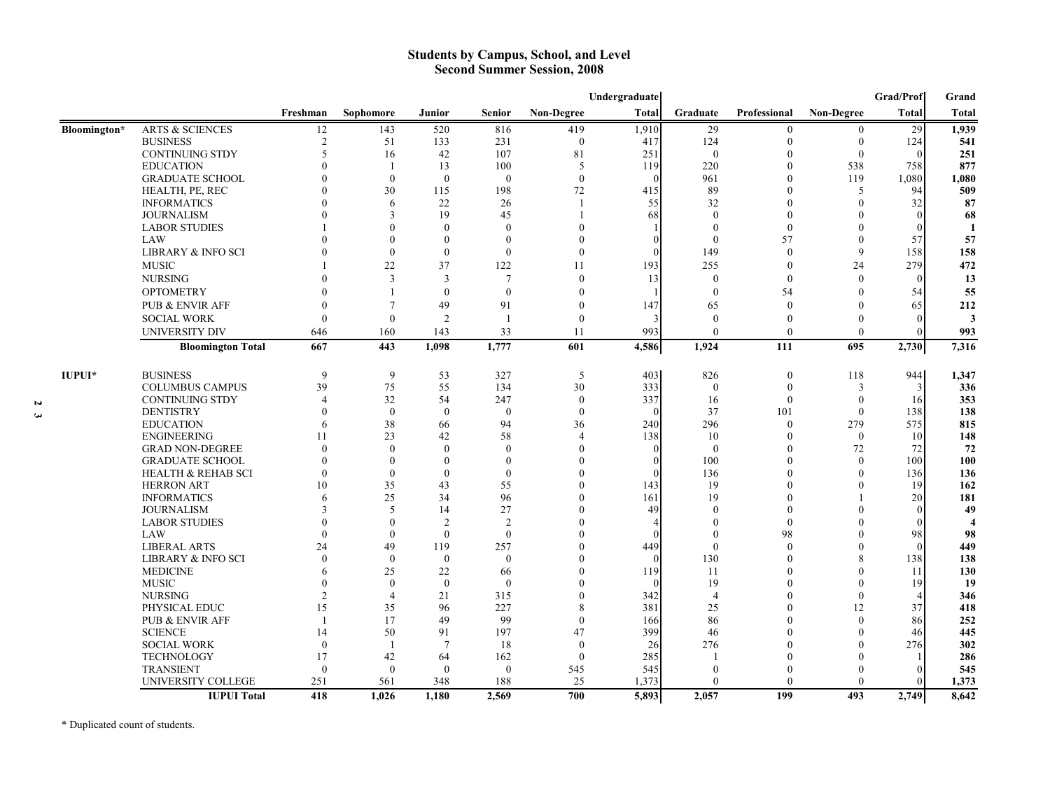# Students by Campus, School, and Level
## Second Summer Session, 2008

| | | Freshman | Sophomore | Junior | Senior | Non-Degree | Undergraduate Total | Graduate | Professional | Non-Degree | Grad/Prof Total | Grand Total |
|---|---|---|---|---|---|---|---|---|---|---|---|---|
| Bloomington* | ARTS & SCIENCES | 12 | 143 | 520 | 816 | 419 | 1,910 | 29 | 0 | 0 | 29 | **1,939** |
| | BUSINESS | 2 | 51 | 133 | 231 | 0 | 417 | 124 | 0 | 0 | 124 | **541** |
| | CONTINUING STDY | 5 | 16 | 42 | 107 | 81 | 251 | 0 | 0 | 0 | 0 | **251** |
| | EDUCATION | 0 | 1 | 13 | 100 | 5 | 119 | 220 | 0 | 538 | 758 | **877** |
| | GRADUATE SCHOOL | 0 | 0 | 0 | 0 | 0 | 0 | 961 | 0 | 119 | 1,080 | **1,080** |
| | HEALTH, PE, REC | 0 | 30 | 115 | 198 | 72 | 415 | 89 | 0 | 5 | 94 | **509** |
| | INFORMATICS | 0 | 6 | 22 | 26 | 1 | 55 | 32 | 0 | 0 | 32 | **87** |
| | JOURNALISM | 0 | 3 | 19 | 45 | 1 | 68 | 0 | 0 | 0 | 0 | **68** |
| | LABOR STUDIES | 1 | 0 | 0 | 0 | 0 | 1 | 0 | 0 | 0 | 0 | **1** |
| | LAW | 0 | 0 | 0 | 0 | 0 | 0 | 0 | 57 | 0 | 57 | **57** |
| | LIBRARY & INFO SCI | 0 | 0 | 0 | 0 | 0 | 0 | 149 | 0 | 9 | 158 | **158** |
| | MUSIC | 1 | 22 | 37 | 122 | 11 | 193 | 255 | 0 | 24 | 279 | **472** |
| | NURSING | 0 | 3 | 3 | 7 | 0 | 13 | 0 | 0 | 0 | 0 | **13** |
| | OPTOMETRY | 0 | 1 | 0 | 0 | 0 | 1 | 0 | 54 | 0 | 54 | **55** |
| | PUB & ENVIR AFF | 0 | 7 | 49 | 91 | 0 | 147 | 65 | 0 | 0 | 65 | **212** |
| | SOCIAL WORK | 0 | 0 | 2 | 1 | 0 | 3 | 0 | 0 | 0 | 0 | **3** |
| | UNIVERSITY DIV | 646 | 160 | 143 | 33 | 11 | 993 | 0 | 0 | 0 | 0 | **993** |
| | **Bloomington Total** | **667** | **443** | **1,098** | **1,777** | **601** | **4,586** | **1,924** | **111** | **695** | **2,730** | **7,316** |
| IUPUI* | BUSINESS | 9 | 9 | 53 | 327 | 5 | 403 | 826 | 0 | 118 | 944 | **1,347** |
| | COLUMBUS CAMPUS | 39 | 75 | 55 | 134 | 30 | 333 | 0 | 0 | 3 | 3 | **336** |
| | CONTINUING STDY | 4 | 32 | 54 | 247 | 0 | 337 | 16 | 0 | 0 | 16 | **353** |
| | DENTISTRY | 0 | 0 | 0 | 0 | 0 | 0 | 37 | 101 | 0 | 138 | **138** |
| | EDUCATION | 6 | 38 | 66 | 94 | 36 | 240 | 296 | 0 | 279 | 575 | **815** |
| | ENGINEERING | 11 | 23 | 42 | 58 | 4 | 138 | 10 | 0 | 0 | 10 | **148** |
| | GRAD NON-DEGREE | 0 | 0 | 0 | 0 | 0 | 0 | 0 | 0 | 72 | 72 | **72** |
| | GRADUATE SCHOOL | 0 | 0 | 0 | 0 | 0 | 0 | 100 | 0 | 0 | 100 | **100** |
| | HEALTH & REHAB SCI | 0 | 0 | 0 | 0 | 0 | 0 | 136 | 0 | 0 | 136 | **136** |
| | HERRON ART | 10 | 35 | 43 | 55 | 0 | 143 | 19 | 0 | 0 | 19 | **162** |
| | INFORMATICS | 6 | 25 | 34 | 96 | 0 | 161 | 19 | 0 | 1 | 20 | **181** |
| | JOURNALISM | 3 | 5 | 14 | 27 | 0 | 49 | 0 | 0 | 0 | 0 | **49** |
| | LABOR STUDIES | 0 | 0 | 2 | 2 | 0 | 4 | 0 | 0 | 0 | 0 | **4** |
| | LAW | 0 | 0 | 0 | 0 | 0 | 0 | 0 | 98 | 0 | 98 | **98** |
| | LIBERAL ARTS | 24 | 49 | 119 | 257 | 0 | 449 | 0 | 0 | 0 | 0 | **449** |
| | LIBRARY & INFO SCI | 0 | 0 | 0 | 0 | 0 | 0 | 130 | 0 | 8 | 138 | **138** |
| | MEDICINE | 6 | 25 | 22 | 66 | 0 | 119 | 11 | 0 | 0 | 11 | **130** |
| | MUSIC | 0 | 0 | 0 | 0 | 0 | 0 | 19 | 0 | 0 | 19 | **19** |
| | NURSING | 2 | 4 | 21 | 315 | 0 | 342 | 4 | 0 | 0 | 4 | **346** |
| | PHYSICAL EDUC | 15 | 35 | 96 | 227 | 8 | 381 | 25 | 0 | 12 | 37 | **418** |
| | PUB & ENVIR AFF | 1 | 17 | 49 | 99 | 0 | 166 | 86 | 0 | 0 | 86 | **252** |
| | SCIENCE | 14 | 50 | 91 | 197 | 47 | 399 | 46 | 0 | 0 | 46 | **445** |
| | SOCIAL WORK | 0 | 1 | 7 | 18 | 0 | 26 | 276 | 0 | 0 | 276 | **302** |
| | TECHNOLOGY | 17 | 42 | 64 | 162 | 0 | 285 | 1 | 0 | 0 | 1 | **286** |
| | TRANSIENT | 0 | 0 | 0 | 0 | 545 | 545 | 0 | 0 | 0 | 0 | **545** |
| | UNIVERSITY COLLEGE | 251 | 561 | 348 | 188 | 25 | 1,373 | 0 | 0 | 0 | 0 | **1,373** |
| | **IUPUI Total** | **418** | **1,026** | **1,180** | **2,569** | **700** | **5,893** | **2,057** | **199** | **493** | **2,749** | **8,642** |

\* Duplicated count of students.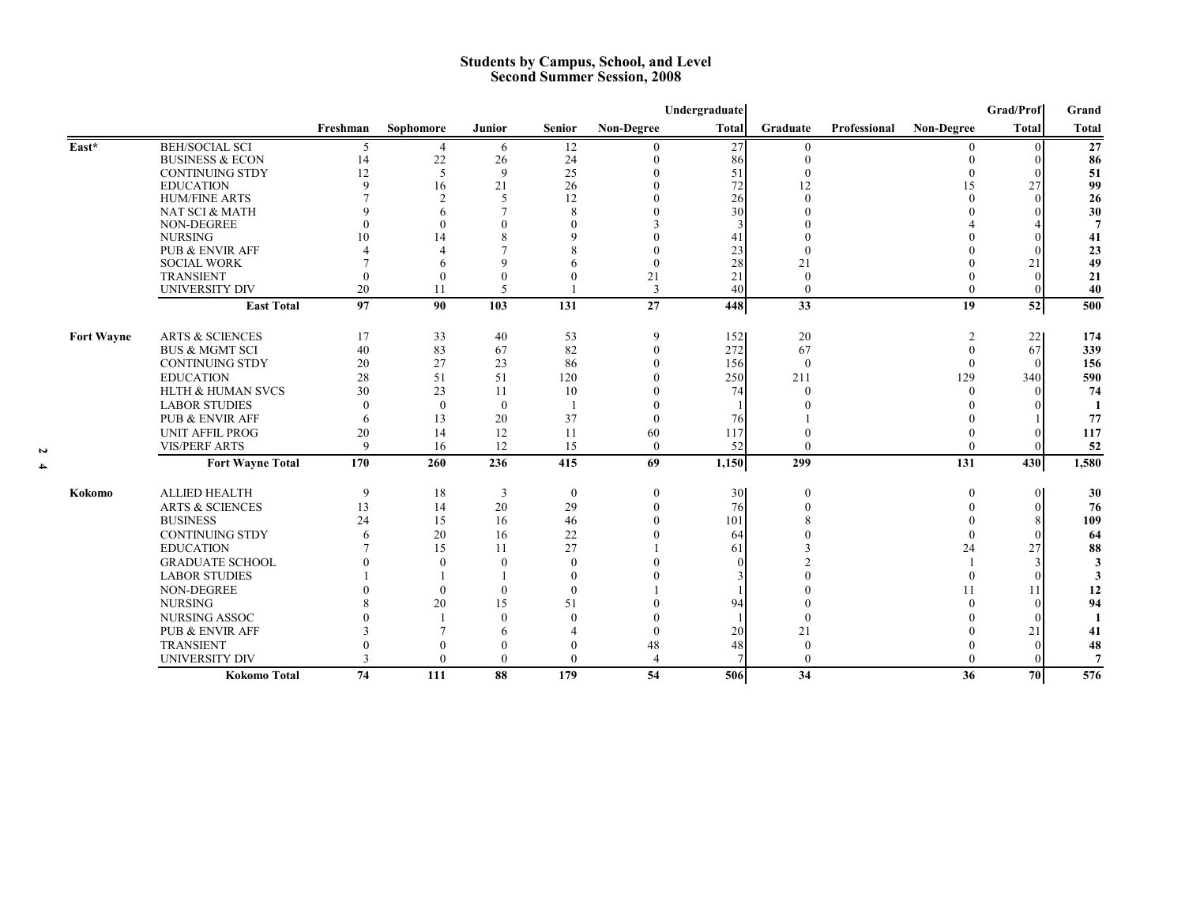# Students by Campus, School, and Level
## Second Summer Session, 2008

| | | Freshman | Sophomore | Junior | Senior | Non-Degree | Undergraduate Total | Graduate | Professional | Non-Degree | Grad/Prof Total | Grand Total |
|---|---|---|---|---|---|---|---|---|---|---|---|---|
| East* | BEH/SOCIAL SCI | 5 | 4 | 6 | 12 | 0 | 27 | 0 | | 0 | 0 | **27** |
| | BUSINESS & ECON | 14 | 22 | 26 | 24 | 0 | 86 | 0 | | 0 | 0 | **86** |
| | CONTINUING STDY | 12 | 5 | 9 | 25 | 0 | 51 | 0 | | 0 | 0 | **51** |
| | EDUCATION | 9 | 16 | 21 | 26 | 0 | 72 | 12 | | 15 | 27 | **99** |
| | HUM/FINE ARTS | 7 | 2 | 5 | 12 | 0 | 26 | 0 | | 0 | 0 | **26** |
| | NAT SCI & MATH | 9 | 6 | 7 | 8 | 0 | 30 | 0 | | 0 | 0 | **30** |
| | NON-DEGREE | 0 | 0 | 0 | 0 | 3 | 3 | 0 | | 4 | 4 | **7** |
| | NURSING | 10 | 14 | 8 | 9 | 0 | 41 | 0 | | 0 | 0 | **41** |
| | PUB & ENVIR AFF | 4 | 4 | 7 | 8 | 0 | 23 | 0 | | 0 | 0 | **23** |
| | SOCIAL WORK | 7 | 6 | 9 | 6 | 0 | 28 | 21 | | 0 | 21 | **49** |
| | TRANSIENT | 0 | 0 | 0 | 0 | 21 | 21 | 0 | | 0 | 0 | **21** |
| | UNIVERSITY DIV | 20 | 11 | 5 | 1 | 3 | 40 | 0 | | 0 | 0 | **40** |
| | **East Total** | **97** | **90** | **103** | **131** | **27** | **448** | **33** | | **19** | **52** | **500** |
| Fort Wayne | ARTS & SCIENCES | 17 | 33 | 40 | 53 | 9 | 152 | 20 | | 2 | 22 | **174** |
| | BUS & MGMT SCI | 40 | 83 | 67 | 82 | 0 | 272 | 67 | | 0 | 67 | **339** |
| | CONTINUING STDY | 20 | 27 | 23 | 86 | 0 | 156 | 0 | | 0 | 0 | **156** |
| | EDUCATION | 28 | 51 | 51 | 120 | 0 | 250 | 211 | | 129 | 340 | **590** |
| | HLTH & HUMAN SVCS | 30 | 23 | 11 | 10 | 0 | 74 | 0 | | 0 | 0 | **74** |
| | LABOR STUDIES | 0 | 0 | 0 | 1 | 0 | 1 | 0 | | 0 | 0 | **1** |
| | PUB & ENVIR AFF | 6 | 13 | 20 | 37 | 0 | 76 | 1 | | 0 | 1 | **77** |
| | UNIT AFFIL PROG | 20 | 14 | 12 | 11 | 60 | 117 | 0 | | 0 | 0 | **117** |
| | VIS/PERF ARTS | 9 | 16 | 12 | 15 | 0 | 52 | 0 | | 0 | 0 | **52** |
| | **Fort Wayne Total** | **170** | **260** | **236** | **415** | **69** | **1,150** | **299** | | **131** | **430** | **1,580** |
| Kokomo | ALLIED HEALTH | 9 | 18 | 3 | 0 | 0 | 30 | 0 | | 0 | 0 | **30** |
| | ARTS & SCIENCES | 13 | 14 | 20 | 29 | 0 | 76 | 0 | | 0 | 0 | **76** |
| | BUSINESS | 24 | 15 | 16 | 46 | 0 | 101 | 8 | | 0 | 8 | **109** |
| | CONTINUING STDY | 6 | 20 | 16 | 22 | 0 | 64 | 0 | | 0 | 0 | **64** |
| | EDUCATION | 7 | 15 | 11 | 27 | 1 | 61 | 3 | | 24 | 27 | **88** |
| | GRADUATE SCHOOL | 0 | 0 | 0 | 0 | 0 | 0 | 2 | | 1 | 3 | **3** |
| | LABOR STUDIES | 1 | 1 | 1 | 0 | 0 | 3 | 0 | | 0 | 0 | **3** |
| | NON-DEGREE | 0 | 0 | 0 | 0 | 1 | 1 | 0 | | 11 | 11 | **12** |
| | NURSING | 8 | 20 | 15 | 51 | 0 | 94 | 0 | | 0 | 0 | **94** |
| | NURSING ASSOC | 0 | 1 | 0 | 0 | 0 | 1 | 0 | | 0 | 0 | **1** |
| | PUB & ENVIR AFF | 3 | 7 | 6 | 4 | 0 | 20 | 21 | | 0 | 21 | **41** |
| | TRANSIENT | 0 | 0 | 0 | 0 | 48 | 48 | 0 | | 0 | 0 | **48** |
| | UNIVERSITY DIV | 3 | 0 | 0 | 0 | 4 | 7 | 0 | | 0 | 0 | **7** |
| | **Kokomo Total** | **74** | **111** | **88** | **179** | **54** | **506** | **34** | | **36** | **70** | **576** |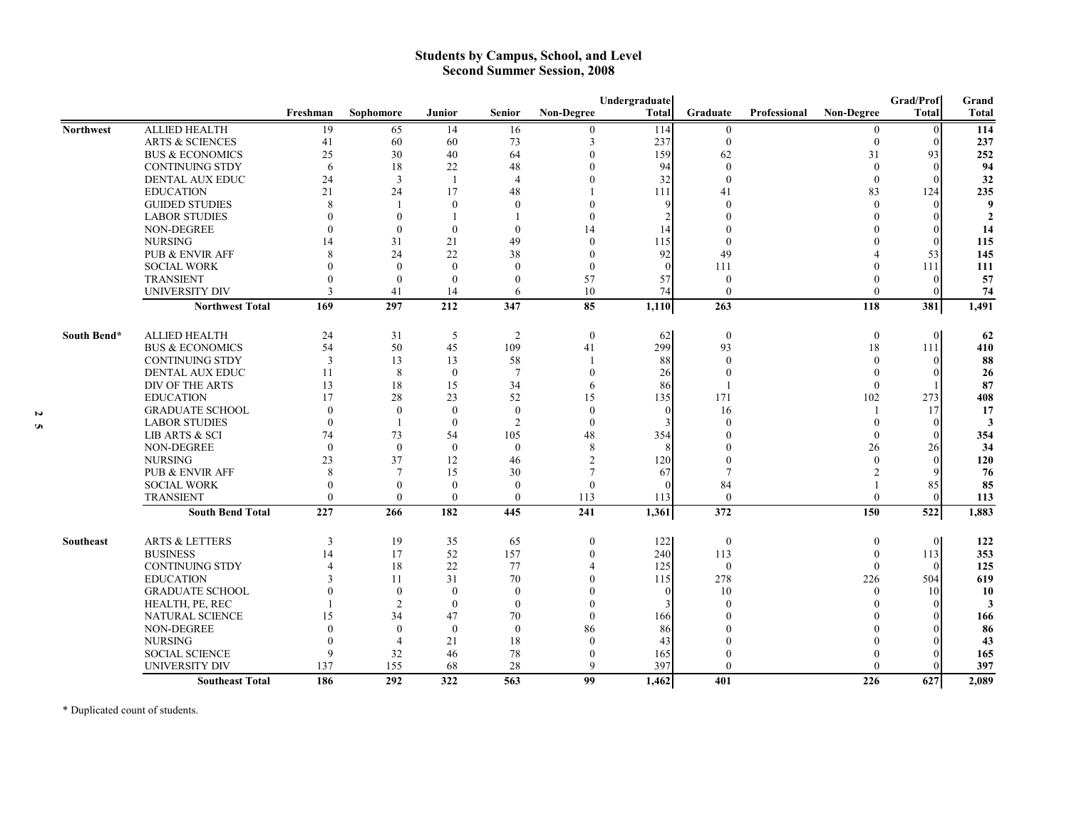# Students by Campus, School, and Level
## Second Summer Session, 2008

| | | Freshman | Sophomore | Junior | Senior | Non-Degree | Undergraduate Total | Graduate | Professional | Non-Degree | Grad/Prof Total | Grand Total |
|---|---|---|---|---|---|---|---|---|---|---|---|---|
| **Northwest** | ALLIED HEALTH | 19 | 65 | 14 | 16 | 0 | 114 | 0 | | 0 | 0 | **114** |
| | ARTS & SCIENCES | 41 | 60 | 60 | 73 | 3 | 237 | 0 | | 0 | 0 | **237** |
| | BUS & ECONOMICS | 25 | 30 | 40 | 64 | 0 | 159 | 62 | | 31 | 93 | **252** |
| | CONTINUING STDY | 6 | 18 | 22 | 48 | 0 | 94 | 0 | | 0 | 0 | **94** |
| | DENTAL AUX EDUC | 24 | 3 | 1 | 4 | 0 | 32 | 0 | | 0 | 0 | **32** |
| | EDUCATION | 21 | 24 | 17 | 48 | 1 | 111 | 41 | | 83 | 124 | **235** |
| | GUIDED STUDIES | 8 | 1 | 0 | 0 | 0 | 9 | 0 | | 0 | 0 | **9** |
| | LABOR STUDIES | 0 | 0 | 1 | 1 | 0 | 2 | 0 | | 0 | 0 | **2** |
| | NON-DEGREE | 0 | 0 | 0 | 0 | 14 | 14 | 0 | | 0 | 0 | **14** |
| | NURSING | 14 | 31 | 21 | 49 | 0 | 115 | 0 | | 0 | 0 | **115** |
| | PUB & ENVIR AFF | 8 | 24 | 22 | 38 | 0 | 92 | 49 | | 4 | 53 | **145** |
| | SOCIAL WORK | 0 | 0 | 0 | 0 | 0 | 0 | 111 | | 0 | 111 | **111** |
| | TRANSIENT | 0 | 0 | 0 | 0 | 57 | 57 | 0 | | 0 | 0 | **57** |
| | UNIVERSITY DIV | 3 | 41 | 14 | 6 | 10 | 74 | 0 | | 0 | 0 | **74** |
| | **Northwest Total** | **169** | **297** | **212** | **347** | **85** | **1,110** | **263** | | **118** | **381** | **1,491** |
| **South Bend*** | ALLIED HEALTH | 24 | 31 | 5 | 2 | 0 | 62 | 0 | | 0 | 0 | **62** |
| | BUS & ECONOMICS | 54 | 50 | 45 | 109 | 41 | 299 | 93 | | 18 | 111 | **410** |
| | CONTINUING STDY | 3 | 13 | 13 | 58 | 1 | 88 | 0 | | 0 | 0 | **88** |
| | DENTAL AUX EDUC | 11 | 8 | 0 | 7 | 0 | 26 | 0 | | 0 | 0 | **26** |
| | DIV OF THE ARTS | 13 | 18 | 15 | 34 | 6 | 86 | 1 | | 0 | 1 | **87** |
| | EDUCATION | 17 | 28 | 23 | 52 | 15 | 135 | 171 | | 102 | 273 | **408** |
| | GRADUATE SCHOOL | 0 | 0 | 0 | 0 | 0 | 0 | 16 | | 1 | 17 | **17** |
| | LABOR STUDIES | 0 | 1 | 0 | 2 | 0 | 3 | 0 | | 0 | 0 | **3** |
| | LIB ARTS & SCI | 74 | 73 | 54 | 105 | 48 | 354 | 0 | | 0 | 0 | **354** |
| | NON-DEGREE | 0 | 0 | 0 | 0 | 8 | 8 | 0 | | 26 | 26 | **34** |
| | NURSING | 23 | 37 | 12 | 46 | 2 | 120 | 0 | | 0 | 0 | **120** |
| | PUB & ENVIR AFF | 8 | 7 | 15 | 30 | 7 | 67 | 7 | | 2 | 9 | **76** |
| | SOCIAL WORK | 0 | 0 | 0 | 0 | 0 | 0 | 84 | | 1 | 85 | **85** |
| | TRANSIENT | 0 | 0 | 0 | 0 | 113 | 113 | 0 | | 0 | 0 | **113** |
| | **South Bend Total** | **227** | **266** | **182** | **445** | **241** | **1,361** | **372** | | **150** | **522** | **1,883** |
| **Southeast** | ARTS & LETTERS | 3 | 19 | 35 | 65 | 0 | 122 | 0 | | 0 | 0 | **122** |
| | BUSINESS | 14 | 17 | 52 | 157 | 0 | 240 | 113 | | 0 | 113 | **353** |
| | CONTINUING STDY | 4 | 18 | 22 | 77 | 4 | 125 | 0 | | 0 | 0 | **125** |
| | EDUCATION | 3 | 11 | 31 | 70 | 0 | 115 | 278 | | 226 | 504 | **619** |
| | GRADUATE SCHOOL | 0 | 0 | 0 | 0 | 0 | 0 | 10 | | 0 | 10 | **10** |
| | HEALTH, PE, REC | 1 | 2 | 0 | 0 | 0 | 3 | 0 | | 0 | 0 | **3** |
| | NATURAL SCIENCE | 15 | 34 | 47 | 70 | 0 | 166 | 0 | | 0 | 0 | **166** |
| | NON-DEGREE | 0 | 0 | 0 | 0 | 86 | 86 | 0 | | 0 | 0 | **86** |
| | NURSING | 0 | 4 | 21 | 18 | 0 | 43 | 0 | | 0 | 0 | **43** |
| | SOCIAL SCIENCE | 9 | 32 | 46 | 78 | 0 | 165 | 0 | | 0 | 0 | **165** |
| | UNIVERSITY DIV | 137 | 155 | 68 | 28 | 9 | 397 | 0 | | 0 | 0 | **397** |
| | **Southeast Total** | **186** | **292** | **322** | **563** | **99** | **1,462** | **401** | | **226** | **627** | **2,089** |

\* Duplicated count of students.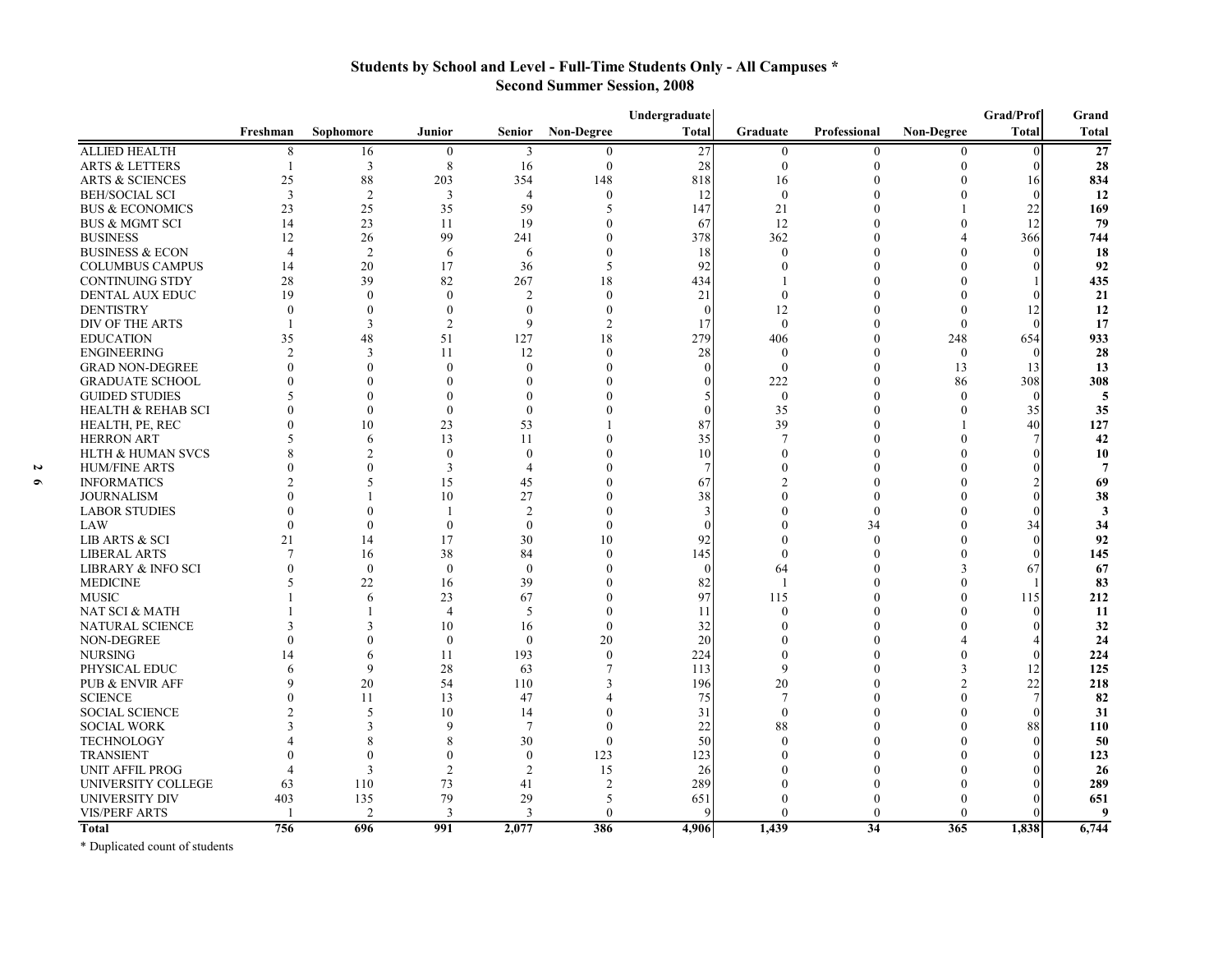## Students by School and Level - Full-Time Students Only - All Campuses *
### Second Summer Session, 2008

| | Freshman | Sophomore | Junior | Senior | Non-Degree | Undergraduate Total | Graduate | Professional | Non-Degree | Grad/Prof Total | Grand Total |
|---|---|---|---|---|---|---|---|---|---|---|---|
| ALLIED HEALTH | 8 | 16 | 0 | 3 | 0 | 27 | 0 | 0 | 0 | 0 | **27** |
| ARTS & LETTERS | 1 | 3 | 8 | 16 | 0 | 28 | 0 | 0 | 0 | 0 | **28** |
| ARTS & SCIENCES | 25 | 88 | 203 | 354 | 148 | 818 | 16 | 0 | 0 | 16 | **834** |
| BEH/SOCIAL SCI | 3 | 2 | 3 | 4 | 0 | 12 | 0 | 0 | 0 | 0 | **12** |
| BUS & ECONOMICS | 23 | 25 | 35 | 59 | 5 | 147 | 21 | 0 | 1 | 22 | **169** |
| BUS & MGMT SCI | 14 | 23 | 11 | 19 | 0 | 67 | 12 | 0 | 0 | 12 | **79** |
| BUSINESS | 12 | 26 | 99 | 241 | 0 | 378 | 362 | 0 | 4 | 366 | **744** |
| BUSINESS & ECON | 4 | 2 | 6 | 6 | 0 | 18 | 0 | 0 | 0 | 0 | **18** |
| COLUMBUS CAMPUS | 14 | 20 | 17 | 36 | 5 | 92 | 0 | 0 | 0 | 0 | **92** |
| CONTINUING STDY | 28 | 39 | 82 | 267 | 18 | 434 | 1 | 0 | 0 | 1 | **435** |
| DENTAL AUX EDUC | 19 | 0 | 0 | 2 | 0 | 21 | 0 | 0 | 0 | 0 | **21** |
| DENTISTRY | 0 | 0 | 0 | 0 | 0 | 0 | 12 | 0 | 0 | 12 | **12** |
| DIV OF THE ARTS | 1 | 3 | 2 | 9 | 2 | 17 | 0 | 0 | 0 | 0 | **17** |
| EDUCATION | 35 | 48 | 51 | 127 | 18 | 279 | 406 | 0 | 248 | 654 | **933** |
| ENGINEERING | 2 | 3 | 11 | 12 | 0 | 28 | 0 | 0 | 0 | 0 | **28** |
| GRAD NON-DEGREE | 0 | 0 | 0 | 0 | 0 | 0 | 0 | 0 | 13 | 13 | **13** |
| GRADUATE SCHOOL | 0 | 0 | 0 | 0 | 0 | 0 | 222 | 0 | 86 | 308 | **308** |
| GUIDED STUDIES | 5 | 0 | 0 | 0 | 0 | 5 | 0 | 0 | 0 | 0 | **5** |
| HEALTH & REHAB SCI | 0 | 0 | 0 | 0 | 0 | 0 | 35 | 0 | 0 | 35 | **35** |
| HEALTH, PE, REC | 0 | 10 | 23 | 53 | 1 | 87 | 39 | 0 | 1 | 40 | **127** |
| HERRON ART | 5 | 6 | 13 | 11 | 0 | 35 | 7 | 0 | 0 | 7 | **42** |
| HLTH & HUMAN SVCS | 8 | 2 | 0 | 0 | 0 | 10 | 0 | 0 | 0 | 0 | **10** |
| HUM/FINE ARTS | 0 | 0 | 3 | 4 | 0 | 7 | 0 | 0 | 0 | 0 | **7** |
| INFORMATICS | 2 | 5 | 15 | 45 | 0 | 67 | 2 | 0 | 0 | 2 | **69** |
| JOURNALISM | 0 | 1 | 10 | 27 | 0 | 38 | 0 | 0 | 0 | 0 | **38** |
| LABOR STUDIES | 0 | 0 | 1 | 2 | 0 | 3 | 0 | 0 | 0 | 0 | **3** |
| LAW | 0 | 0 | 0 | 0 | 0 | 0 | 0 | 34 | 0 | 34 | **34** |
| LIB ARTS & SCI | 21 | 14 | 17 | 30 | 10 | 92 | 0 | 0 | 0 | 0 | **92** |
| LIBERAL ARTS | 7 | 16 | 38 | 84 | 0 | 145 | 0 | 0 | 0 | 0 | **145** |
| LIBRARY & INFO SCI | 0 | 0 | 0 | 0 | 0 | 0 | 64 | 0 | 3 | 67 | **67** |
| MEDICINE | 5 | 22 | 16 | 39 | 0 | 82 | 1 | 0 | 0 | 1 | **83** |
| MUSIC | 1 | 6 | 23 | 67 | 0 | 97 | 115 | 0 | 0 | 115 | **212** |
| NAT SCI & MATH | 1 | 1 | 4 | 5 | 0 | 11 | 0 | 0 | 0 | 0 | **11** |
| NATURAL SCIENCE | 3 | 3 | 10 | 16 | 0 | 32 | 0 | 0 | 0 | 0 | **32** |
| NON-DEGREE | 0 | 0 | 0 | 0 | 20 | 20 | 0 | 0 | 4 | 4 | **24** |
| NURSING | 14 | 6 | 11 | 193 | 0 | 224 | 0 | 0 | 0 | 0 | **224** |
| PHYSICAL EDUC | 6 | 9 | 28 | 63 | 7 | 113 | 9 | 0 | 3 | 12 | **125** |
| PUB & ENVIR AFF | 9 | 20 | 54 | 110 | 3 | 196 | 20 | 0 | 2 | 22 | **218** |
| SCIENCE | 0 | 11 | 13 | 47 | 4 | 75 | 7 | 0 | 0 | 7 | **82** |
| SOCIAL SCIENCE | 2 | 5 | 10 | 14 | 0 | 31 | 0 | 0 | 0 | 0 | **31** |
| SOCIAL WORK | 3 | 3 | 9 | 7 | 0 | 22 | 88 | 0 | 0 | 88 | **110** |
| TECHNOLOGY | 4 | 8 | 8 | 30 | 0 | 50 | 0 | 0 | 0 | 0 | **50** |
| TRANSIENT | 0 | 0 | 0 | 0 | 123 | 123 | 0 | 0 | 0 | 0 | **123** |
| UNIT AFFIL PROG | 4 | 3 | 2 | 2 | 15 | 26 | 0 | 0 | 0 | 0 | **26** |
| UNIVERSITY COLLEGE | 63 | 110 | 73 | 41 | 2 | 289 | 0 | 0 | 0 | 0 | **289** |
| UNIVERSITY DIV | 403 | 135 | 79 | 29 | 5 | 651 | 0 | 0 | 0 | 0 | **651** |
| VIS/PERF ARTS | 1 | 2 | 3 | 3 | 0 | 9 | 0 | 0 | 0 | 0 | **9** |
| **Total** | **756** | **696** | **991** | **2,077** | **386** | **4,906** | **1,439** | **34** | **365** | **1,838** | **6,744** |

* Duplicated count of students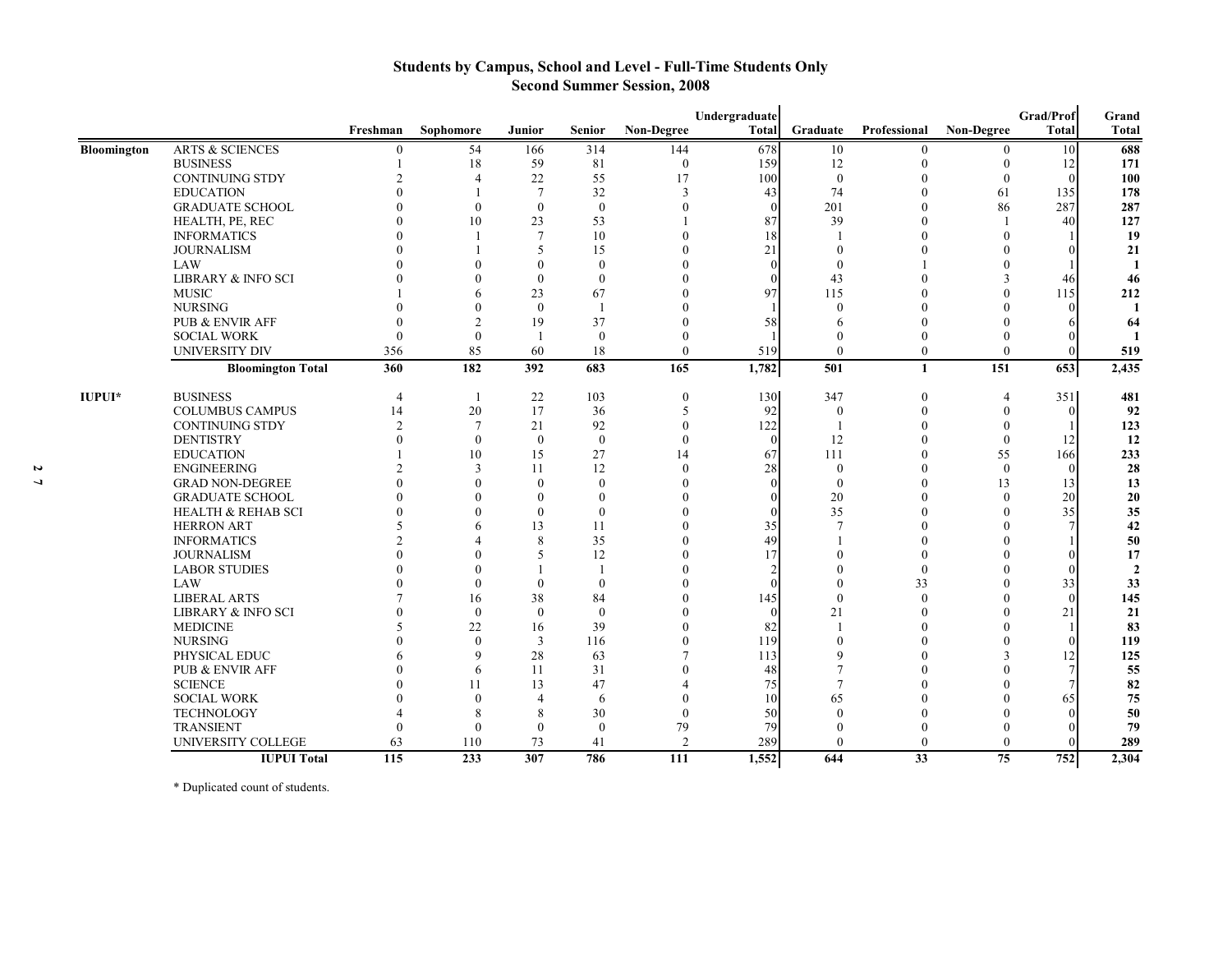# Students by Campus, School and Level - Full-Time Students Only
## Second Summer Session, 2008

| | | Freshman | Sophomore | Junior | Senior | Non-Degree | Undergraduate Total | Graduate | Professional | Non-Degree | Grad/Prof Total | Grand Total |
|---|---|---|---|---|---|---|---|---|---|---|---|---|
| **Bloomington** | ARTS & SCIENCES | 0 | 54 | 166 | 314 | 144 | 678 | 10 | 0 | 0 | 10 | **688** |
| | BUSINESS | 1 | 18 | 59 | 81 | 0 | 159 | 12 | 0 | 0 | 12 | **171** |
| | CONTINUING STDY | 2 | 4 | 22 | 55 | 17 | 100 | 0 | 0 | 0 | 0 | **100** |
| | EDUCATION | 0 | 1 | 7 | 32 | 3 | 43 | 74 | 0 | 61 | 135 | **178** |
| | GRADUATE SCHOOL | 0 | 0 | 0 | 0 | 0 | 0 | 201 | 0 | 86 | 287 | **287** |
| | HEALTH, PE, REC | 0 | 10 | 23 | 53 | 1 | 87 | 39 | 0 | 1 | 40 | **127** |
| | INFORMATICS | 0 | 1 | 7 | 10 | 0 | 18 | 1 | 0 | 0 | 1 | **19** |
| | JOURNALISM | 0 | 1 | 5 | 15 | 0 | 21 | 0 | 0 | 0 | 0 | **21** |
| | LAW | 0 | 0 | 0 | 0 | 0 | 0 | 0 | 1 | 0 | 1 | **1** |
| | LIBRARY & INFO SCI | 0 | 0 | 0 | 0 | 0 | 0 | 43 | 0 | 3 | 46 | **46** |
| | MUSIC | 1 | 6 | 23 | 67 | 0 | 97 | 115 | 0 | 0 | 115 | **212** |
| | NURSING | 0 | 0 | 0 | 1 | 0 | 1 | 0 | 0 | 0 | 0 | **1** |
| | PUB & ENVIR AFF | 0 | 2 | 19 | 37 | 0 | 58 | 6 | 0 | 0 | 6 | **64** |
| | SOCIAL WORK | 0 | 0 | 1 | 0 | 0 | 1 | 0 | 0 | 0 | 0 | **1** |
| | UNIVERSITY DIV | 356 | 85 | 60 | 18 | 0 | 519 | 0 | 0 | 0 | 0 | **519** |
| | **Bloomington Total** | **360** | **182** | **392** | **683** | **165** | **1,782** | **501** | **1** | **151** | **653** | **2,435** |
| **IUPUI*** | BUSINESS | 4 | 1 | 22 | 103 | 0 | 130 | 347 | 0 | 4 | 351 | **481** |
| | COLUMBUS CAMPUS | 14 | 20 | 17 | 36 | 5 | 92 | 0 | 0 | 0 | 0 | **92** |
| | CONTINUING STDY | 2 | 7 | 21 | 92 | 0 | 122 | 1 | 0 | 0 | 1 | **123** |
| | DENTISTRY | 0 | 0 | 0 | 0 | 0 | 0 | 12 | 0 | 0 | 12 | **12** |
| | EDUCATION | 1 | 10 | 15 | 27 | 14 | 67 | 111 | 0 | 55 | 166 | **233** |
| | ENGINEERING | 2 | 3 | 11 | 12 | 0 | 28 | 0 | 0 | 0 | 0 | **28** |
| | GRAD NON-DEGREE | 0 | 0 | 0 | 0 | 0 | 0 | 0 | 0 | 13 | 13 | **13** |
| | GRADUATE SCHOOL | 0 | 0 | 0 | 0 | 0 | 0 | 20 | 0 | 0 | 20 | **20** |
| | HEALTH & REHAB SCI | 0 | 0 | 0 | 0 | 0 | 0 | 35 | 0 | 0 | 35 | **35** |
| | HERRON ART | 5 | 6 | 13 | 11 | 0 | 35 | 7 | 0 | 0 | 7 | **42** |
| | INFORMATICS | 2 | 4 | 8 | 35 | 0 | 49 | 1 | 0 | 0 | 1 | **50** |
| | JOURNALISM | 0 | 0 | 5 | 12 | 0 | 17 | 0 | 0 | 0 | 0 | **17** |
| | LABOR STUDIES | 0 | 0 | 1 | 1 | 0 | 2 | 0 | 0 | 0 | 0 | **2** |
| | LAW | 0 | 0 | 0 | 0 | 0 | 0 | 0 | 33 | 0 | 33 | **33** |
| | LIBERAL ARTS | 7 | 16 | 38 | 84 | 0 | 145 | 0 | 0 | 0 | 0 | **145** |
| | LIBRARY & INFO SCI | 0 | 0 | 0 | 0 | 0 | 0 | 21 | 0 | 0 | 21 | **21** |
| | MEDICINE | 5 | 22 | 16 | 39 | 0 | 82 | 1 | 0 | 0 | 1 | **83** |
| | NURSING | 0 | 0 | 3 | 116 | 0 | 119 | 0 | 0 | 0 | 0 | **119** |
| | PHYSICAL EDUC | 6 | 9 | 28 | 63 | 7 | 113 | 9 | 0 | 3 | 12 | **125** |
| | PUB & ENVIR AFF | 0 | 6 | 11 | 31 | 0 | 48 | 7 | 0 | 0 | 7 | **55** |
| | SCIENCE | 0 | 11 | 13 | 47 | 4 | 75 | 7 | 0 | 0 | 7 | **82** |
| | SOCIAL WORK | 0 | 0 | 4 | 6 | 0 | 10 | 65 | 0 | 0 | 65 | **75** |
| | TECHNOLOGY | 4 | 8 | 8 | 30 | 0 | 50 | 0 | 0 | 0 | 0 | **50** |
| | TRANSIENT | 0 | 0 | 0 | 0 | 79 | 79 | 0 | 0 | 0 | 0 | **79** |
| | UNIVERSITY COLLEGE | 63 | 110 | 73 | 41 | 2 | 289 | 0 | 0 | 0 | 0 | **289** |
| | **IUPUI Total** | **115** | **233** | **307** | **786** | **111** | **1,552** | **644** | **33** | **75** | **752** | **2,304** |

* Duplicated count of students.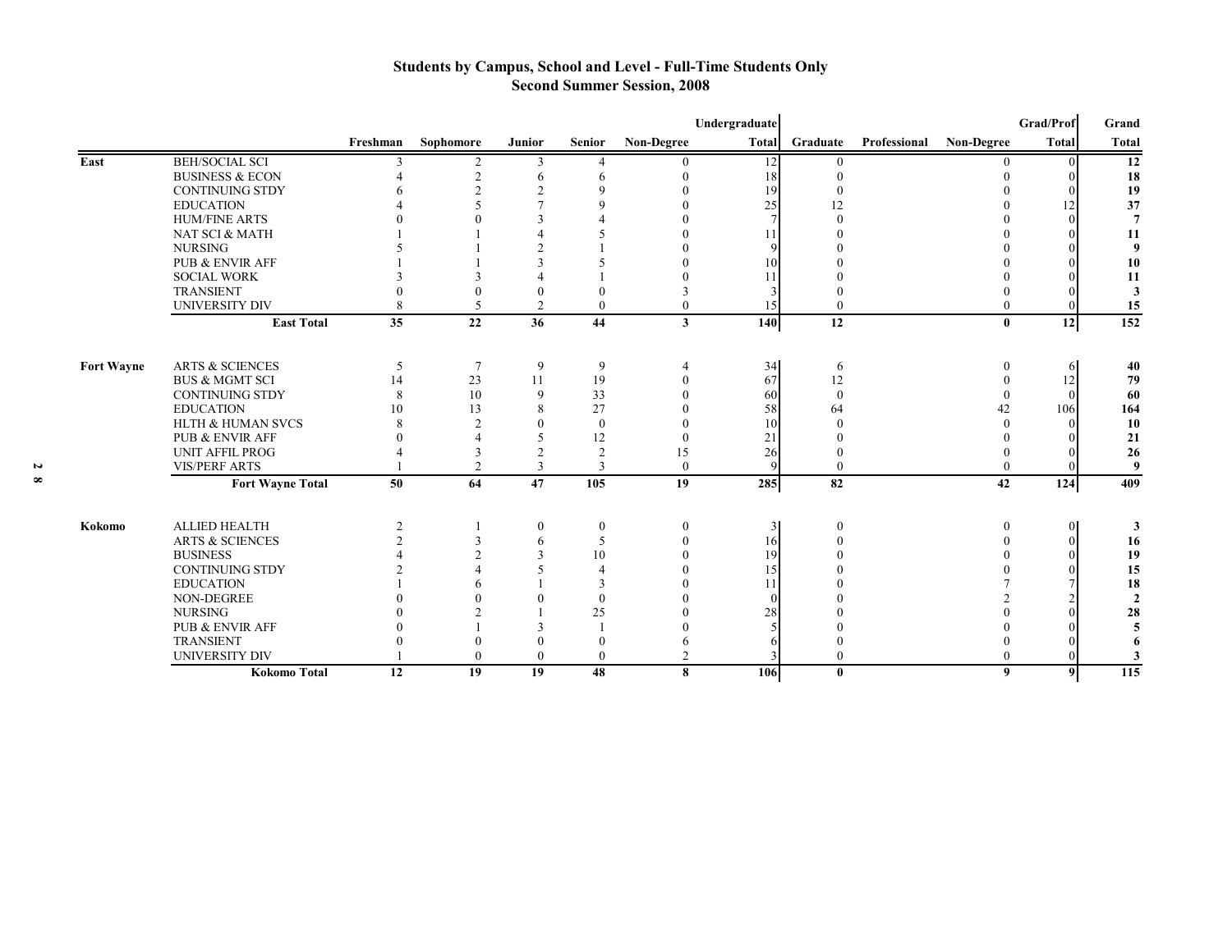## Students by Campus, School and Level - Full-Time Students Only
## Second Summer Session, 2008

| | | Freshman | Sophomore | Junior | Senior | Non-Degree | Undergraduate Total | Graduate | Professional | Non-Degree | Grad/Prof Total | Grand Total |
|---|---|---|---|---|---|---|---|---|---|---|---|---|
| East | BEH/SOCIAL SCI | 3 | 2 | 3 | 4 | 0 | 12 | 0 | | 0 | 0 | **12** |
| | BUSINESS & ECON | 4 | 2 | 6 | 6 | 0 | 18 | 0 | | 0 | 0 | **18** |
| | CONTINUING STDY | 6 | 2 | 2 | 9 | 0 | 19 | 0 | | 0 | 0 | **19** |
| | EDUCATION | 4 | 5 | 7 | 9 | 0 | 25 | 12 | | 0 | 12 | **37** |
| | HUM/FINE ARTS | 0 | 0 | 3 | 4 | 0 | 7 | 0 | | 0 | 0 | **7** |
| | NAT SCI & MATH | 1 | 1 | 4 | 5 | 0 | 11 | 0 | | 0 | 0 | **11** |
| | NURSING | 5 | 1 | 2 | 1 | 0 | 9 | 0 | | 0 | 0 | **9** |
| | PUB & ENVIR AFF | 1 | 1 | 3 | 5 | 0 | 10 | 0 | | 0 | 0 | **10** |
| | SOCIAL WORK | 3 | 3 | 4 | 1 | 0 | 11 | 0 | | 0 | 0 | **11** |
| | TRANSIENT | 0 | 0 | 0 | 0 | 3 | 3 | 0 | | 0 | 0 | **3** |
| | UNIVERSITY DIV | 8 | 5 | 2 | 0 | 0 | 15 | 0 | | 0 | 0 | **15** |
| | **East Total** | **35** | **22** | **36** | **44** | **3** | **140** | **12** | | **0** | **12** | **152** |
| Fort Wayne | ARTS & SCIENCES | 5 | 7 | 9 | 9 | 4 | 34 | 6 | | 0 | 6 | **40** |
| | BUS & MGMT SCI | 14 | 23 | 11 | 19 | 0 | 67 | 12 | | 0 | 12 | **79** |
| | CONTINUING STDY | 8 | 10 | 9 | 33 | 0 | 60 | 0 | | 0 | 0 | **60** |
| | EDUCATION | 10 | 13 | 8 | 27 | 0 | 58 | 64 | | 42 | 106 | **164** |
| | HLTH & HUMAN SVCS | 8 | 2 | 0 | 0 | 0 | 10 | 0 | | 0 | 0 | **10** |
| | PUB & ENVIR AFF | 0 | 4 | 5 | 12 | 0 | 21 | 0 | | 0 | 0 | **21** |
| | UNIT AFFIL PROG | 4 | 3 | 2 | 2 | 15 | 26 | 0 | | 0 | 0 | **26** |
| | VIS/PERF ARTS | 1 | 2 | 3 | 3 | 0 | 9 | 0 | | 0 | 0 | **9** |
| | **Fort Wayne Total** | **50** | **64** | **47** | **105** | **19** | **285** | **82** | | **42** | **124** | **409** |
| Kokomo | ALLIED HEALTH | 2 | 1 | 0 | 0 | 0 | 3 | 0 | | 0 | 0 | **3** |
| | ARTS & SCIENCES | 2 | 3 | 6 | 5 | 0 | 16 | 0 | | 0 | 0 | **16** |
| | BUSINESS | 4 | 2 | 3 | 10 | 0 | 19 | 0 | | 0 | 0 | **19** |
| | CONTINUING STDY | 2 | 4 | 5 | 4 | 0 | 15 | 0 | | 0 | 0 | **15** |
| | EDUCATION | 1 | 6 | 1 | 3 | 0 | 11 | 0 | | 7 | 7 | **18** |
| | NON-DEGREE | 0 | 0 | 0 | 0 | 0 | 0 | 0 | | 2 | 2 | **2** |
| | NURSING | 0 | 2 | 1 | 25 | 0 | 28 | 0 | | 0 | 0 | **28** |
| | PUB & ENVIR AFF | 0 | 1 | 3 | 1 | 0 | 5 | 0 | | 0 | 0 | **5** |
| | TRANSIENT | 0 | 0 | 0 | 0 | 6 | 6 | 0 | | 0 | 0 | **6** |
| | UNIVERSITY DIV | 1 | 0 | 0 | 0 | 2 | 3 | 0 | | 0 | 0 | **3** |
| | **Kokomo Total** | **12** | **19** | **19** | **48** | **8** | **106** | **0** | | **9** | **9** | **115** |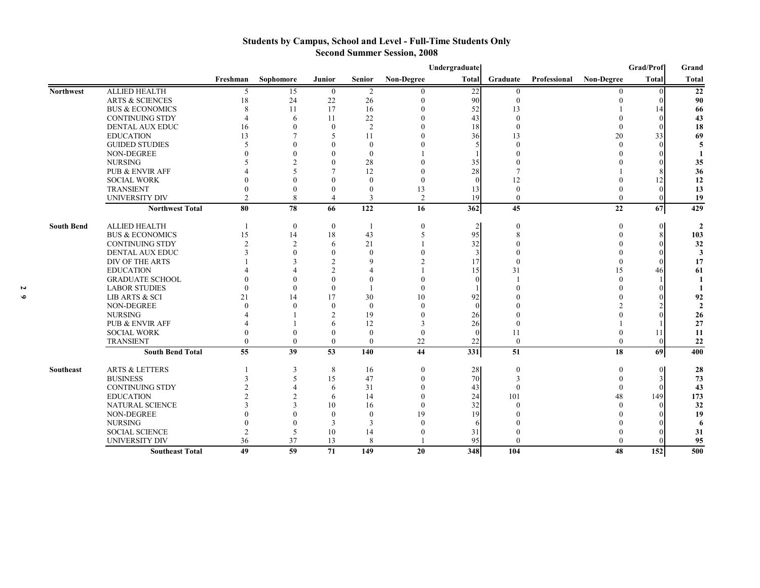# Students by Campus, School and Level - Full-Time Students Only
## Second Summer Session, 2008

| | | Freshman | Sophomore | Junior | Senior | Non-Degree | Undergraduate Total | Graduate | Professional | Non-Degree | Grad/Prof Total | Grand Total |
|---|---|---|---|---|---|---|---|---|---|---|---|---|
| **Northwest** | ALLIED HEALTH | 5 | 15 | 0 | 2 | 0 | 22 | 0 | | 0 | 0 | **22** |
| | ARTS & SCIENCES | 18 | 24 | 22 | 26 | 0 | 90 | 0 | | 0 | 0 | **90** |
| | BUS & ECONOMICS | 8 | 11 | 17 | 16 | 0 | 52 | 13 | | 1 | 14 | **66** |
| | CONTINUING STDY | 4 | 6 | 11 | 22 | 0 | 43 | 0 | | 0 | 0 | **43** |
| | DENTAL AUX EDUC | 16 | 0 | 0 | 2 | 0 | 18 | 0 | | 0 | 0 | **18** |
| | EDUCATION | 13 | 7 | 5 | 11 | 0 | 36 | 13 | | 20 | 33 | **69** |
| | GUIDED STUDIES | 5 | 0 | 0 | 0 | 0 | 5 | 0 | | 0 | 0 | **5** |
| | NON-DEGREE | 0 | 0 | 0 | 0 | 1 | 1 | 0 | | 0 | 0 | **1** |
| | NURSING | 5 | 2 | 0 | 28 | 0 | 35 | 0 | | 0 | 0 | **35** |
| | PUB & ENVIR AFF | 4 | 5 | 7 | 12 | 0 | 28 | 7 | | 1 | 8 | **36** |
| | SOCIAL WORK | 0 | 0 | 0 | 0 | 0 | 0 | 12 | | 0 | 12 | **12** |
| | TRANSIENT | 0 | 0 | 0 | 0 | 13 | 13 | 0 | | 0 | 0 | **13** |
| | UNIVERSITY DIV | 2 | 8 | 4 | 3 | 2 | 19 | 0 | | 0 | 0 | **19** |
| | **Northwest Total** | **80** | **78** | **66** | **122** | **16** | **362** | **45** | | **22** | **67** | **429** |
| **South Bend** | ALLIED HEALTH | 1 | 0 | 0 | 1 | 0 | 2 | 0 | | 0 | 0 | **2** |
| | BUS & ECONOMICS | 15 | 14 | 18 | 43 | 5 | 95 | 8 | | 0 | 8 | **103** |
| | CONTINUING STDY | 2 | 2 | 6 | 21 | 1 | 32 | 0 | | 0 | 0 | **32** |
| | DENTAL AUX EDUC | 3 | 0 | 0 | 0 | 0 | 3 | 0 | | 0 | 0 | **3** |
| | DIV OF THE ARTS | 1 | 3 | 2 | 9 | 2 | 17 | 0 | | 0 | 0 | **17** |
| | EDUCATION | 4 | 4 | 2 | 4 | 1 | 15 | 31 | | 15 | 46 | **61** |
| | GRADUATE SCHOOL | 0 | 0 | 0 | 0 | 0 | 0 | 1 | | 0 | 1 | **1** |
| | LABOR STUDIES | 0 | 0 | 0 | 1 | 0 | 1 | 0 | | 0 | 0 | **1** |
| | LIB ARTS & SCI | 21 | 14 | 17 | 30 | 10 | 92 | 0 | | 0 | 0 | **92** |
| | NON-DEGREE | 0 | 0 | 0 | 0 | 0 | 0 | 0 | | 2 | 2 | **2** |
| | NURSING | 4 | 1 | 2 | 19 | 0 | 26 | 0 | | 0 | 0 | **26** |
| | PUB & ENVIR AFF | 4 | 1 | 6 | 12 | 3 | 26 | 0 | | 1 | 1 | **27** |
| | SOCIAL WORK | 0 | 0 | 0 | 0 | 0 | 0 | 11 | | 0 | 11 | **11** |
| | TRANSIENT | 0 | 0 | 0 | 0 | 22 | 22 | 0 | | 0 | 0 | **22** |
| | **South Bend Total** | **55** | **39** | **53** | **140** | **44** | **331** | **51** | | **18** | **69** | **400** |
| **Southeast** | ARTS & LETTERS | 1 | 3 | 8 | 16 | 0 | 28 | 0 | | 0 | 0 | **28** |
| | BUSINESS | 3 | 5 | 15 | 47 | 0 | 70 | 3 | | 0 | 3 | **73** |
| | CONTINUING STDY | 2 | 4 | 6 | 31 | 0 | 43 | 0 | | 0 | 0 | **43** |
| | EDUCATION | 2 | 2 | 6 | 14 | 0 | 24 | 101 | | 48 | 149 | **173** |
| | NATURAL SCIENCE | 3 | 3 | 10 | 16 | 0 | 32 | 0 | | 0 | 0 | **32** |
| | NON-DEGREE | 0 | 0 | 0 | 0 | 19 | 19 | 0 | | 0 | 0 | **19** |
| | NURSING | 0 | 0 | 3 | 3 | 0 | 6 | 0 | | 0 | 0 | **6** |
| | SOCIAL SCIENCE | 2 | 5 | 10 | 14 | 0 | 31 | 0 | | 0 | 0 | **31** |
| | UNIVERSITY DIV | 36 | 37 | 13 | 8 | 1 | 95 | 0 | | 0 | 0 | **95** |
| | **Southeast Total** | **49** | **59** | **71** | **149** | **20** | **348** | **104** | | **48** | **152** | **500** |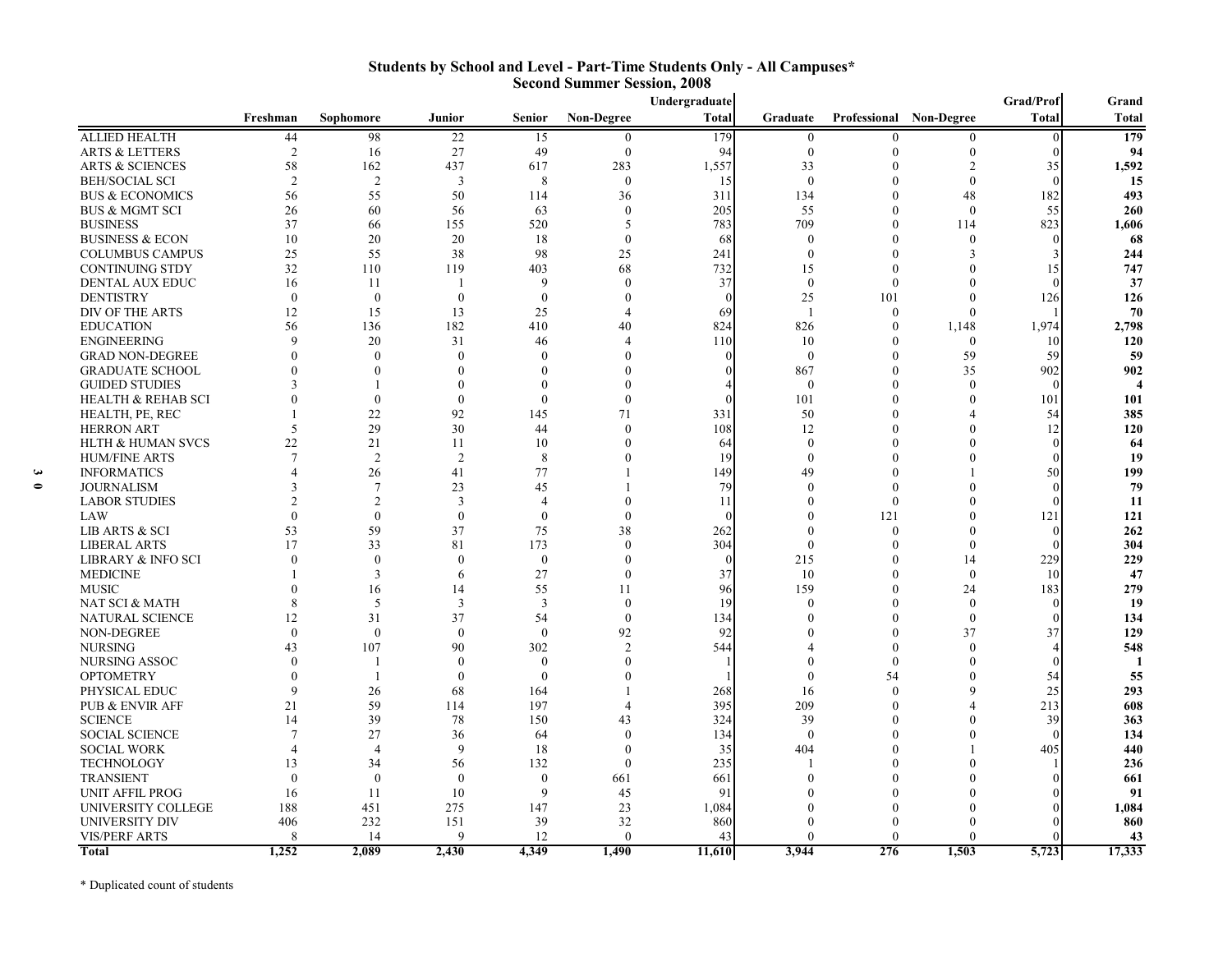## Students by School and Level - Part-Time Students Only - All Campuses*
## Second Summer Session, 2008

| | Freshman | Sophomore | Junior | Senior | Non-Degree | Undergraduate Total | Graduate | Professional | Non-Degree | Grad/Prof Total | Grand Total |
|---|---|---|---|---|---|---|---|---|---|---|---|
| ALLIED HEALTH | 44 | 98 | 22 | 15 | 0 | 179 | 0 | 0 | 0 | 0 | **179** |
| ARTS & LETTERS | 2 | 16 | 27 | 49 | 0 | 94 | 0 | 0 | 0 | 0 | **94** |
| ARTS & SCIENCES | 58 | 162 | 437 | 617 | 283 | 1,557 | 33 | 0 | 2 | 35 | **1,592** |
| BEH/SOCIAL SCI | 2 | 2 | 3 | 8 | 0 | 15 | 0 | 0 | 0 | 0 | **15** |
| BUS & ECONOMICS | 56 | 55 | 50 | 114 | 36 | 311 | 134 | 0 | 48 | 182 | **493** |
| BUS & MGMT SCI | 26 | 60 | 56 | 63 | 0 | 205 | 55 | 0 | 0 | 55 | **260** |
| BUSINESS | 37 | 66 | 155 | 520 | 5 | 783 | 709 | 0 | 114 | 823 | **1,606** |
| BUSINESS & ECON | 10 | 20 | 20 | 18 | 0 | 68 | 0 | 0 | 0 | 0 | **68** |
| COLUMBUS CAMPUS | 25 | 55 | 38 | 98 | 25 | 241 | 0 | 0 | 3 | 3 | **244** |
| CONTINUING STDY | 32 | 110 | 119 | 403 | 68 | 732 | 15 | 0 | 0 | 15 | **747** |
| DENTAL AUX EDUC | 16 | 11 | 1 | 9 | 0 | 37 | 0 | 0 | 0 | 0 | **37** |
| DENTISTRY | 0 | 0 | 0 | 0 | 0 | 0 | 25 | 101 | 0 | 126 | **126** |
| DIV OF THE ARTS | 12 | 15 | 13 | 25 | 4 | 69 | 1 | 0 | 0 | 1 | **70** |
| EDUCATION | 56 | 136 | 182 | 410 | 40 | 824 | 826 | 0 | 1,148 | 1,974 | **2,798** |
| ENGINEERING | 9 | 20 | 31 | 46 | 4 | 110 | 10 | 0 | 0 | 10 | **120** |
| GRAD NON-DEGREE | 0 | 0 | 0 | 0 | 0 | 0 | 0 | 0 | 59 | 59 | **59** |
| GRADUATE SCHOOL | 0 | 0 | 0 | 0 | 0 | 0 | 867 | 0 | 35 | 902 | **902** |
| GUIDED STUDIES | 3 | 1 | 0 | 0 | 0 | 4 | 0 | 0 | 0 | 0 | **4** |
| HEALTH & REHAB SCI | 0 | 0 | 0 | 0 | 0 | 0 | 101 | 0 | 0 | 101 | **101** |
| HEALTH, PE, REC | 1 | 22 | 92 | 145 | 71 | 331 | 50 | 0 | 4 | 54 | **385** |
| HERRON ART | 5 | 29 | 30 | 44 | 0 | 108 | 12 | 0 | 0 | 12 | **120** |
| HLTH & HUMAN SVCS | 22 | 21 | 11 | 10 | 0 | 64 | 0 | 0 | 0 | 0 | **64** |
| HUM/FINE ARTS | 7 | 2 | 2 | 8 | 0 | 19 | 0 | 0 | 0 | 0 | **19** |
| INFORMATICS | 4 | 26 | 41 | 77 | 1 | 149 | 49 | 0 | 1 | 50 | **199** |
| JOURNALISM | 3 | 7 | 23 | 45 | 1 | 79 | 0 | 0 | 0 | 0 | **79** |
| LABOR STUDIES | 2 | 2 | 3 | 4 | 0 | 11 | 0 | 0 | 0 | 0 | **11** |
| LAW | 0 | 0 | 0 | 0 | 0 | 0 | 0 | 121 | 0 | 121 | **121** |
| LIB ARTS & SCI | 53 | 59 | 37 | 75 | 38 | 262 | 0 | 0 | 0 | 0 | **262** |
| LIBERAL ARTS | 17 | 33 | 81 | 173 | 0 | 304 | 0 | 0 | 0 | 0 | **304** |
| LIBRARY & INFO SCI | 0 | 0 | 0 | 0 | 0 | 0 | 215 | 0 | 14 | 229 | **229** |
| MEDICINE | 1 | 3 | 6 | 27 | 0 | 37 | 10 | 0 | 0 | 10 | **47** |
| MUSIC | 0 | 16 | 14 | 55 | 11 | 96 | 159 | 0 | 24 | 183 | **279** |
| NAT SCI & MATH | 8 | 5 | 3 | 3 | 0 | 19 | 0 | 0 | 0 | 0 | **19** |
| NATURAL SCIENCE | 12 | 31 | 37 | 54 | 0 | 134 | 0 | 0 | 0 | 0 | **134** |
| NON-DEGREE | 0 | 0 | 0 | 0 | 92 | 92 | 0 | 0 | 37 | 37 | **129** |
| NURSING | 43 | 107 | 90 | 302 | 2 | 544 | 4 | 0 | 0 | 4 | **548** |
| NURSING ASSOC | 0 | 1 | 0 | 0 | 0 | 1 | 0 | 0 | 0 | 0 | **1** |
| OPTOMETRY | 0 | 1 | 0 | 0 | 0 | 1 | 0 | 54 | 0 | 54 | **55** |
| PHYSICAL EDUC | 9 | 26 | 68 | 164 | 1 | 268 | 16 | 0 | 9 | 25 | **293** |
| PUB & ENVIR AFF | 21 | 59 | 114 | 197 | 4 | 395 | 209 | 0 | 4 | 213 | **608** |
| SCIENCE | 14 | 39 | 78 | 150 | 43 | 324 | 39 | 0 | 0 | 39 | **363** |
| SOCIAL SCIENCE | 7 | 27 | 36 | 64 | 0 | 134 | 0 | 0 | 0 | 0 | **134** |
| SOCIAL WORK | 4 | 4 | 9 | 18 | 0 | 35 | 404 | 0 | 1 | 405 | **440** |
| TECHNOLOGY | 13 | 34 | 56 | 132 | 0 | 235 | 1 | 0 | 0 | 1 | **236** |
| TRANSIENT | 0 | 0 | 0 | 0 | 661 | 661 | 0 | 0 | 0 | 0 | **661** |
| UNIT AFFIL PROG | 16 | 11 | 10 | 9 | 45 | 91 | 0 | 0 | 0 | 0 | **91** |
| UNIVERSITY COLLEGE | 188 | 451 | 275 | 147 | 23 | 1,084 | 0 | 0 | 0 | 0 | **1,084** |
| UNIVERSITY DIV | 406 | 232 | 151 | 39 | 32 | 860 | 0 | 0 | 0 | 0 | **860** |
| VIS/PERF ARTS | 8 | 14 | 9 | 12 | 0 | 43 | 0 | 0 | 0 | 0 | **43** |
| **Total** | **1,252** | **2,089** | **2,430** | **4,349** | **1,490** | **11,610** | **3,944** | **276** | **1,503** | **5,723** | **17,333** |

* Duplicated count of students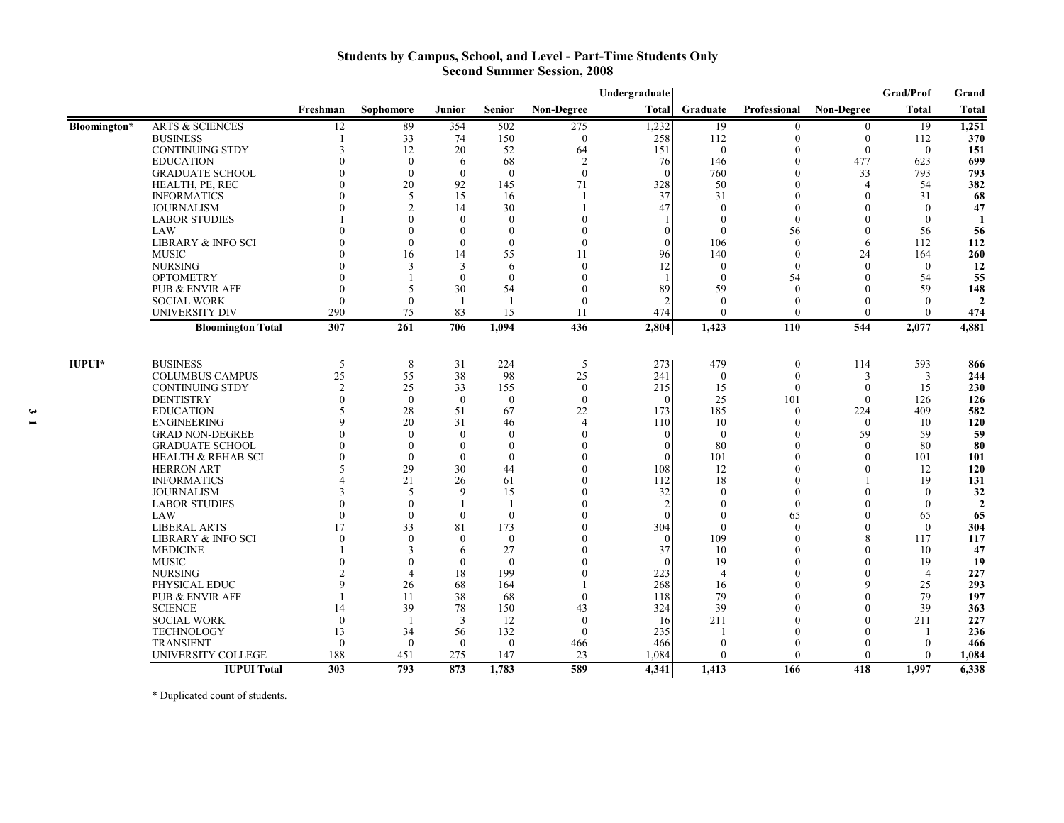## Students by Campus, School, and Level - Part-Time Students Only
## Second Summer Session, 2008

| | | Freshman | Sophomore | Junior | Senior | Non-Degree | Undergraduate Total | Graduate | Professional | Non-Degree | Grad/Prof Total | Grand Total |
|---|---|---|---|---|---|---|---|---|---|---|---|---|
| Bloomington* | ARTS & SCIENCES | 12 | 89 | 354 | 502 | 275 | 1,232 | 19 | 0 | 0 | 19 | **1,251** |
| | BUSINESS | 1 | 33 | 74 | 150 | 0 | 258 | 112 | 0 | 0 | 112 | **370** |
| | CONTINUING STDY | 3 | 12 | 20 | 52 | 64 | 151 | 0 | 0 | 0 | 0 | **151** |
| | EDUCATION | 0 | 0 | 6 | 68 | 2 | 76 | 146 | 0 | 477 | 623 | **699** |
| | GRADUATE SCHOOL | 0 | 0 | 0 | 0 | 0 | 0 | 760 | 0 | 33 | 793 | **793** |
| | HEALTH, PE, REC | 0 | 20 | 92 | 145 | 71 | 328 | 50 | 0 | 4 | 54 | **382** |
| | INFORMATICS | 0 | 5 | 15 | 16 | 1 | 37 | 31 | 0 | 0 | 31 | **68** |
| | JOURNALISM | 0 | 2 | 14 | 30 | 1 | 47 | 0 | 0 | 0 | 0 | **47** |
| | LABOR STUDIES | 1 | 0 | 0 | 0 | 0 | 1 | 0 | 0 | 0 | 0 | **1** |
| | LAW | 0 | 0 | 0 | 0 | 0 | 0 | 0 | 56 | 0 | 56 | **56** |
| | LIBRARY & INFO SCI | 0 | 0 | 0 | 0 | 0 | 0 | 106 | 0 | 6 | 112 | **112** |
| | MUSIC | 0 | 16 | 14 | 55 | 11 | 96 | 140 | 0 | 24 | 164 | **260** |
| | NURSING | 0 | 3 | 3 | 6 | 0 | 12 | 0 | 0 | 0 | 0 | **12** |
| | OPTOMETRY | 0 | 1 | 0 | 0 | 0 | 1 | 0 | 54 | 0 | 54 | **55** |
| | PUB & ENVIR AFF | 0 | 5 | 30 | 54 | 0 | 89 | 59 | 0 | 0 | 59 | **148** |
| | SOCIAL WORK | 0 | 0 | 1 | 1 | 0 | 2 | 0 | 0 | 0 | 0 | **2** |
| | UNIVERSITY DIV | 290 | 75 | 83 | 15 | 11 | 474 | 0 | 0 | 0 | 0 | **474** |
| | **Bloomington Total** | **307** | **261** | **706** | **1,094** | **436** | **2,804** | **1,423** | **110** | **544** | **2,077** | **4,881** |
| IUPUI* | BUSINESS | 5 | 8 | 31 | 224 | 5 | 273 | 479 | 0 | 114 | 593 | **866** |
| | COLUMBUS CAMPUS | 25 | 55 | 38 | 98 | 25 | 241 | 0 | 0 | 3 | 3 | **244** |
| | CONTINUING STDY | 2 | 25 | 33 | 155 | 0 | 215 | 15 | 0 | 0 | 15 | **230** |
| | DENTISTRY | 0 | 0 | 0 | 0 | 0 | 0 | 25 | 101 | 0 | 126 | **126** |
| | EDUCATION | 5 | 28 | 51 | 67 | 22 | 173 | 185 | 0 | 224 | 409 | **582** |
| | ENGINEERING | 9 | 20 | 31 | 46 | 4 | 110 | 10 | 0 | 0 | 10 | **120** |
| | GRAD NON-DEGREE | 0 | 0 | 0 | 0 | 0 | 0 | 0 | 0 | 59 | 59 | **59** |
| | GRADUATE SCHOOL | 0 | 0 | 0 | 0 | 0 | 0 | 80 | 0 | 0 | 80 | **80** |
| | HEALTH & REHAB SCI | 0 | 0 | 0 | 0 | 0 | 0 | 101 | 0 | 0 | 101 | **101** |
| | HERRON ART | 5 | 29 | 30 | 44 | 0 | 108 | 12 | 0 | 0 | 12 | **120** |
| | INFORMATICS | 4 | 21 | 26 | 61 | 0 | 112 | 18 | 0 | 1 | 19 | **131** |
| | JOURNALISM | 3 | 5 | 9 | 15 | 0 | 32 | 0 | 0 | 0 | 0 | **32** |
| | LABOR STUDIES | 0 | 0 | 1 | 1 | 0 | 2 | 0 | 0 | 0 | 0 | **2** |
| | LAW | 0 | 0 | 0 | 0 | 0 | 0 | 0 | 65 | 0 | 65 | **65** |
| | LIBERAL ARTS | 17 | 33 | 81 | 173 | 0 | 304 | 0 | 0 | 0 | 0 | **304** |
| | LIBRARY & INFO SCI | 0 | 0 | 0 | 0 | 0 | 0 | 109 | 0 | 8 | 117 | **117** |
| | MEDICINE | 1 | 3 | 6 | 27 | 0 | 37 | 10 | 0 | 0 | 10 | **47** |
| | MUSIC | 0 | 0 | 0 | 0 | 0 | 0 | 19 | 0 | 0 | 19 | **19** |
| | NURSING | 2 | 4 | 18 | 199 | 0 | 223 | 4 | 0 | 0 | 4 | **227** |
| | PHYSICAL EDUC | 9 | 26 | 68 | 164 | 1 | 268 | 16 | 0 | 9 | 25 | **293** |
| | PUB & ENVIR AFF | 1 | 11 | 38 | 68 | 0 | 118 | 79 | 0 | 0 | 79 | **197** |
| | SCIENCE | 14 | 39 | 78 | 150 | 43 | 324 | 39 | 0 | 0 | 39 | **363** |
| | SOCIAL WORK | 0 | 1 | 3 | 12 | 0 | 16 | 211 | 0 | 0 | 211 | **227** |
| | TECHNOLOGY | 13 | 34 | 56 | 132 | 0 | 235 | 1 | 0 | 0 | 1 | **236** |
| | TRANSIENT | 0 | 0 | 0 | 0 | 466 | 466 | 0 | 0 | 0 | 0 | **466** |
| | UNIVERSITY COLLEGE | 188 | 451 | 275 | 147 | 23 | 1,084 | 0 | 0 | 0 | 0 | **1,084** |
| | **IUPUI Total** | **303** | **793** | **873** | **1,783** | **589** | **4,341** | **1,413** | **166** | **418** | **1,997** | **6,338** |

\* Duplicated count of students.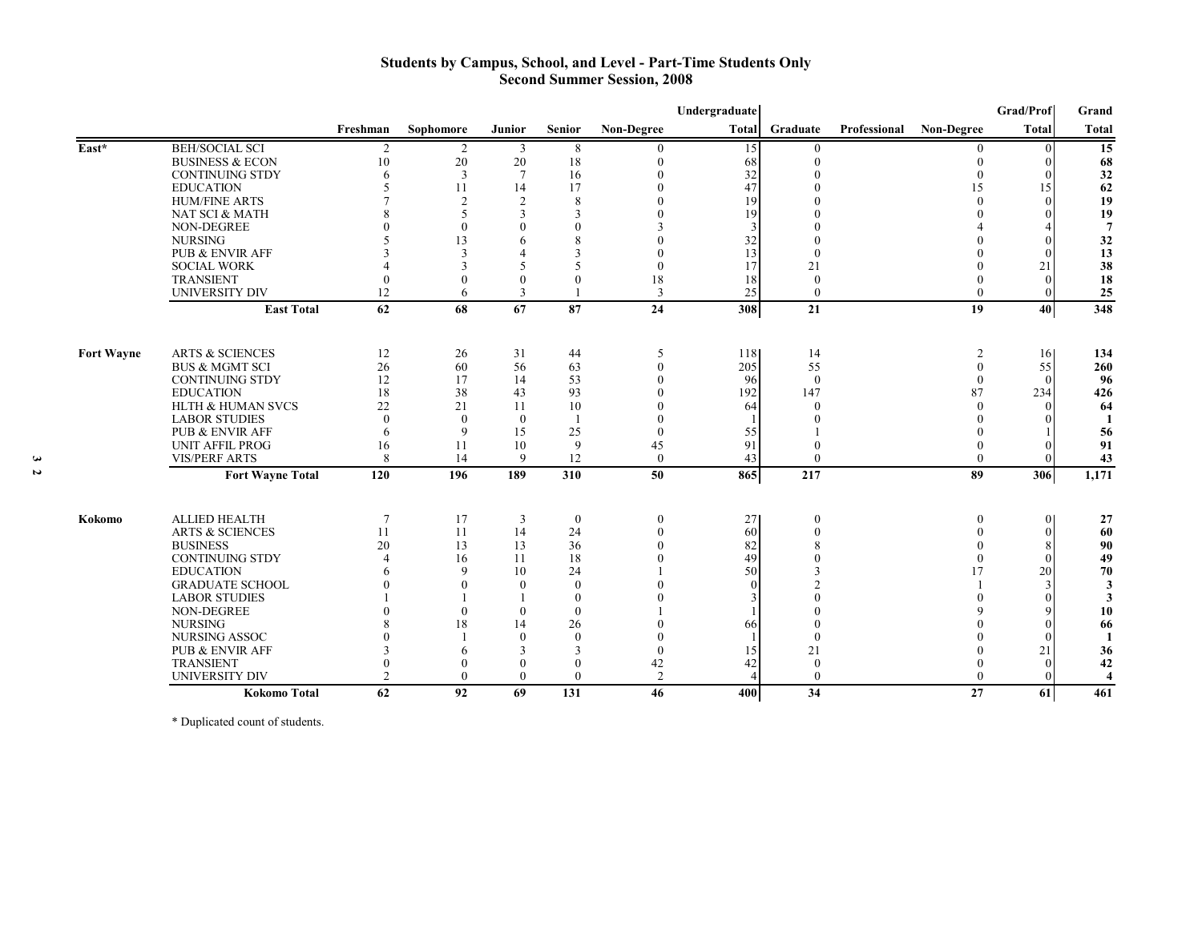# Students by Campus, School, and Level - Part-Time Students Only
## Second Summer Session, 2008

| | | Freshman | Sophomore | Junior | Senior | Non-Degree | Undergraduate Total | Graduate | Professional | Non-Degree | Grad/Prof Total | Grand Total |
|---|---|---|---|---|---|---|---|---|---|---|---|---|
| East* | BEH/SOCIAL SCI | 2 | 2 | 3 | 8 | 0 | 15 | 0 | | 0 | 0 | **15** |
| | BUSINESS & ECON | 10 | 20 | 20 | 18 | 0 | 68 | 0 | | 0 | 0 | **68** |
| | CONTINUING STDY | 6 | 3 | 7 | 16 | 0 | 32 | 0 | | 0 | 0 | **32** |
| | EDUCATION | 5 | 11 | 14 | 17 | 0 | 47 | 0 | | 15 | 15 | **62** |
| | HUM/FINE ARTS | 7 | 2 | 2 | 8 | 0 | 19 | 0 | | 0 | 0 | **19** |
| | NAT SCI & MATH | 8 | 5 | 3 | 3 | 0 | 19 | 0 | | 0 | 0 | **19** |
| | NON-DEGREE | 0 | 0 | 0 | 0 | 3 | 3 | 0 | | 4 | 4 | **7** |
| | NURSING | 5 | 13 | 6 | 8 | 0 | 32 | 0 | | 0 | 0 | **32** |
| | PUB & ENVIR AFF | 3 | 3 | 4 | 3 | 0 | 13 | 0 | | 0 | 0 | **13** |
| | SOCIAL WORK | 4 | 3 | 5 | 5 | 0 | 17 | 21 | | 0 | 21 | **38** |
| | TRANSIENT | 0 | 0 | 0 | 0 | 18 | 18 | 0 | | 0 | 0 | **18** |
| | UNIVERSITY DIV | 12 | 6 | 3 | 1 | 3 | 25 | 0 | | 0 | 0 | **25** |
| | **East Total** | **62** | **68** | **67** | **87** | **24** | **308** | **21** | | **19** | **40** | **348** |
| Fort Wayne | ARTS & SCIENCES | 12 | 26 | 31 | 44 | 5 | 118 | 14 | | 2 | 16 | **134** |
| | BUS & MGMT SCI | 26 | 60 | 56 | 63 | 0 | 205 | 55 | | 0 | 55 | **260** |
| | CONTINUING STDY | 12 | 17 | 14 | 53 | 0 | 96 | 0 | | 0 | 0 | **96** |
| | EDUCATION | 18 | 38 | 43 | 93 | 0 | 192 | 147 | | 87 | 234 | **426** |
| | HLTH & HUMAN SVCS | 22 | 21 | 11 | 10 | 0 | 64 | 0 | | 0 | 0 | **64** |
| | LABOR STUDIES | 0 | 0 | 0 | 1 | 0 | 1 | 0 | | 0 | 0 | **1** |
| | PUB & ENVIR AFF | 6 | 9 | 15 | 25 | 0 | 55 | 1 | | 0 | 1 | **56** |
| | UNIT AFFIL PROG | 16 | 11 | 10 | 9 | 45 | 91 | 0 | | 0 | 0 | **91** |
| | VIS/PERF ARTS | 8 | 14 | 9 | 12 | 0 | 43 | 0 | | 0 | 0 | **43** |
| | **Fort Wayne Total** | **120** | **196** | **189** | **310** | **50** | **865** | **217** | | **89** | **306** | **1,171** |
| Kokomo | ALLIED HEALTH | 7 | 17 | 3 | 0 | 0 | 27 | 0 | | 0 | 0 | **27** |
| | ARTS & SCIENCES | 11 | 11 | 14 | 24 | 0 | 60 | 0 | | 0 | 0 | **60** |
| | BUSINESS | 20 | 13 | 13 | 36 | 0 | 82 | 8 | | 0 | 8 | **90** |
| | CONTINUING STDY | 4 | 16 | 11 | 18 | 0 | 49 | 0 | | 0 | 0 | **49** |
| | EDUCATION | 6 | 9 | 10 | 24 | 1 | 50 | 3 | | 17 | 20 | **70** |
| | GRADUATE SCHOOL | 0 | 0 | 0 | 0 | 0 | 0 | 2 | | 1 | 3 | **3** |
| | LABOR STUDIES | 1 | 1 | 1 | 0 | 0 | 3 | 0 | | 0 | 0 | **3** |
| | NON-DEGREE | 0 | 0 | 0 | 0 | 1 | 1 | 0 | | 9 | 9 | **10** |
| | NURSING | 8 | 18 | 14 | 26 | 0 | 66 | 0 | | 0 | 0 | **66** |
| | NURSING ASSOC | 0 | 1 | 0 | 0 | 0 | 1 | 0 | | 0 | 0 | **1** |
| | PUB & ENVIR AFF | 3 | 6 | 3 | 3 | 0 | 15 | 21 | | 0 | 21 | **36** |
| | TRANSIENT | 0 | 0 | 0 | 0 | 42 | 42 | 0 | | 0 | 0 | **42** |
| | UNIVERSITY DIV | 2 | 0 | 0 | 0 | 2 | 4 | 0 | | 0 | 0 | **4** |
| | **Kokomo Total** | **62** | **92** | **69** | **131** | **46** | **400** | **34** | | **27** | **61** | **461** |

* Duplicated count of students.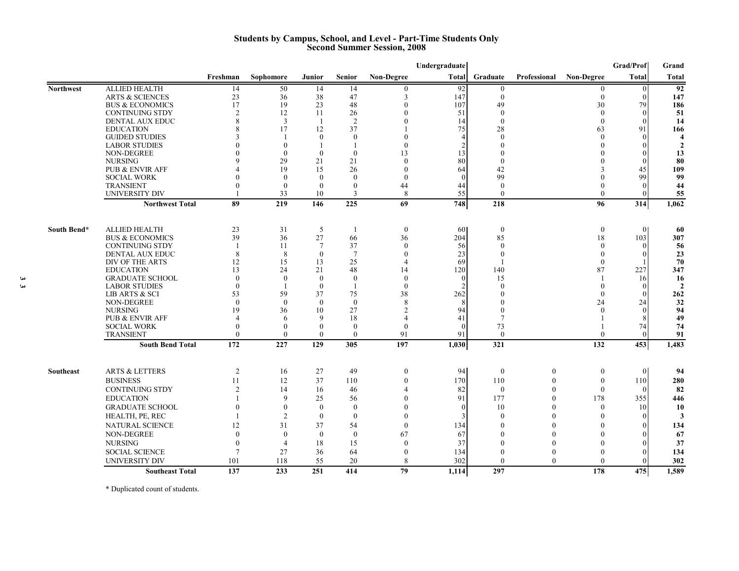# Students by Campus, School, and Level - Part-Time Students Only
## Second Summer Session, 2008

| | | Freshman | Sophomore | Junior | Senior | Non-Degree | Undergraduate Total | Graduate | Professional | Non-Degree | Grad/Prof Total | Grand Total |
|---|---|---|---|---|---|---|---|---|---|---|---|---|
| **Northwest** | ALLIED HEALTH | 14 | 50 | 14 | 14 | 0 | 92 | 0 | | 0 | 0 | **92** |
| | ARTS & SCIENCES | 23 | 36 | 38 | 47 | 3 | 147 | 0 | | 0 | 0 | **147** |
| | BUS & ECONOMICS | 17 | 19 | 23 | 48 | 0 | 107 | 49 | | 30 | 79 | **186** |
| | CONTINUING STDY | 2 | 12 | 11 | 26 | 0 | 51 | 0 | | 0 | 0 | **51** |
| | DENTAL AUX EDUC | 8 | 3 | 1 | 2 | 0 | 14 | 0 | | 0 | 0 | **14** |
| | EDUCATION | 8 | 17 | 12 | 37 | 1 | 75 | 28 | | 63 | 91 | **166** |
| | GUIDED STUDIES | 3 | 1 | 0 | 0 | 0 | 4 | 0 | | 0 | 0 | **4** |
| | LABOR STUDIES | 0 | 0 | 1 | 1 | 0 | 2 | 0 | | 0 | 0 | **2** |
| | NON-DEGREE | 0 | 0 | 0 | 0 | 13 | 13 | 0 | | 0 | 0 | **13** |
| | NURSING | 9 | 29 | 21 | 21 | 0 | 80 | 0 | | 0 | 0 | **80** |
| | PUB & ENVIR AFF | 4 | 19 | 15 | 26 | 0 | 64 | 42 | | 3 | 45 | **109** |
| | SOCIAL WORK | 0 | 0 | 0 | 0 | 0 | 0 | 99 | | 0 | 99 | **99** |
| | TRANSIENT | 0 | 0 | 0 | 0 | 44 | 44 | 0 | | 0 | 0 | **44** |
| | UNIVERSITY DIV | 1 | 33 | 10 | 3 | 8 | 55 | 0 | | 0 | 0 | **55** |
| | **Northwest Total** | **89** | **219** | **146** | **225** | **69** | **748** | **218** | | **96** | **314** | **1,062** |
| **South Bend*** | ALLIED HEALTH | 23 | 31 | 5 | 1 | 0 | 60 | 0 | | 0 | 0 | **60** |
| | BUS & ECONOMICS | 39 | 36 | 27 | 66 | 36 | 204 | 85 | | 18 | 103 | **307** |
| | CONTINUING STDY | 1 | 11 | 7 | 37 | 0 | 56 | 0 | | 0 | 0 | **56** |
| | DENTAL AUX EDUC | 8 | 8 | 0 | 7 | 0 | 23 | 0 | | 0 | 0 | **23** |
| | DIV OF THE ARTS | 12 | 15 | 13 | 25 | 4 | 69 | 1 | | 0 | 1 | **70** |
| | EDUCATION | 13 | 24 | 21 | 48 | 14 | 120 | 140 | | 87 | 227 | **347** |
| | GRADUATE SCHOOL | 0 | 0 | 0 | 0 | 0 | 0 | 15 | | 1 | 16 | **16** |
| | LABOR STUDIES | 0 | 1 | 0 | 1 | 0 | 2 | 0 | | 0 | 0 | **2** |
| | LIB ARTS & SCI | 53 | 59 | 37 | 75 | 38 | 262 | 0 | | 0 | 0 | **262** |
| | NON-DEGREE | 0 | 0 | 0 | 0 | 8 | 8 | 0 | | 24 | 24 | **32** |
| | NURSING | 19 | 36 | 10 | 27 | 2 | 94 | 0 | | 0 | 0 | **94** |
| | PUB & ENVIR AFF | 4 | 6 | 9 | 18 | 4 | 41 | 7 | | 1 | 8 | **49** |
| | SOCIAL WORK | 0 | 0 | 0 | 0 | 0 | 0 | 73 | | 1 | 74 | **74** |
| | TRANSIENT | 0 | 0 | 0 | 0 | 91 | 91 | 0 | | 0 | 0 | **91** |
| | **South Bend Total** | **172** | **227** | **129** | **305** | **197** | **1,030** | **321** | | **132** | **453** | **1,483** |
| **Southeast** | ARTS & LETTERS | 2 | 16 | 27 | 49 | 0 | 94 | 0 | 0 | 0 | 0 | **94** |
| | BUSINESS | 11 | 12 | 37 | 110 | 0 | 170 | 110 | 0 | 0 | 110 | **280** |
| | CONTINUING STDY | 2 | 14 | 16 | 46 | 4 | 82 | 0 | 0 | 0 | 0 | **82** |
| | EDUCATION | 1 | 9 | 25 | 56 | 0 | 91 | 177 | 0 | 178 | 355 | **446** |
| | GRADUATE SCHOOL | 0 | 0 | 0 | 0 | 0 | 0 | 10 | 0 | 0 | 10 | **10** |
| | HEALTH, PE, REC | 1 | 2 | 0 | 0 | 0 | 3 | 0 | 0 | 0 | 0 | **3** |
| | NATURAL SCIENCE | 12 | 31 | 37 | 54 | 0 | 134 | 0 | 0 | 0 | 0 | **134** |
| | NON-DEGREE | 0 | 0 | 0 | 0 | 67 | 67 | 0 | 0 | 0 | 0 | **67** |
| | NURSING | 0 | 4 | 18 | 15 | 0 | 37 | 0 | 0 | 0 | 0 | **37** |
| | SOCIAL SCIENCE | 7 | 27 | 36 | 64 | 0 | 134 | 0 | 0 | 0 | 0 | **134** |
| | UNIVERSITY DIV | 101 | 118 | 55 | 20 | 8 | 302 | 0 | 0 | 0 | 0 | **302** |
| | **Southeast Total** | **137** | **233** | **251** | **414** | **79** | **1,114** | **297** | | **178** | **475** | **1,589** |

* Duplicated count of students.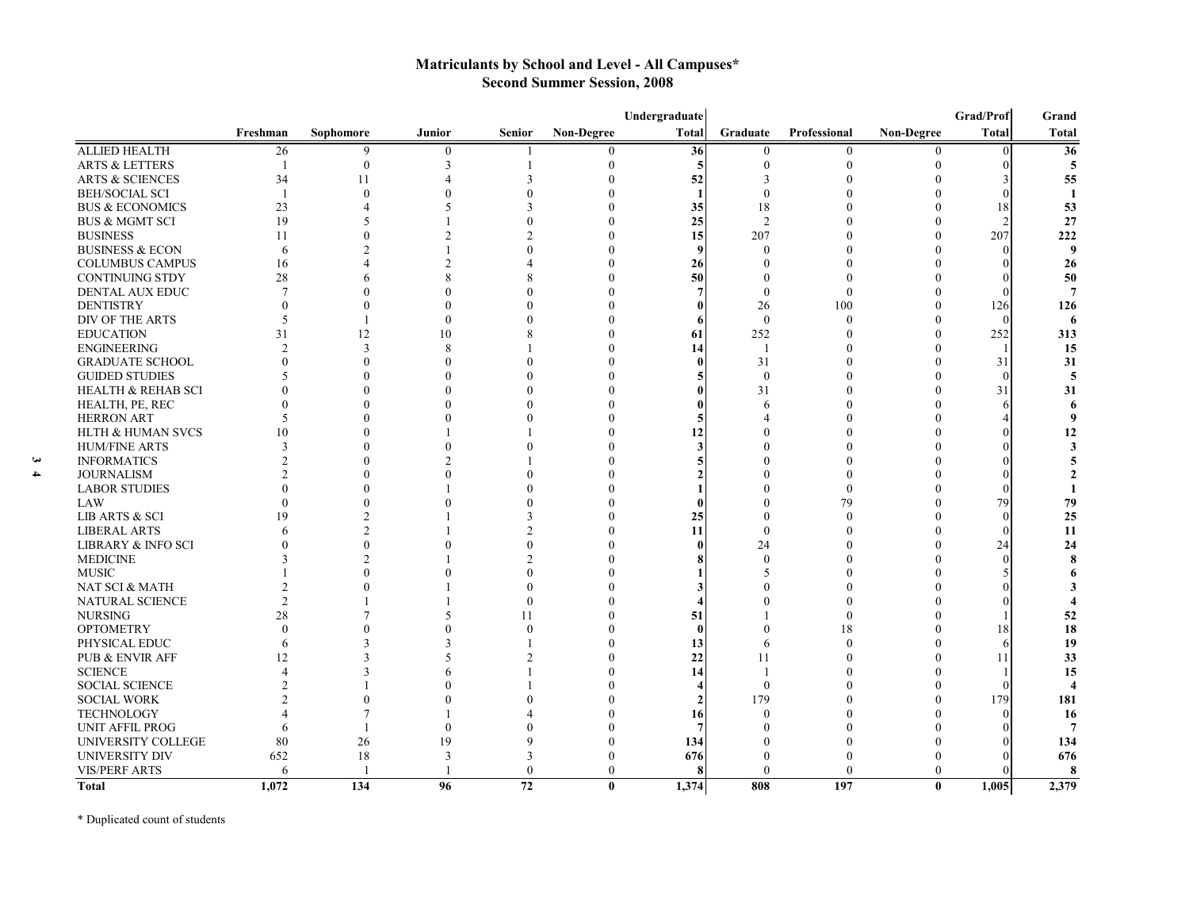## Matriculants by School and Level - All Campuses*
## Second Summer Session, 2008

| | Freshman | Sophomore | Junior | Senior | Non-Degree | Undergraduate Total | Graduate | Professional | Non-Degree | Grad/Prof Total | Grand Total |
|---|---|---|---|---|---|---|---|---|---|---|---|
| ALLIED HEALTH | 26 | 9 | 0 | 1 | 0 | **36** | 0 | 0 | 0 | 0 | **36** |
| ARTS & LETTERS | 1 | 0 | 3 | 1 | 0 | **5** | 0 | 0 | 0 | 0 | **5** |
| ARTS & SCIENCES | 34 | 11 | 4 | 3 | 0 | **52** | 3 | 0 | 0 | 3 | **55** |
| BEH/SOCIAL SCI | 1 | 0 | 0 | 0 | 0 | **1** | 0 | 0 | 0 | 0 | **1** |
| BUS & ECONOMICS | 23 | 4 | 5 | 3 | 0 | **35** | 18 | 0 | 0 | 18 | **53** |
| BUS & MGMT SCI | 19 | 5 | 1 | 0 | 0 | **25** | 2 | 0 | 0 | 2 | **27** |
| BUSINESS | 11 | 0 | 2 | 2 | 0 | **15** | 207 | 0 | 0 | 207 | **222** |
| BUSINESS & ECON | 6 | 2 | 1 | 0 | 0 | **9** | 0 | 0 | 0 | 0 | **9** |
| COLUMBUS CAMPUS | 16 | 4 | 2 | 4 | 0 | **26** | 0 | 0 | 0 | 0 | **26** |
| CONTINUING STDY | 28 | 6 | 8 | 8 | 0 | **50** | 0 | 0 | 0 | 0 | **50** |
| DENTAL AUX EDUC | 7 | 0 | 0 | 0 | 0 | **7** | 0 | 0 | 0 | 0 | **7** |
| DENTISTRY | 0 | 0 | 0 | 0 | 0 | **0** | 26 | 100 | 0 | 126 | **126** |
| DIV OF THE ARTS | 5 | 1 | 0 | 0 | 0 | **6** | 0 | 0 | 0 | 0 | **6** |
| EDUCATION | 31 | 12 | 10 | 8 | 0 | **61** | 252 | 0 | 0 | 252 | **313** |
| ENGINEERING | 2 | 3 | 8 | 1 | 0 | **14** | 1 | 0 | 0 | 1 | **15** |
| GRADUATE SCHOOL | 0 | 0 | 0 | 0 | 0 | **0** | 31 | 0 | 0 | 31 | **31** |
| GUIDED STUDIES | 5 | 0 | 0 | 0 | 0 | **5** | 0 | 0 | 0 | 0 | **5** |
| HEALTH & REHAB SCI | 0 | 0 | 0 | 0 | 0 | **0** | 31 | 0 | 0 | 31 | **31** |
| HEALTH, PE, REC | 0 | 0 | 0 | 0 | 0 | **0** | 6 | 0 | 0 | 6 | **6** |
| HERRON ART | 5 | 0 | 0 | 0 | 0 | **5** | 4 | 0 | 0 | 4 | **9** |
| HLTH & HUMAN SVCS | 10 | 0 | 1 | 1 | 0 | **12** | 0 | 0 | 0 | 0 | **12** |
| HUM/FINE ARTS | 3 | 0 | 0 | 0 | 0 | **3** | 0 | 0 | 0 | 0 | **3** |
| INFORMATICS | 2 | 0 | 2 | 1 | 0 | **5** | 0 | 0 | 0 | 0 | **5** |
| JOURNALISM | 2 | 0 | 0 | 0 | 0 | **2** | 0 | 0 | 0 | 0 | **2** |
| LABOR STUDIES | 0 | 0 | 1 | 0 | 0 | **1** | 0 | 0 | 0 | 0 | **1** |
| LAW | 0 | 0 | 0 | 0 | 0 | **0** | 0 | 79 | 0 | 79 | **79** |
| LIB ARTS & SCI | 19 | 2 | 1 | 3 | 0 | **25** | 0 | 0 | 0 | 0 | **25** |
| LIBERAL ARTS | 6 | 2 | 1 | 2 | 0 | **11** | 0 | 0 | 0 | 0 | **11** |
| LIBRARY & INFO SCI | 0 | 0 | 0 | 0 | 0 | **0** | 24 | 0 | 0 | 24 | **24** |
| MEDICINE | 3 | 2 | 1 | 2 | 0 | **8** | 0 | 0 | 0 | 0 | **8** |
| MUSIC | 1 | 0 | 0 | 0 | 0 | **1** | 5 | 0 | 0 | 5 | **6** |
| NAT SCI & MATH | 2 | 0 | 1 | 0 | 0 | **3** | 0 | 0 | 0 | 0 | **3** |
| NATURAL SCIENCE | 2 | 1 | 1 | 0 | 0 | **4** | 0 | 0 | 0 | 0 | **4** |
| NURSING | 28 | 7 | 5 | 11 | 0 | **51** | 1 | 0 | 0 | 1 | **52** |
| OPTOMETRY | 0 | 0 | 0 | 0 | 0 | **0** | 0 | 18 | 0 | 18 | **18** |
| PHYSICAL EDUC | 6 | 3 | 3 | 1 | 0 | **13** | 6 | 0 | 0 | 6 | **19** |
| PUB & ENVIR AFF | 12 | 3 | 5 | 2 | 0 | **22** | 11 | 0 | 0 | 11 | **33** |
| SCIENCE | 4 | 3 | 6 | 1 | 0 | **14** | 1 | 0 | 0 | 1 | **15** |
| SOCIAL SCIENCE | 2 | 1 | 0 | 1 | 0 | **4** | 0 | 0 | 0 | 0 | **4** |
| SOCIAL WORK | 2 | 0 | 0 | 0 | 0 | **2** | 179 | 0 | 0 | 179 | **181** |
| TECHNOLOGY | 4 | 7 | 1 | 4 | 0 | **16** | 0 | 0 | 0 | 0 | **16** |
| UNIT AFFIL PROG | 6 | 1 | 0 | 0 | 0 | **7** | 0 | 0 | 0 | 0 | **7** |
| UNIVERSITY COLLEGE | 80 | 26 | 19 | 9 | 0 | **134** | 0 | 0 | 0 | 0 | **134** |
| UNIVERSITY DIV | 652 | 18 | 3 | 3 | 0 | **676** | 0 | 0 | 0 | 0 | **676** |
| VIS/PERF ARTS | 6 | 1 | 1 | 0 | 0 | **8** | 0 | 0 | 0 | 0 | **8** |
| **Total** | **1,072** | **134** | **96** | **72** | **0** | **1,374** | **808** | **197** | **0** | **1,005** | **2,379** |

* Duplicated count of students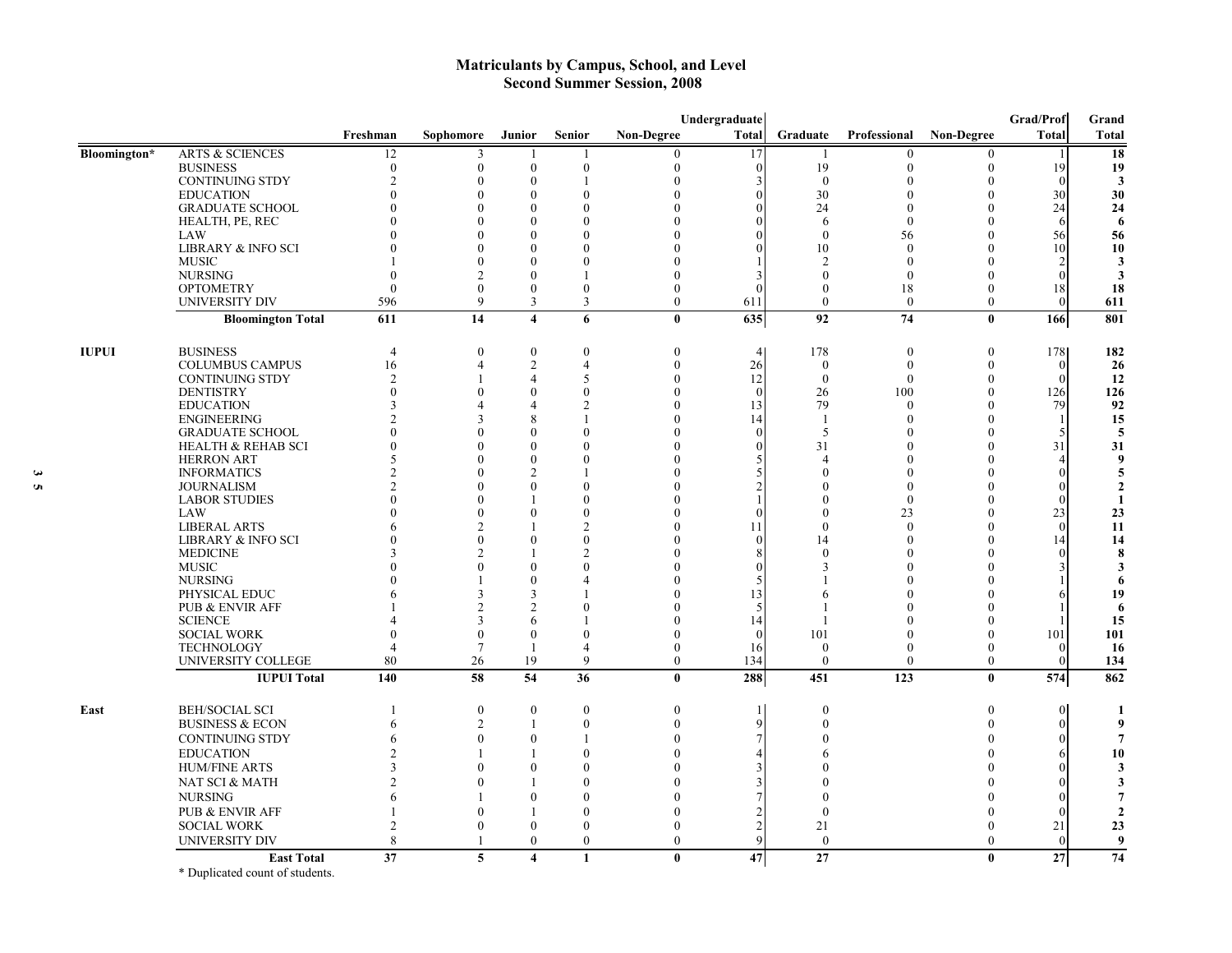# Matriculants by Campus, School, and Level
## Second Summer Session, 2008

| | | Freshman | Sophomore | Junior | Senior | Non-Degree | Undergraduate Total | Graduate | Professional | Non-Degree | Grad/Prof Total | Grand Total |
|---|---|---|---|---|---|---|---|---|---|---|---|---|
| Bloomington* | ARTS & SCIENCES | 12 | 3 | 1 | 1 | 0 | 17 | 1 | 0 | 0 | 1 | **18** |
| | BUSINESS | 0 | 0 | 0 | 0 | 0 | 0 | 19 | 0 | 0 | 19 | **19** |
| | CONTINUING STDY | 2 | 0 | 0 | 1 | 0 | 3 | 0 | 0 | 0 | 0 | **3** |
| | EDUCATION | 0 | 0 | 0 | 0 | 0 | 0 | 30 | 0 | 0 | 30 | **30** |
| | GRADUATE SCHOOL | 0 | 0 | 0 | 0 | 0 | 0 | 24 | 0 | 0 | 24 | **24** |
| | HEALTH, PE, REC | 0 | 0 | 0 | 0 | 0 | 0 | 6 | 0 | 0 | 6 | **6** |
| | LAW | 0 | 0 | 0 | 0 | 0 | 0 | 0 | 56 | 0 | 56 | **56** |
| | LIBRARY & INFO SCI | 0 | 0 | 0 | 0 | 0 | 0 | 10 | 0 | 0 | 10 | **10** |
| | MUSIC | 1 | 0 | 0 | 0 | 0 | 1 | 2 | 0 | 0 | 2 | **3** |
| | NURSING | 0 | 2 | 0 | 1 | 0 | 3 | 0 | 0 | 0 | 0 | **3** |
| | OPTOMETRY | 0 | 0 | 0 | 0 | 0 | 0 | 0 | 18 | 0 | 18 | **18** |
| | UNIVERSITY DIV | 596 | 9 | 3 | 3 | 0 | 611 | 0 | 0 | 0 | 0 | **611** |
| | **Bloomington Total** | **611** | **14** | **4** | **6** | **0** | **635** | **92** | **74** | **0** | **166** | **801** |
| IUPUI | BUSINESS | 4 | 0 | 0 | 0 | 0 | 4 | 178 | 0 | 0 | 178 | **182** |
| | COLUMBUS CAMPUS | 16 | 4 | 2 | 4 | 0 | 26 | 0 | 0 | 0 | 0 | **26** |
| | CONTINUING STDY | 2 | 1 | 4 | 5 | 0 | 12 | 0 | 0 | 0 | 0 | **12** |
| | DENTISTRY | 0 | 0 | 0 | 0 | 0 | 0 | 26 | 100 | 0 | 126 | **126** |
| | EDUCATION | 3 | 4 | 4 | 2 | 0 | 13 | 79 | 0 | 0 | 79 | **92** |
| | ENGINEERING | 2 | 3 | 8 | 1 | 0 | 14 | 1 | 0 | 0 | 1 | **15** |
| | GRADUATE SCHOOL | 0 | 0 | 0 | 0 | 0 | 0 | 5 | 0 | 0 | 5 | **5** |
| | HEALTH & REHAB SCI | 0 | 0 | 0 | 0 | 0 | 0 | 31 | 0 | 0 | 31 | **31** |
| | HERRON ART | 5 | 0 | 0 | 0 | 0 | 5 | 4 | 0 | 0 | 4 | **9** |
| | INFORMATICS | 2 | 0 | 2 | 1 | 0 | 5 | 0 | 0 | 0 | 0 | **5** |
| | JOURNALISM | 2 | 0 | 0 | 0 | 0 | 2 | 0 | 0 | 0 | 0 | **2** |
| | LABOR STUDIES | 0 | 0 | 1 | 0 | 0 | 1 | 0 | 0 | 0 | 0 | **1** |
| | LAW | 0 | 0 | 0 | 0 | 0 | 0 | 0 | 23 | 0 | 23 | **23** |
| | LIBERAL ARTS | 6 | 2 | 1 | 2 | 0 | 11 | 0 | 0 | 0 | 0 | **11** |
| | LIBRARY & INFO SCI | 0 | 0 | 0 | 0 | 0 | 0 | 14 | 0 | 0 | 14 | **14** |
| | MEDICINE | 3 | 2 | 1 | 2 | 0 | 8 | 0 | 0 | 0 | 0 | **8** |
| | MUSIC | 0 | 0 | 0 | 0 | 0 | 0 | 3 | 0 | 0 | 3 | **3** |
| | NURSING | 0 | 1 | 0 | 4 | 0 | 5 | 1 | 0 | 0 | 1 | **6** |
| | PHYSICAL EDUC | 6 | 3 | 3 | 1 | 0 | 13 | 6 | 0 | 0 | 6 | **19** |
| | PUB & ENVIR AFF | 1 | 2 | 2 | 0 | 0 | 5 | 1 | 0 | 0 | 1 | **6** |
| | SCIENCE | 4 | 3 | 6 | 1 | 0 | 14 | 1 | 0 | 0 | 1 | **15** |
| | SOCIAL WORK | 0 | 0 | 0 | 0 | 0 | 0 | 101 | 0 | 0 | 101 | **101** |
| | TECHNOLOGY | 4 | 7 | 1 | 4 | 0 | 16 | 0 | 0 | 0 | 0 | **16** |
| | UNIVERSITY COLLEGE | 80 | 26 | 19 | 9 | 0 | 134 | 0 | 0 | 0 | 0 | **134** |
| | **IUPUI Total** | **140** | **58** | **54** | **36** | **0** | **288** | **451** | **123** | **0** | **574** | **862** |
| East | BEH/SOCIAL SCI | 1 | 0 | 0 | 0 | 0 | 1 | 0 | | 0 | 0 | **1** |
| | BUSINESS & ECON | 6 | 2 | 1 | 0 | 0 | 9 | 0 | | 0 | 0 | **9** |
| | CONTINUING STDY | 6 | 0 | 0 | 1 | 0 | 7 | 0 | | 0 | 0 | **7** |
| | EDUCATION | 2 | 1 | 1 | 0 | 0 | 4 | 6 | | 0 | 6 | **10** |
| | HUM/FINE ARTS | 3 | 0 | 0 | 0 | 0 | 3 | 0 | | 0 | 0 | **3** |
| | NAT SCI & MATH | 2 | 0 | 1 | 0 | 0 | 3 | 0 | | 0 | 0 | **3** |
| | NURSING | 6 | 1 | 0 | 0 | 0 | 7 | 0 | | 0 | 0 | **7** |
| | PUB & ENVIR AFF | 1 | 0 | 1 | 0 | 0 | 2 | 0 | | 0 | 0 | **2** |
| | SOCIAL WORK | 2 | 0 | 0 | 0 | 0 | 2 | 21 | | 0 | 21 | **23** |
| | UNIVERSITY DIV | 8 | 1 | 0 | 0 | 0 | 9 | 0 | | 0 | 0 | **9** |
| | **East Total** | **37** | **5** | **4** | **1** | **0** | **47** | **27** | | **0** | **27** | **74** |

\* Duplicated count of students.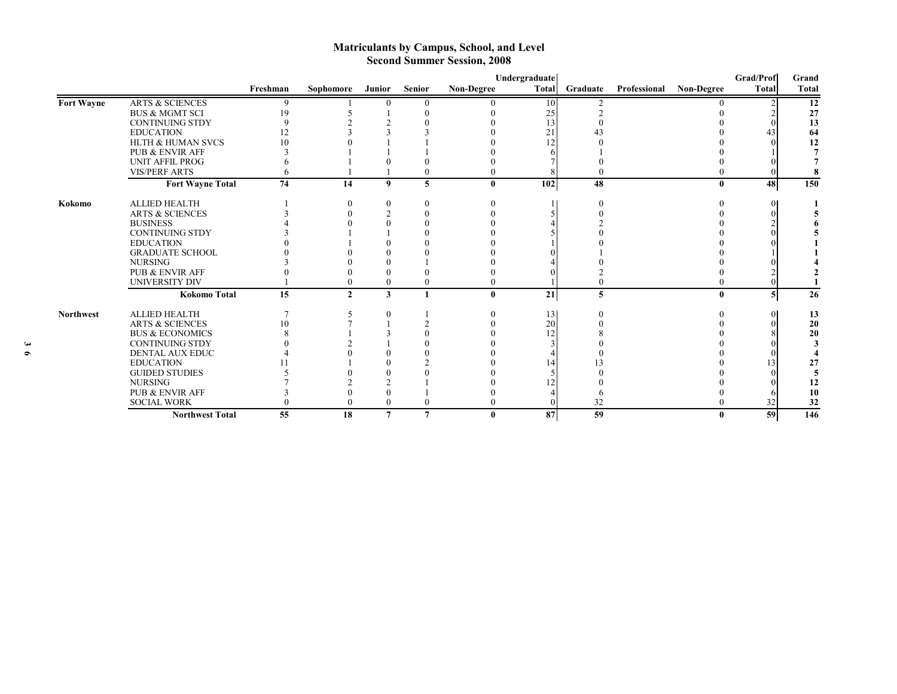# Matriculants by Campus, School, and Level
## Second Summer Session, 2008

| | | Freshman | Sophomore | Junior | Senior | Non-Degree | Undergraduate Total | Graduate | Professional | Non-Degree | Grad/Prof Total | Grand Total |
|---|---|---|---|---|---|---|---|---|---|---|---|---|
| **Fort Wayne** | ARTS & SCIENCES | 9 | 1 | 0 | 0 | 0 | 10 | 2 | | 0 | 2 | **12** |
| | BUS & MGMT SCI | 19 | 5 | 1 | 0 | 0 | 25 | 2 | | 0 | 2 | **27** |
| | CONTINUING STDY | 9 | 2 | 2 | 0 | 0 | 13 | 0 | | 0 | 0 | **13** |
| | EDUCATION | 12 | 3 | 3 | 3 | 0 | 21 | 43 | | 0 | 43 | **64** |
| | HLTH & HUMAN SVCS | 10 | 0 | 1 | 1 | 0 | 12 | 0 | | 0 | 0 | **12** |
| | PUB & ENVIR AFF | 3 | 1 | 1 | 1 | 0 | 6 | 1 | | 0 | 1 | **7** |
| | UNIT AFFIL PROG | 6 | 1 | 0 | 0 | 0 | 7 | 0 | | 0 | 0 | **7** |
| | VIS/PERF ARTS | 6 | 1 | 1 | 0 | 0 | 8 | 0 | | 0 | 0 | **8** |
| | **Fort Wayne Total** | **74** | **14** | **9** | **5** | **0** | **102** | **48** | | **0** | **48** | **150** |
| **Kokomo** | ALLIED HEALTH | 1 | 0 | 0 | 0 | 0 | 1 | 0 | | 0 | 0 | **1** |
| | ARTS & SCIENCES | 3 | 0 | 2 | 0 | 0 | 5 | 0 | | 0 | 0 | **5** |
| | BUSINESS | 4 | 0 | 0 | 0 | 0 | 4 | 2 | | 0 | 2 | **6** |
| | CONTINUING STDY | 3 | 1 | 1 | 0 | 0 | 5 | 0 | | 0 | 0 | **5** |
| | EDUCATION | 0 | 1 | 0 | 0 | 0 | 1 | 0 | | 0 | 0 | **1** |
| | GRADUATE SCHOOL | 0 | 0 | 0 | 0 | 0 | 0 | 1 | | 0 | 1 | **1** |
| | NURSING | 3 | 0 | 0 | 1 | 0 | 4 | 0 | | 0 | 0 | **4** |
| | PUB & ENVIR AFF | 0 | 0 | 0 | 0 | 0 | 0 | 2 | | 0 | 2 | **2** |
| | UNIVERSITY DIV | 1 | 0 | 0 | 0 | 0 | 1 | 0 | | 0 | 0 | **1** |
| | **Kokomo Total** | **15** | **2** | **3** | **1** | **0** | **21** | **5** | | **0** | **5** | **26** |
| **Northwest** | ALLIED HEALTH | 7 | 5 | 0 | 1 | 0 | 13 | 0 | | 0 | 0 | **13** |
| | ARTS & SCIENCES | 10 | 7 | 1 | 2 | 0 | 20 | 0 | | 0 | 0 | **20** |
| | BUS & ECONOMICS | 8 | 1 | 3 | 0 | 0 | 12 | 8 | | 0 | 8 | **20** |
| | CONTINUING STDY | 0 | 2 | 1 | 0 | 0 | 3 | 0 | | 0 | 0 | **3** |
| | DENTAL AUX EDUC | 4 | 0 | 0 | 0 | 0 | 4 | 0 | | 0 | 0 | **4** |
| | EDUCATION | 11 | 1 | 0 | 2 | 0 | 14 | 13 | | 0 | 13 | **27** |
| | GUIDED STUDIES | 5 | 0 | 0 | 0 | 0 | 5 | 0 | | 0 | 0 | **5** |
| | NURSING | 7 | 2 | 2 | 1 | 0 | 12 | 0 | | 0 | 0 | **12** |
| | PUB & ENVIR AFF | 3 | 0 | 0 | 1 | 0 | 4 | 6 | | 0 | 6 | **10** |
| | SOCIAL WORK | 0 | 0 | 0 | 0 | 0 | 0 | 32 | | 0 | 32 | **32** |
| | **Northwest Total** | **55** | **18** | **7** | **7** | **0** | **87** | **59** | | **0** | **59** | **146** |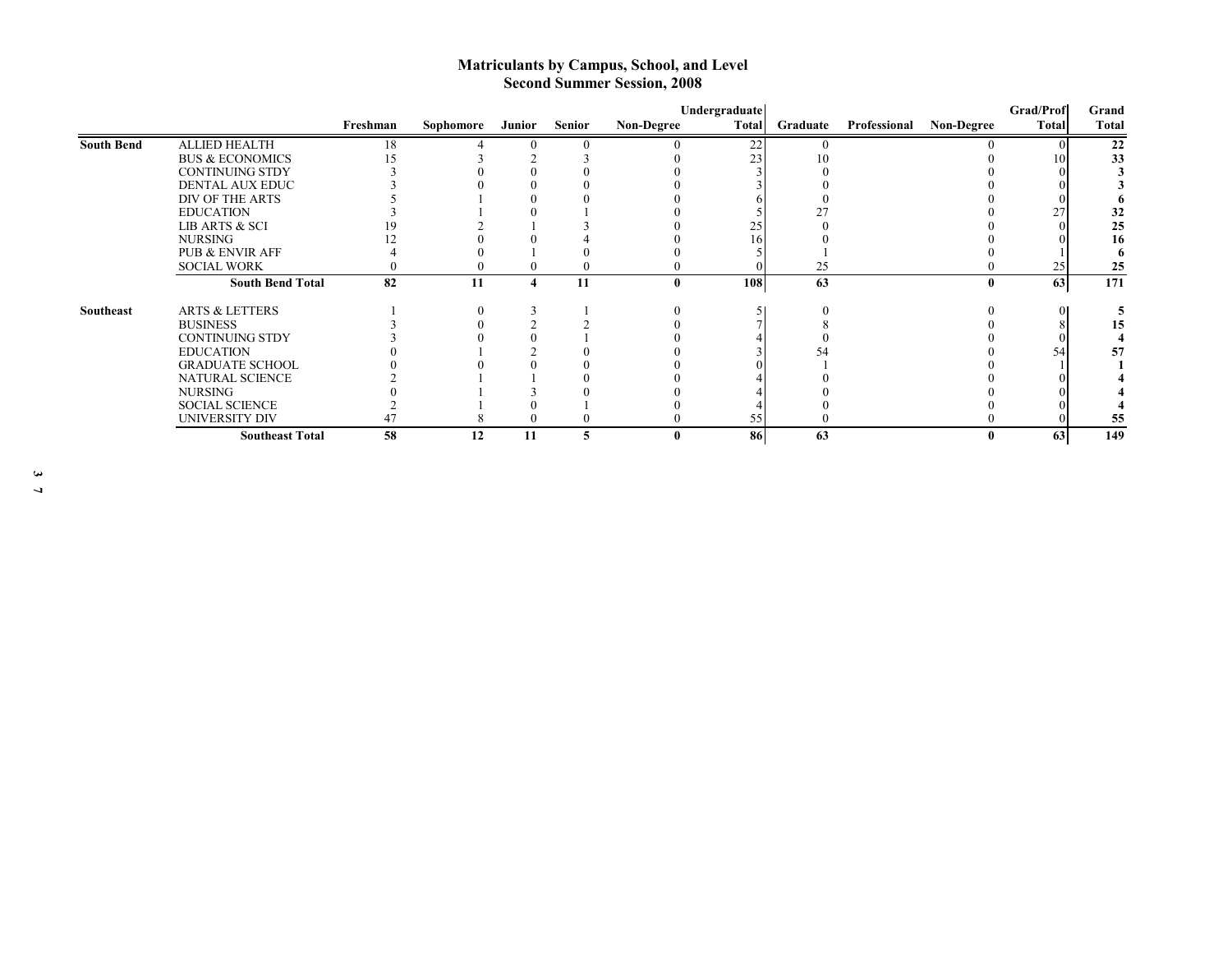# Matriculants by Campus, School, and Level
## Second Summer Session, 2008

| | | Freshman | Sophomore | Junior | Senior | Non-Degree | Undergraduate Total | Graduate | Professional | Non-Degree | Grad/Prof Total | Grand Total |
|---|---|---|---|---|---|---|---|---|---|---|---|---|
| **South Bend** | ALLIED HEALTH | 18 | 4 | 0 | 0 | 0 | 22 | 0 | | 0 | 0 | **22** |
| | BUS & ECONOMICS | 15 | 3 | 2 | 3 | 0 | 23 | 10 | | 0 | 10 | **33** |
| | CONTINUING STDY | 3 | 0 | 0 | 0 | 0 | 3 | 0 | | 0 | 0 | **3** |
| | DENTAL AUX EDUC | 3 | 0 | 0 | 0 | 0 | 3 | 0 | | 0 | 0 | **3** |
| | DIV OF THE ARTS | 5 | 1 | 0 | 0 | 0 | 6 | 0 | | 0 | 0 | **6** |
| | EDUCATION | 3 | 1 | 0 | 1 | 0 | 5 | 27 | | 0 | 27 | **32** |
| | LIB ARTS & SCI | 19 | 2 | 1 | 3 | 0 | 25 | 0 | | 0 | 0 | **25** |
| | NURSING | 12 | 0 | 0 | 4 | 0 | 16 | 0 | | 0 | 0 | **16** |
| | PUB & ENVIR AFF | 4 | 0 | 1 | 0 | 0 | 5 | 1 | | 0 | 1 | **6** |
| | SOCIAL WORK | 0 | 0 | 0 | 0 | 0 | 0 | 25 | | 0 | 25 | **25** |
| | **South Bend Total** | **82** | **11** | **4** | **11** | **0** | **108** | **63** | | **0** | **63** | **171** |
| **Southeast** | ARTS & LETTERS | 1 | 0 | 3 | 1 | 0 | 5 | 0 | | 0 | 0 | **5** |
| | BUSINESS | 3 | 0 | 2 | 2 | 0 | 7 | 8 | | 0 | 8 | **15** |
| | CONTINUING STDY | 3 | 0 | 0 | 1 | 0 | 4 | 0 | | 0 | 0 | **4** |
| | EDUCATION | 0 | 1 | 2 | 0 | 0 | 3 | 54 | | 0 | 54 | **57** |
| | GRADUATE SCHOOL | 0 | 0 | 0 | 0 | 0 | 0 | 1 | | 0 | 1 | **1** |
| | NATURAL SCIENCE | 2 | 1 | 1 | 0 | 0 | 4 | 0 | | 0 | 0 | **4** |
| | NURSING | 0 | 1 | 3 | 0 | 0 | 4 | 0 | | 0 | 0 | **4** |
| | SOCIAL SCIENCE | 2 | 1 | 0 | 1 | 0 | 4 | 0 | | 0 | 0 | **4** |
| | UNIVERSITY DIV | 47 | 8 | 0 | 0 | 0 | 55 | 0 | | 0 | 0 | **55** |
| | **Southeast Total** | **58** | **12** | **11** | **5** | **0** | **86** | **63** | | **0** | **63** | **149** |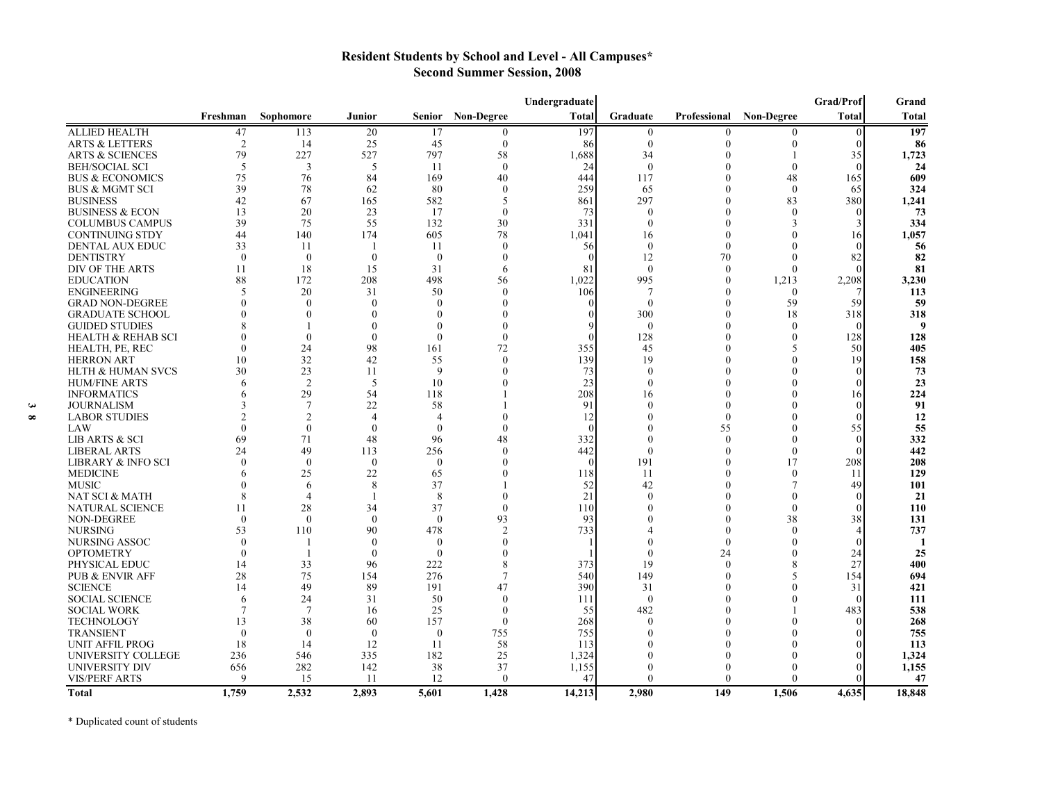# Resident Students by School and Level - All Campuses*
## Second Summer Session, 2008

| | Freshman | Sophomore | Junior | Senior | Non-Degree | Undergraduate Total | Graduate | Professional | Non-Degree | Grad/Prof Total | Grand Total |
|---|---|---|---|---|---|---|---|---|---|---|---|
| ALLIED HEALTH | 47 | 113 | 20 | 17 | 0 | 197 | 0 | 0 | 0 | 0 | **197** |
| ARTS & LETTERS | 2 | 14 | 25 | 45 | 0 | 86 | 0 | 0 | 0 | 0 | **86** |
| ARTS & SCIENCES | 79 | 227 | 527 | 797 | 58 | 1,688 | 34 | 0 | 1 | 35 | **1,723** |
| BEH/SOCIAL SCI | 5 | 3 | 5 | 11 | 0 | 24 | 0 | 0 | 0 | 0 | **24** |
| BUS & ECONOMICS | 75 | 76 | 84 | 169 | 40 | 444 | 117 | 0 | 48 | 165 | **609** |
| BUS & MGMT SCI | 39 | 78 | 62 | 80 | 0 | 259 | 65 | 0 | 0 | 65 | **324** |
| BUSINESS | 42 | 67 | 165 | 582 | 5 | 861 | 297 | 0 | 83 | 380 | **1,241** |
| BUSINESS & ECON | 13 | 20 | 23 | 17 | 0 | 73 | 0 | 0 | 0 | 0 | **73** |
| COLUMBUS CAMPUS | 39 | 75 | 55 | 132 | 30 | 331 | 0 | 0 | 3 | 3 | **334** |
| CONTINUING STDY | 44 | 140 | 174 | 605 | 78 | 1,041 | 16 | 0 | 0 | 16 | **1,057** |
| DENTAL AUX EDUC | 33 | 11 | 1 | 11 | 0 | 56 | 0 | 0 | 0 | 0 | **56** |
| DENTISTRY | 0 | 0 | 0 | 0 | 0 | 0 | 12 | 70 | 0 | 82 | **82** |
| DIV OF THE ARTS | 11 | 18 | 15 | 31 | 6 | 81 | 0 | 0 | 0 | 0 | **81** |
| EDUCATION | 88 | 172 | 208 | 498 | 56 | 1,022 | 995 | 0 | 1,213 | 2,208 | **3,230** |
| ENGINEERING | 5 | 20 | 31 | 50 | 0 | 106 | 7 | 0 | 0 | 7 | **113** |
| GRAD NON-DEGREE | 0 | 0 | 0 | 0 | 0 | 0 | 0 | 0 | 59 | 59 | **59** |
| GRADUATE SCHOOL | 0 | 0 | 0 | 0 | 0 | 0 | 300 | 0 | 18 | 318 | **318** |
| GUIDED STUDIES | 8 | 1 | 0 | 0 | 0 | 9 | 0 | 0 | 0 | 0 | **9** |
| HEALTH & REHAB SCI | 0 | 0 | 0 | 0 | 0 | 0 | 128 | 0 | 0 | 128 | **128** |
| HEALTH, PE, REC | 0 | 24 | 98 | 161 | 72 | 355 | 45 | 0 | 5 | 50 | **405** |
| HERRON ART | 10 | 32 | 42 | 55 | 0 | 139 | 19 | 0 | 0 | 19 | **158** |
| HLTH & HUMAN SVCS | 30 | 23 | 11 | 9 | 0 | 73 | 0 | 0 | 0 | 0 | **73** |
| HUM/FINE ARTS | 6 | 2 | 5 | 10 | 0 | 23 | 0 | 0 | 0 | 0 | **23** |
| INFORMATICS | 6 | 29 | 54 | 118 | 1 | 208 | 16 | 0 | 0 | 16 | **224** |
| JOURNALISM | 3 | 7 | 22 | 58 | 1 | 91 | 0 | 0 | 0 | 0 | **91** |
| LABOR STUDIES | 2 | 2 | 4 | 4 | 0 | 12 | 0 | 0 | 0 | 0 | **12** |
| LAW | 0 | 0 | 0 | 0 | 0 | 0 | 0 | 55 | 0 | 55 | **55** |
| LIB ARTS & SCI | 69 | 71 | 48 | 96 | 48 | 332 | 0 | 0 | 0 | 0 | **332** |
| LIBERAL ARTS | 24 | 49 | 113 | 256 | 0 | 442 | 0 | 0 | 0 | 0 | **442** |
| LIBRARY & INFO SCI | 0 | 0 | 0 | 0 | 0 | 0 | 191 | 0 | 17 | 208 | **208** |
| MEDICINE | 6 | 25 | 22 | 65 | 0 | 118 | 11 | 0 | 0 | 11 | **129** |
| MUSIC | 0 | 6 | 8 | 37 | 1 | 52 | 42 | 0 | 7 | 49 | **101** |
| NAT SCI & MATH | 8 | 4 | 1 | 8 | 0 | 21 | 0 | 0 | 0 | 0 | **21** |
| NATURAL SCIENCE | 11 | 28 | 34 | 37 | 0 | 110 | 0 | 0 | 0 | 0 | **110** |
| NON-DEGREE | 0 | 0 | 0 | 0 | 93 | 93 | 0 | 0 | 38 | 38 | **131** |
| NURSING | 53 | 110 | 90 | 478 | 2 | 733 | 4 | 0 | 0 | 4 | **737** |
| NURSING ASSOC | 0 | 1 | 0 | 0 | 0 | 1 | 0 | 0 | 0 | 0 | **1** |
| OPTOMETRY | 0 | 1 | 0 | 0 | 0 | 1 | 0 | 24 | 0 | 24 | **25** |
| PHYSICAL EDUC | 14 | 33 | 96 | 222 | 8 | 373 | 19 | 0 | 8 | 27 | **400** |
| PUB & ENVIR AFF | 28 | 75 | 154 | 276 | 7 | 540 | 149 | 0 | 5 | 154 | **694** |
| SCIENCE | 14 | 49 | 89 | 191 | 47 | 390 | 31 | 0 | 0 | 31 | **421** |
| SOCIAL SCIENCE | 6 | 24 | 31 | 50 | 0 | 111 | 0 | 0 | 0 | 0 | **111** |
| SOCIAL WORK | 7 | 7 | 16 | 25 | 0 | 55 | 482 | 0 | 1 | 483 | **538** |
| TECHNOLOGY | 13 | 38 | 60 | 157 | 0 | 268 | 0 | 0 | 0 | 0 | **268** |
| TRANSIENT | 0 | 0 | 0 | 0 | 755 | 755 | 0 | 0 | 0 | 0 | **755** |
| UNIT AFFIL PROG | 18 | 14 | 12 | 11 | 58 | 113 | 0 | 0 | 0 | 0 | **113** |
| UNIVERSITY COLLEGE | 236 | 546 | 335 | 182 | 25 | 1,324 | 0 | 0 | 0 | 0 | **1,324** |
| UNIVERSITY DIV | 656 | 282 | 142 | 38 | 37 | 1,155 | 0 | 0 | 0 | 0 | **1,155** |
| VIS/PERF ARTS | 9 | 15 | 11 | 12 | 0 | 47 | 0 | 0 | 0 | 0 | **47** |
| **Total** | **1,759** | **2,532** | **2,893** | **5,601** | **1,428** | **14,213** | **2,980** | **149** | **1,506** | **4,635** | **18,848** |

* Duplicated count of students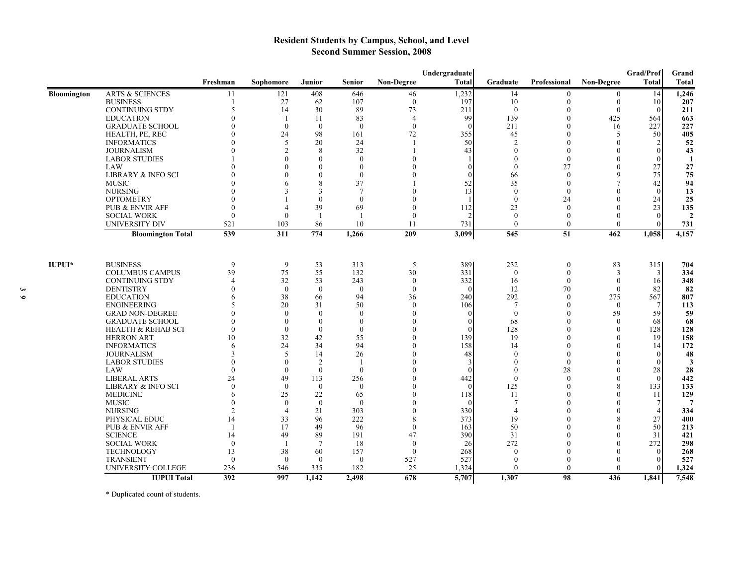# Resident Students by Campus, School, and Level
## Second Summer Session, 2008

| | | Freshman | Sophomore | Junior | Senior | Non-Degree | Undergraduate Total | Graduate | Professional | Non-Degree | Grad/Prof Total | Grand Total |
|---|---|---|---|---|---|---|---|---|---|---|---|---|
| **Bloomington** | ARTS & SCIENCES | 11 | 121 | 408 | 646 | 46 | 1,232 | 14 | 0 | 0 | 14 | **1,246** |
| | BUSINESS | 1 | 27 | 62 | 107 | 0 | 197 | 10 | 0 | 0 | 10 | **207** |
| | CONTINUING STDY | 5 | 14 | 30 | 89 | 73 | 211 | 0 | 0 | 0 | 0 | **211** |
| | EDUCATION | 0 | 1 | 11 | 83 | 4 | 99 | 139 | 0 | 425 | 564 | **663** |
| | GRADUATE SCHOOL | 0 | 0 | 0 | 0 | 0 | 0 | 211 | 0 | 16 | 227 | **227** |
| | HEALTH, PE, REC | 0 | 24 | 98 | 161 | 72 | 355 | 45 | 0 | 5 | 50 | **405** |
| | INFORMATICS | 0 | 5 | 20 | 24 | 1 | 50 | 2 | 0 | 0 | 2 | **52** |
| | JOURNALISM | 0 | 2 | 8 | 32 | 1 | 43 | 0 | 0 | 0 | 0 | **43** |
| | LABOR STUDIES | 1 | 0 | 0 | 0 | 0 | 1 | 0 | 0 | 0 | 0 | **1** |
| | LAW | 0 | 0 | 0 | 0 | 0 | 0 | 0 | 27 | 0 | 27 | **27** |
| | LIBRARY & INFO SCI | 0 | 0 | 0 | 0 | 0 | 0 | 66 | 0 | 9 | 75 | **75** |
| | MUSIC | 0 | 6 | 8 | 37 | 1 | 52 | 35 | 0 | 7 | 42 | **94** |
| | NURSING | 0 | 3 | 3 | 7 | 0 | 13 | 0 | 0 | 0 | 0 | **13** |
| | OPTOMETRY | 0 | 1 | 0 | 0 | 0 | 1 | 0 | 24 | 0 | 24 | **25** |
| | PUB & ENVIR AFF | 0 | 4 | 39 | 69 | 0 | 112 | 23 | 0 | 0 | 23 | **135** |
| | SOCIAL WORK | 0 | 0 | 1 | 1 | 0 | 2 | 0 | 0 | 0 | 0 | **2** |
| | UNIVERSITY DIV | 521 | 103 | 86 | 10 | 11 | 731 | 0 | 0 | 0 | 0 | **731** |
| | **Bloomington Total** | **539** | **311** | **774** | **1,266** | **209** | **3,099** | **545** | **51** | **462** | **1,058** | **4,157** |
| **IUPUI*** | BUSINESS | 9 | 9 | 53 | 313 | 5 | 389 | 232 | 0 | 83 | 315 | **704** |
| | COLUMBUS CAMPUS | 39 | 75 | 55 | 132 | 30 | 331 | 0 | 0 | 3 | 3 | **334** |
| | CONTINUING STDY | 4 | 32 | 53 | 243 | 0 | 332 | 16 | 0 | 0 | 16 | **348** |
| | DENTISTRY | 0 | 0 | 0 | 0 | 0 | 0 | 12 | 70 | 0 | 82 | **82** |
| | EDUCATION | 6 | 38 | 66 | 94 | 36 | 240 | 292 | 0 | 275 | 567 | **807** |
| | ENGINEERING | 5 | 20 | 31 | 50 | 0 | 106 | 7 | 0 | 0 | 7 | **113** |
| | GRAD NON-DEGREE | 0 | 0 | 0 | 0 | 0 | 0 | 0 | 0 | 59 | 59 | **59** |
| | GRADUATE SCHOOL | 0 | 0 | 0 | 0 | 0 | 0 | 68 | 0 | 0 | 68 | **68** |
| | HEALTH & REHAB SCI | 0 | 0 | 0 | 0 | 0 | 0 | 128 | 0 | 0 | 128 | **128** |
| | HERRON ART | 10 | 32 | 42 | 55 | 0 | 139 | 19 | 0 | 0 | 19 | **158** |
| | INFORMATICS | 6 | 24 | 34 | 94 | 0 | 158 | 14 | 0 | 0 | 14 | **172** |
| | JOURNALISM | 3 | 5 | 14 | 26 | 0 | 48 | 0 | 0 | 0 | 0 | **48** |
| | LABOR STUDIES | 0 | 0 | 2 | 1 | 0 | 3 | 0 | 0 | 0 | 0 | **3** |
| | LAW | 0 | 0 | 0 | 0 | 0 | 0 | 0 | 28 | 0 | 28 | **28** |
| | LIBERAL ARTS | 24 | 49 | 113 | 256 | 0 | 442 | 0 | 0 | 0 | 0 | **442** |
| | LIBRARY & INFO SCI | 0 | 0 | 0 | 0 | 0 | 0 | 125 | 0 | 8 | 133 | **133** |
| | MEDICINE | 6 | 25 | 22 | 65 | 0 | 118 | 11 | 0 | 0 | 11 | **129** |
| | MUSIC | 0 | 0 | 0 | 0 | 0 | 0 | 7 | 0 | 0 | 7 | **7** |
| | NURSING | 2 | 4 | 21 | 303 | 0 | 330 | 4 | 0 | 0 | 4 | **334** |
| | PHYSICAL EDUC | 14 | 33 | 96 | 222 | 8 | 373 | 19 | 0 | 8 | 27 | **400** |
| | PUB & ENVIR AFF | 1 | 17 | 49 | 96 | 0 | 163 | 50 | 0 | 0 | 50 | **213** |
| | SCIENCE | 14 | 49 | 89 | 191 | 47 | 390 | 31 | 0 | 0 | 31 | **421** |
| | SOCIAL WORK | 0 | 1 | 7 | 18 | 0 | 26 | 272 | 0 | 0 | 272 | **298** |
| | TECHNOLOGY | 13 | 38 | 60 | 157 | 0 | 268 | 0 | 0 | 0 | 0 | **268** |
| | TRANSIENT | 0 | 0 | 0 | 0 | 527 | 527 | 0 | 0 | 0 | 0 | **527** |
| | UNIVERSITY COLLEGE | 236 | 546 | 335 | 182 | 25 | 1,324 | 0 | 0 | 0 | 0 | **1,324** |
| | **IUPUI Total** | **392** | **997** | **1,142** | **2,498** | **678** | **5,707** | **1,307** | **98** | **436** | **1,841** | **7,548** |

* Duplicated count of students.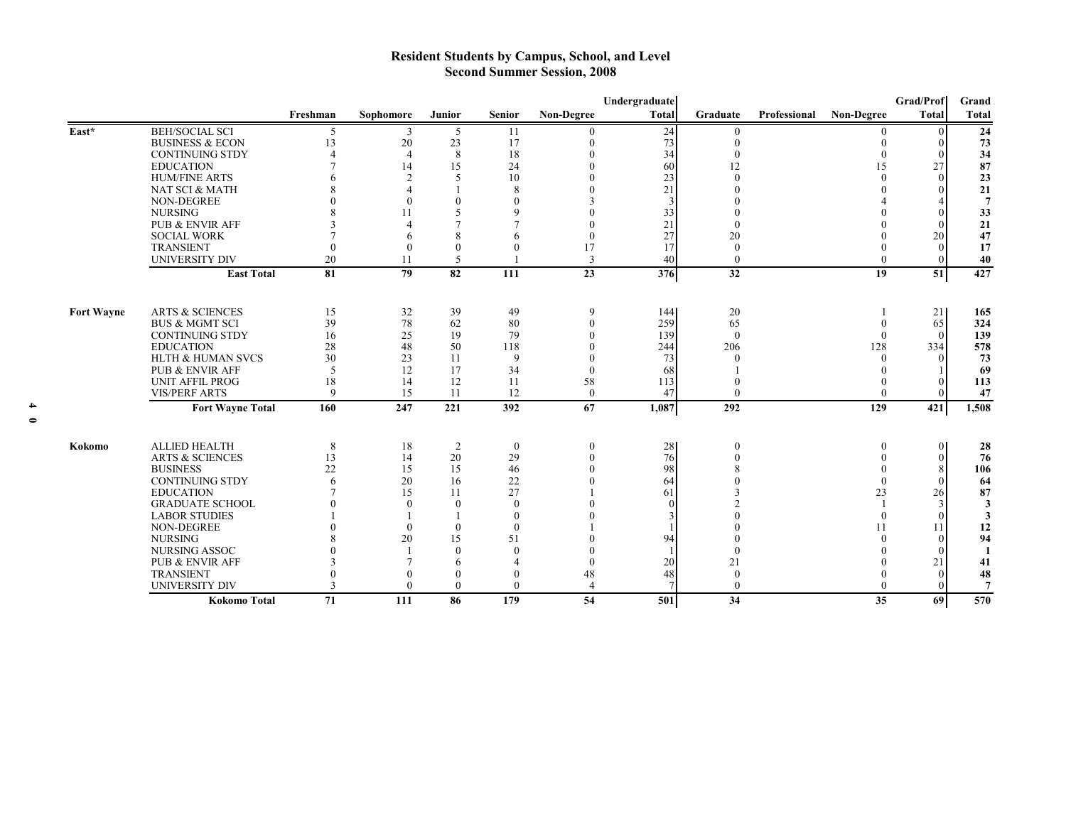# Resident Students by Campus, School, and Level
## Second Summer Session, 2008

| | | Freshman | Sophomore | Junior | Senior | Non-Degree | Undergraduate Total | Graduate | Professional | Non-Degree | Grad/Prof Total | Grand Total |
|---|---|---|---|---|---|---|---|---|---|---|---|---|
| East* | BEH/SOCIAL SCI | 5 | 3 | 5 | 11 | 0 | 24 | 0 | | 0 | 0 | **24** |
| | BUSINESS & ECON | 13 | 20 | 23 | 17 | 0 | 73 | 0 | | 0 | 0 | **73** |
| | CONTINUING STDY | 4 | 4 | 8 | 18 | 0 | 34 | 0 | | 0 | 0 | **34** |
| | EDUCATION | 7 | 14 | 15 | 24 | 0 | 60 | 12 | | 15 | 27 | **87** |
| | HUM/FINE ARTS | 6 | 2 | 5 | 10 | 0 | 23 | 0 | | 0 | 0 | **23** |
| | NAT SCI & MATH | 8 | 4 | 1 | 8 | 0 | 21 | 0 | | 0 | 0 | **21** |
| | NON-DEGREE | 0 | 0 | 0 | 0 | 3 | 3 | 0 | | 4 | 4 | **7** |
| | NURSING | 8 | 11 | 5 | 9 | 0 | 33 | 0 | | 0 | 0 | **33** |
| | PUB & ENVIR AFF | 3 | 4 | 7 | 7 | 0 | 21 | 0 | | 0 | 0 | **21** |
| | SOCIAL WORK | 7 | 6 | 8 | 6 | 0 | 27 | 20 | | 0 | 20 | **47** |
| | TRANSIENT | 0 | 0 | 0 | 0 | 17 | 17 | 0 | | 0 | 0 | **17** |
| | UNIVERSITY DIV | 20 | 11 | 5 | 1 | 3 | 40 | 0 | | 0 | 0 | **40** |
| | **East Total** | **81** | **79** | **82** | **111** | **23** | **376** | **32** | | **19** | **51** | **427** |
| Fort Wayne | ARTS & SCIENCES | 15 | 32 | 39 | 49 | 9 | 144 | 20 | | 1 | 21 | **165** |
| | BUS & MGMT SCI | 39 | 78 | 62 | 80 | 0 | 259 | 65 | | 0 | 65 | **324** |
| | CONTINUING STDY | 16 | 25 | 19 | 79 | 0 | 139 | 0 | | 0 | 0 | **139** |
| | EDUCATION | 28 | 48 | 50 | 118 | 0 | 244 | 206 | | 128 | 334 | **578** |
| | HLTH & HUMAN SVCS | 30 | 23 | 11 | 9 | 0 | 73 | 0 | | 0 | 0 | **73** |
| | PUB & ENVIR AFF | 5 | 12 | 17 | 34 | 0 | 68 | 1 | | 0 | 1 | **69** |
| | UNIT AFFIL PROG | 18 | 14 | 12 | 11 | 58 | 113 | 0 | | 0 | 0 | **113** |
| | VIS/PERF ARTS | 9 | 15 | 11 | 12 | 0 | 47 | 0 | | 0 | 0 | **47** |
| | **Fort Wayne Total** | **160** | **247** | **221** | **392** | **67** | **1,087** | **292** | | **129** | **421** | **1,508** |
| Kokomo | ALLIED HEALTH | 8 | 18 | 2 | 0 | 0 | 28 | 0 | | 0 | 0 | **28** |
| | ARTS & SCIENCES | 13 | 14 | 20 | 29 | 0 | 76 | 0 | | 0 | 0 | **76** |
| | BUSINESS | 22 | 15 | 15 | 46 | 0 | 98 | 8 | | 0 | 8 | **106** |
| | CONTINUING STDY | 6 | 20 | 16 | 22 | 0 | 64 | 0 | | 0 | 0 | **64** |
| | EDUCATION | 7 | 15 | 11 | 27 | 1 | 61 | 3 | | 23 | 26 | **87** |
| | GRADUATE SCHOOL | 0 | 0 | 0 | 0 | 0 | 0 | 2 | | 1 | 3 | **3** |
| | LABOR STUDIES | 1 | 1 | 1 | 0 | 0 | 3 | 0 | | 0 | 0 | **3** |
| | NON-DEGREE | 0 | 0 | 0 | 0 | 1 | 1 | 0 | | 11 | 11 | **12** |
| | NURSING | 8 | 20 | 15 | 51 | 0 | 94 | 0 | | 0 | 0 | **94** |
| | NURSING ASSOC | 0 | 1 | 0 | 0 | 0 | 1 | 0 | | 0 | 0 | **1** |
| | PUB & ENVIR AFF | 3 | 7 | 6 | 4 | 0 | 20 | 21 | | 0 | 21 | **41** |
| | TRANSIENT | 0 | 0 | 0 | 0 | 48 | 48 | 0 | | 0 | 0 | **48** |
| | UNIVERSITY DIV | 3 | 0 | 0 | 0 | 4 | 7 | 0 | | 0 | 0 | **7** |
| | **Kokomo Total** | **71** | **111** | **86** | **179** | **54** | **501** | **34** | | **35** | **69** | **570** |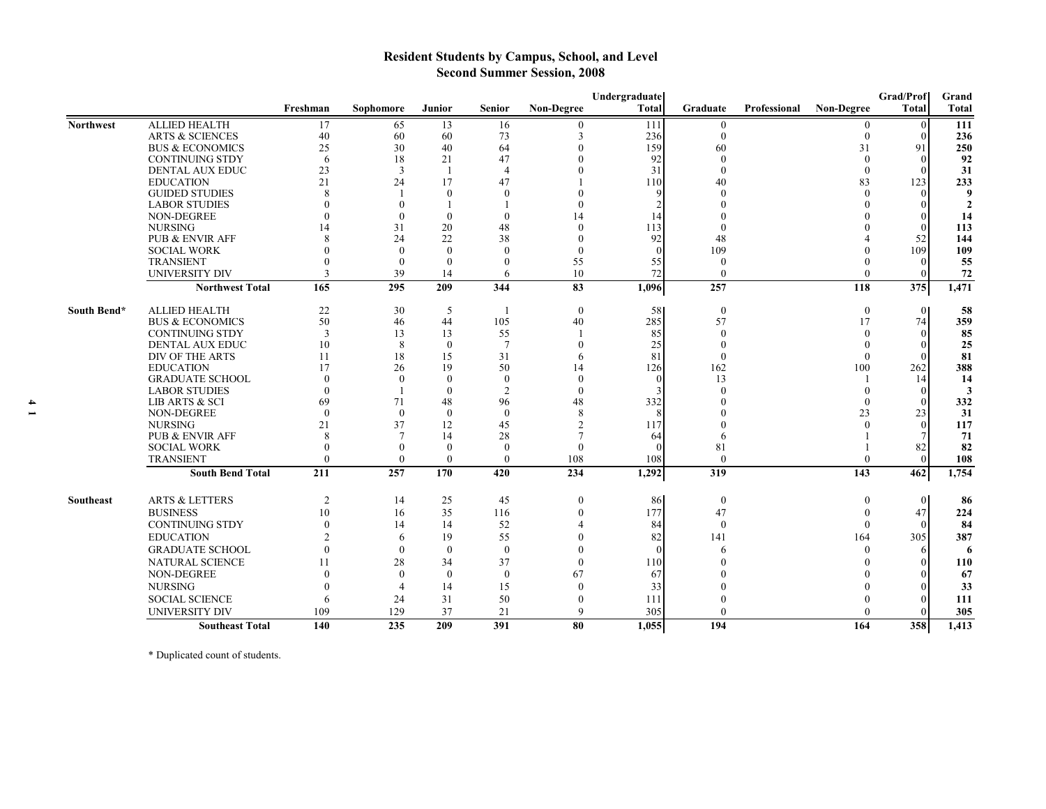## Resident Students by Campus, School, and Level
## Second Summer Session, 2008

| | | Freshman | Sophomore | Junior | Senior | Non-Degree | Undergraduate Total | Graduate | Professional | Non-Degree | Grad/Prof Total | Grand Total |
|---|---|---|---|---|---|---|---|---|---|---|---|---|
| **Northwest** | ALLIED HEALTH | 17 | 65 | 13 | 16 | 0 | 111 | 0 | | 0 | 0 | **111** |
| | ARTS & SCIENCES | 40 | 60 | 60 | 73 | 3 | 236 | 0 | | 0 | 0 | **236** |
| | BUS & ECONOMICS | 25 | 30 | 40 | 64 | 0 | 159 | 60 | | 31 | 91 | **250** |
| | CONTINUING STDY | 6 | 18 | 21 | 47 | 0 | 92 | 0 | | 0 | 0 | **92** |
| | DENTAL AUX EDUC | 23 | 3 | 1 | 4 | 0 | 31 | 0 | | 0 | 0 | **31** |
| | EDUCATION | 21 | 24 | 17 | 47 | 1 | 110 | 40 | | 83 | 123 | **233** |
| | GUIDED STUDIES | 8 | 1 | 0 | 0 | 0 | 9 | 0 | | 0 | 0 | **9** |
| | LABOR STUDIES | 0 | 0 | 1 | 1 | 0 | 2 | 0 | | 0 | 0 | **2** |
| | NON-DEGREE | 0 | 0 | 0 | 0 | 14 | 14 | 0 | | 0 | 0 | **14** |
| | NURSING | 14 | 31 | 20 | 48 | 0 | 113 | 0 | | 0 | 0 | **113** |
| | PUB & ENVIR AFF | 8 | 24 | 22 | 38 | 0 | 92 | 48 | | 4 | 52 | **144** |
| | SOCIAL WORK | 0 | 0 | 0 | 0 | 0 | 0 | 109 | | 0 | 109 | **109** |
| | TRANSIENT | 0 | 0 | 0 | 0 | 55 | 55 | 0 | | 0 | 0 | **55** |
| | UNIVERSITY DIV | 3 | 39 | 14 | 6 | 10 | 72 | 0 | | 0 | 0 | **72** |
| | **Northwest Total** | **165** | **295** | **209** | **344** | **83** | **1,096** | **257** | | **118** | **375** | **1,471** |
| **South Bend*** | ALLIED HEALTH | 22 | 30 | 5 | 1 | 0 | 58 | 0 | | 0 | 0 | **58** |
| | BUS & ECONOMICS | 50 | 46 | 44 | 105 | 40 | 285 | 57 | | 17 | 74 | **359** |
| | CONTINUING STDY | 3 | 13 | 13 | 55 | 1 | 85 | 0 | | 0 | 0 | **85** |
| | DENTAL AUX EDUC | 10 | 8 | 0 | 7 | 0 | 25 | 0 | | 0 | 0 | **25** |
| | DIV OF THE ARTS | 11 | 18 | 15 | 31 | 6 | 81 | 0 | | 0 | 0 | **81** |
| | EDUCATION | 17 | 26 | 19 | 50 | 14 | 126 | 162 | | 100 | 262 | **388** |
| | GRADUATE SCHOOL | 0 | 0 | 0 | 0 | 0 | 0 | 13 | | 1 | 14 | **14** |
| | LABOR STUDIES | 0 | 1 | 0 | 2 | 0 | 3 | 0 | | 0 | 0 | **3** |
| | LIB ARTS & SCI | 69 | 71 | 48 | 96 | 48 | 332 | 0 | | 0 | 0 | **332** |
| | NON-DEGREE | 0 | 0 | 0 | 0 | 8 | 8 | 0 | | 23 | 23 | **31** |
| | NURSING | 21 | 37 | 12 | 45 | 2 | 117 | 0 | | 0 | 0 | **117** |
| | PUB & ENVIR AFF | 8 | 7 | 14 | 28 | 7 | 64 | 6 | | 1 | 7 | **71** |
| | SOCIAL WORK | 0 | 0 | 0 | 0 | 0 | 0 | 81 | | 1 | 82 | **82** |
| | TRANSIENT | 0 | 0 | 0 | 0 | 108 | 108 | 0 | | 0 | 0 | **108** |
| | **South Bend Total** | **211** | **257** | **170** | **420** | **234** | **1,292** | **319** | | **143** | **462** | **1,754** |
| **Southeast** | ARTS & LETTERS | 2 | 14 | 25 | 45 | 0 | 86 | 0 | | 0 | 0 | **86** |
| | BUSINESS | 10 | 16 | 35 | 116 | 0 | 177 | 47 | | 0 | 47 | **224** |
| | CONTINUING STDY | 0 | 14 | 14 | 52 | 4 | 84 | 0 | | 0 | 0 | **84** |
| | EDUCATION | 2 | 6 | 19 | 55 | 0 | 82 | 141 | | 164 | 305 | **387** |
| | GRADUATE SCHOOL | 0 | 0 | 0 | 0 | 0 | 0 | 6 | | 0 | 6 | **6** |
| | NATURAL SCIENCE | 11 | 28 | 34 | 37 | 0 | 110 | 0 | | 0 | 0 | **110** |
| | NON-DEGREE | 0 | 0 | 0 | 0 | 67 | 67 | 0 | | 0 | 0 | **67** |
| | NURSING | 0 | 4 | 14 | 15 | 0 | 33 | 0 | | 0 | 0 | **33** |
| | SOCIAL SCIENCE | 6 | 24 | 31 | 50 | 0 | 111 | 0 | | 0 | 0 | **111** |
| | UNIVERSITY DIV | 109 | 129 | 37 | 21 | 9 | 305 | 0 | | 0 | 0 | **305** |
| | **Southeast Total** | **140** | **235** | **209** | **391** | **80** | **1,055** | **194** | | **164** | **358** | **1,413** |

* Duplicated count of students.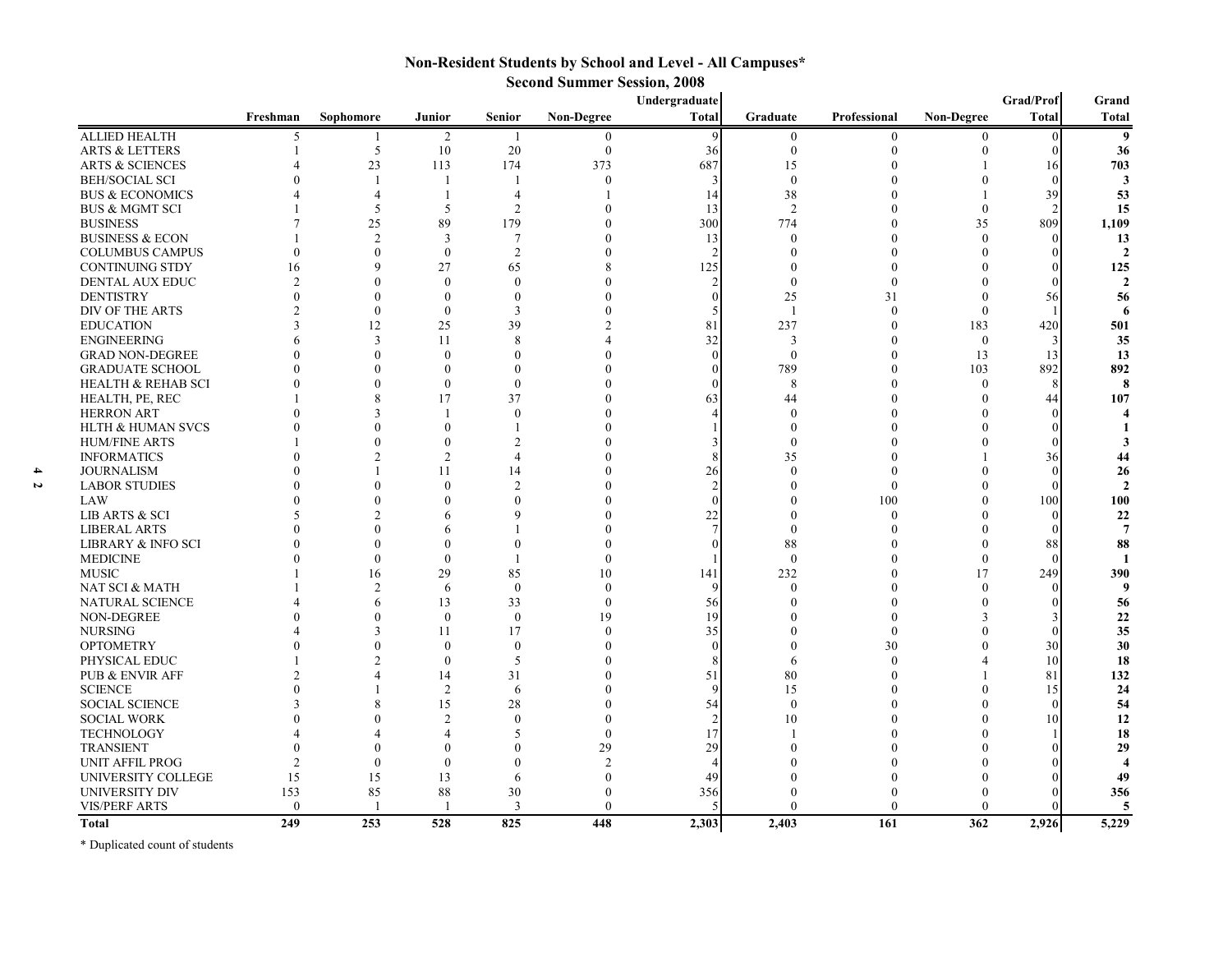# Non-Resident Students by School and Level - All Campuses*

## Second Summer Session, 2008

| | Freshman | Sophomore | Junior | Senior | Non-Degree | Undergraduate Total | Graduate | Professional | Non-Degree | Grad/Prof Total | Grand Total |
|---|---|---|---|---|---|---|---|---|---|---|---|
| ALLIED HEALTH | 5 | 1 | 2 | 1 | 0 | 9 | 0 | 0 | 0 | 0 | **9** |
| ARTS & LETTERS | 1 | 5 | 10 | 20 | 0 | 36 | 0 | 0 | 0 | 0 | **36** |
| ARTS & SCIENCES | 4 | 23 | 113 | 174 | 373 | 687 | 15 | 0 | 1 | 16 | **703** |
| BEH/SOCIAL SCI | 0 | 1 | 1 | 1 | 0 | 3 | 0 | 0 | 0 | 0 | **3** |
| BUS & ECONOMICS | 4 | 4 | 1 | 4 | 1 | 14 | 38 | 0 | 1 | 39 | **53** |
| BUS & MGMT SCI | 1 | 5 | 5 | 2 | 0 | 13 | 2 | 0 | 0 | 2 | **15** |
| BUSINESS | 7 | 25 | 89 | 179 | 0 | 300 | 774 | 0 | 35 | 809 | **1,109** |
| BUSINESS & ECON | 1 | 2 | 3 | 7 | 0 | 13 | 0 | 0 | 0 | 0 | **13** |
| COLUMBUS CAMPUS | 0 | 0 | 0 | 2 | 0 | 2 | 0 | 0 | 0 | 0 | **2** |
| CONTINUING STDY | 16 | 9 | 27 | 65 | 8 | 125 | 0 | 0 | 0 | 0 | **125** |
| DENTAL AUX EDUC | 2 | 0 | 0 | 0 | 0 | 2 | 0 | 0 | 0 | 0 | **2** |
| DENTISTRY | 0 | 0 | 0 | 0 | 0 | 0 | 25 | 31 | 0 | 56 | **56** |
| DIV OF THE ARTS | 2 | 0 | 0 | 3 | 0 | 5 | 1 | 0 | 0 | 1 | **6** |
| EDUCATION | 3 | 12 | 25 | 39 | 2 | 81 | 237 | 0 | 183 | 420 | **501** |
| ENGINEERING | 6 | 3 | 11 | 8 | 4 | 32 | 3 | 0 | 0 | 3 | **35** |
| GRAD NON-DEGREE | 0 | 0 | 0 | 0 | 0 | 0 | 0 | 0 | 13 | 13 | **13** |
| GRADUATE SCHOOL | 0 | 0 | 0 | 0 | 0 | 0 | 789 | 0 | 103 | 892 | **892** |
| HEALTH & REHAB SCI | 0 | 0 | 0 | 0 | 0 | 0 | 8 | 0 | 0 | 8 | **8** |
| HEALTH, PE, REC | 1 | 8 | 17 | 37 | 0 | 63 | 44 | 0 | 0 | 44 | **107** |
| HERRON ART | 0 | 3 | 1 | 0 | 0 | 4 | 0 | 0 | 0 | 0 | **4** |
| HLTH & HUMAN SVCS | 0 | 0 | 0 | 1 | 0 | 1 | 0 | 0 | 0 | 0 | **1** |
| HUM/FINE ARTS | 1 | 0 | 0 | 2 | 0 | 3 | 0 | 0 | 0 | 0 | **3** |
| INFORMATICS | 0 | 2 | 2 | 4 | 0 | 8 | 35 | 0 | 1 | 36 | **44** |
| JOURNALISM | 0 | 1 | 11 | 14 | 0 | 26 | 0 | 0 | 0 | 0 | **26** |
| LABOR STUDIES | 0 | 0 | 0 | 2 | 0 | 2 | 0 | 0 | 0 | 0 | **2** |
| LAW | 0 | 0 | 0 | 0 | 0 | 0 | 0 | 100 | 0 | 100 | **100** |
| LIB ARTS & SCI | 5 | 2 | 6 | 9 | 0 | 22 | 0 | 0 | 0 | 0 | **22** |
| LIBERAL ARTS | 0 | 0 | 6 | 1 | 0 | 7 | 0 | 0 | 0 | 0 | **7** |
| LIBRARY & INFO SCI | 0 | 0 | 0 | 0 | 0 | 0 | 88 | 0 | 0 | 88 | **88** |
| MEDICINE | 0 | 0 | 0 | 1 | 0 | 1 | 0 | 0 | 0 | 0 | **1** |
| MUSIC | 1 | 16 | 29 | 85 | 10 | 141 | 232 | 0 | 17 | 249 | **390** |
| NAT SCI & MATH | 1 | 2 | 6 | 0 | 0 | 9 | 0 | 0 | 0 | 0 | **9** |
| NATURAL SCIENCE | 4 | 6 | 13 | 33 | 0 | 56 | 0 | 0 | 0 | 0 | **56** |
| NON-DEGREE | 0 | 0 | 0 | 0 | 19 | 19 | 0 | 0 | 3 | 3 | **22** |
| NURSING | 4 | 3 | 11 | 17 | 0 | 35 | 0 | 0 | 0 | 0 | **35** |
| OPTOMETRY | 0 | 0 | 0 | 0 | 0 | 0 | 0 | 30 | 0 | 30 | **30** |
| PHYSICAL EDUC | 1 | 2 | 0 | 5 | 0 | 8 | 6 | 0 | 4 | 10 | **18** |
| PUB & ENVIR AFF | 2 | 4 | 14 | 31 | 0 | 51 | 80 | 0 | 1 | 81 | **132** |
| SCIENCE | 0 | 1 | 2 | 6 | 0 | 9 | 15 | 0 | 0 | 15 | **24** |
| SOCIAL SCIENCE | 3 | 8 | 15 | 28 | 0 | 54 | 0 | 0 | 0 | 0 | **54** |
| SOCIAL WORK | 0 | 0 | 2 | 0 | 0 | 2 | 10 | 0 | 0 | 10 | **12** |
| TECHNOLOGY | 4 | 4 | 4 | 5 | 0 | 17 | 1 | 0 | 0 | 1 | **18** |
| TRANSIENT | 0 | 0 | 0 | 0 | 29 | 29 | 0 | 0 | 0 | 0 | **29** |
| UNIT AFFIL PROG | 2 | 0 | 0 | 0 | 2 | 4 | 0 | 0 | 0 | 0 | **4** |
| UNIVERSITY COLLEGE | 15 | 15 | 13 | 6 | 0 | 49 | 0 | 0 | 0 | 0 | **49** |
| UNIVERSITY DIV | 153 | 85 | 88 | 30 | 0 | 356 | 0 | 0 | 0 | 0 | **356** |
| VIS/PERF ARTS | 0 | 1 | 1 | 3 | 0 | 5 | 0 | 0 | 0 | 0 | **5** |
| **Total** | **249** | **253** | **528** | **825** | **448** | **2,303** | **2,403** | **161** | **362** | **2,926** | **5,229** |

\* Duplicated count of students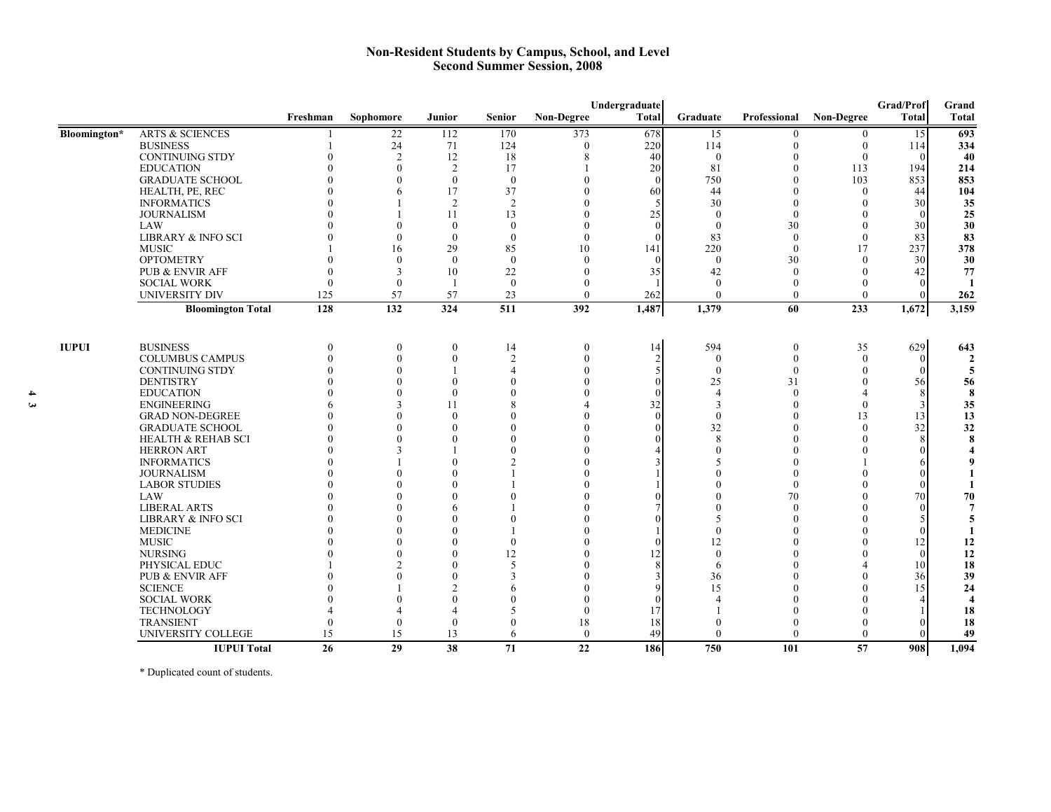## Non-Resident Students by Campus, School, and Level
## Second Summer Session, 2008

| | | Freshman | Sophomore | Junior | Senior | Non-Degree | Undergraduate Total | Graduate | Professional | Non-Degree | Grad/Prof Total | Grand Total |
|---|---|---|---|---|---|---|---|---|---|---|---|---|
| Bloomington* | ARTS & SCIENCES | 1 | 22 | 112 | 170 | 373 | 678 | 15 | 0 | 0 | 15 | **693** |
| | BUSINESS | 1 | 24 | 71 | 124 | 0 | 220 | 114 | 0 | 0 | 114 | **334** |
| | CONTINUING STDY | 0 | 2 | 12 | 18 | 8 | 40 | 0 | 0 | 0 | 0 | **40** |
| | EDUCATION | 0 | 0 | 2 | 17 | 1 | 20 | 81 | 0 | 113 | 194 | **214** |
| | GRADUATE SCHOOL | 0 | 0 | 0 | 0 | 0 | 0 | 750 | 0 | 103 | 853 | **853** |
| | HEALTH, PE, REC | 0 | 6 | 17 | 37 | 0 | 60 | 44 | 0 | 0 | 44 | **104** |
| | INFORMATICS | 0 | 1 | 2 | 2 | 0 | 5 | 30 | 0 | 0 | 30 | **35** |
| | JOURNALISM | 0 | 1 | 11 | 13 | 0 | 25 | 0 | 0 | 0 | 0 | **25** |
| | LAW | 0 | 0 | 0 | 0 | 0 | 0 | 0 | 30 | 0 | 30 | **30** |
| | LIBRARY & INFO SCI | 0 | 0 | 0 | 0 | 0 | 0 | 83 | 0 | 0 | 83 | **83** |
| | MUSIC | 1 | 16 | 29 | 85 | 10 | 141 | 220 | 0 | 17 | 237 | **378** |
| | OPTOMETRY | 0 | 0 | 0 | 0 | 0 | 0 | 0 | 30 | 0 | 30 | **30** |
| | PUB & ENVIR AFF | 0 | 3 | 10 | 22 | 0 | 35 | 42 | 0 | 0 | 42 | **77** |
| | SOCIAL WORK | 0 | 0 | 1 | 0 | 0 | 1 | 0 | 0 | 0 | 0 | **1** |
| | UNIVERSITY DIV | 125 | 57 | 57 | 23 | 0 | 262 | 0 | 0 | 0 | 0 | **262** |
| | **Bloomington Total** | **128** | **132** | **324** | **511** | **392** | **1,487** | **1,379** | **60** | **233** | **1,672** | **3,159** |
| IUPUI | BUSINESS | 0 | 0 | 0 | 14 | 0 | 14 | 594 | 0 | 35 | 629 | **643** |
| | COLUMBUS CAMPUS | 0 | 0 | 0 | 2 | 0 | 2 | 0 | 0 | 0 | 0 | **2** |
| | CONTINUING STDY | 0 | 0 | 1 | 4 | 0 | 5 | 0 | 0 | 0 | 0 | **5** |
| | DENTISTRY | 0 | 0 | 0 | 0 | 0 | 0 | 25 | 31 | 0 | 56 | **56** |
| | EDUCATION | 0 | 0 | 0 | 0 | 0 | 0 | 4 | 0 | 4 | 8 | **8** |
| | ENGINEERING | 6 | 3 | 11 | 8 | 4 | 32 | 3 | 0 | 0 | 3 | **35** |
| | GRAD NON-DEGREE | 0 | 0 | 0 | 0 | 0 | 0 | 0 | 0 | 13 | 13 | **13** |
| | GRADUATE SCHOOL | 0 | 0 | 0 | 0 | 0 | 0 | 32 | 0 | 0 | 32 | **32** |
| | HEALTH & REHAB SCI | 0 | 0 | 0 | 0 | 0 | 0 | 8 | 0 | 0 | 8 | **8** |
| | HERRON ART | 0 | 3 | 1 | 0 | 0 | 4 | 0 | 0 | 0 | 0 | **4** |
| | INFORMATICS | 0 | 1 | 0 | 2 | 0 | 3 | 5 | 0 | 1 | 6 | **9** |
| | JOURNALISM | 0 | 0 | 0 | 1 | 0 | 1 | 0 | 0 | 0 | 0 | **1** |
| | LABOR STUDIES | 0 | 0 | 0 | 1 | 0 | 1 | 0 | 0 | 0 | 0 | **1** |
| | LAW | 0 | 0 | 0 | 0 | 0 | 0 | 0 | 70 | 0 | 70 | **70** |
| | LIBERAL ARTS | 0 | 0 | 6 | 1 | 0 | 7 | 0 | 0 | 0 | 0 | **7** |
| | LIBRARY & INFO SCI | 0 | 0 | 0 | 0 | 0 | 0 | 5 | 0 | 0 | 5 | **5** |
| | MEDICINE | 0 | 0 | 0 | 1 | 0 | 1 | 0 | 0 | 0 | 0 | **1** |
| | MUSIC | 0 | 0 | 0 | 0 | 0 | 0 | 12 | 0 | 0 | 12 | **12** |
| | NURSING | 0 | 0 | 0 | 12 | 0 | 12 | 0 | 0 | 0 | 0 | **12** |
| | PHYSICAL EDUC | 1 | 2 | 0 | 5 | 0 | 8 | 6 | 0 | 4 | 10 | **18** |
| | PUB & ENVIR AFF | 0 | 0 | 0 | 3 | 0 | 3 | 36 | 0 | 0 | 36 | **39** |
| | SCIENCE | 0 | 1 | 2 | 6 | 0 | 9 | 15 | 0 | 0 | 15 | **24** |
| | SOCIAL WORK | 0 | 0 | 0 | 0 | 0 | 0 | 4 | 0 | 0 | 4 | **4** |
| | TECHNOLOGY | 4 | 4 | 4 | 5 | 0 | 17 | 1 | 0 | 0 | 1 | **18** |
| | TRANSIENT | 0 | 0 | 0 | 0 | 18 | 18 | 0 | 0 | 0 | 0 | **18** |
| | UNIVERSITY COLLEGE | 15 | 15 | 13 | 6 | 0 | 49 | 0 | 0 | 0 | 0 | **49** |
| | **IUPUI Total** | **26** | **29** | **38** | **71** | **22** | **186** | **750** | **101** | **57** | **908** | **1,094** |

\* Duplicated count of students.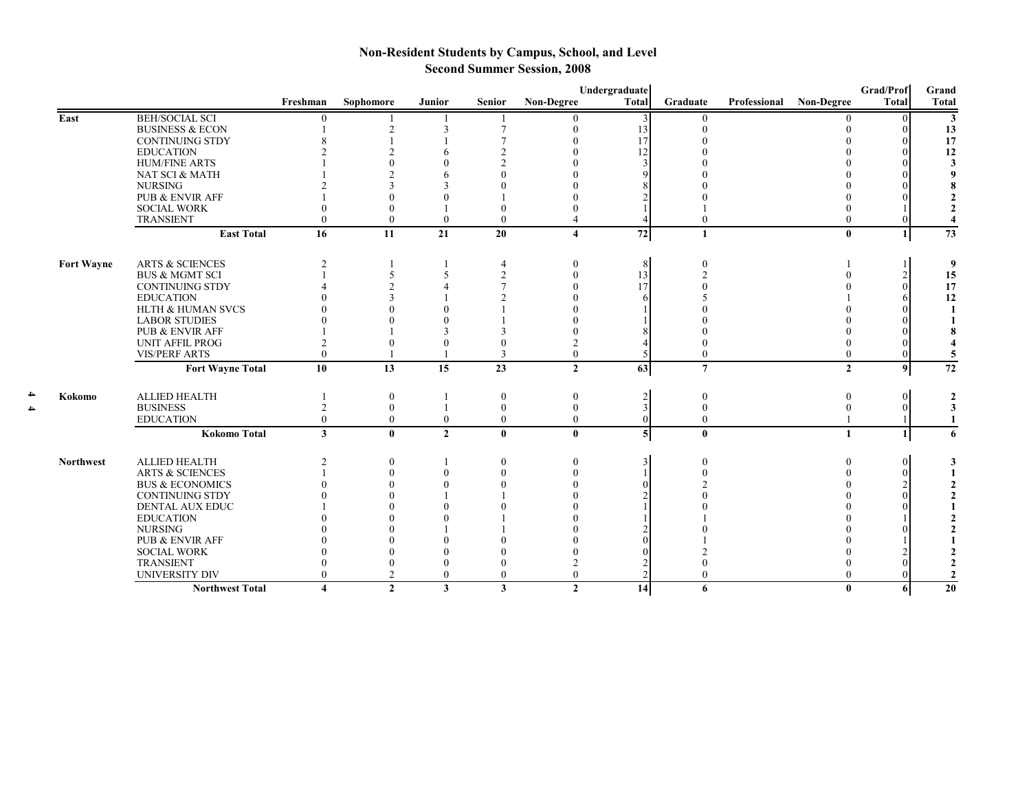## Non-Resident Students by Campus, School, and Level
### Second Summer Session, 2008

| | | Freshman | Sophomore | Junior | Senior | Non-Degree | Undergraduate Total | Graduate | Professional | Non-Degree | Grad/Prof Total | Grand Total |
|---|---|---|---|---|---|---|---|---|---|---|---|---|
| East | BEH/SOCIAL SCI | 0 | 1 | 1 | 1 | 0 | 3 | 0 | | 0 | 0 | **3** |
| | BUSINESS & ECON | 1 | 2 | 3 | 7 | 0 | 13 | 0 | | 0 | 0 | **13** |
| | CONTINUING STDY | 8 | 1 | 1 | 7 | 0 | 17 | 0 | | 0 | 0 | **17** |
| | EDUCATION | 2 | 2 | 6 | 2 | 0 | 12 | 0 | | 0 | 0 | **12** |
| | HUM/FINE ARTS | 1 | 0 | 0 | 2 | 0 | 3 | 0 | | 0 | 0 | **3** |
| | NAT SCI & MATH | 1 | 2 | 6 | 0 | 0 | 9 | 0 | | 0 | 0 | **9** |
| | NURSING | 2 | 3 | 3 | 0 | 0 | 8 | 0 | | 0 | 0 | **8** |
| | PUB & ENVIR AFF | 1 | 0 | 0 | 1 | 0 | 2 | 0 | | 0 | 0 | **2** |
| | SOCIAL WORK | 0 | 0 | 1 | 0 | 0 | 1 | 1 | | 0 | 1 | **2** |
| | TRANSIENT | 0 | 0 | 0 | 0 | 4 | 4 | 0 | | 0 | 0 | **4** |
| | **East Total** | **16** | **11** | **21** | **20** | **4** | **72** | **1** | | **0** | **1** | **73** |
| Fort Wayne | ARTS & SCIENCES | 2 | 1 | 1 | 4 | 0 | 8 | 0 | | 1 | 1 | **9** |
| | BUS & MGMT SCI | 1 | 5 | 5 | 2 | 0 | 13 | 2 | | 0 | 2 | **15** |
| | CONTINUING STDY | 4 | 2 | 4 | 7 | 0 | 17 | 0 | | 0 | 0 | **17** |
| | EDUCATION | 0 | 3 | 1 | 2 | 0 | 6 | 5 | | 1 | 6 | **12** |
| | HLTH & HUMAN SVCS | 0 | 0 | 0 | 1 | 0 | 1 | 0 | | 0 | 0 | **1** |
| | LABOR STUDIES | 0 | 0 | 0 | 1 | 0 | 1 | 0 | | 0 | 0 | **1** |
| | PUB & ENVIR AFF | 1 | 1 | 3 | 3 | 0 | 8 | 0 | | 0 | 0 | **8** |
| | UNIT AFFIL PROG | 2 | 0 | 0 | 0 | 2 | 4 | 0 | | 0 | 0 | **4** |
| | VIS/PERF ARTS | 0 | 1 | 1 | 3 | 0 | 5 | 0 | | 0 | 0 | **5** |
| | **Fort Wayne Total** | **10** | **13** | **15** | **23** | **2** | **63** | **7** | | **2** | **9** | **72** |
| Kokomo | ALLIED HEALTH | 1 | 0 | 1 | 0 | 0 | 2 | 0 | | 0 | 0 | **2** |
| | BUSINESS | 2 | 0 | 1 | 0 | 0 | 3 | 0 | | 0 | 0 | **3** |
| | EDUCATION | 0 | 0 | 0 | 0 | 0 | 0 | 0 | | 1 | 1 | **1** |
| | **Kokomo Total** | **3** | **0** | **2** | **0** | **0** | **5** | **0** | | **1** | **1** | **6** |
| Northwest | ALLIED HEALTH | 2 | 0 | 1 | 0 | 0 | 3 | 0 | | 0 | 0 | **3** |
| | ARTS & SCIENCES | 1 | 0 | 0 | 0 | 0 | 1 | 0 | | 0 | 0 | **1** |
| | BUS & ECONOMICS | 0 | 0 | 0 | 0 | 0 | 0 | 2 | | 0 | 2 | **2** |
| | CONTINUING STDY | 0 | 0 | 1 | 1 | 0 | 2 | 0 | | 0 | 0 | **2** |
| | DENTAL AUX EDUC | 1 | 0 | 0 | 0 | 0 | 1 | 0 | | 0 | 0 | **1** |
| | EDUCATION | 0 | 0 | 0 | 1 | 0 | 1 | 1 | | 0 | 1 | **2** |
| | NURSING | 0 | 0 | 1 | 1 | 0 | 2 | 0 | | 0 | 0 | **2** |
| | PUB & ENVIR AFF | 0 | 0 | 0 | 0 | 0 | 0 | 1 | | 0 | 1 | **1** |
| | SOCIAL WORK | 0 | 0 | 0 | 0 | 0 | 0 | 2 | | 0 | 2 | **2** |
| | TRANSIENT | 0 | 0 | 0 | 0 | 2 | 2 | 0 | | 0 | 0 | **2** |
| | UNIVERSITY DIV | 0 | 2 | 0 | 0 | 0 | 2 | 0 | | 0 | 0 | **2** |
| | **Northwest Total** | **4** | **2** | **3** | **3** | **2** | **14** | **6** | | **0** | **6** | **20** |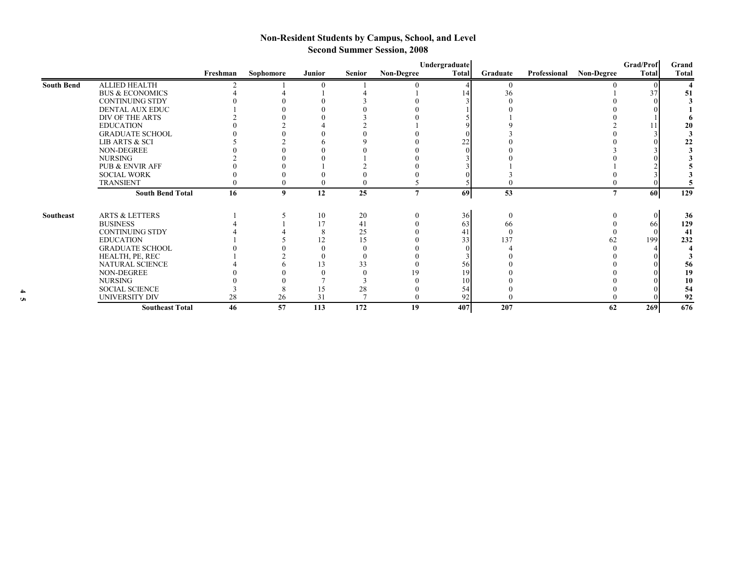## Non-Resident Students by Campus, School, and Level
### Second Summer Session, 2008

| | | Freshman | Sophomore | Junior | Senior | Non-Degree | Undergraduate Total | Graduate | Professional | Non-Degree | Grad/Prof Total | Grand Total |
|---|---|---|---|---|---|---|---|---|---|---|---|---|
| South Bend | ALLIED HEALTH | 2 | 1 | 0 | 1 | 0 | 4 | 0 | | 0 | 0 | **4** |
| | BUS & ECONOMICS | 4 | 4 | 1 | 4 | 1 | 14 | 36 | | 1 | 37 | **51** |
| | CONTINUING STDY | 0 | 0 | 0 | 3 | 0 | 3 | 0 | | 0 | 0 | **3** |
| | DENTAL AUX EDUC | 1 | 0 | 0 | 0 | 0 | 1 | 0 | | 0 | 0 | **1** |
| | DIV OF THE ARTS | 2 | 0 | 0 | 3 | 0 | 5 | 1 | | 0 | 1 | **6** |
| | EDUCATION | 0 | 2 | 4 | 2 | 1 | 9 | 9 | | 2 | 11 | **20** |
| | GRADUATE SCHOOL | 0 | 0 | 0 | 0 | 0 | 0 | 3 | | 0 | 3 | **3** |
| | LIB ARTS & SCI | 5 | 2 | 6 | 9 | 0 | 22 | 0 | | 0 | 0 | **22** |
| | NON-DEGREE | 0 | 0 | 0 | 0 | 0 | 0 | 0 | | 3 | 3 | **3** |
| | NURSING | 2 | 0 | 0 | 1 | 0 | 3 | 0 | | 0 | 0 | **3** |
| | PUB & ENVIR AFF | 0 | 0 | 1 | 2 | 0 | 3 | 1 | | 1 | 2 | **5** |
| | SOCIAL WORK | 0 | 0 | 0 | 0 | 0 | 0 | 3 | | 0 | 3 | **3** |
| | TRANSIENT | 0 | 0 | 0 | 0 | 5 | 5 | 0 | | 0 | 0 | **5** |
| | **South Bend Total** | **16** | **9** | **12** | **25** | **7** | **69** | **53** | | **7** | **60** | **129** |
| Southeast | ARTS & LETTERS | 1 | 5 | 10 | 20 | 0 | 36 | 0 | | 0 | 0 | **36** |
| | BUSINESS | 4 | 1 | 17 | 41 | 0 | 63 | 66 | | 0 | 66 | **129** |
| | CONTINUING STDY | 4 | 4 | 8 | 25 | 0 | 41 | 0 | | 0 | 0 | **41** |
| | EDUCATION | 1 | 5 | 12 | 15 | 0 | 33 | 137 | | 62 | 199 | **232** |
| | GRADUATE SCHOOL | 0 | 0 | 0 | 0 | 0 | 0 | 4 | | 0 | 4 | **4** |
| | HEALTH, PE, REC | 1 | 2 | 0 | 0 | 0 | 3 | 0 | | 0 | 0 | **3** |
| | NATURAL SCIENCE | 4 | 6 | 13 | 33 | 0 | 56 | 0 | | 0 | 0 | **56** |
| | NON-DEGREE | 0 | 0 | 0 | 0 | 19 | 19 | 0 | | 0 | 0 | **19** |
| | NURSING | 0 | 0 | 7 | 3 | 0 | 10 | 0 | | 0 | 0 | **10** |
| | SOCIAL SCIENCE | 3 | 8 | 15 | 28 | 0 | 54 | 0 | | 0 | 0 | **54** |
| | UNIVERSITY DIV | 28 | 26 | 31 | 7 | 0 | 92 | 0 | | 0 | 0 | **92** |
| | **Southeast Total** | **46** | **57** | **113** | **172** | **19** | **407** | **207** | | **62** | **269** | **676** |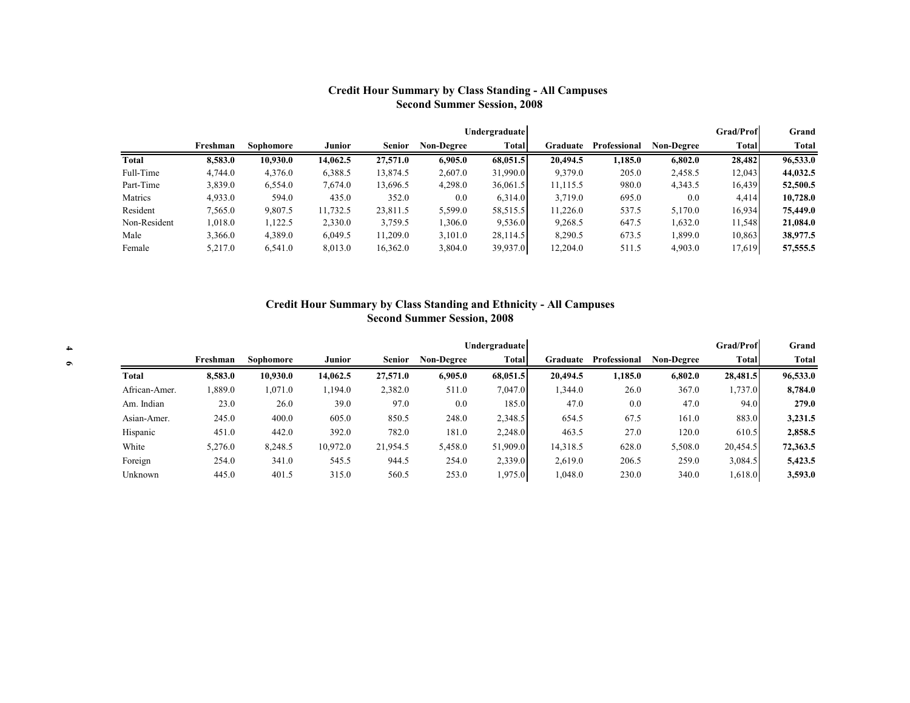## Credit Hour Summary by Class Standing - All Campuses
### Second Summer Session, 2008

| | Freshman | Sophomore | Junior | Senior | Non-Degree | Undergraduate Total | Graduate | Professional | Non-Degree | Grad/Prof Total | Grand Total |
|---|---|---|---|---|---|---|---|---|---|---|---|
| **Total** | **8,583.0** | **10,930.0** | **14,062.5** | **27,571.0** | **6,905.0** | **68,051.5** | **20,494.5** | **1,185.0** | **6,802.0** | **28,482** | **96,533.0** |
| Full-Time | 4,744.0 | 4,376.0 | 6,388.5 | 13,874.5 | 2,607.0 | 31,990.0 | 9,379.0 | 205.0 | 2,458.5 | 12,043 | **44,032.5** |
| Part-Time | 3,839.0 | 6,554.0 | 7,674.0 | 13,696.5 | 4,298.0 | 36,061.5 | 11,115.5 | 980.0 | 4,343.5 | 16,439 | **52,500.5** |
| Matrics | 4,933.0 | 594.0 | 435.0 | 352.0 | 0.0 | 6,314.0 | 3,719.0 | 695.0 | 0.0 | 4,414 | **10,728.0** |
| Resident | 7,565.0 | 9,807.5 | 11,732.5 | 23,811.5 | 5,599.0 | 58,515.5 | 11,226.0 | 537.5 | 5,170.0 | 16,934 | **75,449.0** |
| Non-Resident | 1,018.0 | 1,122.5 | 2,330.0 | 3,759.5 | 1,306.0 | 9,536.0 | 9,268.5 | 647.5 | 1,632.0 | 11,548 | **21,084.0** |
| Male | 3,366.0 | 4,389.0 | 6,049.5 | 11,209.0 | 3,101.0 | 28,114.5 | 8,290.5 | 673.5 | 1,899.0 | 10,863 | **38,977.5** |
| Female | 5,217.0 | 6,541.0 | 8,013.0 | 16,362.0 | 3,804.0 | 39,937.0 | 12,204.0 | 511.5 | 4,903.0 | 17,619 | **57,555.5** |

## Credit Hour Summary by Class Standing and Ethnicity - All Campuses
### Second Summer Session, 2008

| | Freshman | Sophomore | Junior | Senior | Non-Degree | Undergraduate Total | Graduate | Professional | Non-Degree | Grad/Prof Total | Grand Total |
|---|---|---|---|---|---|---|---|---|---|---|---|
| **Total** | **8,583.0** | **10,930.0** | **14,062.5** | **27,571.0** | **6,905.0** | **68,051.5** | **20,494.5** | **1,185.0** | **6,802.0** | **28,481.5** | **96,533.0** |
| African-Amer. | 1,889.0 | 1,071.0 | 1,194.0 | 2,382.0 | 511.0 | 7,047.0 | 1,344.0 | 26.0 | 367.0 | 1,737.0 | **8,784.0** |
| Am. Indian | 23.0 | 26.0 | 39.0 | 97.0 | 0.0 | 185.0 | 47.0 | 0.0 | 47.0 | 94.0 | **279.0** |
| Asian-Amer. | 245.0 | 400.0 | 605.0 | 850.5 | 248.0 | 2,348.5 | 654.5 | 67.5 | 161.0 | 883.0 | **3,231.5** |
| Hispanic | 451.0 | 442.0 | 392.0 | 782.0 | 181.0 | 2,248.0 | 463.5 | 27.0 | 120.0 | 610.5 | **2,858.5** |
| White | 5,276.0 | 8,248.5 | 10,972.0 | 21,954.5 | 5,458.0 | 51,909.0 | 14,318.5 | 628.0 | 5,508.0 | 20,454.5 | **72,363.5** |
| Foreign | 254.0 | 341.0 | 545.5 | 944.5 | 254.0 | 2,339.0 | 2,619.0 | 206.5 | 259.0 | 3,084.5 | **5,423.5** |
| Unknown | 445.0 | 401.5 | 315.0 | 560.5 | 253.0 | 1,975.0 | 1,048.0 | 230.0 | 340.0 | 1,618.0 | **3,593.0** |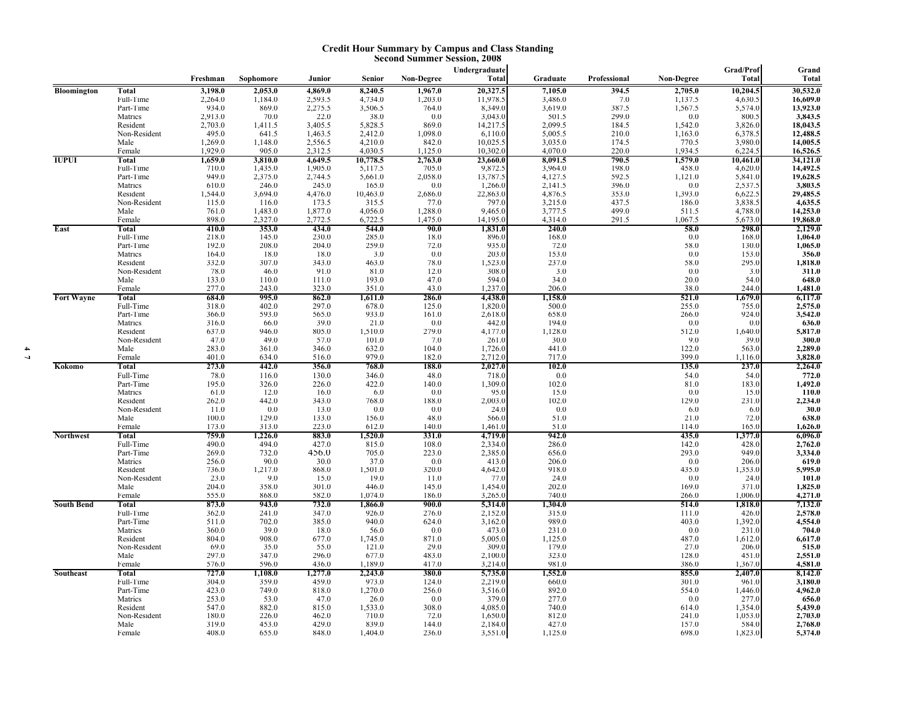# Credit Hour Summary by Campus and Class Standing
## Second Summer Session, 2008

| | | Freshman | Sophomore | Junior | Senior | Non-Degree | Undergraduate Total | Graduate | Professional | Non-Degree | Grad/Prof Total | Grand Total |
|---|---|---|---|---|---|---|---|---|---|---|---|---|
| **Bloomington** | **Total** | **3,198.0** | **2,053.0** | **4,869.0** | **8,240.5** | **1,967.0** | **20,327.5** | **7,105.0** | **394.5** | **2,705.0** | **10,204.5** | **30,532.0** |
| | Full-Time | 2,264.0 | 1,184.0 | 2,593.5 | 4,734.0 | 1,203.0 | 11,978.5 | 3,486.0 | 7.0 | 1,137.5 | 4,630.5 | **16,609.0** |
| | Part-Time | 934.0 | 869.0 | 2,275.5 | 3,506.5 | 764.0 | 8,349.0 | 3,619.0 | 387.5 | 1,567.5 | 5,574.0 | **13,923.0** |
| | Matrics | 2,913.0 | 70.0 | 22.0 | 38.0 | 0.0 | 3,043.0 | 501.5 | 299.0 | 0.0 | 800.5 | **3,843.5** |
| | Resident | 2,703.0 | 1,411.5 | 3,405.5 | 5,828.5 | 869.0 | 14,217.5 | 2,099.5 | 184.5 | 1,542.0 | 3,826.0 | **18,043.5** |
| | Non-Resident | 495.0 | 641.5 | 1,463.5 | 2,412.0 | 1,098.0 | 6,110.0 | 5,005.5 | 210.0 | 1,163.0 | 6,378.5 | **12,488.5** |
| | Male | 1,269.0 | 1,148.0 | 2,556.5 | 4,210.0 | 842.0 | 10,025.5 | 3,035.0 | 174.5 | 770.5 | 3,980.0 | **14,005.5** |
| | Female | 1,929.0 | 905.0 | 2,312.5 | 4,030.5 | 1,125.0 | 10,302.0 | 4,070.0 | 220.0 | 1,934.5 | 6,224.5 | **16,526.5** |
| **IUPUI** | **Total** | **1,659.0** | **3,810.0** | **4,649.5** | **10,778.5** | **2,763.0** | **23,660.0** | **8,091.5** | **790.5** | **1,579.0** | **10,461.0** | **34,121.0** |
| | Full-Time | 710.0 | 1,435.0 | 1,905.0 | 5,117.5 | 705.0 | 9,872.5 | 3,964.0 | 198.0 | 458.0 | 4,620.0 | **14,492.5** |
| | Part-Time | 949.0 | 2,375.0 | 2,744.5 | 5,661.0 | 2,058.0 | 13,787.5 | 4,127.5 | 592.5 | 1,121.0 | 5,841.0 | **19,628.5** |
| | Matrics | 610.0 | 246.0 | 245.0 | 165.0 | 0.0 | 1,266.0 | 2,141.5 | 396.0 | 0.0 | 2,537.5 | **3,803.5** |
| | Resident | 1,544.0 | 3,694.0 | 4,476.0 | 10,463.0 | 2,686.0 | 22,863.0 | 4,876.5 | 353.0 | 1,393.0 | 6,622.5 | **29,485.5** |
| | Non-Resident | 115.0 | 116.0 | 173.5 | 315.5 | 77.0 | 797.0 | 3,215.0 | 437.5 | 186.0 | 3,838.5 | **4,635.5** |
| | Male | 761.0 | 1,483.0 | 1,877.0 | 4,056.0 | 1,288.0 | 9,465.0 | 3,777.5 | 499.0 | 511.5 | 4,788.0 | **14,253.0** |
| | Female | 898.0 | 2,327.0 | 2,772.5 | 6,722.5 | 1,475.0 | 14,195.0 | 4,314.0 | 291.5 | 1,067.5 | 5,673.0 | **19,868.0** |
| **East** | **Total** | **410.0** | **353.0** | **434.0** | **544.0** | **90.0** | **1,831.0** | **240.0** | | **58.0** | **298.0** | **2,129.0** |
| | Full-Time | 218.0 | 145.0 | 230.0 | 285.0 | 18.0 | 896.0 | 168.0 | | 0.0 | 168.0 | **1,064.0** |
| | Part-Time | 192.0 | 208.0 | 204.0 | 259.0 | 72.0 | 935.0 | 72.0 | | 58.0 | 130.0 | **1,065.0** |
| | Matrics | 164.0 | 18.0 | 18.0 | 3.0 | 0.0 | 203.0 | 153.0 | | 0.0 | 153.0 | **356.0** |
| | Resident | 332.0 | 307.0 | 343.0 | 463.0 | 78.0 | 1,523.0 | 237.0 | | 58.0 | 295.0 | **1,818.0** |
| | Non-Resident | 78.0 | 46.0 | 91.0 | 81.0 | 12.0 | 308.0 | 3.0 | | 0.0 | 3.0 | **311.0** |
| | Male | 133.0 | 110.0 | 111.0 | 193.0 | 47.0 | 594.0 | 34.0 | | 20.0 | 54.0 | **648.0** |
| | Female | 277.0 | 243.0 | 323.0 | 351.0 | 43.0 | 1,237.0 | 206.0 | | 38.0 | 244.0 | **1,481.0** |
| **Fort Wayne** | **Total** | **684.0** | **995.0** | **862.0** | **1,611.0** | **286.0** | **4,438.0** | **1,158.0** | | **521.0** | **1,679.0** | **6,117.0** |
| | Full-Time | 318.0 | 402.0 | 297.0 | 678.0 | 125.0 | 1,820.0 | 500.0 | | 255.0 | 755.0 | **2,575.0** |
| | Part-Time | 366.0 | 593.0 | 565.0 | 933.0 | 161.0 | 2,618.0 | 658.0 | | 266.0 | 924.0 | **3,542.0** |
| | Matrics | 316.0 | 66.0 | 39.0 | 21.0 | 0.0 | 442.0 | 194.0 | | 0.0 | 0.0 | **636.0** |
| | Resident | 637.0 | 946.0 | 805.0 | 1,510.0 | 279.0 | 4,177.0 | 1,128.0 | | 512.0 | 1,640.0 | **5,817.0** |
| | Non-Resident | 47.0 | 49.0 | 57.0 | 101.0 | 7.0 | 261.0 | 30.0 | | 9.0 | 39.0 | **300.0** |
| | Male | 283.0 | 361.0 | 346.0 | 632.0 | 104.0 | 1,726.0 | 441.0 | | 122.0 | 563.0 | **2,289.0** |
| | Female | 401.0 | 634.0 | 516.0 | 979.0 | 182.0 | 2,712.0 | 717.0 | | 399.0 | 1,116.0 | **3,828.0** |
| **Kokomo** | **Total** | **273.0** | **442.0** | **356.0** | **768.0** | **188.0** | **2,027.0** | **102.0** | | **135.0** | **237.0** | **2,264.0** |
| | Full-Time | 78.0 | 116.0 | 130.0 | 346.0 | 48.0 | 718.0 | 0.0 | | 54.0 | 54.0 | **772.0** |
| | Part-Time | 195.0 | 326.0 | 226.0 | 422.0 | 140.0 | 1,309.0 | 102.0 | | 81.0 | 183.0 | **1,492.0** |
| | Matrics | 61.0 | 12.0 | 16.0 | 6.0 | 0.0 | 95.0 | 15.0 | | 0.0 | 15.0 | **110.0** |
| | Resident | 262.0 | 442.0 | 343.0 | 768.0 | 188.0 | 2,003.0 | 102.0 | | 129.0 | 231.0 | **2,234.0** |
| | Non-Resident | 11.0 | 0.0 | 13.0 | 0.0 | 0.0 | 24.0 | 0.0 | | 6.0 | 6.0 | **30.0** |
| | Male | 100.0 | 129.0 | 133.0 | 156.0 | 48.0 | 566.0 | 51.0 | | 21.0 | 72.0 | **638.0** |
| | Female | 173.0 | 313.0 | 223.0 | 612.0 | 140.0 | 1,461.0 | 51.0 | | 114.0 | 165.0 | **1,626.0** |
| **Northwest** | **Total** | **759.0** | **1,226.0** | **883.0** | **1,520.0** | **331.0** | **4,719.0** | **942.0** | | **435.0** | **1,377.0** | **6,096.0** |
| | Full-Time | 490.0 | 494.0 | 427.0 | 815.0 | 108.0 | 2,334.0 | 286.0 | | 142.0 | 428.0 | **2,762.0** |
| | Part-Time | 269.0 | 732.0 | 456.0 | 705.0 | 223.0 | 2,385.0 | 656.0 | | 293.0 | 949.0 | **3,334.0** |
| | Matrics | 256.0 | 90.0 | 30.0 | 37.0 | 0.0 | 413.0 | 206.0 | | 0.0 | 206.0 | **619.0** |
| | Resident | 736.0 | 1,217.0 | 868.0 | 1,501.0 | 320.0 | 4,642.0 | 918.0 | | 435.0 | 1,353.0 | **5,995.0** |
| | Non-Resident | 23.0 | 9.0 | 15.0 | 19.0 | 11.0 | 77.0 | 24.0 | | 0.0 | 24.0 | **101.0** |
| | Male | 204.0 | 358.0 | 301.0 | 446.0 | 145.0 | 1,454.0 | 202.0 | | 169.0 | 371.0 | **1,825.0** |
| | Female | 555.0 | 868.0 | 582.0 | 1,074.0 | 186.0 | 3,265.0 | 740.0 | | 266.0 | 1,006.0 | **4,271.0** |
| **South Bend** | **Total** | **873.0** | **943.0** | **732.0** | **1,866.0** | **900.0** | **5,314.0** | **1,304.0** | | **514.0** | **1,818.0** | **7,132.0** |
| | Full-Time | 362.0 | 241.0 | 347.0 | 926.0 | 276.0 | 2,152.0 | 315.0 | | 111.0 | 426.0 | **2,578.0** |
| | Part-Time | 511.0 | 702.0 | 385.0 | 940.0 | 624.0 | 3,162.0 | 989.0 | | 403.0 | 1,392.0 | **4,554.0** |
| | Matrics | 360.0 | 39.0 | 18.0 | 56.0 | 0.0 | 473.0 | 231.0 | | 0.0 | 231.0 | **704.0** |
| | Resident | 804.0 | 908.0 | 677.0 | 1,745.0 | 871.0 | 5,005.0 | 1,125.0 | | 487.0 | 1,612.0 | **6,617.0** |
| | Non-Resident | 69.0 | 35.0 | 55.0 | 121.0 | 29.0 | 309.0 | 179.0 | | 27.0 | 206.0 | **515.0** |
| | Male | 297.0 | 347.0 | 296.0 | 677.0 | 483.0 | 2,100.0 | 323.0 | | 128.0 | 451.0 | **2,551.0** |
| | Female | 576.0 | 596.0 | 436.0 | 1,189.0 | 417.0 | 3,214.0 | 981.0 | | 386.0 | 1,367.0 | **4,581.0** |
| **Southeast** | **Total** | **727.0** | **1,108.0** | **1,277.0** | **2,243.0** | **380.0** | **5,735.0** | **1,552.0** | | **855.0** | **2,407.0** | **8,142.0** |
| | Full-Time | 304.0 | 359.0 | 459.0 | 973.0 | 124.0 | 2,219.0 | 660.0 | | 301.0 | 961.0 | **3,180.0** |
| | Part-Time | 423.0 | 749.0 | 818.0 | 1,270.0 | 256.0 | 3,516.0 | 892.0 | | 554.0 | 1,446.0 | **4,962.0** |
| | Matrics | 253.0 | 53.0 | 47.0 | 26.0 | 0.0 | 379.0 | 277.0 | | 0.0 | 277.0 | **656.0** |
| | Resident | 547.0 | 882.0 | 815.0 | 1,533.0 | 308.0 | 4,085.0 | 740.0 | | 614.0 | 1,354.0 | **5,439.0** |
| | Non-Resident | 180.0 | 226.0 | 462.0 | 710.0 | 72.0 | 1,650.0 | 812.0 | | 241.0 | 1,053.0 | **2,703.0** |
| | Male | 319.0 | 453.0 | 429.0 | 839.0 | 144.0 | 2,184.0 | 427.0 | | 157.0 | 584.0 | **2,768.0** |
| | Female | 408.0 | 655.0 | 848.0 | 1,404.0 | 236.0 | 3,551.0 | 1,125.0 | | 698.0 | 1,823.0 | **5,374.0** |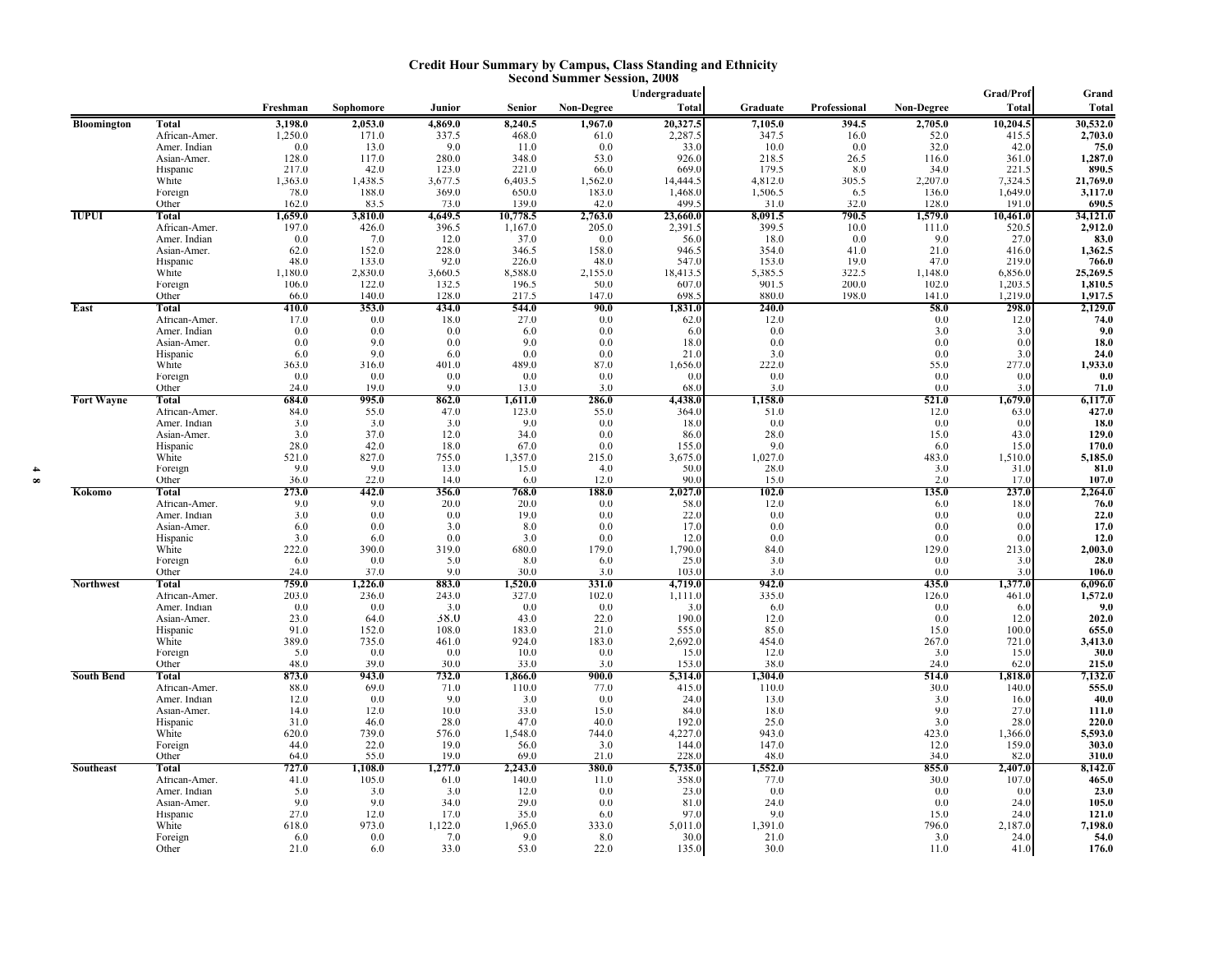# Credit Hour Summary by Campus, Class Standing and Ethnicity
## Second Summer Session, 2008

| Campus | | Freshman | Sophomore | Junior | Senior | Non-Degree | Undergraduate Total | Graduate | Professional | Non-Degree | Grad/Prof Total | Grand Total |
|---|---|---|---|---|---|---|---|---|---|---|---|---|
| **Bloomington** | **Total** | **3,198.0** | **2,053.0** | **4,869.0** | **8,240.5** | **1,967.0** | **20,327.5** | **7,105.0** | **394.5** | **2,705.0** | **10,204.5** | **30,532.0** |
| | African-Amer. | 1,250.0 | 171.0 | 337.5 | 468.0 | 61.0 | 2,287.5 | 347.5 | 16.0 | 52.0 | 415.5 | **2,703.0** |
| | Amer. Indian | 0.0 | 13.0 | 9.0 | 11.0 | 0.0 | 33.0 | 10.0 | 0.0 | 32.0 | 42.0 | **75.0** |
| | Asian-Amer. | 128.0 | 117.0 | 280.0 | 348.0 | 53.0 | 926.0 | 218.5 | 26.5 | 116.0 | 361.0 | **1,287.0** |
| | Hispanic | 217.0 | 42.0 | 123.0 | 221.0 | 66.0 | 669.0 | 179.5 | 8.0 | 34.0 | 221.5 | **890.5** |
| | White | 1,363.0 | 1,438.5 | 3,677.5 | 6,403.5 | 1,562.0 | 14,444.5 | 4,812.0 | 305.5 | 2,207.0 | 7,324.5 | **21,769.0** |
| | Foreign | 78.0 | 188.0 | 369.0 | 650.0 | 183.0 | 1,468.0 | 1,506.5 | 6.5 | 136.0 | 1,649.0 | **3,117.0** |
| | Other | 162.0 | 83.5 | 73.0 | 139.0 | 42.0 | 499.5 | 31.0 | 32.0 | 128.0 | 191.0 | **690.5** |
| **IUPUI** | **Total** | **1,659.0** | **3,810.0** | **4,649.5** | **10,778.5** | **2,763.0** | **23,660.0** | **8,091.5** | **790.5** | **1,579.0** | **10,461.0** | **34,121.0** |
| | African-Amer. | 197.0 | 426.0 | 396.5 | 1,167.0 | 205.0 | 2,391.5 | 399.5 | 10.0 | 111.0 | 520.5 | **2,912.0** |
| | Amer. Indian | 0.0 | 7.0 | 12.0 | 37.0 | 0.0 | 56.0 | 18.0 | 0.0 | 9.0 | 27.0 | **83.0** |
| | Asian-Amer. | 62.0 | 152.0 | 228.0 | 346.5 | 158.0 | 946.5 | 354.0 | 41.0 | 21.0 | 416.0 | **1,362.5** |
| | Hispanic | 48.0 | 133.0 | 92.0 | 226.0 | 48.0 | 547.0 | 153.0 | 19.0 | 47.0 | 219.0 | **766.0** |
| | White | 1,180.0 | 2,830.0 | 3,660.5 | 8,588.0 | 2,155.0 | 18,413.5 | 5,385.5 | 322.5 | 1,148.0 | 6,856.0 | **25,269.5** |
| | Foreign | 106.0 | 122.0 | 132.5 | 196.5 | 50.0 | 607.0 | 901.5 | 200.0 | 102.0 | 1,203.5 | **1,810.5** |
| | Other | 66.0 | 140.0 | 128.0 | 217.5 | 147.0 | 698.5 | 880.0 | 198.0 | 141.0 | 1,219.0 | **1,917.5** |
| **East** | **Total** | **410.0** | **353.0** | **434.0** | **544.0** | **90.0** | **1,831.0** | **240.0** | | **58.0** | **298.0** | **2,129.0** |
| | African-Amer. | 17.0 | 0.0 | 18.0 | 27.0 | 0.0 | 62.0 | 12.0 | | 0.0 | 12.0 | **74.0** |
| | Amer. Indian | 0.0 | 0.0 | 0.0 | 6.0 | 0.0 | 6.0 | 0.0 | | 3.0 | 3.0 | **9.0** |
| | Asian-Amer. | 0.0 | 9.0 | 0.0 | 9.0 | 0.0 | 18.0 | 0.0 | | 0.0 | 0.0 | **18.0** |
| | Hispanic | 6.0 | 9.0 | 6.0 | 0.0 | 0.0 | 21.0 | 3.0 | | 0.0 | 3.0 | **24.0** |
| | White | 363.0 | 316.0 | 401.0 | 489.0 | 87.0 | 1,656.0 | 222.0 | | 55.0 | 277.0 | **1,933.0** |
| | Foreign | 0.0 | 0.0 | 0.0 | 0.0 | 0.0 | 0.0 | 0.0 | | 0.0 | 0.0 | **0.0** |
| | Other | 24.0 | 19.0 | 9.0 | 13.0 | 3.0 | 68.0 | 3.0 | | 0.0 | 3.0 | **71.0** |
| **Fort Wayne** | **Total** | **684.0** | **995.0** | **862.0** | **1,611.0** | **286.0** | **4,438.0** | **1,158.0** | | **521.0** | **1,679.0** | **6,117.0** |
| | African-Amer. | 84.0 | 55.0 | 47.0 | 123.0 | 55.0 | 364.0 | 51.0 | | 12.0 | 63.0 | **427.0** |
| | Amer. Indian | 3.0 | 3.0 | 3.0 | 9.0 | 0.0 | 18.0 | 0.0 | | 0.0 | 0.0 | **18.0** |
| | Asian-Amer. | 3.0 | 37.0 | 12.0 | 34.0 | 0.0 | 86.0 | 28.0 | | 15.0 | 43.0 | **129.0** |
| | Hispanic | 28.0 | 42.0 | 18.0 | 67.0 | 0.0 | 155.0 | 9.0 | | 6.0 | 15.0 | **170.0** |
| | White | 521.0 | 827.0 | 755.0 | 1,357.0 | 215.0 | 3,675.0 | 1,027.0 | | 483.0 | 1,510.0 | **5,185.0** |
| | Foreign | 9.0 | 9.0 | 13.0 | 15.0 | 4.0 | 50.0 | 28.0 | | 3.0 | 31.0 | **81.0** |
| | Other | 36.0 | 22.0 | 14.0 | 6.0 | 12.0 | 90.0 | 15.0 | | 2.0 | 17.0 | **107.0** |
| **Kokomo** | **Total** | **273.0** | **442.0** | **356.0** | **768.0** | **188.0** | **2,027.0** | **102.0** | | **135.0** | **237.0** | **2,264.0** |
| | African-Amer. | 9.0 | 9.0 | 20.0 | 20.0 | 0.0 | 58.0 | 12.0 | | 6.0 | 18.0 | **76.0** |
| | Amer. Indian | 3.0 | 0.0 | 0.0 | 19.0 | 0.0 | 22.0 | 0.0 | | 0.0 | 0.0 | **22.0** |
| | Asian-Amer. | 6.0 | 0.0 | 3.0 | 8.0 | 0.0 | 17.0 | 0.0 | | 0.0 | 0.0 | **17.0** |
| | Hispanic | 3.0 | 6.0 | 0.0 | 3.0 | 0.0 | 12.0 | 0.0 | | 0.0 | 0.0 | **12.0** |
| | White | 222.0 | 390.0 | 319.0 | 680.0 | 179.0 | 1,790.0 | 84.0 | | 129.0 | 213.0 | **2,003.0** |
| | Foreign | 6.0 | 0.0 | 5.0 | 8.0 | 6.0 | 25.0 | 3.0 | | 0.0 | 3.0 | **28.0** |
| | Other | 24.0 | 37.0 | 9.0 | 30.0 | 3.0 | 103.0 | 3.0 | | 0.0 | 3.0 | **106.0** |
| **Northwest** | **Total** | **759.0** | **1,226.0** | **883.0** | **1,520.0** | **331.0** | **4,719.0** | **942.0** | | **435.0** | **1,377.0** | **6,096.0** |
| | African-Amer. | 203.0 | 236.0 | 243.0 | 327.0 | 102.0 | 1,111.0 | 335.0 | | 126.0 | 461.0 | **1,572.0** |
| | Amer. Indian | 0.0 | 0.0 | 3.0 | 0.0 | 0.0 | 3.0 | 6.0 | | 0.0 | 6.0 | **9.0** |
| | Asian-Amer. | 23.0 | 64.0 | 38.0 | 43.0 | 22.0 | 190.0 | 12.0 | | 0.0 | 12.0 | **202.0** |
| | Hispanic | 91.0 | 152.0 | 108.0 | 183.0 | 21.0 | 555.0 | 85.0 | | 15.0 | 100.0 | **655.0** |
| | White | 389.0 | 735.0 | 461.0 | 924.0 | 183.0 | 2,692.0 | 454.0 | | 267.0 | 721.0 | **3,413.0** |
| | Foreign | 5.0 | 0.0 | 0.0 | 10.0 | 0.0 | 15.0 | 12.0 | | 3.0 | 15.0 | **30.0** |
| | Other | 48.0 | 39.0 | 30.0 | 33.0 | 3.0 | 153.0 | 38.0 | | 24.0 | 62.0 | **215.0** |
| **South Bend** | **Total** | **873.0** | **943.0** | **732.0** | **1,866.0** | **900.0** | **5,314.0** | **1,304.0** | | **514.0** | **1,818.0** | **7,132.0** |
| | African-Amer. | 88.0 | 69.0 | 71.0 | 110.0 | 77.0 | 415.0 | 110.0 | | 30.0 | 140.0 | **555.0** |
| | Amer. Indian | 12.0 | 0.0 | 9.0 | 3.0 | 0.0 | 24.0 | 13.0 | | 3.0 | 16.0 | **40.0** |
| | Asian-Amer. | 14.0 | 12.0 | 10.0 | 33.0 | 15.0 | 84.0 | 18.0 | | 9.0 | 27.0 | **111.0** |
| | Hispanic | 31.0 | 46.0 | 28.0 | 47.0 | 40.0 | 192.0 | 25.0 | | 3.0 | 28.0 | **220.0** |
| | White | 620.0 | 739.0 | 576.0 | 1,548.0 | 744.0 | 4,227.0 | 943.0 | | 423.0 | 1,366.0 | **5,593.0** |
| | Foreign | 44.0 | 22.0 | 19.0 | 56.0 | 3.0 | 144.0 | 147.0 | | 12.0 | 159.0 | **303.0** |
| | Other | 64.0 | 55.0 | 19.0 | 69.0 | 21.0 | 228.0 | 48.0 | | 34.0 | 82.0 | **310.0** |
| **Southeast** | **Total** | **727.0** | **1,108.0** | **1,277.0** | **2,243.0** | **380.0** | **5,735.0** | **1,552.0** | | **855.0** | **2,407.0** | **8,142.0** |
| | African-Amer. | 41.0 | 105.0 | 61.0 | 140.0 | 11.0 | 358.0 | 77.0 | | 30.0 | 107.0 | **465.0** |
| | Amer. Indian | 5.0 | 3.0 | 3.0 | 12.0 | 0.0 | 23.0 | 0.0 | | 0.0 | 0.0 | **23.0** |
| | Asian-Amer. | 9.0 | 9.0 | 34.0 | 29.0 | 0.0 | 81.0 | 24.0 | | 0.0 | 24.0 | **105.0** |
| | Hispanic | 27.0 | 12.0 | 17.0 | 35.0 | 6.0 | 97.0 | 9.0 | | 15.0 | 24.0 | **121.0** |
| | White | 618.0 | 973.0 | 1,122.0 | 1,965.0 | 333.0 | 5,011.0 | 1,391.0 | | 796.0 | 2,187.0 | **7,198.0** |
| | Foreign | 6.0 | 0.0 | 7.0 | 9.0 | 8.0 | 30.0 | 21.0 | | 3.0 | 24.0 | **54.0** |
| | Other | 21.0 | 6.0 | 33.0 | 53.0 | 22.0 | 135.0 | 30.0 | | 11.0 | 41.0 | **176.0** |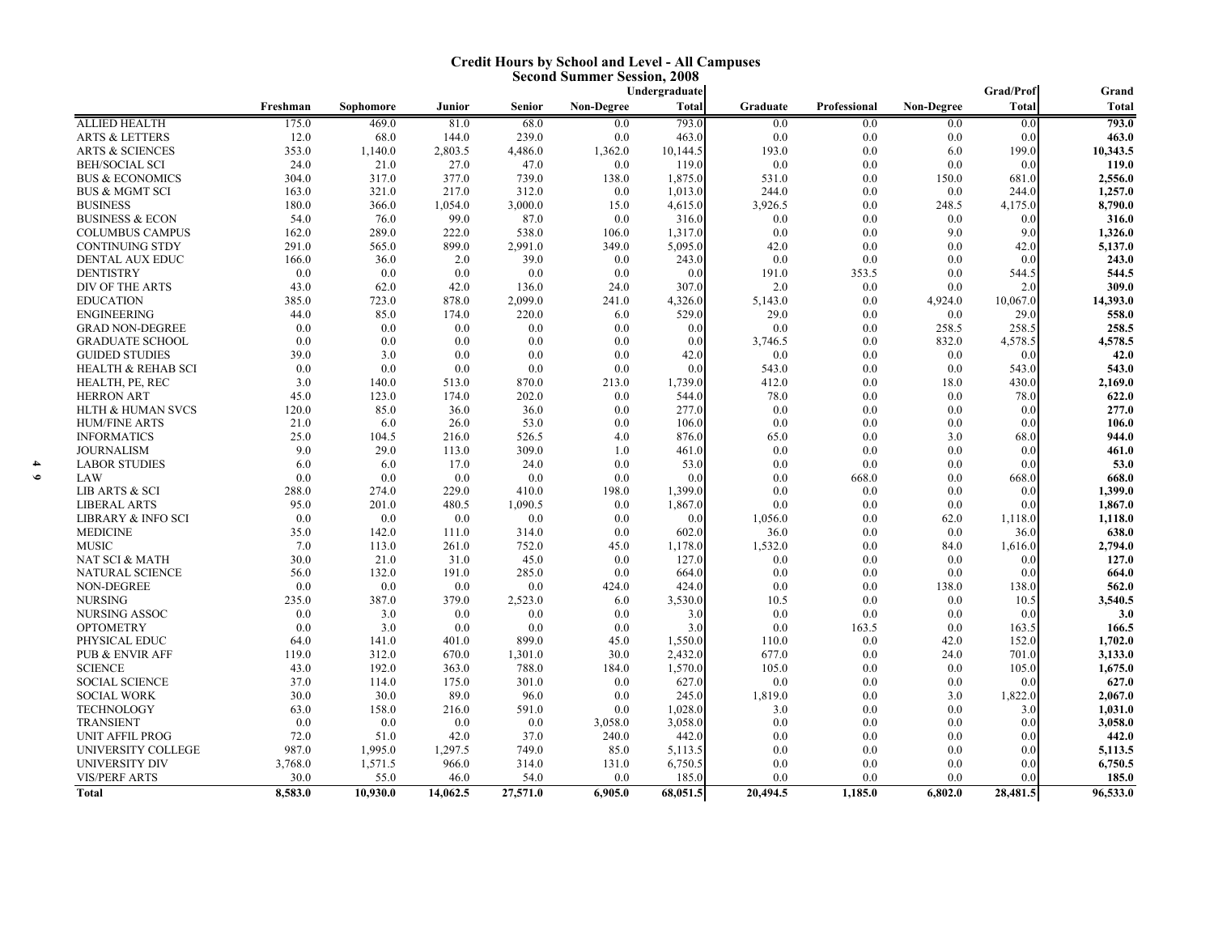# Credit Hours by School and Level - All Campuses

## Second Summer Session, 2008

| | Freshman | Sophomore | Junior | Senior | Non-Degree | Undergraduate Total | Graduate | Professional | Non-Degree | Grad/Prof Total | Grand Total |
|---|---|---|---|---|---|---|---|---|---|---|---|
| ALLIED HEALTH | 175.0 | 469.0 | 81.0 | 68.0 | 0.0 | 793.0 | 0.0 | 0.0 | 0.0 | 0.0 | **793.0** |
| ARTS & LETTERS | 12.0 | 68.0 | 144.0 | 239.0 | 0.0 | 463.0 | 0.0 | 0.0 | 0.0 | 0.0 | **463.0** |
| ARTS & SCIENCES | 353.0 | 1,140.0 | 2,803.5 | 4,486.0 | 1,362.0 | 10,144.5 | 193.0 | 0.0 | 6.0 | 199.0 | **10,343.5** |
| BEH/SOCIAL SCI | 24.0 | 21.0 | 27.0 | 47.0 | 0.0 | 119.0 | 0.0 | 0.0 | 0.0 | 0.0 | **119.0** |
| BUS & ECONOMICS | 304.0 | 317.0 | 377.0 | 739.0 | 138.0 | 1,875.0 | 531.0 | 0.0 | 150.0 | 681.0 | **2,556.0** |
| BUS & MGMT SCI | 163.0 | 321.0 | 217.0 | 312.0 | 0.0 | 1,013.0 | 244.0 | 0.0 | 0.0 | 244.0 | **1,257.0** |
| BUSINESS | 180.0 | 366.0 | 1,054.0 | 3,000.0 | 15.0 | 4,615.0 | 3,926.5 | 0.0 | 248.5 | 4,175.0 | **8,790.0** |
| BUSINESS & ECON | 54.0 | 76.0 | 99.0 | 87.0 | 0.0 | 316.0 | 0.0 | 0.0 | 0.0 | 0.0 | **316.0** |
| COLUMBUS CAMPUS | 162.0 | 289.0 | 222.0 | 538.0 | 106.0 | 1,317.0 | 0.0 | 0.0 | 9.0 | 9.0 | **1,326.0** |
| CONTINUING STDY | 291.0 | 565.0 | 899.0 | 2,991.0 | 349.0 | 5,095.0 | 42.0 | 0.0 | 0.0 | 42.0 | **5,137.0** |
| DENTAL AUX EDUC | 166.0 | 36.0 | 2.0 | 39.0 | 0.0 | 243.0 | 0.0 | 0.0 | 0.0 | 0.0 | **243.0** |
| DENTISTRY | 0.0 | 0.0 | 0.0 | 0.0 | 0.0 | 0.0 | 191.0 | 353.5 | 0.0 | 544.5 | **544.5** |
| DIV OF THE ARTS | 43.0 | 62.0 | 42.0 | 136.0 | 24.0 | 307.0 | 2.0 | 0.0 | 0.0 | 2.0 | **309.0** |
| EDUCATION | 385.0 | 723.0 | 878.0 | 2,099.0 | 241.0 | 4,326.0 | 5,143.0 | 0.0 | 4,924.0 | 10,067.0 | **14,393.0** |
| ENGINEERING | 44.0 | 85.0 | 174.0 | 220.0 | 6.0 | 529.0 | 29.0 | 0.0 | 0.0 | 29.0 | **558.0** |
| GRAD NON-DEGREE | 0.0 | 0.0 | 0.0 | 0.0 | 0.0 | 0.0 | 0.0 | 0.0 | 258.5 | 258.5 | **258.5** |
| GRADUATE SCHOOL | 0.0 | 0.0 | 0.0 | 0.0 | 0.0 | 0.0 | 3,746.5 | 0.0 | 832.0 | 4,578.5 | **4,578.5** |
| GUIDED STUDIES | 39.0 | 3.0 | 0.0 | 0.0 | 0.0 | 42.0 | 0.0 | 0.0 | 0.0 | 0.0 | **42.0** |
| HEALTH & REHAB SCI | 0.0 | 0.0 | 0.0 | 0.0 | 0.0 | 0.0 | 543.0 | 0.0 | 0.0 | 543.0 | **543.0** |
| HEALTH, PE, REC | 3.0 | 140.0 | 513.0 | 870.0 | 213.0 | 1,739.0 | 412.0 | 0.0 | 18.0 | 430.0 | **2,169.0** |
| HERRON ART | 45.0 | 123.0 | 174.0 | 202.0 | 0.0 | 544.0 | 78.0 | 0.0 | 0.0 | 78.0 | **622.0** |
| HLTH & HUMAN SVCS | 120.0 | 85.0 | 36.0 | 36.0 | 0.0 | 277.0 | 0.0 | 0.0 | 0.0 | 0.0 | **277.0** |
| HUM/FINE ARTS | 21.0 | 6.0 | 26.0 | 53.0 | 0.0 | 106.0 | 0.0 | 0.0 | 0.0 | 0.0 | **106.0** |
| INFORMATICS | 25.0 | 104.5 | 216.0 | 526.5 | 4.0 | 876.0 | 65.0 | 0.0 | 3.0 | 68.0 | **944.0** |
| JOURNALISM | 9.0 | 29.0 | 113.0 | 309.0 | 1.0 | 461.0 | 0.0 | 0.0 | 0.0 | 0.0 | **461.0** |
| LABOR STUDIES | 6.0 | 6.0 | 17.0 | 24.0 | 0.0 | 53.0 | 0.0 | 0.0 | 0.0 | 0.0 | **53.0** |
| LAW | 0.0 | 0.0 | 0.0 | 0.0 | 0.0 | 0.0 | 0.0 | 668.0 | 0.0 | 668.0 | **668.0** |
| LIB ARTS & SCI | 288.0 | 274.0 | 229.0 | 410.0 | 198.0 | 1,399.0 | 0.0 | 0.0 | 0.0 | 0.0 | **1,399.0** |
| LIBERAL ARTS | 95.0 | 201.0 | 480.5 | 1,090.5 | 0.0 | 1,867.0 | 0.0 | 0.0 | 0.0 | 0.0 | **1,867.0** |
| LIBRARY & INFO SCI | 0.0 | 0.0 | 0.0 | 0.0 | 0.0 | 0.0 | 1,056.0 | 0.0 | 62.0 | 1,118.0 | **1,118.0** |
| MEDICINE | 35.0 | 142.0 | 111.0 | 314.0 | 0.0 | 602.0 | 36.0 | 0.0 | 0.0 | 36.0 | **638.0** |
| MUSIC | 7.0 | 113.0 | 261.0 | 752.0 | 45.0 | 1,178.0 | 1,532.0 | 0.0 | 84.0 | 1,616.0 | **2,794.0** |
| NAT SCI & MATH | 30.0 | 21.0 | 31.0 | 45.0 | 0.0 | 127.0 | 0.0 | 0.0 | 0.0 | 0.0 | **127.0** |
| NATURAL SCIENCE | 56.0 | 132.0 | 191.0 | 285.0 | 0.0 | 664.0 | 0.0 | 0.0 | 0.0 | 0.0 | **664.0** |
| NON-DEGREE | 0.0 | 0.0 | 0.0 | 0.0 | 424.0 | 424.0 | 0.0 | 0.0 | 138.0 | 138.0 | **562.0** |
| NURSING | 235.0 | 387.0 | 379.0 | 2,523.0 | 6.0 | 3,530.0 | 10.5 | 0.0 | 0.0 | 10.5 | **3,540.5** |
| NURSING ASSOC | 0.0 | 3.0 | 0.0 | 0.0 | 0.0 | 3.0 | 0.0 | 0.0 | 0.0 | 0.0 | **3.0** |
| OPTOMETRY | 0.0 | 3.0 | 0.0 | 0.0 | 0.0 | 3.0 | 0.0 | 163.5 | 0.0 | 163.5 | **166.5** |
| PHYSICAL EDUC | 64.0 | 141.0 | 401.0 | 899.0 | 45.0 | 1,550.0 | 110.0 | 0.0 | 42.0 | 152.0 | **1,702.0** |
| PUB & ENVIR AFF | 119.0 | 312.0 | 670.0 | 1,301.0 | 30.0 | 2,432.0 | 677.0 | 0.0 | 24.0 | 701.0 | **3,133.0** |
| SCIENCE | 43.0 | 192.0 | 363.0 | 788.0 | 184.0 | 1,570.0 | 105.0 | 0.0 | 0.0 | 105.0 | **1,675.0** |
| SOCIAL SCIENCE | 37.0 | 114.0 | 175.0 | 301.0 | 0.0 | 627.0 | 0.0 | 0.0 | 0.0 | 0.0 | **627.0** |
| SOCIAL WORK | 30.0 | 30.0 | 89.0 | 96.0 | 0.0 | 245.0 | 1,819.0 | 0.0 | 3.0 | 1,822.0 | **2,067.0** |
| TECHNOLOGY | 63.0 | 158.0 | 216.0 | 591.0 | 0.0 | 1,028.0 | 3.0 | 0.0 | 0.0 | 3.0 | **1,031.0** |
| TRANSIENT | 0.0 | 0.0 | 0.0 | 0.0 | 3,058.0 | 3,058.0 | 0.0 | 0.0 | 0.0 | 0.0 | **3,058.0** |
| UNIT AFFIL PROG | 72.0 | 51.0 | 42.0 | 37.0 | 240.0 | 442.0 | 0.0 | 0.0 | 0.0 | 0.0 | **442.0** |
| UNIVERSITY COLLEGE | 987.0 | 1,995.0 | 1,297.5 | 749.0 | 85.0 | 5,113.5 | 0.0 | 0.0 | 0.0 | 0.0 | **5,113.5** |
| UNIVERSITY DIV | 3,768.0 | 1,571.5 | 966.0 | 314.0 | 131.0 | 6,750.5 | 0.0 | 0.0 | 0.0 | 0.0 | **6,750.5** |
| VIS/PERF ARTS | 30.0 | 55.0 | 46.0 | 54.0 | 0.0 | 185.0 | 0.0 | 0.0 | 0.0 | 0.0 | **185.0** |
| **Total** | **8,583.0** | **10,930.0** | **14,062.5** | **27,571.0** | **6,905.0** | **68,051.5** | **20,494.5** | **1,185.0** | **6,802.0** | **28,481.5** | **96,533.0** |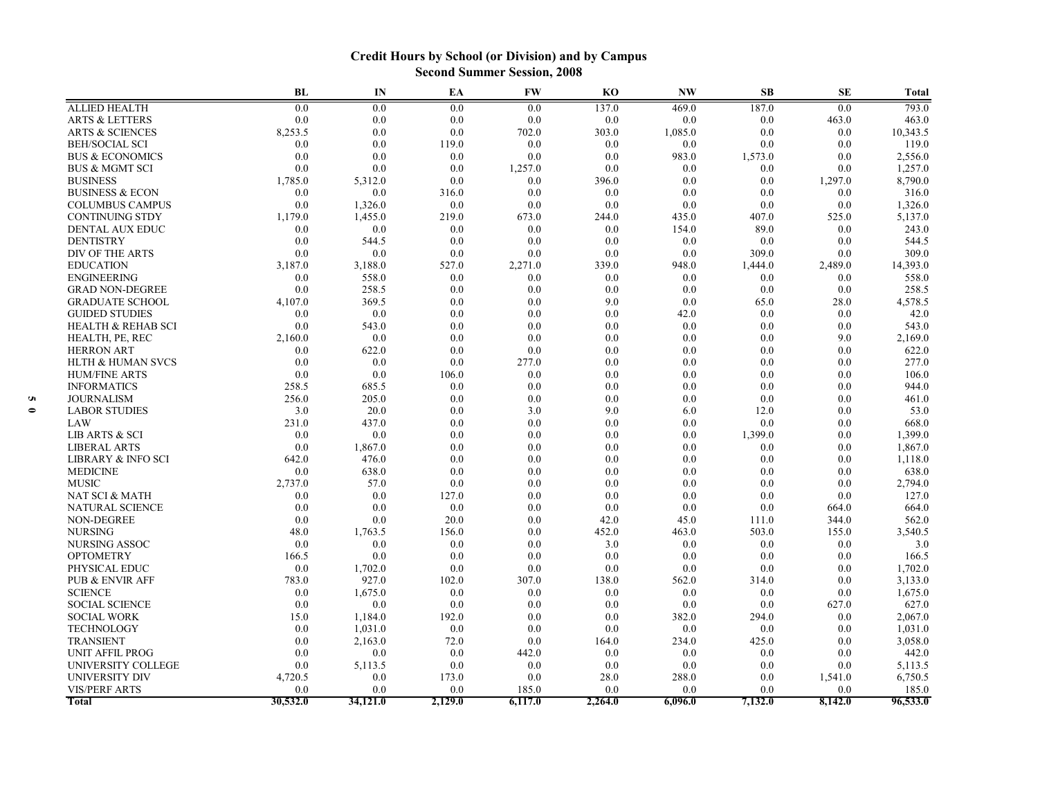# Credit Hours by School (or Division) and by Campus

## Second Summer Session, 2008

| | BL | IN | EA | FW | KO | NW | SB | SE | Total |
|---|---|---|---|---|---|---|---|---|---|
| ALLIED HEALTH | 0.0 | 0.0 | 0.0 | 0.0 | 137.0 | 469.0 | 187.0 | 0.0 | 793.0 |
| ARTS & LETTERS | 0.0 | 0.0 | 0.0 | 0.0 | 0.0 | 0.0 | 0.0 | 463.0 | 463.0 |
| ARTS & SCIENCES | 8,253.5 | 0.0 | 0.0 | 702.0 | 303.0 | 1,085.0 | 0.0 | 0.0 | 10,343.5 |
| BEH/SOCIAL SCI | 0.0 | 0.0 | 119.0 | 0.0 | 0.0 | 0.0 | 0.0 | 0.0 | 119.0 |
| BUS & ECONOMICS | 0.0 | 0.0 | 0.0 | 0.0 | 0.0 | 983.0 | 1,573.0 | 0.0 | 2,556.0 |
| BUS & MGMT SCI | 0.0 | 0.0 | 0.0 | 1,257.0 | 0.0 | 0.0 | 0.0 | 0.0 | 1,257.0 |
| BUSINESS | 1,785.0 | 5,312.0 | 0.0 | 0.0 | 396.0 | 0.0 | 0.0 | 1,297.0 | 8,790.0 |
| BUSINESS & ECON | 0.0 | 0.0 | 316.0 | 0.0 | 0.0 | 0.0 | 0.0 | 0.0 | 316.0 |
| COLUMBUS CAMPUS | 0.0 | 1,326.0 | 0.0 | 0.0 | 0.0 | 0.0 | 0.0 | 0.0 | 1,326.0 |
| CONTINUING STDY | 1,179.0 | 1,455.0 | 219.0 | 673.0 | 244.0 | 435.0 | 407.0 | 525.0 | 5,137.0 |
| DENTAL AUX EDUC | 0.0 | 0.0 | 0.0 | 0.0 | 0.0 | 154.0 | 89.0 | 0.0 | 243.0 |
| DENTISTRY | 0.0 | 544.5 | 0.0 | 0.0 | 0.0 | 0.0 | 0.0 | 0.0 | 544.5 |
| DIV OF THE ARTS | 0.0 | 0.0 | 0.0 | 0.0 | 0.0 | 0.0 | 309.0 | 0.0 | 309.0 |
| EDUCATION | 3,187.0 | 3,188.0 | 527.0 | 2,271.0 | 339.0 | 948.0 | 1,444.0 | 2,489.0 | 14,393.0 |
| ENGINEERING | 0.0 | 558.0 | 0.0 | 0.0 | 0.0 | 0.0 | 0.0 | 0.0 | 558.0 |
| GRAD NON-DEGREE | 0.0 | 258.5 | 0.0 | 0.0 | 0.0 | 0.0 | 0.0 | 0.0 | 258.5 |
| GRADUATE SCHOOL | 4,107.0 | 369.5 | 0.0 | 0.0 | 9.0 | 0.0 | 65.0 | 28.0 | 4,578.5 |
| GUIDED STUDIES | 0.0 | 0.0 | 0.0 | 0.0 | 0.0 | 42.0 | 0.0 | 0.0 | 42.0 |
| HEALTH & REHAB SCI | 0.0 | 543.0 | 0.0 | 0.0 | 0.0 | 0.0 | 0.0 | 0.0 | 543.0 |
| HEALTH, PE, REC | 2,160.0 | 0.0 | 0.0 | 0.0 | 0.0 | 0.0 | 0.0 | 9.0 | 2,169.0 |
| HERRON ART | 0.0 | 622.0 | 0.0 | 0.0 | 0.0 | 0.0 | 0.0 | 0.0 | 622.0 |
| HLTH & HUMAN SVCS | 0.0 | 0.0 | 0.0 | 277.0 | 0.0 | 0.0 | 0.0 | 0.0 | 277.0 |
| HUM/FINE ARTS | 0.0 | 0.0 | 106.0 | 0.0 | 0.0 | 0.0 | 0.0 | 0.0 | 106.0 |
| INFORMATICS | 258.5 | 685.5 | 0.0 | 0.0 | 0.0 | 0.0 | 0.0 | 0.0 | 944.0 |
| JOURNALISM | 256.0 | 205.0 | 0.0 | 0.0 | 0.0 | 0.0 | 0.0 | 0.0 | 461.0 |
| LABOR STUDIES | 3.0 | 20.0 | 0.0 | 3.0 | 9.0 | 6.0 | 12.0 | 0.0 | 53.0 |
| LAW | 231.0 | 437.0 | 0.0 | 0.0 | 0.0 | 0.0 | 0.0 | 0.0 | 668.0 |
| LIB ARTS & SCI | 0.0 | 0.0 | 0.0 | 0.0 | 0.0 | 0.0 | 1,399.0 | 0.0 | 1,399.0 |
| LIBERAL ARTS | 0.0 | 1,867.0 | 0.0 | 0.0 | 0.0 | 0.0 | 0.0 | 0.0 | 1,867.0 |
| LIBRARY & INFO SCI | 642.0 | 476.0 | 0.0 | 0.0 | 0.0 | 0.0 | 0.0 | 0.0 | 1,118.0 |
| MEDICINE | 0.0 | 638.0 | 0.0 | 0.0 | 0.0 | 0.0 | 0.0 | 0.0 | 638.0 |
| MUSIC | 2,737.0 | 57.0 | 0.0 | 0.0 | 0.0 | 0.0 | 0.0 | 0.0 | 2,794.0 |
| NAT SCI & MATH | 0.0 | 0.0 | 127.0 | 0.0 | 0.0 | 0.0 | 0.0 | 0.0 | 127.0 |
| NATURAL SCIENCE | 0.0 | 0.0 | 0.0 | 0.0 | 0.0 | 0.0 | 0.0 | 664.0 | 664.0 |
| NON-DEGREE | 0.0 | 0.0 | 20.0 | 0.0 | 42.0 | 45.0 | 111.0 | 344.0 | 562.0 |
| NURSING | 48.0 | 1,763.5 | 156.0 | 0.0 | 452.0 | 463.0 | 503.0 | 155.0 | 3,540.5 |
| NURSING ASSOC | 0.0 | 0.0 | 0.0 | 0.0 | 3.0 | 0.0 | 0.0 | 0.0 | 3.0 |
| OPTOMETRY | 166.5 | 0.0 | 0.0 | 0.0 | 0.0 | 0.0 | 0.0 | 0.0 | 166.5 |
| PHYSICAL EDUC | 0.0 | 1,702.0 | 0.0 | 0.0 | 0.0 | 0.0 | 0.0 | 0.0 | 1,702.0 |
| PUB & ENVIR AFF | 783.0 | 927.0 | 102.0 | 307.0 | 138.0 | 562.0 | 314.0 | 0.0 | 3,133.0 |
| SCIENCE | 0.0 | 1,675.0 | 0.0 | 0.0 | 0.0 | 0.0 | 0.0 | 0.0 | 1,675.0 |
| SOCIAL SCIENCE | 0.0 | 0.0 | 0.0 | 0.0 | 0.0 | 0.0 | 0.0 | 627.0 | 627.0 |
| SOCIAL WORK | 15.0 | 1,184.0 | 192.0 | 0.0 | 0.0 | 382.0 | 294.0 | 0.0 | 2,067.0 |
| TECHNOLOGY | 0.0 | 1,031.0 | 0.0 | 0.0 | 0.0 | 0.0 | 0.0 | 0.0 | 1,031.0 |
| TRANSIENT | 0.0 | 2,163.0 | 72.0 | 0.0 | 164.0 | 234.0 | 425.0 | 0.0 | 3,058.0 |
| UNIT AFFIL PROG | 0.0 | 0.0 | 0.0 | 442.0 | 0.0 | 0.0 | 0.0 | 0.0 | 442.0 |
| UNIVERSITY COLLEGE | 0.0 | 5,113.5 | 0.0 | 0.0 | 0.0 | 0.0 | 0.0 | 0.0 | 5,113.5 |
| UNIVERSITY DIV | 4,720.5 | 0.0 | 173.0 | 0.0 | 28.0 | 288.0 | 0.0 | 1,541.0 | 6,750.5 |
| VIS/PERF ARTS | 0.0 | 0.0 | 0.0 | 185.0 | 0.0 | 0.0 | 0.0 | 0.0 | 185.0 |
| **Total** | **30,532.0** | **34,121.0** | **2,129.0** | **6,117.0** | **2,264.0** | **6,096.0** | **7,132.0** | **8,142.0** | **96,533.0** |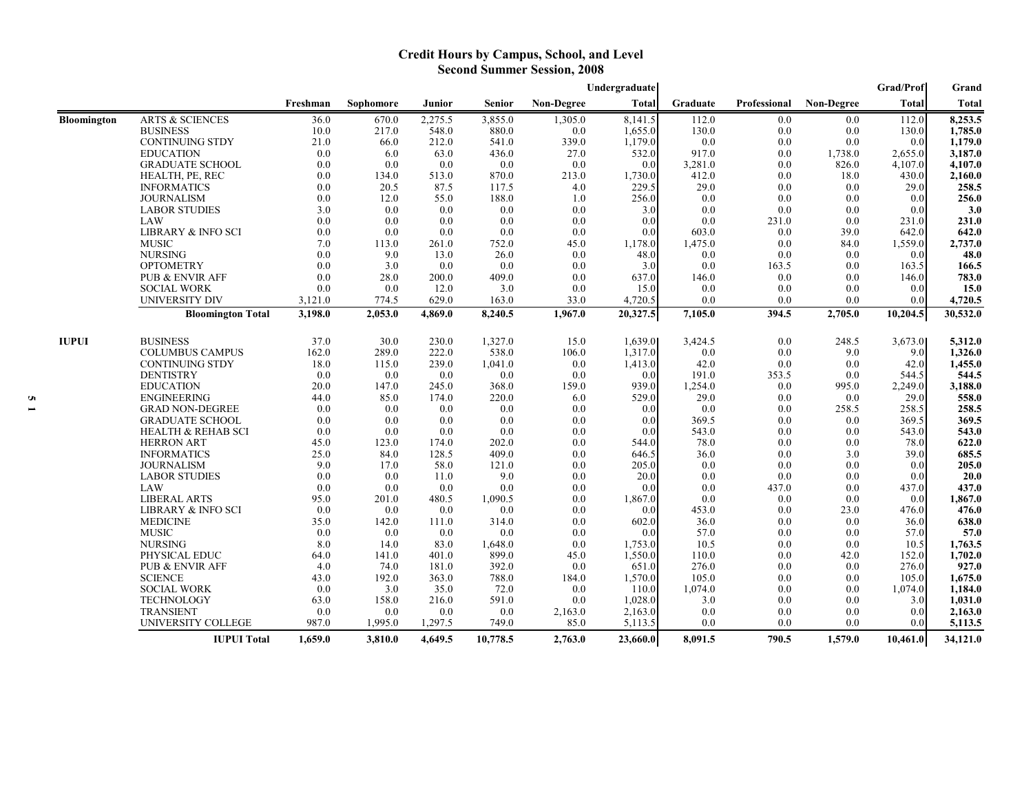# Credit Hours by Campus, School, and Level
## Second Summer Session, 2008

| | | Freshman | Sophomore | Junior | Senior | Non-Degree | Undergraduate Total | Graduate | Professional | Non-Degree | Grad/Prof Total | Grand Total |
|---|---|---|---|---|---|---|---|---|---|---|---|---|
| **Bloomington** | ARTS & SCIENCES | 36.0 | 670.0 | 2,275.5 | 3,855.0 | 1,305.0 | 8,141.5 | 112.0 | 0.0 | 0.0 | 112.0 | **8,253.5** |
| | BUSINESS | 10.0 | 217.0 | 548.0 | 880.0 | 0.0 | 1,655.0 | 130.0 | 0.0 | 0.0 | 130.0 | **1,785.0** |
| | CONTINUING STDY | 21.0 | 66.0 | 212.0 | 541.0 | 339.0 | 1,179.0 | 0.0 | 0.0 | 0.0 | 0.0 | **1,179.0** |
| | EDUCATION | 0.0 | 6.0 | 63.0 | 436.0 | 27.0 | 532.0 | 917.0 | 0.0 | 1,738.0 | 2,655.0 | **3,187.0** |
| | GRADUATE SCHOOL | 0.0 | 0.0 | 0.0 | 0.0 | 0.0 | 0.0 | 3,281.0 | 0.0 | 826.0 | 4,107.0 | **4,107.0** |
| | HEALTH, PE, REC | 0.0 | 134.0 | 513.0 | 870.0 | 213.0 | 1,730.0 | 412.0 | 0.0 | 18.0 | 430.0 | **2,160.0** |
| | INFORMATICS | 0.0 | 20.5 | 87.5 | 117.5 | 4.0 | 229.5 | 29.0 | 0.0 | 0.0 | 29.0 | **258.5** |
| | JOURNALISM | 0.0 | 12.0 | 55.0 | 188.0 | 1.0 | 256.0 | 0.0 | 0.0 | 0.0 | 0.0 | **256.0** |
| | LABOR STUDIES | 3.0 | 0.0 | 0.0 | 0.0 | 0.0 | 3.0 | 0.0 | 0.0 | 0.0 | 0.0 | **3.0** |
| | LAW | 0.0 | 0.0 | 0.0 | 0.0 | 0.0 | 0.0 | 0.0 | 231.0 | 0.0 | 231.0 | **231.0** |
| | LIBRARY & INFO SCI | 0.0 | 0.0 | 0.0 | 0.0 | 0.0 | 0.0 | 603.0 | 0.0 | 39.0 | 642.0 | **642.0** |
| | MUSIC | 7.0 | 113.0 | 261.0 | 752.0 | 45.0 | 1,178.0 | 1,475.0 | 0.0 | 84.0 | 1,559.0 | **2,737.0** |
| | NURSING | 0.0 | 9.0 | 13.0 | 26.0 | 0.0 | 48.0 | 0.0 | 0.0 | 0.0 | 0.0 | **48.0** |
| | OPTOMETRY | 0.0 | 3.0 | 0.0 | 0.0 | 0.0 | 3.0 | 0.0 | 163.5 | 0.0 | 163.5 | **166.5** |
| | PUB & ENVIR AFF | 0.0 | 28.0 | 200.0 | 409.0 | 0.0 | 637.0 | 146.0 | 0.0 | 0.0 | 146.0 | **783.0** |
| | SOCIAL WORK | 0.0 | 0.0 | 12.0 | 3.0 | 0.0 | 15.0 | 0.0 | 0.0 | 0.0 | 0.0 | **15.0** |
| | UNIVERSITY DIV | 3,121.0 | 774.5 | 629.0 | 163.0 | 33.0 | 4,720.5 | 0.0 | 0.0 | 0.0 | 0.0 | **4,720.5** |
| | **Bloomington Total** | **3,198.0** | **2,053.0** | **4,869.0** | **8,240.5** | **1,967.0** | **20,327.5** | **7,105.0** | **394.5** | **2,705.0** | **10,204.5** | **30,532.0** |
| **IUPUI** | BUSINESS | 37.0 | 30.0 | 230.0 | 1,327.0 | 15.0 | 1,639.0 | 3,424.5 | 0.0 | 248.5 | 3,673.0 | **5,312.0** |
| | COLUMBUS CAMPUS | 162.0 | 289.0 | 222.0 | 538.0 | 106.0 | 1,317.0 | 0.0 | 0.0 | 9.0 | 9.0 | **1,326.0** |
| | CONTINUING STDY | 18.0 | 115.0 | 239.0 | 1,041.0 | 0.0 | 1,413.0 | 42.0 | 0.0 | 0.0 | 42.0 | **1,455.0** |
| | DENTISTRY | 0.0 | 0.0 | 0.0 | 0.0 | 0.0 | 0.0 | 191.0 | 353.5 | 0.0 | 544.5 | **544.5** |
| | EDUCATION | 20.0 | 147.0 | 245.0 | 368.0 | 159.0 | 939.0 | 1,254.0 | 0.0 | 995.0 | 2,249.0 | **3,188.0** |
| | ENGINEERING | 44.0 | 85.0 | 174.0 | 220.0 | 6.0 | 529.0 | 29.0 | 0.0 | 0.0 | 29.0 | **558.0** |
| | GRAD NON-DEGREE | 0.0 | 0.0 | 0.0 | 0.0 | 0.0 | 0.0 | 0.0 | 0.0 | 258.5 | 258.5 | **258.5** |
| | GRADUATE SCHOOL | 0.0 | 0.0 | 0.0 | 0.0 | 0.0 | 0.0 | 369.5 | 0.0 | 0.0 | 369.5 | **369.5** |
| | HEALTH & REHAB SCI | 0.0 | 0.0 | 0.0 | 0.0 | 0.0 | 0.0 | 543.0 | 0.0 | 0.0 | 543.0 | **543.0** |
| | HERRON ART | 45.0 | 123.0 | 174.0 | 202.0 | 0.0 | 544.0 | 78.0 | 0.0 | 0.0 | 78.0 | **622.0** |
| | INFORMATICS | 25.0 | 84.0 | 128.5 | 409.0 | 0.0 | 646.5 | 36.0 | 0.0 | 3.0 | 39.0 | **685.5** |
| | JOURNALISM | 9.0 | 17.0 | 58.0 | 121.0 | 0.0 | 205.0 | 0.0 | 0.0 | 0.0 | 0.0 | **205.0** |
| | LABOR STUDIES | 0.0 | 0.0 | 11.0 | 9.0 | 0.0 | 20.0 | 0.0 | 0.0 | 0.0 | 0.0 | **20.0** |
| | LAW | 0.0 | 0.0 | 0.0 | 0.0 | 0.0 | 0.0 | 0.0 | 437.0 | 0.0 | 437.0 | **437.0** |
| | LIBERAL ARTS | 95.0 | 201.0 | 480.5 | 1,090.5 | 0.0 | 1,867.0 | 0.0 | 0.0 | 0.0 | 0.0 | **1,867.0** |
| | LIBRARY & INFO SCI | 0.0 | 0.0 | 0.0 | 0.0 | 0.0 | 0.0 | 453.0 | 0.0 | 23.0 | 476.0 | **476.0** |
| | MEDICINE | 35.0 | 142.0 | 111.0 | 314.0 | 0.0 | 602.0 | 36.0 | 0.0 | 0.0 | 36.0 | **638.0** |
| | MUSIC | 0.0 | 0.0 | 0.0 | 0.0 | 0.0 | 0.0 | 57.0 | 0.0 | 0.0 | 57.0 | **57.0** |
| | NURSING | 8.0 | 14.0 | 83.0 | 1,648.0 | 0.0 | 1,753.0 | 10.5 | 0.0 | 0.0 | 10.5 | **1,763.5** |
| | PHYSICAL EDUC | 64.0 | 141.0 | 401.0 | 899.0 | 45.0 | 1,550.0 | 110.0 | 0.0 | 42.0 | 152.0 | **1,702.0** |
| | PUB & ENVIR AFF | 4.0 | 74.0 | 181.0 | 392.0 | 0.0 | 651.0 | 276.0 | 0.0 | 0.0 | 276.0 | **927.0** |
| | SCIENCE | 43.0 | 192.0 | 363.0 | 788.0 | 184.0 | 1,570.0 | 105.0 | 0.0 | 0.0 | 105.0 | **1,675.0** |
| | SOCIAL WORK | 0.0 | 3.0 | 35.0 | 72.0 | 0.0 | 110.0 | 1,074.0 | 0.0 | 0.0 | 1,074.0 | **1,184.0** |
| | TECHNOLOGY | 63.0 | 158.0 | 216.0 | 591.0 | 0.0 | 1,028.0 | 3.0 | 0.0 | 0.0 | 3.0 | **1,031.0** |
| | TRANSIENT | 0.0 | 0.0 | 0.0 | 0.0 | 2,163.0 | 2,163.0 | 0.0 | 0.0 | 0.0 | 0.0 | **2,163.0** |
| | UNIVERSITY COLLEGE | 987.0 | 1,995.0 | 1,297.5 | 749.0 | 85.0 | 5,113.5 | 0.0 | 0.0 | 0.0 | 0.0 | **5,113.5** |
| | **IUPUI Total** | **1,659.0** | **3,810.0** | **4,649.5** | **10,778.5** | **2,763.0** | **23,660.0** | **8,091.5** | **790.5** | **1,579.0** | **10,461.0** | **34,121.0** |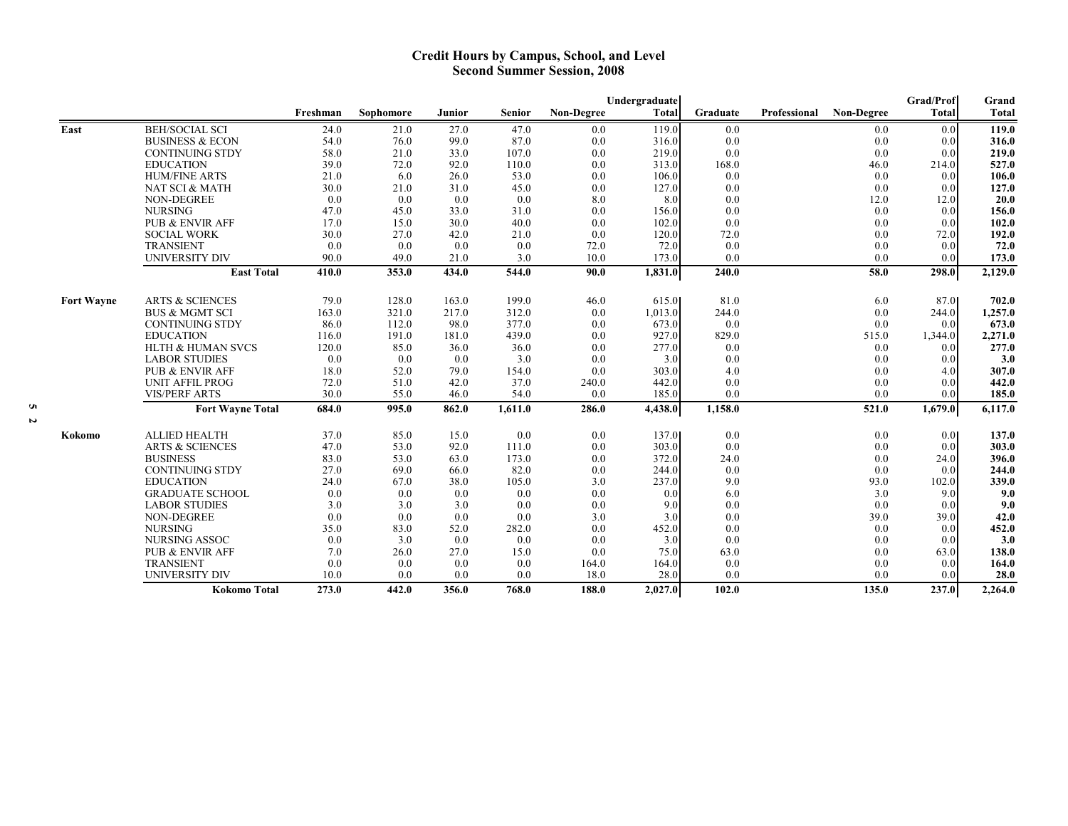# Credit Hours by Campus, School, and Level
## Second Summer Session, 2008

| | | Freshman | Sophomore | Junior | Senior | Non-Degree | Undergraduate Total | Graduate | Professional | Non-Degree | Grad/Prof Total | Grand Total |
|---|---|---|---|---|---|---|---|---|---|---|---|---|
| **East** | BEH/SOCIAL SCI | 24.0 | 21.0 | 27.0 | 47.0 | 0.0 | 119.0 | 0.0 | | 0.0 | 0.0 | **119.0** |
| | BUSINESS & ECON | 54.0 | 76.0 | 99.0 | 87.0 | 0.0 | 316.0 | 0.0 | | 0.0 | 0.0 | **316.0** |
| | CONTINUING STDY | 58.0 | 21.0 | 33.0 | 107.0 | 0.0 | 219.0 | 0.0 | | 0.0 | 0.0 | **219.0** |
| | EDUCATION | 39.0 | 72.0 | 92.0 | 110.0 | 0.0 | 313.0 | 168.0 | | 46.0 | 214.0 | **527.0** |
| | HUM/FINE ARTS | 21.0 | 6.0 | 26.0 | 53.0 | 0.0 | 106.0 | 0.0 | | 0.0 | 0.0 | **106.0** |
| | NAT SCI & MATH | 30.0 | 21.0 | 31.0 | 45.0 | 0.0 | 127.0 | 0.0 | | 0.0 | 0.0 | **127.0** |
| | NON-DEGREE | 0.0 | 0.0 | 0.0 | 0.0 | 8.0 | 8.0 | 0.0 | | 12.0 | 12.0 | **20.0** |
| | NURSING | 47.0 | 45.0 | 33.0 | 31.0 | 0.0 | 156.0 | 0.0 | | 0.0 | 0.0 | **156.0** |
| | PUB & ENVIR AFF | 17.0 | 15.0 | 30.0 | 40.0 | 0.0 | 102.0 | 0.0 | | 0.0 | 0.0 | **102.0** |
| | SOCIAL WORK | 30.0 | 27.0 | 42.0 | 21.0 | 0.0 | 120.0 | 72.0 | | 0.0 | 72.0 | **192.0** |
| | TRANSIENT | 0.0 | 0.0 | 0.0 | 0.0 | 72.0 | 72.0 | 0.0 | | 0.0 | 0.0 | **72.0** |
| | UNIVERSITY DIV | 90.0 | 49.0 | 21.0 | 3.0 | 10.0 | 173.0 | 0.0 | | 0.0 | 0.0 | **173.0** |
| | **East Total** | **410.0** | **353.0** | **434.0** | **544.0** | **90.0** | **1,831.0** | **240.0** | | **58.0** | **298.0** | **2,129.0** |
| **Fort Wayne** | ARTS & SCIENCES | 79.0 | 128.0 | 163.0 | 199.0 | 46.0 | 615.0 | 81.0 | | 6.0 | 87.0 | **702.0** |
| | BUS & MGMT SCI | 163.0 | 321.0 | 217.0 | 312.0 | 0.0 | 1,013.0 | 244.0 | | 0.0 | 244.0 | **1,257.0** |
| | CONTINUING STDY | 86.0 | 112.0 | 98.0 | 377.0 | 0.0 | 673.0 | 0.0 | | 0.0 | 0.0 | **673.0** |
| | EDUCATION | 116.0 | 191.0 | 181.0 | 439.0 | 0.0 | 927.0 | 829.0 | | 515.0 | 1,344.0 | **2,271.0** |
| | HLTH & HUMAN SVCS | 120.0 | 85.0 | 36.0 | 36.0 | 0.0 | 277.0 | 0.0 | | 0.0 | 0.0 | **277.0** |
| | LABOR STUDIES | 0.0 | 0.0 | 0.0 | 3.0 | 0.0 | 3.0 | 0.0 | | 0.0 | 0.0 | **3.0** |
| | PUB & ENVIR AFF | 18.0 | 52.0 | 79.0 | 154.0 | 0.0 | 303.0 | 4.0 | | 0.0 | 4.0 | **307.0** |
| | UNIT AFFIL PROG | 72.0 | 51.0 | 42.0 | 37.0 | 240.0 | 442.0 | 0.0 | | 0.0 | 0.0 | **442.0** |
| | VIS/PERF ARTS | 30.0 | 55.0 | 46.0 | 54.0 | 0.0 | 185.0 | 0.0 | | 0.0 | 0.0 | **185.0** |
| | **Fort Wayne Total** | **684.0** | **995.0** | **862.0** | **1,611.0** | **286.0** | **4,438.0** | **1,158.0** | | **521.0** | **1,679.0** | **6,117.0** |
| **Kokomo** | ALLIED HEALTH | 37.0 | 85.0 | 15.0 | 0.0 | 0.0 | 137.0 | 0.0 | | 0.0 | 0.0 | **137.0** |
| | ARTS & SCIENCES | 47.0 | 53.0 | 92.0 | 111.0 | 0.0 | 303.0 | 0.0 | | 0.0 | 0.0 | **303.0** |
| | BUSINESS | 83.0 | 53.0 | 63.0 | 173.0 | 0.0 | 372.0 | 24.0 | | 0.0 | 24.0 | **396.0** |
| | CONTINUING STDY | 27.0 | 69.0 | 66.0 | 82.0 | 0.0 | 244.0 | 0.0 | | 0.0 | 0.0 | **244.0** |
| | EDUCATION | 24.0 | 67.0 | 38.0 | 105.0 | 3.0 | 237.0 | 9.0 | | 93.0 | 102.0 | **339.0** |
| | GRADUATE SCHOOL | 0.0 | 0.0 | 0.0 | 0.0 | 0.0 | 0.0 | 6.0 | | 3.0 | 9.0 | **9.0** |
| | LABOR STUDIES | 3.0 | 3.0 | 3.0 | 0.0 | 0.0 | 9.0 | 0.0 | | 0.0 | 0.0 | **9.0** |
| | NON-DEGREE | 0.0 | 0.0 | 0.0 | 0.0 | 3.0 | 3.0 | 0.0 | | 39.0 | 39.0 | **42.0** |
| | NURSING | 35.0 | 83.0 | 52.0 | 282.0 | 0.0 | 452.0 | 0.0 | | 0.0 | 0.0 | **452.0** |
| | NURSING ASSOC | 0.0 | 3.0 | 0.0 | 0.0 | 0.0 | 3.0 | 0.0 | | 0.0 | 0.0 | **3.0** |
| | PUB & ENVIR AFF | 7.0 | 26.0 | 27.0 | 15.0 | 0.0 | 75.0 | 63.0 | | 0.0 | 63.0 | **138.0** |
| | TRANSIENT | 0.0 | 0.0 | 0.0 | 0.0 | 164.0 | 164.0 | 0.0 | | 0.0 | 0.0 | **164.0** |
| | UNIVERSITY DIV | 10.0 | 0.0 | 0.0 | 0.0 | 18.0 | 28.0 | 0.0 | | 0.0 | 0.0 | **28.0** |
| | **Kokomo Total** | **273.0** | **442.0** | **356.0** | **768.0** | **188.0** | **2,027.0** | **102.0** | | **135.0** | **237.0** | **2,264.0** |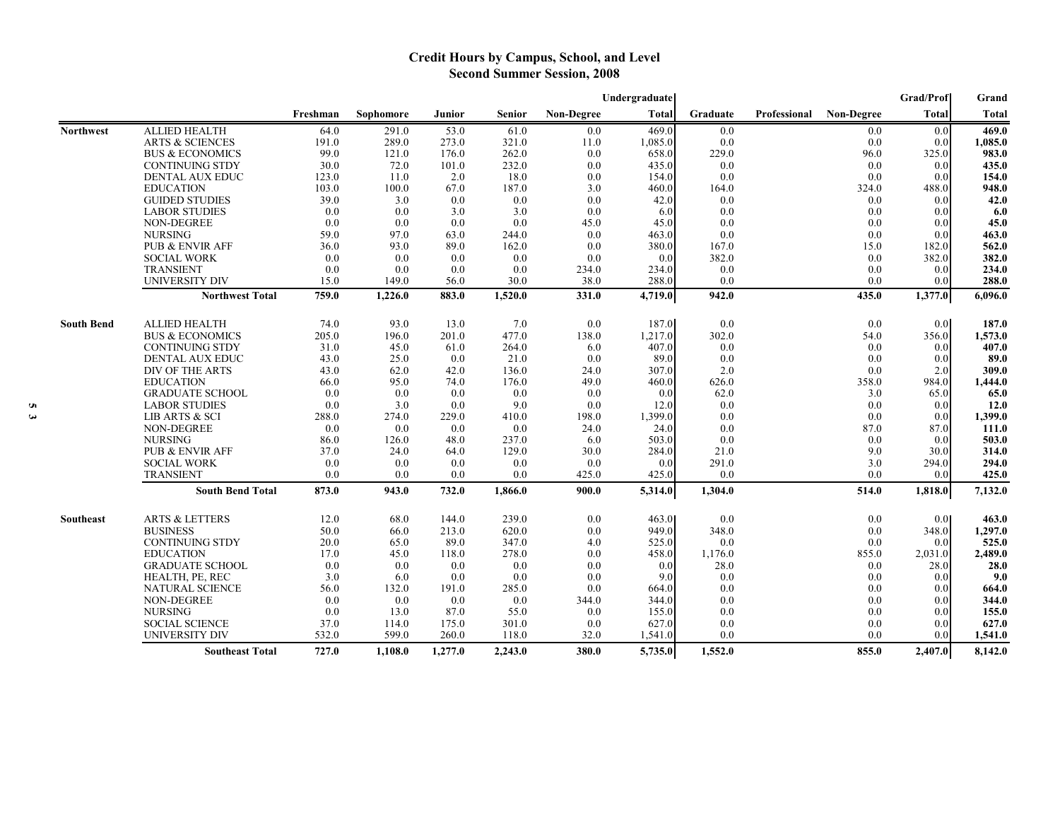# Credit Hours by Campus, School, and Level
## Second Summer Session, 2008

| | | | | | | | Undergraduate | | | | Grad/Prof | Grand |
|---|---|---|---|---|---|---|---|---|---|---|---|---|
| | | Freshman | Sophomore | Junior | Senior | Non-Degree | Total | Graduate | Professional | Non-Degree | Total | Total |
| **Northwest** | ALLIED HEALTH | 64.0 | 291.0 | 53.0 | 61.0 | 0.0 | 469.0 | 0.0 | | 0.0 | 0.0 | **469.0** |
| | ARTS & SCIENCES | 191.0 | 289.0 | 273.0 | 321.0 | 11.0 | 1,085.0 | 0.0 | | 0.0 | 0.0 | **1,085.0** |
| | BUS & ECONOMICS | 99.0 | 121.0 | 176.0 | 262.0 | 0.0 | 658.0 | 229.0 | | 96.0 | 325.0 | **983.0** |
| | CONTINUING STDY | 30.0 | 72.0 | 101.0 | 232.0 | 0.0 | 435.0 | 0.0 | | 0.0 | 0.0 | **435.0** |
| | DENTAL AUX EDUC | 123.0 | 11.0 | 2.0 | 18.0 | 0.0 | 154.0 | 0.0 | | 0.0 | 0.0 | **154.0** |
| | EDUCATION | 103.0 | 100.0 | 67.0 | 187.0 | 3.0 | 460.0 | 164.0 | | 324.0 | 488.0 | **948.0** |
| | GUIDED STUDIES | 39.0 | 3.0 | 0.0 | 0.0 | 0.0 | 42.0 | 0.0 | | 0.0 | 0.0 | **42.0** |
| | LABOR STUDIES | 0.0 | 0.0 | 3.0 | 3.0 | 0.0 | 6.0 | 0.0 | | 0.0 | 0.0 | **6.0** |
| | NON-DEGREE | 0.0 | 0.0 | 0.0 | 0.0 | 45.0 | 45.0 | 0.0 | | 0.0 | 0.0 | **45.0** |
| | NURSING | 59.0 | 97.0 | 63.0 | 244.0 | 0.0 | 463.0 | 0.0 | | 0.0 | 0.0 | **463.0** |
| | PUB & ENVIR AFF | 36.0 | 93.0 | 89.0 | 162.0 | 0.0 | 380.0 | 167.0 | | 15.0 | 182.0 | **562.0** |
| | SOCIAL WORK | 0.0 | 0.0 | 0.0 | 0.0 | 0.0 | 0.0 | 382.0 | | 0.0 | 382.0 | **382.0** |
| | TRANSIENT | 0.0 | 0.0 | 0.0 | 0.0 | 234.0 | 234.0 | 0.0 | | 0.0 | 0.0 | **234.0** |
| | UNIVERSITY DIV | 15.0 | 149.0 | 56.0 | 30.0 | 38.0 | 288.0 | 0.0 | | 0.0 | 0.0 | **288.0** |
| | **Northwest Total** | **759.0** | **1,226.0** | **883.0** | **1,520.0** | **331.0** | **4,719.0** | **942.0** | | **435.0** | **1,377.0** | **6,096.0** |
| **South Bend** | ALLIED HEALTH | 74.0 | 93.0 | 13.0 | 7.0 | 0.0 | 187.0 | 0.0 | | 0.0 | 0.0 | **187.0** |
| | BUS & ECONOMICS | 205.0 | 196.0 | 201.0 | 477.0 | 138.0 | 1,217.0 | 302.0 | | 54.0 | 356.0 | **1,573.0** |
| | CONTINUING STDY | 31.0 | 45.0 | 61.0 | 264.0 | 6.0 | 407.0 | 0.0 | | 0.0 | 0.0 | **407.0** |
| | DENTAL AUX EDUC | 43.0 | 25.0 | 0.0 | 21.0 | 0.0 | 89.0 | 0.0 | | 0.0 | 0.0 | **89.0** |
| | DIV OF THE ARTS | 43.0 | 62.0 | 42.0 | 136.0 | 24.0 | 307.0 | 2.0 | | 0.0 | 2.0 | **309.0** |
| | EDUCATION | 66.0 | 95.0 | 74.0 | 176.0 | 49.0 | 460.0 | 626.0 | | 358.0 | 984.0 | **1,444.0** |
| | GRADUATE SCHOOL | 0.0 | 0.0 | 0.0 | 0.0 | 0.0 | 0.0 | 62.0 | | 3.0 | 65.0 | **65.0** |
| | LABOR STUDIES | 0.0 | 3.0 | 0.0 | 9.0 | 0.0 | 12.0 | 0.0 | | 0.0 | 0.0 | **12.0** |
| | LIB ARTS & SCI | 288.0 | 274.0 | 229.0 | 410.0 | 198.0 | 1,399.0 | 0.0 | | 0.0 | 0.0 | **1,399.0** |
| | NON-DEGREE | 0.0 | 0.0 | 0.0 | 0.0 | 24.0 | 24.0 | 0.0 | | 87.0 | 87.0 | **111.0** |
| | NURSING | 86.0 | 126.0 | 48.0 | 237.0 | 6.0 | 503.0 | 0.0 | | 0.0 | 0.0 | **503.0** |
| | PUB & ENVIR AFF | 37.0 | 24.0 | 64.0 | 129.0 | 30.0 | 284.0 | 21.0 | | 9.0 | 30.0 | **314.0** |
| | SOCIAL WORK | 0.0 | 0.0 | 0.0 | 0.0 | 0.0 | 0.0 | 291.0 | | 3.0 | 294.0 | **294.0** |
| | TRANSIENT | 0.0 | 0.0 | 0.0 | 0.0 | 425.0 | 425.0 | 0.0 | | 0.0 | 0.0 | **425.0** |
| | **South Bend Total** | **873.0** | **943.0** | **732.0** | **1,866.0** | **900.0** | **5,314.0** | **1,304.0** | | **514.0** | **1,818.0** | **7,132.0** |
| **Southeast** | ARTS & LETTERS | 12.0 | 68.0 | 144.0 | 239.0 | 0.0 | 463.0 | 0.0 | | 0.0 | 0.0 | **463.0** |
| | BUSINESS | 50.0 | 66.0 | 213.0 | 620.0 | 0.0 | 949.0 | 348.0 | | 0.0 | 348.0 | **1,297.0** |
| | CONTINUING STDY | 20.0 | 65.0 | 89.0 | 347.0 | 4.0 | 525.0 | 0.0 | | 0.0 | 0.0 | **525.0** |
| | EDUCATION | 17.0 | 45.0 | 118.0 | 278.0 | 0.0 | 458.0 | 1,176.0 | | 855.0 | 2,031.0 | **2,489.0** |
| | GRADUATE SCHOOL | 0.0 | 0.0 | 0.0 | 0.0 | 0.0 | 0.0 | 28.0 | | 0.0 | 28.0 | **28.0** |
| | HEALTH, PE, REC | 3.0 | 6.0 | 0.0 | 0.0 | 0.0 | 9.0 | 0.0 | | 0.0 | 0.0 | **9.0** |
| | NATURAL SCIENCE | 56.0 | 132.0 | 191.0 | 285.0 | 0.0 | 664.0 | 0.0 | | 0.0 | 0.0 | **664.0** |
| | NON-DEGREE | 0.0 | 0.0 | 0.0 | 0.0 | 344.0 | 344.0 | 0.0 | | 0.0 | 0.0 | **344.0** |
| | NURSING | 0.0 | 13.0 | 87.0 | 55.0 | 0.0 | 155.0 | 0.0 | | 0.0 | 0.0 | **155.0** |
| | SOCIAL SCIENCE | 37.0 | 114.0 | 175.0 | 301.0 | 0.0 | 627.0 | 0.0 | | 0.0 | 0.0 | **627.0** |
| | UNIVERSITY DIV | 532.0 | 599.0 | 260.0 | 118.0 | 32.0 | 1,541.0 | 0.0 | | 0.0 | 0.0 | **1,541.0** |
| | **Southeast Total** | **727.0** | **1,108.0** | **1,277.0** | **2,243.0** | **380.0** | **5,735.0** | **1,552.0** | | **855.0** | **2,407.0** | **8,142.0** |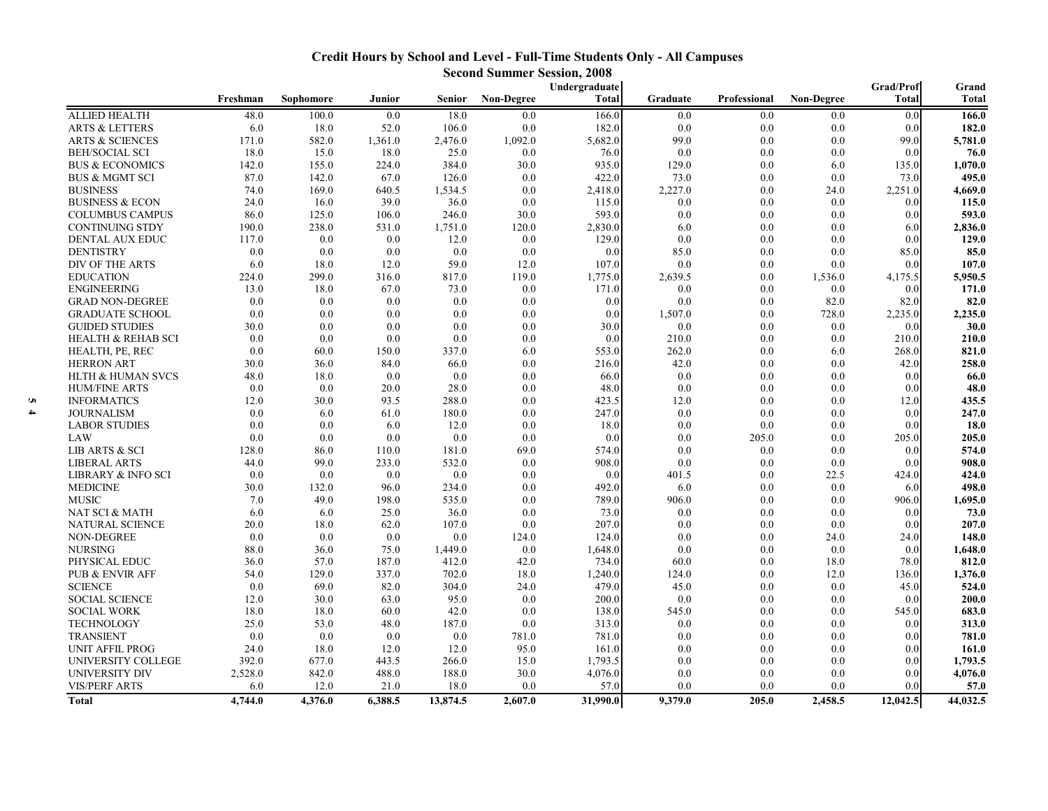## Credit Hours by School and Level - Full-Time Students Only - All Campuses

### Second Summer Session, 2008

| | Freshman | Sophomore | Junior | Senior | Non-Degree | Undergraduate Total | Graduate | Professional | Non-Degree | Grad/Prof Total | Grand Total |
|---|---|---|---|---|---|---|---|---|---|---|---|
| ALLIED HEALTH | 48.0 | 100.0 | 0.0 | 18.0 | 0.0 | 166.0 | 0.0 | 0.0 | 0.0 | 0.0 | **166.0** |
| ARTS & LETTERS | 6.0 | 18.0 | 52.0 | 106.0 | 0.0 | 182.0 | 0.0 | 0.0 | 0.0 | 0.0 | **182.0** |
| ARTS & SCIENCES | 171.0 | 582.0 | 1,361.0 | 2,476.0 | 1,092.0 | 5,682.0 | 99.0 | 0.0 | 0.0 | 99.0 | **5,781.0** |
| BEH/SOCIAL SCI | 18.0 | 15.0 | 18.0 | 25.0 | 0.0 | 76.0 | 0.0 | 0.0 | 0.0 | 0.0 | **76.0** |
| BUS & ECONOMICS | 142.0 | 155.0 | 224.0 | 384.0 | 30.0 | 935.0 | 129.0 | 0.0 | 6.0 | 135.0 | **1,070.0** |
| BUS & MGMT SCI | 87.0 | 142.0 | 67.0 | 126.0 | 0.0 | 422.0 | 73.0 | 0.0 | 0.0 | 73.0 | **495.0** |
| BUSINESS | 74.0 | 169.0 | 640.5 | 1,534.5 | 0.0 | 2,418.0 | 2,227.0 | 0.0 | 24.0 | 2,251.0 | **4,669.0** |
| BUSINESS & ECON | 24.0 | 16.0 | 39.0 | 36.0 | 0.0 | 115.0 | 0.0 | 0.0 | 0.0 | 0.0 | **115.0** |
| COLUMBUS CAMPUS | 86.0 | 125.0 | 106.0 | 246.0 | 30.0 | 593.0 | 0.0 | 0.0 | 0.0 | 0.0 | **593.0** |
| CONTINUING STDY | 190.0 | 238.0 | 531.0 | 1,751.0 | 120.0 | 2,830.0 | 6.0 | 0.0 | 0.0 | 6.0 | **2,836.0** |
| DENTAL AUX EDUC | 117.0 | 0.0 | 0.0 | 12.0 | 0.0 | 129.0 | 0.0 | 0.0 | 0.0 | 0.0 | **129.0** |
| DENTISTRY | 0.0 | 0.0 | 0.0 | 0.0 | 0.0 | 0.0 | 85.0 | 0.0 | 0.0 | 85.0 | **85.0** |
| DIV OF THE ARTS | 6.0 | 18.0 | 12.0 | 59.0 | 12.0 | 107.0 | 0.0 | 0.0 | 0.0 | 0.0 | **107.0** |
| EDUCATION | 224.0 | 299.0 | 316.0 | 817.0 | 119.0 | 1,775.0 | 2,639.5 | 0.0 | 1,536.0 | 4,175.5 | **5,950.5** |
| ENGINEERING | 13.0 | 18.0 | 67.0 | 73.0 | 0.0 | 171.0 | 0.0 | 0.0 | 0.0 | 0.0 | **171.0** |
| GRAD NON-DEGREE | 0.0 | 0.0 | 0.0 | 0.0 | 0.0 | 0.0 | 0.0 | 0.0 | 82.0 | 82.0 | **82.0** |
| GRADUATE SCHOOL | 0.0 | 0.0 | 0.0 | 0.0 | 0.0 | 0.0 | 1,507.0 | 0.0 | 728.0 | 2,235.0 | **2,235.0** |
| GUIDED STUDIES | 30.0 | 0.0 | 0.0 | 0.0 | 0.0 | 30.0 | 0.0 | 0.0 | 0.0 | 0.0 | **30.0** |
| HEALTH & REHAB SCI | 0.0 | 0.0 | 0.0 | 0.0 | 0.0 | 0.0 | 210.0 | 0.0 | 0.0 | 210.0 | **210.0** |
| HEALTH, PE, REC | 0.0 | 60.0 | 150.0 | 337.0 | 6.0 | 553.0 | 262.0 | 0.0 | 6.0 | 268.0 | **821.0** |
| HERRON ART | 30.0 | 36.0 | 84.0 | 66.0 | 0.0 | 216.0 | 42.0 | 0.0 | 0.0 | 42.0 | **258.0** |
| HLTH & HUMAN SVCS | 48.0 | 18.0 | 0.0 | 0.0 | 0.0 | 66.0 | 0.0 | 0.0 | 0.0 | 0.0 | **66.0** |
| HUM/FINE ARTS | 0.0 | 0.0 | 20.0 | 28.0 | 0.0 | 48.0 | 0.0 | 0.0 | 0.0 | 0.0 | **48.0** |
| INFORMATICS | 12.0 | 30.0 | 93.5 | 288.0 | 0.0 | 423.5 | 12.0 | 0.0 | 0.0 | 12.0 | **435.5** |
| JOURNALISM | 0.0 | 6.0 | 61.0 | 180.0 | 0.0 | 247.0 | 0.0 | 0.0 | 0.0 | 0.0 | **247.0** |
| LABOR STUDIES | 0.0 | 0.0 | 6.0 | 12.0 | 0.0 | 18.0 | 0.0 | 0.0 | 0.0 | 0.0 | **18.0** |
| LAW | 0.0 | 0.0 | 0.0 | 0.0 | 0.0 | 0.0 | 0.0 | 205.0 | 0.0 | 205.0 | **205.0** |
| LIB ARTS & SCI | 128.0 | 86.0 | 110.0 | 181.0 | 69.0 | 574.0 | 0.0 | 0.0 | 0.0 | 0.0 | **574.0** |
| LIBERAL ARTS | 44.0 | 99.0 | 233.0 | 532.0 | 0.0 | 908.0 | 0.0 | 0.0 | 0.0 | 0.0 | **908.0** |
| LIBRARY & INFO SCI | 0.0 | 0.0 | 0.0 | 0.0 | 0.0 | 0.0 | 401.5 | 0.0 | 22.5 | 424.0 | **424.0** |
| MEDICINE | 30.0 | 132.0 | 96.0 | 234.0 | 0.0 | 492.0 | 6.0 | 0.0 | 0.0 | 6.0 | **498.0** |
| MUSIC | 7.0 | 49.0 | 198.0 | 535.0 | 0.0 | 789.0 | 906.0 | 0.0 | 0.0 | 906.0 | **1,695.0** |
| NAT SCI & MATH | 6.0 | 6.0 | 25.0 | 36.0 | 0.0 | 73.0 | 0.0 | 0.0 | 0.0 | 0.0 | **73.0** |
| NATURAL SCIENCE | 20.0 | 18.0 | 62.0 | 107.0 | 0.0 | 207.0 | 0.0 | 0.0 | 0.0 | 0.0 | **207.0** |
| NON-DEGREE | 0.0 | 0.0 | 0.0 | 0.0 | 124.0 | 124.0 | 0.0 | 0.0 | 24.0 | 24.0 | **148.0** |
| NURSING | 88.0 | 36.0 | 75.0 | 1,449.0 | 0.0 | 1,648.0 | 0.0 | 0.0 | 0.0 | 0.0 | **1,648.0** |
| PHYSICAL EDUC | 36.0 | 57.0 | 187.0 | 412.0 | 42.0 | 734.0 | 60.0 | 0.0 | 18.0 | 78.0 | **812.0** |
| PUB & ENVIR AFF | 54.0 | 129.0 | 337.0 | 702.0 | 18.0 | 1,240.0 | 124.0 | 0.0 | 12.0 | 136.0 | **1,376.0** |
| SCIENCE | 0.0 | 69.0 | 82.0 | 304.0 | 24.0 | 479.0 | 45.0 | 0.0 | 0.0 | 45.0 | **524.0** |
| SOCIAL SCIENCE | 12.0 | 30.0 | 63.0 | 95.0 | 0.0 | 200.0 | 0.0 | 0.0 | 0.0 | 0.0 | **200.0** |
| SOCIAL WORK | 18.0 | 18.0 | 60.0 | 42.0 | 0.0 | 138.0 | 545.0 | 0.0 | 0.0 | 545.0 | **683.0** |
| TECHNOLOGY | 25.0 | 53.0 | 48.0 | 187.0 | 0.0 | 313.0 | 0.0 | 0.0 | 0.0 | 0.0 | **313.0** |
| TRANSIENT | 0.0 | 0.0 | 0.0 | 0.0 | 781.0 | 781.0 | 0.0 | 0.0 | 0.0 | 0.0 | **781.0** |
| UNIT AFFIL PROG | 24.0 | 18.0 | 12.0 | 12.0 | 95.0 | 161.0 | 0.0 | 0.0 | 0.0 | 0.0 | **161.0** |
| UNIVERSITY COLLEGE | 392.0 | 677.0 | 443.5 | 266.0 | 15.0 | 1,793.5 | 0.0 | 0.0 | 0.0 | 0.0 | **1,793.5** |
| UNIVERSITY DIV | 2,528.0 | 842.0 | 488.0 | 188.0 | 30.0 | 4,076.0 | 0.0 | 0.0 | 0.0 | 0.0 | **4,076.0** |
| VIS/PERF ARTS | 6.0 | 12.0 | 21.0 | 18.0 | 0.0 | 57.0 | 0.0 | 0.0 | 0.0 | 0.0 | **57.0** |
| **Total** | **4,744.0** | **4,376.0** | **6,388.5** | **13,874.5** | **2,607.0** | **31,990.0** | **9,379.0** | **205.0** | **2,458.5** | **12,042.5** | **44,032.5** |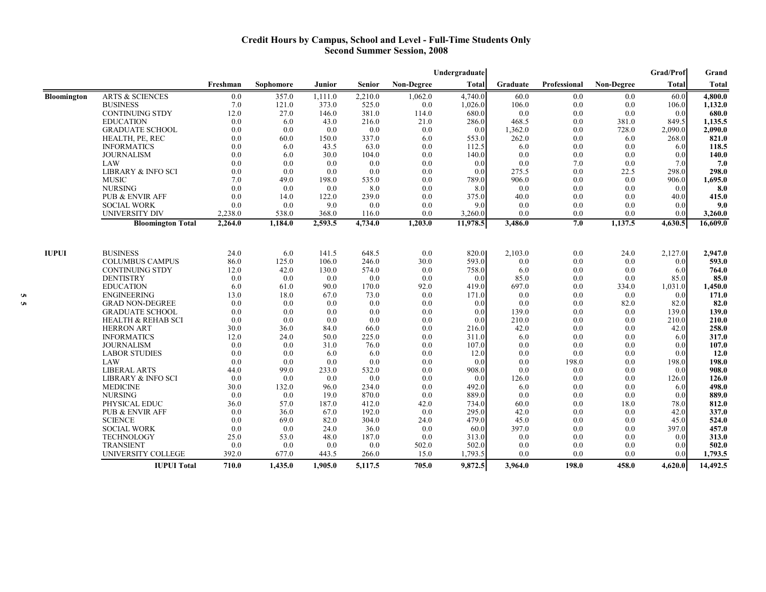# Credit Hours by Campus, School and Level - Full-Time Students Only
## Second Summer Session, 2008

| | | | | | | | Undergraduate | | | | Grad/Prof | Grand |
|---|---|---|---|---|---|---|---|---|---|---|---|---|
| | | Freshman | Sophomore | Junior | Senior | Non-Degree | Total | Graduate | Professional | Non-Degree | Total | Total |
| Bloomington | ARTS & SCIENCES | 0.0 | 357.0 | 1,111.0 | 2,210.0 | 1,062.0 | 4,740.0 | 60.0 | 0.0 | 0.0 | 60.0 | **4,800.0** |
| | BUSINESS | 7.0 | 121.0 | 373.0 | 525.0 | 0.0 | 1,026.0 | 106.0 | 0.0 | 0.0 | 106.0 | **1,132.0** |
| | CONTINUING STDY | 12.0 | 27.0 | 146.0 | 381.0 | 114.0 | 680.0 | 0.0 | 0.0 | 0.0 | 0.0 | **680.0** |
| | EDUCATION | 0.0 | 6.0 | 43.0 | 216.0 | 21.0 | 286.0 | 468.5 | 0.0 | 381.0 | 849.5 | **1,135.5** |
| | GRADUATE SCHOOL | 0.0 | 0.0 | 0.0 | 0.0 | 0.0 | 0.0 | 1,362.0 | 0.0 | 728.0 | 2,090.0 | **2,090.0** |
| | HEALTH, PE, REC | 0.0 | 60.0 | 150.0 | 337.0 | 6.0 | 553.0 | 262.0 | 0.0 | 6.0 | 268.0 | **821.0** |
| | INFORMATICS | 0.0 | 6.0 | 43.5 | 63.0 | 0.0 | 112.5 | 6.0 | 0.0 | 0.0 | 6.0 | **118.5** |
| | JOURNALISM | 0.0 | 6.0 | 30.0 | 104.0 | 0.0 | 140.0 | 0.0 | 0.0 | 0.0 | 0.0 | **140.0** |
| | LAW | 0.0 | 0.0 | 0.0 | 0.0 | 0.0 | 0.0 | 0.0 | 7.0 | 0.0 | 7.0 | **7.0** |
| | LIBRARY & INFO SCI | 0.0 | 0.0 | 0.0 | 0.0 | 0.0 | 0.0 | 275.5 | 0.0 | 22.5 | 298.0 | **298.0** |
| | MUSIC | 7.0 | 49.0 | 198.0 | 535.0 | 0.0 | 789.0 | 906.0 | 0.0 | 0.0 | 906.0 | **1,695.0** |
| | NURSING | 0.0 | 0.0 | 0.0 | 8.0 | 0.0 | 8.0 | 0.0 | 0.0 | 0.0 | 0.0 | **8.0** |
| | PUB & ENVIR AFF | 0.0 | 14.0 | 122.0 | 239.0 | 0.0 | 375.0 | 40.0 | 0.0 | 0.0 | 40.0 | **415.0** |
| | SOCIAL WORK | 0.0 | 0.0 | 9.0 | 0.0 | 0.0 | 9.0 | 0.0 | 0.0 | 0.0 | 0.0 | **9.0** |
| | UNIVERSITY DIV | 2,238.0 | 538.0 | 368.0 | 116.0 | 0.0 | 3,260.0 | 0.0 | 0.0 | 0.0 | 0.0 | **3,260.0** |
| | **Bloomington Total** | **2,264.0** | **1,184.0** | **2,593.5** | **4,734.0** | **1,203.0** | **11,978.5** | **3,486.0** | **7.0** | **1,137.5** | **4,630.5** | **16,609.0** |
| IUPUI | BUSINESS | 24.0 | 6.0 | 141.5 | 648.5 | 0.0 | 820.0 | 2,103.0 | 0.0 | 24.0 | 2,127.0 | **2,947.0** |
| | COLUMBUS CAMPUS | 86.0 | 125.0 | 106.0 | 246.0 | 30.0 | 593.0 | 0.0 | 0.0 | 0.0 | 0.0 | **593.0** |
| | CONTINUING STDY | 12.0 | 42.0 | 130.0 | 574.0 | 0.0 | 758.0 | 6.0 | 0.0 | 0.0 | 6.0 | **764.0** |
| | DENTISTRY | 0.0 | 0.0 | 0.0 | 0.0 | 0.0 | 0.0 | 85.0 | 0.0 | 0.0 | 85.0 | **85.0** |
| | EDUCATION | 6.0 | 61.0 | 90.0 | 170.0 | 92.0 | 419.0 | 697.0 | 0.0 | 334.0 | 1,031.0 | **1,450.0** |
| | ENGINEERING | 13.0 | 18.0 | 67.0 | 73.0 | 0.0 | 171.0 | 0.0 | 0.0 | 0.0 | 0.0 | **171.0** |
| | GRAD NON-DEGREE | 0.0 | 0.0 | 0.0 | 0.0 | 0.0 | 0.0 | 0.0 | 0.0 | 82.0 | 82.0 | **82.0** |
| | GRADUATE SCHOOL | 0.0 | 0.0 | 0.0 | 0.0 | 0.0 | 0.0 | 139.0 | 0.0 | 0.0 | 139.0 | **139.0** |
| | HEALTH & REHAB SCI | 0.0 | 0.0 | 0.0 | 0.0 | 0.0 | 0.0 | 210.0 | 0.0 | 0.0 | 210.0 | **210.0** |
| | HERRON ART | 30.0 | 36.0 | 84.0 | 66.0 | 0.0 | 216.0 | 42.0 | 0.0 | 0.0 | 42.0 | **258.0** |
| | INFORMATICS | 12.0 | 24.0 | 50.0 | 225.0 | 0.0 | 311.0 | 6.0 | 0.0 | 0.0 | 6.0 | **317.0** |
| | JOURNALISM | 0.0 | 0.0 | 31.0 | 76.0 | 0.0 | 107.0 | 0.0 | 0.0 | 0.0 | 0.0 | **107.0** |
| | LABOR STUDIES | 0.0 | 0.0 | 6.0 | 6.0 | 0.0 | 12.0 | 0.0 | 0.0 | 0.0 | 0.0 | **12.0** |
| | LAW | 0.0 | 0.0 | 0.0 | 0.0 | 0.0 | 0.0 | 0.0 | 198.0 | 0.0 | 198.0 | **198.0** |
| | LIBERAL ARTS | 44.0 | 99.0 | 233.0 | 532.0 | 0.0 | 908.0 | 0.0 | 0.0 | 0.0 | 0.0 | **908.0** |
| | LIBRARY & INFO SCI | 0.0 | 0.0 | 0.0 | 0.0 | 0.0 | 0.0 | 126.0 | 0.0 | 0.0 | 126.0 | **126.0** |
| | MEDICINE | 30.0 | 132.0 | 96.0 | 234.0 | 0.0 | 492.0 | 6.0 | 0.0 | 0.0 | 6.0 | **498.0** |
| | NURSING | 0.0 | 0.0 | 19.0 | 870.0 | 0.0 | 889.0 | 0.0 | 0.0 | 0.0 | 0.0 | **889.0** |
| | PHYSICAL EDUC | 36.0 | 57.0 | 187.0 | 412.0 | 42.0 | 734.0 | 60.0 | 0.0 | 18.0 | 78.0 | **812.0** |
| | PUB & ENVIR AFF | 0.0 | 36.0 | 67.0 | 192.0 | 0.0 | 295.0 | 42.0 | 0.0 | 0.0 | 42.0 | **337.0** |
| | SCIENCE | 0.0 | 69.0 | 82.0 | 304.0 | 24.0 | 479.0 | 45.0 | 0.0 | 0.0 | 45.0 | **524.0** |
| | SOCIAL WORK | 0.0 | 0.0 | 24.0 | 36.0 | 0.0 | 60.0 | 397.0 | 0.0 | 0.0 | 397.0 | **457.0** |
| | TECHNOLOGY | 25.0 | 53.0 | 48.0 | 187.0 | 0.0 | 313.0 | 0.0 | 0.0 | 0.0 | 0.0 | **313.0** |
| | TRANSIENT | 0.0 | 0.0 | 0.0 | 0.0 | 502.0 | 502.0 | 0.0 | 0.0 | 0.0 | 0.0 | **502.0** |
| | UNIVERSITY COLLEGE | 392.0 | 677.0 | 443.5 | 266.0 | 15.0 | 1,793.5 | 0.0 | 0.0 | 0.0 | 0.0 | **1,793.5** |
| | **IUPUI Total** | **710.0** | **1,435.0** | **1,905.0** | **5,117.5** | **705.0** | **9,872.5** | **3,964.0** | **198.0** | **458.0** | **4,620.0** | **14,492.5** |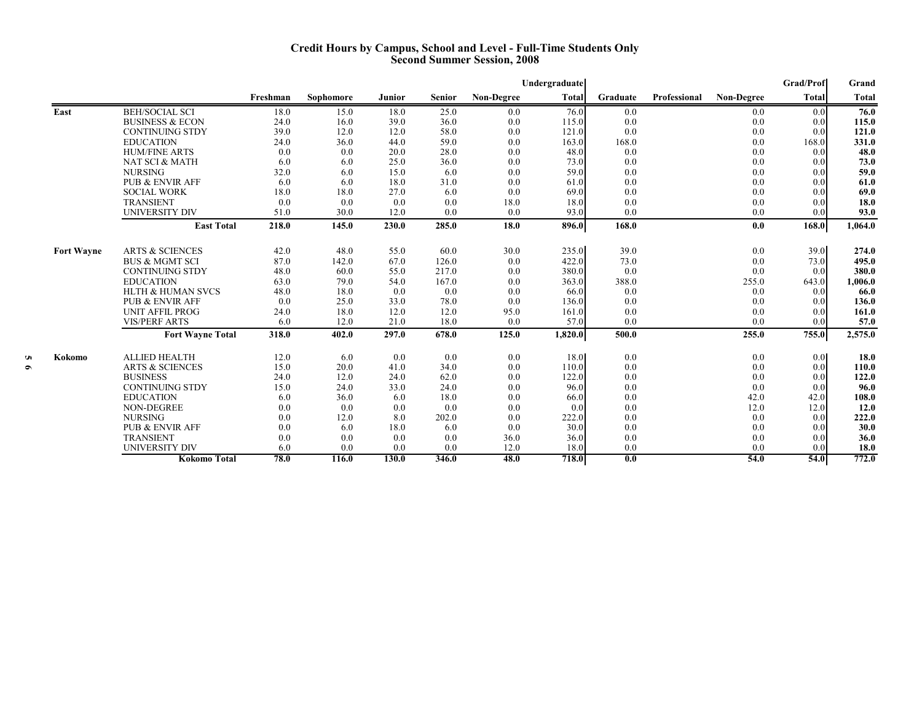# Credit Hours by Campus, School and Level - Full-Time Students Only
## Second Summer Session, 2008

| | | Freshman | Sophomore | Junior | Senior | Non-Degree | Undergraduate Total | Graduate | Professional | Non-Degree | Grad/Prof Total | Grand Total |
|---|---|---|---|---|---|---|---|---|---|---|---|---|
| **East** | BEH/SOCIAL SCI | 18.0 | 15.0 | 18.0 | 25.0 | 0.0 | 76.0 | 0.0 | | 0.0 | 0.0 | **76.0** |
| | BUSINESS & ECON | 24.0 | 16.0 | 39.0 | 36.0 | 0.0 | 115.0 | 0.0 | | 0.0 | 0.0 | **115.0** |
| | CONTINUING STDY | 39.0 | 12.0 | 12.0 | 58.0 | 0.0 | 121.0 | 0.0 | | 0.0 | 0.0 | **121.0** |
| | EDUCATION | 24.0 | 36.0 | 44.0 | 59.0 | 0.0 | 163.0 | 168.0 | | 0.0 | 168.0 | **331.0** |
| | HUM/FINE ARTS | 0.0 | 0.0 | 20.0 | 28.0 | 0.0 | 48.0 | 0.0 | | 0.0 | 0.0 | **48.0** |
| | NAT SCI & MATH | 6.0 | 6.0 | 25.0 | 36.0 | 0.0 | 73.0 | 0.0 | | 0.0 | 0.0 | **73.0** |
| | NURSING | 32.0 | 6.0 | 15.0 | 6.0 | 0.0 | 59.0 | 0.0 | | 0.0 | 0.0 | **59.0** |
| | PUB & ENVIR AFF | 6.0 | 6.0 | 18.0 | 31.0 | 0.0 | 61.0 | 0.0 | | 0.0 | 0.0 | **61.0** |
| | SOCIAL WORK | 18.0 | 18.0 | 27.0 | 6.0 | 0.0 | 69.0 | 0.0 | | 0.0 | 0.0 | **69.0** |
| | TRANSIENT | 0.0 | 0.0 | 0.0 | 0.0 | 18.0 | 18.0 | 0.0 | | 0.0 | 0.0 | **18.0** |
| | UNIVERSITY DIV | 51.0 | 30.0 | 12.0 | 0.0 | 0.0 | 93.0 | 0.0 | | 0.0 | 0.0 | **93.0** |
| | **East Total** | **218.0** | **145.0** | **230.0** | **285.0** | **18.0** | **896.0** | **168.0** | | **0.0** | **168.0** | **1,064.0** |
| **Fort Wayne** | ARTS & SCIENCES | 42.0 | 48.0 | 55.0 | 60.0 | 30.0 | 235.0 | 39.0 | | 0.0 | 39.0 | **274.0** |
| | BUS & MGMT SCI | 87.0 | 142.0 | 67.0 | 126.0 | 0.0 | 422.0 | 73.0 | | 0.0 | 73.0 | **495.0** |
| | CONTINUING STDY | 48.0 | 60.0 | 55.0 | 217.0 | 0.0 | 380.0 | 0.0 | | 0.0 | 0.0 | **380.0** |
| | EDUCATION | 63.0 | 79.0 | 54.0 | 167.0 | 0.0 | 363.0 | 388.0 | | 255.0 | 643.0 | **1,006.0** |
| | HLTH & HUMAN SVCS | 48.0 | 18.0 | 0.0 | 0.0 | 0.0 | 66.0 | 0.0 | | 0.0 | 0.0 | **66.0** |
| | PUB & ENVIR AFF | 0.0 | 25.0 | 33.0 | 78.0 | 0.0 | 136.0 | 0.0 | | 0.0 | 0.0 | **136.0** |
| | UNIT AFFIL PROG | 24.0 | 18.0 | 12.0 | 12.0 | 95.0 | 161.0 | 0.0 | | 0.0 | 0.0 | **161.0** |
| | VIS/PERF ARTS | 6.0 | 12.0 | 21.0 | 18.0 | 0.0 | 57.0 | 0.0 | | 0.0 | 0.0 | **57.0** |
| | **Fort Wayne Total** | **318.0** | **402.0** | **297.0** | **678.0** | **125.0** | **1,820.0** | **500.0** | | **255.0** | **755.0** | **2,575.0** |
| **Kokomo** | ALLIED HEALTH | 12.0 | 6.0 | 0.0 | 0.0 | 0.0 | 18.0 | 0.0 | | 0.0 | 0.0 | **18.0** |
| | ARTS & SCIENCES | 15.0 | 20.0 | 41.0 | 34.0 | 0.0 | 110.0 | 0.0 | | 0.0 | 0.0 | **110.0** |
| | BUSINESS | 24.0 | 12.0 | 24.0 | 62.0 | 0.0 | 122.0 | 0.0 | | 0.0 | 0.0 | **122.0** |
| | CONTINUING STDY | 15.0 | 24.0 | 33.0 | 24.0 | 0.0 | 96.0 | 0.0 | | 0.0 | 0.0 | **96.0** |
| | EDUCATION | 6.0 | 36.0 | 6.0 | 18.0 | 0.0 | 66.0 | 0.0 | | 42.0 | 42.0 | **108.0** |
| | NON-DEGREE | 0.0 | 0.0 | 0.0 | 0.0 | 0.0 | 0.0 | 0.0 | | 12.0 | 12.0 | **12.0** |
| | NURSING | 0.0 | 12.0 | 8.0 | 202.0 | 0.0 | 222.0 | 0.0 | | 0.0 | 0.0 | **222.0** |
| | PUB & ENVIR AFF | 0.0 | 6.0 | 18.0 | 6.0 | 0.0 | 30.0 | 0.0 | | 0.0 | 0.0 | **30.0** |
| | TRANSIENT | 0.0 | 0.0 | 0.0 | 0.0 | 36.0 | 36.0 | 0.0 | | 0.0 | 0.0 | **36.0** |
| | UNIVERSITY DIV | 6.0 | 0.0 | 0.0 | 0.0 | 12.0 | 18.0 | 0.0 | | 0.0 | 0.0 | **18.0** |
| | **Kokomo Total** | **78.0** | **116.0** | **130.0** | **346.0** | **48.0** | **718.0** | **0.0** | | **54.0** | **54.0** | **772.0** |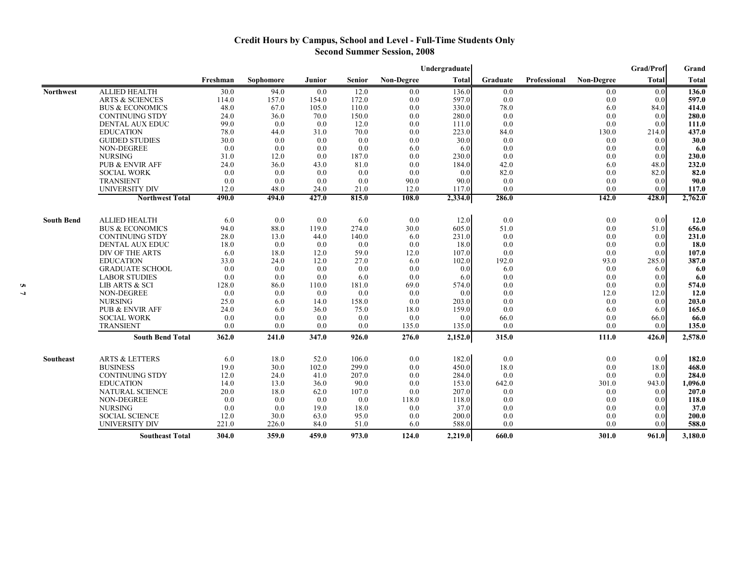# Credit Hours by Campus, School and Level - Full-Time Students Only
## Second Summer Session, 2008

| | | Undergraduate | | | | | | Grad/Prof | | | | Grand |
|---|---|---|---|---|---|---|---|---|---|---|---|---|
| | | Freshman | Sophomore | Junior | Senior | Non-Degree | Total | Graduate | Professional | Non-Degree | Total | Total |
| **Northwest** | ALLIED HEALTH | 30.0 | 94.0 | 0.0 | 12.0 | 0.0 | 136.0 | 0.0 | | 0.0 | 0.0 | **136.0** |
| | ARTS & SCIENCES | 114.0 | 157.0 | 154.0 | 172.0 | 0.0 | 597.0 | 0.0 | | 0.0 | 0.0 | **597.0** |
| | BUS & ECONOMICS | 48.0 | 67.0 | 105.0 | 110.0 | 0.0 | 330.0 | 78.0 | | 6.0 | 84.0 | **414.0** |
| | CONTINUING STDY | 24.0 | 36.0 | 70.0 | 150.0 | 0.0 | 280.0 | 0.0 | | 0.0 | 0.0 | **280.0** |
| | DENTAL AUX EDUC | 99.0 | 0.0 | 0.0 | 12.0 | 0.0 | 111.0 | 0.0 | | 0.0 | 0.0 | **111.0** |
| | EDUCATION | 78.0 | 44.0 | 31.0 | 70.0 | 0.0 | 223.0 | 84.0 | | 130.0 | 214.0 | **437.0** |
| | GUIDED STUDIES | 30.0 | 0.0 | 0.0 | 0.0 | 0.0 | 30.0 | 0.0 | | 0.0 | 0.0 | **30.0** |
| | NON-DEGREE | 0.0 | 0.0 | 0.0 | 0.0 | 6.0 | 6.0 | 0.0 | | 0.0 | 0.0 | **6.0** |
| | NURSING | 31.0 | 12.0 | 0.0 | 187.0 | 0.0 | 230.0 | 0.0 | | 0.0 | 0.0 | **230.0** |
| | PUB & ENVIR AFF | 24.0 | 36.0 | 43.0 | 81.0 | 0.0 | 184.0 | 42.0 | | 6.0 | 48.0 | **232.0** |
| | SOCIAL WORK | 0.0 | 0.0 | 0.0 | 0.0 | 0.0 | 0.0 | 82.0 | | 0.0 | 82.0 | **82.0** |
| | TRANSIENT | 0.0 | 0.0 | 0.0 | 0.0 | 90.0 | 90.0 | 0.0 | | 0.0 | 0.0 | **90.0** |
| | UNIVERSITY DIV | 12.0 | 48.0 | 24.0 | 21.0 | 12.0 | 117.0 | 0.0 | | 0.0 | 0.0 | **117.0** |
| | **Northwest Total** | **490.0** | **494.0** | **427.0** | **815.0** | **108.0** | **2,334.0** | **286.0** | | **142.0** | **428.0** | **2,762.0** |
| **South Bend** | ALLIED HEALTH | 6.0 | 0.0 | 0.0 | 6.0 | 0.0 | 12.0 | 0.0 | | 0.0 | 0.0 | **12.0** |
| | BUS & ECONOMICS | 94.0 | 88.0 | 119.0 | 274.0 | 30.0 | 605.0 | 51.0 | | 0.0 | 51.0 | **656.0** |
| | CONTINUING STDY | 28.0 | 13.0 | 44.0 | 140.0 | 6.0 | 231.0 | 0.0 | | 0.0 | 0.0 | **231.0** |
| | DENTAL AUX EDUC | 18.0 | 0.0 | 0.0 | 0.0 | 0.0 | 18.0 | 0.0 | | 0.0 | 0.0 | **18.0** |
| | DIV OF THE ARTS | 6.0 | 18.0 | 12.0 | 59.0 | 12.0 | 107.0 | 0.0 | | 0.0 | 0.0 | **107.0** |
| | EDUCATION | 33.0 | 24.0 | 12.0 | 27.0 | 6.0 | 102.0 | 192.0 | | 93.0 | 285.0 | **387.0** |
| | GRADUATE SCHOOL | 0.0 | 0.0 | 0.0 | 0.0 | 0.0 | 0.0 | 6.0 | | 0.0 | 6.0 | **6.0** |
| | LABOR STUDIES | 0.0 | 0.0 | 0.0 | 6.0 | 0.0 | 6.0 | 0.0 | | 0.0 | 0.0 | **6.0** |
| | LIB ARTS & SCI | 128.0 | 86.0 | 110.0 | 181.0 | 69.0 | 574.0 | 0.0 | | 0.0 | 0.0 | **574.0** |
| | NON-DEGREE | 0.0 | 0.0 | 0.0 | 0.0 | 0.0 | 0.0 | 0.0 | | 12.0 | 12.0 | **12.0** |
| | NURSING | 25.0 | 6.0 | 14.0 | 158.0 | 0.0 | 203.0 | 0.0 | | 0.0 | 0.0 | **203.0** |
| | PUB & ENVIR AFF | 24.0 | 6.0 | 36.0 | 75.0 | 18.0 | 159.0 | 0.0 | | 6.0 | 6.0 | **165.0** |
| | SOCIAL WORK | 0.0 | 0.0 | 0.0 | 0.0 | 0.0 | 0.0 | 66.0 | | 0.0 | 66.0 | **66.0** |
| | TRANSIENT | 0.0 | 0.0 | 0.0 | 0.0 | 135.0 | 135.0 | 0.0 | | 0.0 | 0.0 | **135.0** |
| | **South Bend Total** | **362.0** | **241.0** | **347.0** | **926.0** | **276.0** | **2,152.0** | **315.0** | | **111.0** | **426.0** | **2,578.0** |
| **Southeast** | ARTS & LETTERS | 6.0 | 18.0 | 52.0 | 106.0 | 0.0 | 182.0 | 0.0 | | 0.0 | 0.0 | **182.0** |
| | BUSINESS | 19.0 | 30.0 | 102.0 | 299.0 | 0.0 | 450.0 | 18.0 | | 0.0 | 18.0 | **468.0** |
| | CONTINUING STDY | 12.0 | 24.0 | 41.0 | 207.0 | 0.0 | 284.0 | 0.0 | | 0.0 | 0.0 | **284.0** |
| | EDUCATION | 14.0 | 13.0 | 36.0 | 90.0 | 0.0 | 153.0 | 642.0 | | 301.0 | 943.0 | **1,096.0** |
| | NATURAL SCIENCE | 20.0 | 18.0 | 62.0 | 107.0 | 0.0 | 207.0 | 0.0 | | 0.0 | 0.0 | **207.0** |
| | NON-DEGREE | 0.0 | 0.0 | 0.0 | 0.0 | 118.0 | 118.0 | 0.0 | | 0.0 | 0.0 | **118.0** |
| | NURSING | 0.0 | 0.0 | 19.0 | 18.0 | 0.0 | 37.0 | 0.0 | | 0.0 | 0.0 | **37.0** |
| | SOCIAL SCIENCE | 12.0 | 30.0 | 63.0 | 95.0 | 0.0 | 200.0 | 0.0 | | 0.0 | 0.0 | **200.0** |
| | UNIVERSITY DIV | 221.0 | 226.0 | 84.0 | 51.0 | 6.0 | 588.0 | 0.0 | | 0.0 | 0.0 | **588.0** |
| | **Southeast Total** | **304.0** | **359.0** | **459.0** | **973.0** | **124.0** | **2,219.0** | **660.0** | | **301.0** | **961.0** | **3,180.0** |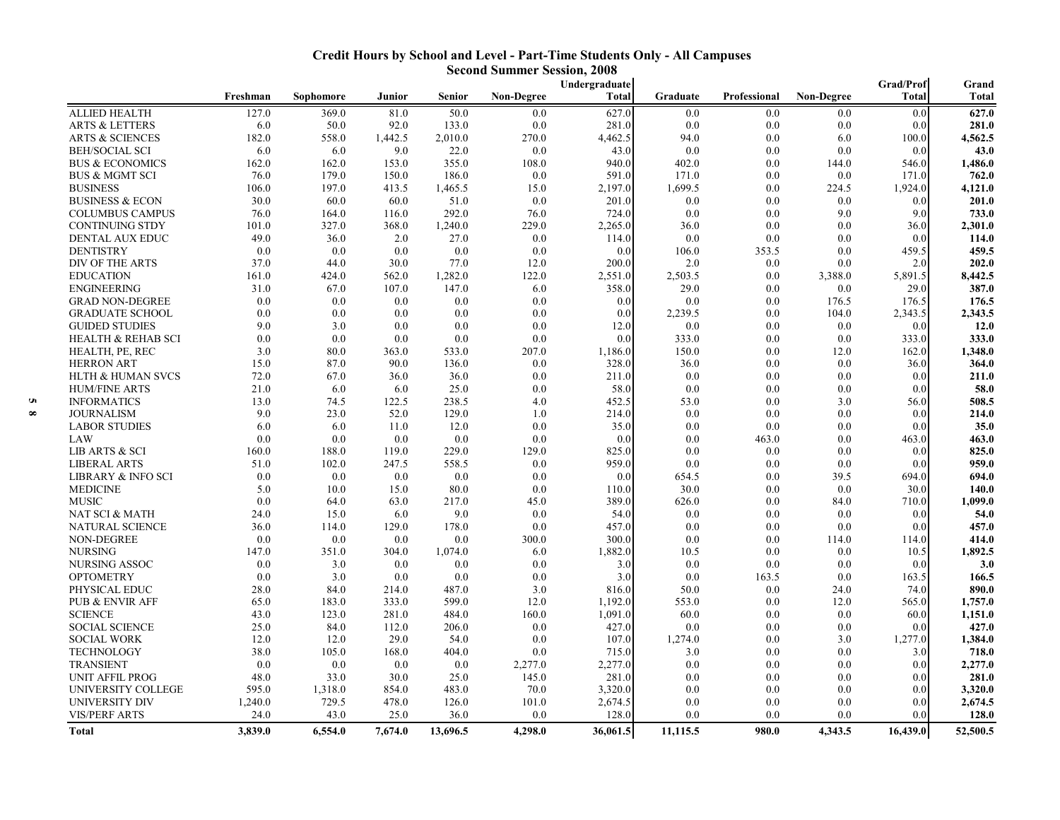## Credit Hours by School and Level - Part-Time Students Only - All Campuses
### Second Summer Session, 2008

| | Freshman | Sophomore | Junior | Senior | Non-Degree | Undergraduate Total | Graduate | Professional | Non-Degree | Grad/Prof Total | Grand Total |
|---|---|---|---|---|---|---|---|---|---|---|---|
| ALLIED HEALTH | 127.0 | 369.0 | 81.0 | 50.0 | 0.0 | 627.0 | 0.0 | 0.0 | 0.0 | 0.0 | **627.0** |
| ARTS & LETTERS | 6.0 | 50.0 | 92.0 | 133.0 | 0.0 | 281.0 | 0.0 | 0.0 | 0.0 | 0.0 | **281.0** |
| ARTS & SCIENCES | 182.0 | 558.0 | 1,442.5 | 2,010.0 | 270.0 | 4,462.5 | 94.0 | 0.0 | 6.0 | 100.0 | **4,562.5** |
| BEH/SOCIAL SCI | 6.0 | 6.0 | 9.0 | 22.0 | 0.0 | 43.0 | 0.0 | 0.0 | 0.0 | 0.0 | **43.0** |
| BUS & ECONOMICS | 162.0 | 162.0 | 153.0 | 355.0 | 108.0 | 940.0 | 402.0 | 0.0 | 144.0 | 546.0 | **1,486.0** |
| BUS & MGMT SCI | 76.0 | 179.0 | 150.0 | 186.0 | 0.0 | 591.0 | 171.0 | 0.0 | 0.0 | 171.0 | **762.0** |
| BUSINESS | 106.0 | 197.0 | 413.5 | 1,465.5 | 15.0 | 2,197.0 | 1,699.5 | 0.0 | 224.5 | 1,924.0 | **4,121.0** |
| BUSINESS & ECON | 30.0 | 60.0 | 60.0 | 51.0 | 0.0 | 201.0 | 0.0 | 0.0 | 0.0 | 0.0 | **201.0** |
| COLUMBUS CAMPUS | 76.0 | 164.0 | 116.0 | 292.0 | 76.0 | 724.0 | 0.0 | 0.0 | 9.0 | 9.0 | **733.0** |
| CONTINUING STDY | 101.0 | 327.0 | 368.0 | 1,240.0 | 229.0 | 2,265.0 | 36.0 | 0.0 | 0.0 | 36.0 | **2,301.0** |
| DENTAL AUX EDUC | 49.0 | 36.0 | 2.0 | 27.0 | 0.0 | 114.0 | 0.0 | 0.0 | 0.0 | 0.0 | **114.0** |
| DENTISTRY | 0.0 | 0.0 | 0.0 | 0.0 | 0.0 | 0.0 | 106.0 | 353.5 | 0.0 | 459.5 | **459.5** |
| DIV OF THE ARTS | 37.0 | 44.0 | 30.0 | 77.0 | 12.0 | 200.0 | 2.0 | 0.0 | 0.0 | 2.0 | **202.0** |
| EDUCATION | 161.0 | 424.0 | 562.0 | 1,282.0 | 122.0 | 2,551.0 | 2,503.5 | 0.0 | 3,388.0 | 5,891.5 | **8,442.5** |
| ENGINEERING | 31.0 | 67.0 | 107.0 | 147.0 | 6.0 | 358.0 | 29.0 | 0.0 | 0.0 | 29.0 | **387.0** |
| GRAD NON-DEGREE | 0.0 | 0.0 | 0.0 | 0.0 | 0.0 | 0.0 | 0.0 | 0.0 | 176.5 | 176.5 | **176.5** |
| GRADUATE SCHOOL | 0.0 | 0.0 | 0.0 | 0.0 | 0.0 | 0.0 | 2,239.5 | 0.0 | 104.0 | 2,343.5 | **2,343.5** |
| GUIDED STUDIES | 9.0 | 3.0 | 0.0 | 0.0 | 0.0 | 12.0 | 0.0 | 0.0 | 0.0 | 0.0 | **12.0** |
| HEALTH & REHAB SCI | 0.0 | 0.0 | 0.0 | 0.0 | 0.0 | 0.0 | 333.0 | 0.0 | 0.0 | 333.0 | **333.0** |
| HEALTH, PE, REC | 3.0 | 80.0 | 363.0 | 533.0 | 207.0 | 1,186.0 | 150.0 | 0.0 | 12.0 | 162.0 | **1,348.0** |
| HERRON ART | 15.0 | 87.0 | 90.0 | 136.0 | 0.0 | 328.0 | 36.0 | 0.0 | 0.0 | 36.0 | **364.0** |
| HLTH & HUMAN SVCS | 72.0 | 67.0 | 36.0 | 36.0 | 0.0 | 211.0 | 0.0 | 0.0 | 0.0 | 0.0 | **211.0** |
| HUM/FINE ARTS | 21.0 | 6.0 | 6.0 | 25.0 | 0.0 | 58.0 | 0.0 | 0.0 | 0.0 | 0.0 | **58.0** |
| INFORMATICS | 13.0 | 74.5 | 122.5 | 238.5 | 4.0 | 452.5 | 53.0 | 0.0 | 3.0 | 56.0 | **508.5** |
| JOURNALISM | 9.0 | 23.0 | 52.0 | 129.0 | 1.0 | 214.0 | 0.0 | 0.0 | 0.0 | 0.0 | **214.0** |
| LABOR STUDIES | 6.0 | 6.0 | 11.0 | 12.0 | 0.0 | 35.0 | 0.0 | 0.0 | 0.0 | 0.0 | **35.0** |
| LAW | 0.0 | 0.0 | 0.0 | 0.0 | 0.0 | 0.0 | 0.0 | 463.0 | 0.0 | 463.0 | **463.0** |
| LIB ARTS & SCI | 160.0 | 188.0 | 119.0 | 229.0 | 129.0 | 825.0 | 0.0 | 0.0 | 0.0 | 0.0 | **825.0** |
| LIBERAL ARTS | 51.0 | 102.0 | 247.5 | 558.5 | 0.0 | 959.0 | 0.0 | 0.0 | 0.0 | 0.0 | **959.0** |
| LIBRARY & INFO SCI | 0.0 | 0.0 | 0.0 | 0.0 | 0.0 | 0.0 | 654.5 | 0.0 | 39.5 | 694.0 | **694.0** |
| MEDICINE | 5.0 | 10.0 | 15.0 | 80.0 | 0.0 | 110.0 | 30.0 | 0.0 | 0.0 | 30.0 | **140.0** |
| MUSIC | 0.0 | 64.0 | 63.0 | 217.0 | 45.0 | 389.0 | 626.0 | 0.0 | 84.0 | 710.0 | **1,099.0** |
| NAT SCI & MATH | 24.0 | 15.0 | 6.0 | 9.0 | 0.0 | 54.0 | 0.0 | 0.0 | 0.0 | 0.0 | **54.0** |
| NATURAL SCIENCE | 36.0 | 114.0 | 129.0 | 178.0 | 0.0 | 457.0 | 0.0 | 0.0 | 0.0 | 0.0 | **457.0** |
| NON-DEGREE | 0.0 | 0.0 | 0.0 | 0.0 | 300.0 | 300.0 | 0.0 | 0.0 | 114.0 | 114.0 | **414.0** |
| NURSING | 147.0 | 351.0 | 304.0 | 1,074.0 | 6.0 | 1,882.0 | 10.5 | 0.0 | 0.0 | 10.5 | **1,892.5** |
| NURSING ASSOC | 0.0 | 3.0 | 0.0 | 0.0 | 0.0 | 3.0 | 0.0 | 0.0 | 0.0 | 0.0 | **3.0** |
| OPTOMETRY | 0.0 | 3.0 | 0.0 | 0.0 | 0.0 | 3.0 | 0.0 | 163.5 | 0.0 | 163.5 | **166.5** |
| PHYSICAL EDUC | 28.0 | 84.0 | 214.0 | 487.0 | 3.0 | 816.0 | 50.0 | 0.0 | 24.0 | 74.0 | **890.0** |
| PUB & ENVIR AFF | 65.0 | 183.0 | 333.0 | 599.0 | 12.0 | 1,192.0 | 553.0 | 0.0 | 12.0 | 565.0 | **1,757.0** |
| SCIENCE | 43.0 | 123.0 | 281.0 | 484.0 | 160.0 | 1,091.0 | 60.0 | 0.0 | 0.0 | 60.0 | **1,151.0** |
| SOCIAL SCIENCE | 25.0 | 84.0 | 112.0 | 206.0 | 0.0 | 427.0 | 0.0 | 0.0 | 0.0 | 0.0 | **427.0** |
| SOCIAL WORK | 12.0 | 12.0 | 29.0 | 54.0 | 0.0 | 107.0 | 1,274.0 | 0.0 | 3.0 | 1,277.0 | **1,384.0** |
| TECHNOLOGY | 38.0 | 105.0 | 168.0 | 404.0 | 0.0 | 715.0 | 3.0 | 0.0 | 0.0 | 3.0 | **718.0** |
| TRANSIENT | 0.0 | 0.0 | 0.0 | 0.0 | 2,277.0 | 2,277.0 | 0.0 | 0.0 | 0.0 | 0.0 | **2,277.0** |
| UNIT AFFIL PROG | 48.0 | 33.0 | 30.0 | 25.0 | 145.0 | 281.0 | 0.0 | 0.0 | 0.0 | 0.0 | **281.0** |
| UNIVERSITY COLLEGE | 595.0 | 1,318.0 | 854.0 | 483.0 | 70.0 | 3,320.0 | 0.0 | 0.0 | 0.0 | 0.0 | **3,320.0** |
| UNIVERSITY DIV | 1,240.0 | 729.5 | 478.0 | 126.0 | 101.0 | 2,674.5 | 0.0 | 0.0 | 0.0 | 0.0 | **2,674.5** |
| VIS/PERF ARTS | 24.0 | 43.0 | 25.0 | 36.0 | 0.0 | 128.0 | 0.0 | 0.0 | 0.0 | 0.0 | **128.0** |
| **Total** | **3,839.0** | **6,554.0** | **7,674.0** | **13,696.5** | **4,298.0** | **36,061.5** | **11,115.5** | **980.0** | **4,343.5** | **16,439.0** | **52,500.5** |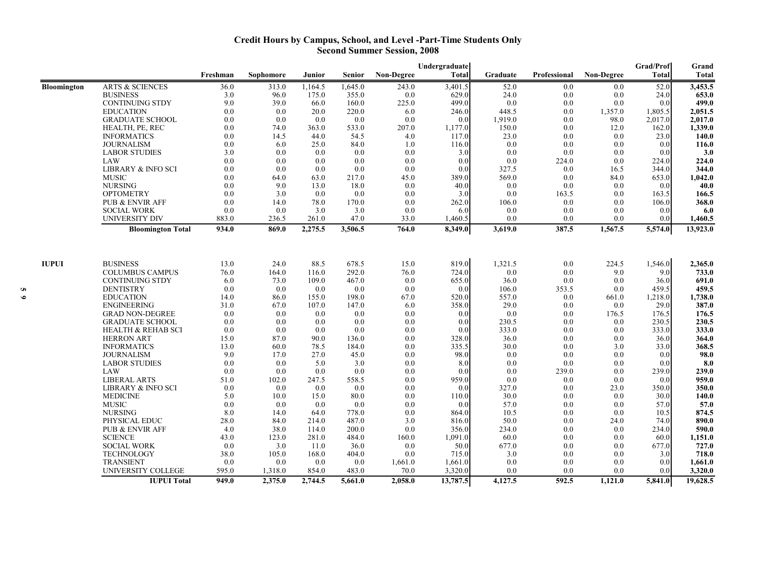## Credit Hours by Campus, School, and Level -Part-Time Students Only
## Second Summer Session, 2008

| | | Freshman | Sophomore | Junior | Senior | Non-Degree | Undergraduate Total | Graduate | Professional | Non-Degree | Grad/Prof Total | Grand Total |
|---|---|---|---|---|---|---|---|---|---|---|---|---|
| Bloomington | ARTS & SCIENCES | 36.0 | 313.0 | 1,164.5 | 1,645.0 | 243.0 | 3,401.5 | 52.0 | 0.0 | 0.0 | 52.0 | **3,453.5** |
| | BUSINESS | 3.0 | 96.0 | 175.0 | 355.0 | 0.0 | 629.0 | 24.0 | 0.0 | 0.0 | 24.0 | **653.0** |
| | CONTINUING STDY | 9.0 | 39.0 | 66.0 | 160.0 | 225.0 | 499.0 | 0.0 | 0.0 | 0.0 | 0.0 | **499.0** |
| | EDUCATION | 0.0 | 0.0 | 20.0 | 220.0 | 6.0 | 246.0 | 448.5 | 0.0 | 1,357.0 | 1,805.5 | **2,051.5** |
| | GRADUATE SCHOOL | 0.0 | 0.0 | 0.0 | 0.0 | 0.0 | 0.0 | 1,919.0 | 0.0 | 98.0 | 2,017.0 | **2,017.0** |
| | HEALTH, PE, REC | 0.0 | 74.0 | 363.0 | 533.0 | 207.0 | 1,177.0 | 150.0 | 0.0 | 12.0 | 162.0 | **1,339.0** |
| | INFORMATICS | 0.0 | 14.5 | 44.0 | 54.5 | 4.0 | 117.0 | 23.0 | 0.0 | 0.0 | 23.0 | **140.0** |
| | JOURNALISM | 0.0 | 6.0 | 25.0 | 84.0 | 1.0 | 116.0 | 0.0 | 0.0 | 0.0 | 0.0 | **116.0** |
| | LABOR STUDIES | 3.0 | 0.0 | 0.0 | 0.0 | 0.0 | 3.0 | 0.0 | 0.0 | 0.0 | 0.0 | **3.0** |
| | LAW | 0.0 | 0.0 | 0.0 | 0.0 | 0.0 | 0.0 | 0.0 | 224.0 | 0.0 | 224.0 | **224.0** |
| | LIBRARY & INFO SCI | 0.0 | 0.0 | 0.0 | 0.0 | 0.0 | 0.0 | 327.5 | 0.0 | 16.5 | 344.0 | **344.0** |
| | MUSIC | 0.0 | 64.0 | 63.0 | 217.0 | 45.0 | 389.0 | 569.0 | 0.0 | 84.0 | 653.0 | **1,042.0** |
| | NURSING | 0.0 | 9.0 | 13.0 | 18.0 | 0.0 | 40.0 | 0.0 | 0.0 | 0.0 | 0.0 | **40.0** |
| | OPTOMETRY | 0.0 | 3.0 | 0.0 | 0.0 | 0.0 | 3.0 | 0.0 | 163.5 | 0.0 | 163.5 | **166.5** |
| | PUB & ENVIR AFF | 0.0 | 14.0 | 78.0 | 170.0 | 0.0 | 262.0 | 106.0 | 0.0 | 0.0 | 106.0 | **368.0** |
| | SOCIAL WORK | 0.0 | 0.0 | 3.0 | 3.0 | 0.0 | 6.0 | 0.0 | 0.0 | 0.0 | 0.0 | **6.0** |
| | UNIVERSITY DIV | 883.0 | 236.5 | 261.0 | 47.0 | 33.0 | 1,460.5 | 0.0 | 0.0 | 0.0 | 0.0 | **1,460.5** |
| | **Bloomington Total** | **934.0** | **869.0** | **2,275.5** | **3,506.5** | **764.0** | **8,349.0** | **3,619.0** | **387.5** | **1,567.5** | **5,574.0** | **13,923.0** |
| IUPUI | BUSINESS | 13.0 | 24.0 | 88.5 | 678.5 | 15.0 | 819.0 | 1,321.5 | 0.0 | 224.5 | 1,546.0 | **2,365.0** |
| | COLUMBUS CAMPUS | 76.0 | 164.0 | 116.0 | 292.0 | 76.0 | 724.0 | 0.0 | 0.0 | 9.0 | 9.0 | **733.0** |
| | CONTINUING STDY | 6.0 | 73.0 | 109.0 | 467.0 | 0.0 | 655.0 | 36.0 | 0.0 | 0.0 | 36.0 | **691.0** |
| | DENTISTRY | 0.0 | 0.0 | 0.0 | 0.0 | 0.0 | 0.0 | 106.0 | 353.5 | 0.0 | 459.5 | **459.5** |
| | EDUCATION | 14.0 | 86.0 | 155.0 | 198.0 | 67.0 | 520.0 | 557.0 | 0.0 | 661.0 | 1,218.0 | **1,738.0** |
| | ENGINEERING | 31.0 | 67.0 | 107.0 | 147.0 | 6.0 | 358.0 | 29.0 | 0.0 | 0.0 | 29.0 | **387.0** |
| | GRAD NON-DEGREE | 0.0 | 0.0 | 0.0 | 0.0 | 0.0 | 0.0 | 0.0 | 0.0 | 176.5 | 176.5 | **176.5** |
| | GRADUATE SCHOOL | 0.0 | 0.0 | 0.0 | 0.0 | 0.0 | 0.0 | 230.5 | 0.0 | 0.0 | 230.5 | **230.5** |
| | HEALTH & REHAB SCI | 0.0 | 0.0 | 0.0 | 0.0 | 0.0 | 0.0 | 333.0 | 0.0 | 0.0 | 333.0 | **333.0** |
| | HERRON ART | 15.0 | 87.0 | 90.0 | 136.0 | 0.0 | 328.0 | 36.0 | 0.0 | 0.0 | 36.0 | **364.0** |
| | INFORMATICS | 13.0 | 60.0 | 78.5 | 184.0 | 0.0 | 335.5 | 30.0 | 0.0 | 3.0 | 33.0 | **368.5** |
| | JOURNALISM | 9.0 | 17.0 | 27.0 | 45.0 | 0.0 | 98.0 | 0.0 | 0.0 | 0.0 | 0.0 | **98.0** |
| | LABOR STUDIES | 0.0 | 0.0 | 5.0 | 3.0 | 0.0 | 8.0 | 0.0 | 0.0 | 0.0 | 0.0 | **8.0** |
| | LAW | 0.0 | 0.0 | 0.0 | 0.0 | 0.0 | 0.0 | 0.0 | 239.0 | 0.0 | 239.0 | **239.0** |
| | LIBERAL ARTS | 51.0 | 102.0 | 247.5 | 558.5 | 0.0 | 959.0 | 0.0 | 0.0 | 0.0 | 0.0 | **959.0** |
| | LIBRARY & INFO SCI | 0.0 | 0.0 | 0.0 | 0.0 | 0.0 | 0.0 | 327.0 | 0.0 | 23.0 | 350.0 | **350.0** |
| | MEDICINE | 5.0 | 10.0 | 15.0 | 80.0 | 0.0 | 110.0 | 30.0 | 0.0 | 0.0 | 30.0 | **140.0** |
| | MUSIC | 0.0 | 0.0 | 0.0 | 0.0 | 0.0 | 0.0 | 57.0 | 0.0 | 0.0 | 57.0 | **57.0** |
| | NURSING | 8.0 | 14.0 | 64.0 | 778.0 | 0.0 | 864.0 | 10.5 | 0.0 | 0.0 | 10.5 | **874.5** |
| | PHYSICAL EDUC | 28.0 | 84.0 | 214.0 | 487.0 | 3.0 | 816.0 | 50.0 | 0.0 | 24.0 | 74.0 | **890.0** |
| | PUB & ENVIR AFF | 4.0 | 38.0 | 114.0 | 200.0 | 0.0 | 356.0 | 234.0 | 0.0 | 0.0 | 234.0 | **590.0** |
| | SCIENCE | 43.0 | 123.0 | 281.0 | 484.0 | 160.0 | 1,091.0 | 60.0 | 0.0 | 0.0 | 60.0 | **1,151.0** |
| | SOCIAL WORK | 0.0 | 3.0 | 11.0 | 36.0 | 0.0 | 50.0 | 677.0 | 0.0 | 0.0 | 677.0 | **727.0** |
| | TECHNOLOGY | 38.0 | 105.0 | 168.0 | 404.0 | 0.0 | 715.0 | 3.0 | 0.0 | 0.0 | 3.0 | **718.0** |
| | TRANSIENT | 0.0 | 0.0 | 0.0 | 0.0 | 1,661.0 | 1,661.0 | 0.0 | 0.0 | 0.0 | 0.0 | **1,661.0** |
| | UNIVERSITY COLLEGE | 595.0 | 1,318.0 | 854.0 | 483.0 | 70.0 | 3,320.0 | 0.0 | 0.0 | 0.0 | 0.0 | **3,320.0** |
| | **IUPUI Total** | **949.0** | **2,375.0** | **2,744.5** | **5,661.0** | **2,058.0** | **13,787.5** | **4,127.5** | **592.5** | **1,121.0** | **5,841.0** | **19,628.5** |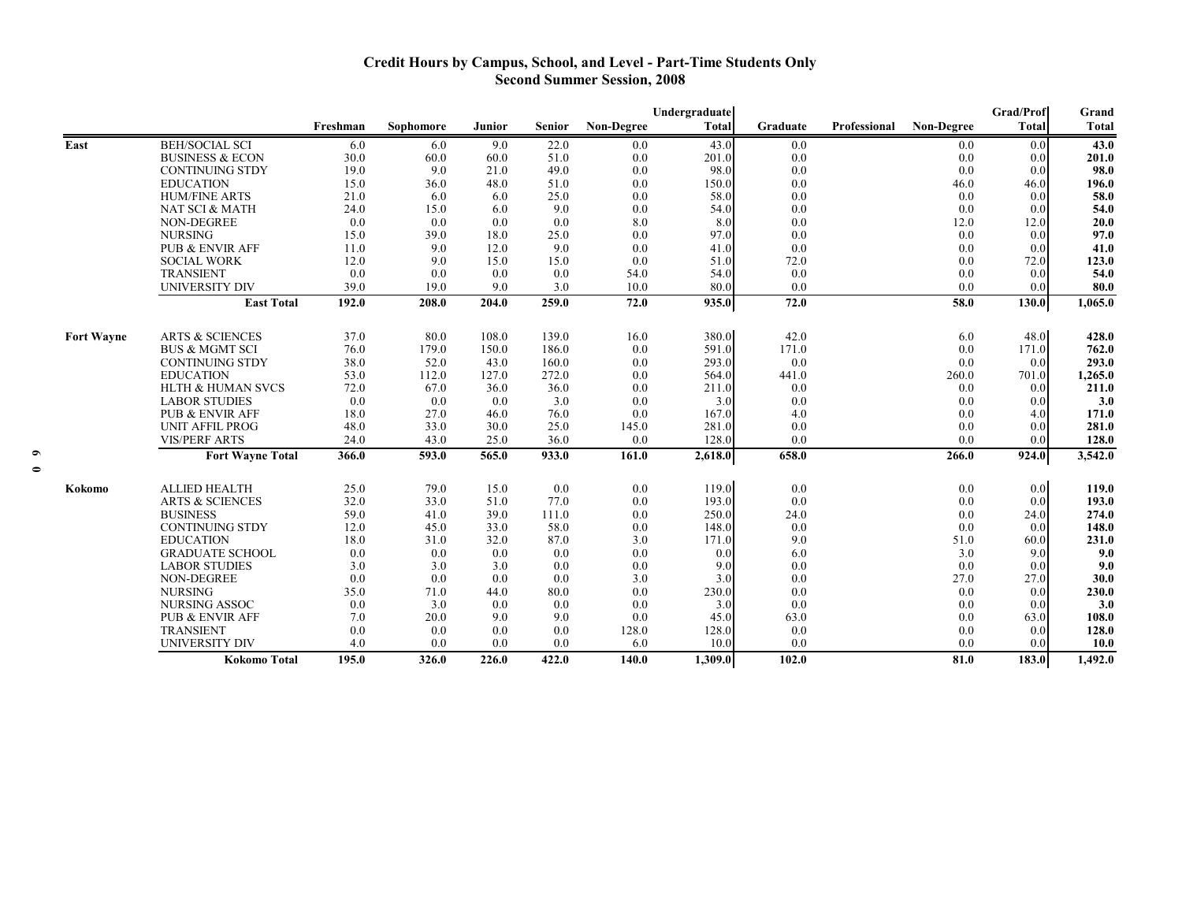## Credit Hours by Campus, School, and Level - Part-Time Students Only
## Second Summer Session, 2008

| | | Freshman | Sophomore | Junior | Senior | Non-Degree | Undergraduate Total | Graduate | Professional | Non-Degree | Grad/Prof Total | Grand Total |
|---|---|---|---|---|---|---|---|---|---|---|---|---|
| **East** | BEH/SOCIAL SCI | 6.0 | 6.0 | 9.0 | 22.0 | 0.0 | 43.0 | 0.0 | | 0.0 | 0.0 | **43.0** |
| | BUSINESS & ECON | 30.0 | 60.0 | 60.0 | 51.0 | 0.0 | 201.0 | 0.0 | | 0.0 | 0.0 | **201.0** |
| | CONTINUING STDY | 19.0 | 9.0 | 21.0 | 49.0 | 0.0 | 98.0 | 0.0 | | 0.0 | 0.0 | **98.0** |
| | EDUCATION | 15.0 | 36.0 | 48.0 | 51.0 | 0.0 | 150.0 | 0.0 | | 46.0 | 46.0 | **196.0** |
| | HUM/FINE ARTS | 21.0 | 6.0 | 6.0 | 25.0 | 0.0 | 58.0 | 0.0 | | 0.0 | 0.0 | **58.0** |
| | NAT SCI & MATH | 24.0 | 15.0 | 6.0 | 9.0 | 0.0 | 54.0 | 0.0 | | 0.0 | 0.0 | **54.0** |
| | NON-DEGREE | 0.0 | 0.0 | 0.0 | 0.0 | 8.0 | 8.0 | 0.0 | | 12.0 | 12.0 | **20.0** |
| | NURSING | 15.0 | 39.0 | 18.0 | 25.0 | 0.0 | 97.0 | 0.0 | | 0.0 | 0.0 | **97.0** |
| | PUB & ENVIR AFF | 11.0 | 9.0 | 12.0 | 9.0 | 0.0 | 41.0 | 0.0 | | 0.0 | 0.0 | **41.0** |
| | SOCIAL WORK | 12.0 | 9.0 | 15.0 | 15.0 | 0.0 | 51.0 | 72.0 | | 0.0 | 72.0 | **123.0** |
| | TRANSIENT | 0.0 | 0.0 | 0.0 | 0.0 | 54.0 | 54.0 | 0.0 | | 0.0 | 0.0 | **54.0** |
| | UNIVERSITY DIV | 39.0 | 19.0 | 9.0 | 3.0 | 10.0 | 80.0 | 0.0 | | 0.0 | 0.0 | **80.0** |
| | **East Total** | **192.0** | **208.0** | **204.0** | **259.0** | **72.0** | **935.0** | **72.0** | | **58.0** | **130.0** | **1,065.0** |
| **Fort Wayne** | ARTS & SCIENCES | 37.0 | 80.0 | 108.0 | 139.0 | 16.0 | 380.0 | 42.0 | | 6.0 | 48.0 | **428.0** |
| | BUS & MGMT SCI | 76.0 | 179.0 | 150.0 | 186.0 | 0.0 | 591.0 | 171.0 | | 0.0 | 171.0 | **762.0** |
| | CONTINUING STDY | 38.0 | 52.0 | 43.0 | 160.0 | 0.0 | 293.0 | 0.0 | | 0.0 | 0.0 | **293.0** |
| | EDUCATION | 53.0 | 112.0 | 127.0 | 272.0 | 0.0 | 564.0 | 441.0 | | 260.0 | 701.0 | **1,265.0** |
| | HLTH & HUMAN SVCS | 72.0 | 67.0 | 36.0 | 36.0 | 0.0 | 211.0 | 0.0 | | 0.0 | 0.0 | **211.0** |
| | LABOR STUDIES | 0.0 | 0.0 | 0.0 | 3.0 | 0.0 | 3.0 | 0.0 | | 0.0 | 0.0 | **3.0** |
| | PUB & ENVIR AFF | 18.0 | 27.0 | 46.0 | 76.0 | 0.0 | 167.0 | 4.0 | | 0.0 | 4.0 | **171.0** |
| | UNIT AFFIL PROG | 48.0 | 33.0 | 30.0 | 25.0 | 145.0 | 281.0 | 0.0 | | 0.0 | 0.0 | **281.0** |
| | VIS/PERF ARTS | 24.0 | 43.0 | 25.0 | 36.0 | 0.0 | 128.0 | 0.0 | | 0.0 | 0.0 | **128.0** |
| | **Fort Wayne Total** | **366.0** | **593.0** | **565.0** | **933.0** | **161.0** | **2,618.0** | **658.0** | | **266.0** | **924.0** | **3,542.0** |
| **Kokomo** | ALLIED HEALTH | 25.0 | 79.0 | 15.0 | 0.0 | 0.0 | 119.0 | 0.0 | | 0.0 | 0.0 | **119.0** |
| | ARTS & SCIENCES | 32.0 | 33.0 | 51.0 | 77.0 | 0.0 | 193.0 | 0.0 | | 0.0 | 0.0 | **193.0** |
| | BUSINESS | 59.0 | 41.0 | 39.0 | 111.0 | 0.0 | 250.0 | 24.0 | | 0.0 | 24.0 | **274.0** |
| | CONTINUING STDY | 12.0 | 45.0 | 33.0 | 58.0 | 0.0 | 148.0 | 0.0 | | 0.0 | 0.0 | **148.0** |
| | EDUCATION | 18.0 | 31.0 | 32.0 | 87.0 | 3.0 | 171.0 | 9.0 | | 51.0 | 60.0 | **231.0** |
| | GRADUATE SCHOOL | 0.0 | 0.0 | 0.0 | 0.0 | 0.0 | 0.0 | 6.0 | | 3.0 | 9.0 | **9.0** |
| | LABOR STUDIES | 3.0 | 3.0 | 3.0 | 0.0 | 0.0 | 9.0 | 0.0 | | 0.0 | 0.0 | **9.0** |
| | NON-DEGREE | 0.0 | 0.0 | 0.0 | 0.0 | 3.0 | 3.0 | 0.0 | | 27.0 | 27.0 | **30.0** |
| | NURSING | 35.0 | 71.0 | 44.0 | 80.0 | 0.0 | 230.0 | 0.0 | | 0.0 | 0.0 | **230.0** |
| | NURSING ASSOC | 0.0 | 3.0 | 0.0 | 0.0 | 0.0 | 3.0 | 0.0 | | 0.0 | 0.0 | **3.0** |
| | PUB & ENVIR AFF | 7.0 | 20.0 | 9.0 | 9.0 | 0.0 | 45.0 | 63.0 | | 0.0 | 63.0 | **108.0** |
| | TRANSIENT | 0.0 | 0.0 | 0.0 | 0.0 | 128.0 | 128.0 | 0.0 | | 0.0 | 0.0 | **128.0** |
| | UNIVERSITY DIV | 4.0 | 0.0 | 0.0 | 0.0 | 6.0 | 10.0 | 0.0 | | 0.0 | 0.0 | **10.0** |
| | **Kokomo Total** | **195.0** | **326.0** | **226.0** | **422.0** | **140.0** | **1,309.0** | **102.0** | | **81.0** | **183.0** | **1,492.0** |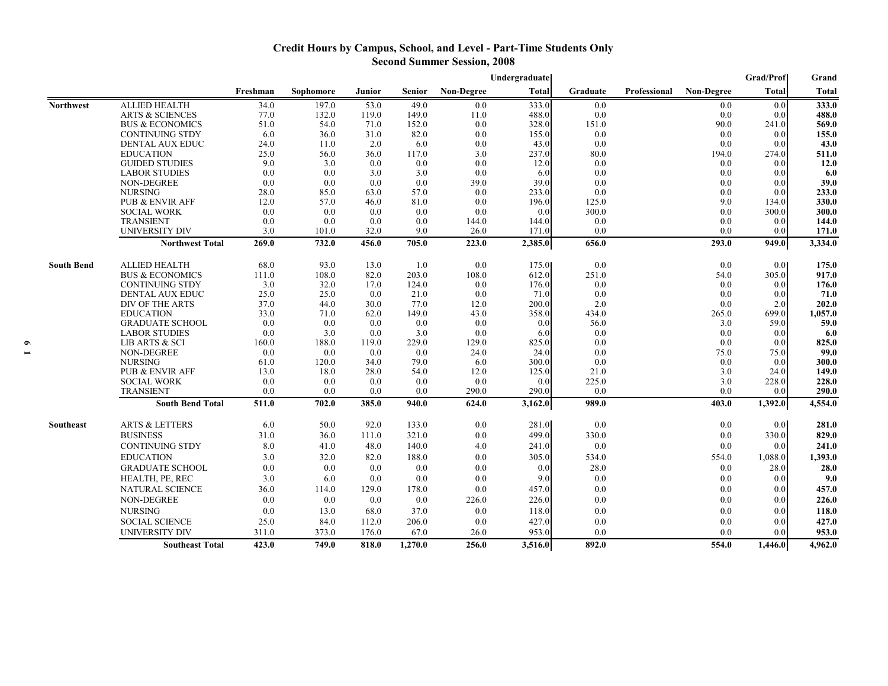## Credit Hours by Campus, School, and Level - Part-Time Students Only
## Second Summer Session, 2008

| | | Freshman | Sophomore | Junior | Senior | Non-Degree | Undergraduate Total | Graduate | Professional | Non-Degree | Grad/Prof Total | Grand Total |
|---|---|---|---|---|---|---|---|---|---|---|---|---|
| **Northwest** | ALLIED HEALTH | 34.0 | 197.0 | 53.0 | 49.0 | 0.0 | 333.0 | 0.0 | | 0.0 | 0.0 | **333.0** |
| | ARTS & SCIENCES | 77.0 | 132.0 | 119.0 | 149.0 | 11.0 | 488.0 | 0.0 | | 0.0 | 0.0 | **488.0** |
| | BUS & ECONOMICS | 51.0 | 54.0 | 71.0 | 152.0 | 0.0 | 328.0 | 151.0 | | 90.0 | 241.0 | **569.0** |
| | CONTINUING STDY | 6.0 | 36.0 | 31.0 | 82.0 | 0.0 | 155.0 | 0.0 | | 0.0 | 0.0 | **155.0** |
| | DENTAL AUX EDUC | 24.0 | 11.0 | 2.0 | 6.0 | 0.0 | 43.0 | 0.0 | | 0.0 | 0.0 | **43.0** |
| | EDUCATION | 25.0 | 56.0 | 36.0 | 117.0 | 3.0 | 237.0 | 80.0 | | 194.0 | 274.0 | **511.0** |
| | GUIDED STUDIES | 9.0 | 3.0 | 0.0 | 0.0 | 0.0 | 12.0 | 0.0 | | 0.0 | 0.0 | **12.0** |
| | LABOR STUDIES | 0.0 | 0.0 | 3.0 | 3.0 | 0.0 | 6.0 | 0.0 | | 0.0 | 0.0 | **6.0** |
| | NON-DEGREE | 0.0 | 0.0 | 0.0 | 0.0 | 39.0 | 39.0 | 0.0 | | 0.0 | 0.0 | **39.0** |
| | NURSING | 28.0 | 85.0 | 63.0 | 57.0 | 0.0 | 233.0 | 0.0 | | 0.0 | 0.0 | **233.0** |
| | PUB & ENVIR AFF | 12.0 | 57.0 | 46.0 | 81.0 | 0.0 | 196.0 | 125.0 | | 9.0 | 134.0 | **330.0** |
| | SOCIAL WORK | 0.0 | 0.0 | 0.0 | 0.0 | 0.0 | 0.0 | 300.0 | | 0.0 | 300.0 | **300.0** |
| | TRANSIENT | 0.0 | 0.0 | 0.0 | 0.0 | 144.0 | 144.0 | 0.0 | | 0.0 | 0.0 | **144.0** |
| | UNIVERSITY DIV | 3.0 | 101.0 | 32.0 | 9.0 | 26.0 | 171.0 | 0.0 | | 0.0 | 0.0 | **171.0** |
| | **Northwest Total** | **269.0** | **732.0** | **456.0** | **705.0** | **223.0** | **2,385.0** | **656.0** | | **293.0** | **949.0** | **3,334.0** |
| **South Bend** | ALLIED HEALTH | 68.0 | 93.0 | 13.0 | 1.0 | 0.0 | 175.0 | 0.0 | | 0.0 | 0.0 | **175.0** |
| | BUS & ECONOMICS | 111.0 | 108.0 | 82.0 | 203.0 | 108.0 | 612.0 | 251.0 | | 54.0 | 305.0 | **917.0** |
| | CONTINUING STDY | 3.0 | 32.0 | 17.0 | 124.0 | 0.0 | 176.0 | 0.0 | | 0.0 | 0.0 | **176.0** |
| | DENTAL AUX EDUC | 25.0 | 25.0 | 0.0 | 21.0 | 0.0 | 71.0 | 0.0 | | 0.0 | 0.0 | **71.0** |
| | DIV OF THE ARTS | 37.0 | 44.0 | 30.0 | 77.0 | 12.0 | 200.0 | 2.0 | | 0.0 | 2.0 | **202.0** |
| | EDUCATION | 33.0 | 71.0 | 62.0 | 149.0 | 43.0 | 358.0 | 434.0 | | 265.0 | 699.0 | **1,057.0** |
| | GRADUATE SCHOOL | 0.0 | 0.0 | 0.0 | 0.0 | 0.0 | 0.0 | 56.0 | | 3.0 | 59.0 | **59.0** |
| | LABOR STUDIES | 0.0 | 3.0 | 0.0 | 3.0 | 0.0 | 6.0 | 0.0 | | 0.0 | 0.0 | **6.0** |
| | LIB ARTS & SCI | 160.0 | 188.0 | 119.0 | 229.0 | 129.0 | 825.0 | 0.0 | | 0.0 | 0.0 | **825.0** |
| | NON-DEGREE | 0.0 | 0.0 | 0.0 | 0.0 | 24.0 | 24.0 | 0.0 | | 75.0 | 75.0 | **99.0** |
| | NURSING | 61.0 | 120.0 | 34.0 | 79.0 | 6.0 | 300.0 | 0.0 | | 0.0 | 0.0 | **300.0** |
| | PUB & ENVIR AFF | 13.0 | 18.0 | 28.0 | 54.0 | 12.0 | 125.0 | 21.0 | | 3.0 | 24.0 | **149.0** |
| | SOCIAL WORK | 0.0 | 0.0 | 0.0 | 0.0 | 0.0 | 0.0 | 225.0 | | 3.0 | 228.0 | **228.0** |
| | TRANSIENT | 0.0 | 0.0 | 0.0 | 0.0 | 290.0 | 290.0 | 0.0 | | 0.0 | 0.0 | **290.0** |
| | **South Bend Total** | **511.0** | **702.0** | **385.0** | **940.0** | **624.0** | **3,162.0** | **989.0** | | **403.0** | **1,392.0** | **4,554.0** |
| **Southeast** | ARTS & LETTERS | 6.0 | 50.0 | 92.0 | 133.0 | 0.0 | 281.0 | 0.0 | | 0.0 | 0.0 | **281.0** |
| | BUSINESS | 31.0 | 36.0 | 111.0 | 321.0 | 0.0 | 499.0 | 330.0 | | 0.0 | 330.0 | **829.0** |
| | CONTINUING STDY | 8.0 | 41.0 | 48.0 | 140.0 | 4.0 | 241.0 | 0.0 | | 0.0 | 0.0 | **241.0** |
| | EDUCATION | 3.0 | 32.0 | 82.0 | 188.0 | 0.0 | 305.0 | 534.0 | | 554.0 | 1,088.0 | **1,393.0** |
| | GRADUATE SCHOOL | 0.0 | 0.0 | 0.0 | 0.0 | 0.0 | 0.0 | 28.0 | | 0.0 | 28.0 | **28.0** |
| | HEALTH, PE, REC | 3.0 | 6.0 | 0.0 | 0.0 | 0.0 | 9.0 | 0.0 | | 0.0 | 0.0 | **9.0** |
| | NATURAL SCIENCE | 36.0 | 114.0 | 129.0 | 178.0 | 0.0 | 457.0 | 0.0 | | 0.0 | 0.0 | **457.0** |
| | NON-DEGREE | 0.0 | 0.0 | 0.0 | 0.0 | 226.0 | 226.0 | 0.0 | | 0.0 | 0.0 | **226.0** |
| | NURSING | 0.0 | 13.0 | 68.0 | 37.0 | 0.0 | 118.0 | 0.0 | | 0.0 | 0.0 | **118.0** |
| | SOCIAL SCIENCE | 25.0 | 84.0 | 112.0 | 206.0 | 0.0 | 427.0 | 0.0 | | 0.0 | 0.0 | **427.0** |
| | UNIVERSITY DIV | 311.0 | 373.0 | 176.0 | 67.0 | 26.0 | 953.0 | 0.0 | | 0.0 | 0.0 | **953.0** |
| | **Southeast Total** | **423.0** | **749.0** | **818.0** | **1,270.0** | **256.0** | **3,516.0** | **892.0** | | **554.0** | **1,446.0** | **4,962.0** |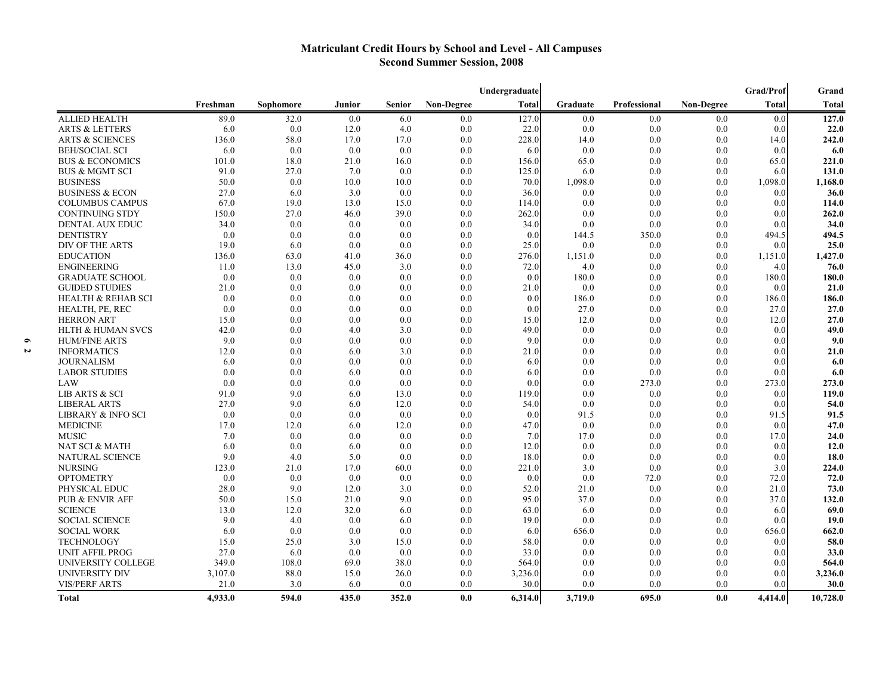# Matriculant Credit Hours by School and Level - All Campuses
## Second Summer Session, 2008

| | Freshman | Sophomore | Junior | Senior | Non-Degree | Undergraduate Total | Graduate | Professional | Non-Degree | Grad/Prof Total | Grand Total |
|---|---|---|---|---|---|---|---|---|---|---|---|
| ALLIED HEALTH | 89.0 | 32.0 | 0.0 | 6.0 | 0.0 | 127.0 | 0.0 | 0.0 | 0.0 | 0.0 | **127.0** |
| ARTS & LETTERS | 6.0 | 0.0 | 12.0 | 4.0 | 0.0 | 22.0 | 0.0 | 0.0 | 0.0 | 0.0 | **22.0** |
| ARTS & SCIENCES | 136.0 | 58.0 | 17.0 | 17.0 | 0.0 | 228.0 | 14.0 | 0.0 | 0.0 | 14.0 | **242.0** |
| BEH/SOCIAL SCI | 6.0 | 0.0 | 0.0 | 0.0 | 0.0 | 6.0 | 0.0 | 0.0 | 0.0 | 0.0 | **6.0** |
| BUS & ECONOMICS | 101.0 | 18.0 | 21.0 | 16.0 | 0.0 | 156.0 | 65.0 | 0.0 | 0.0 | 65.0 | **221.0** |
| BUS & MGMT SCI | 91.0 | 27.0 | 7.0 | 0.0 | 0.0 | 125.0 | 6.0 | 0.0 | 0.0 | 6.0 | **131.0** |
| BUSINESS | 50.0 | 0.0 | 10.0 | 10.0 | 0.0 | 70.0 | 1,098.0 | 0.0 | 0.0 | 1,098.0 | **1,168.0** |
| BUSINESS & ECON | 27.0 | 6.0 | 3.0 | 0.0 | 0.0 | 36.0 | 0.0 | 0.0 | 0.0 | 0.0 | **36.0** |
| COLUMBUS CAMPUS | 67.0 | 19.0 | 13.0 | 15.0 | 0.0 | 114.0 | 0.0 | 0.0 | 0.0 | 0.0 | **114.0** |
| CONTINUING STDY | 150.0 | 27.0 | 46.0 | 39.0 | 0.0 | 262.0 | 0.0 | 0.0 | 0.0 | 0.0 | **262.0** |
| DENTAL AUX EDUC | 34.0 | 0.0 | 0.0 | 0.0 | 0.0 | 34.0 | 0.0 | 0.0 | 0.0 | 0.0 | **34.0** |
| DENTISTRY | 0.0 | 0.0 | 0.0 | 0.0 | 0.0 | 0.0 | 144.5 | 350.0 | 0.0 | 494.5 | **494.5** |
| DIV OF THE ARTS | 19.0 | 6.0 | 0.0 | 0.0 | 0.0 | 25.0 | 0.0 | 0.0 | 0.0 | 0.0 | **25.0** |
| EDUCATION | 136.0 | 63.0 | 41.0 | 36.0 | 0.0 | 276.0 | 1,151.0 | 0.0 | 0.0 | 1,151.0 | **1,427.0** |
| ENGINEERING | 11.0 | 13.0 | 45.0 | 3.0 | 0.0 | 72.0 | 4.0 | 0.0 | 0.0 | 4.0 | **76.0** |
| GRADUATE SCHOOL | 0.0 | 0.0 | 0.0 | 0.0 | 0.0 | 0.0 | 180.0 | 0.0 | 0.0 | 180.0 | **180.0** |
| GUIDED STUDIES | 21.0 | 0.0 | 0.0 | 0.0 | 0.0 | 21.0 | 0.0 | 0.0 | 0.0 | 0.0 | **21.0** |
| HEALTH & REHAB SCI | 0.0 | 0.0 | 0.0 | 0.0 | 0.0 | 0.0 | 186.0 | 0.0 | 0.0 | 186.0 | **186.0** |
| HEALTH, PE, REC | 0.0 | 0.0 | 0.0 | 0.0 | 0.0 | 0.0 | 27.0 | 0.0 | 0.0 | 27.0 | **27.0** |
| HERRON ART | 15.0 | 0.0 | 0.0 | 0.0 | 0.0 | 15.0 | 12.0 | 0.0 | 0.0 | 12.0 | **27.0** |
| HLTH & HUMAN SVCS | 42.0 | 0.0 | 4.0 | 3.0 | 0.0 | 49.0 | 0.0 | 0.0 | 0.0 | 0.0 | **49.0** |
| HUM/FINE ARTS | 9.0 | 0.0 | 0.0 | 0.0 | 0.0 | 9.0 | 0.0 | 0.0 | 0.0 | 0.0 | **9.0** |
| INFORMATICS | 12.0 | 0.0 | 6.0 | 3.0 | 0.0 | 21.0 | 0.0 | 0.0 | 0.0 | 0.0 | **21.0** |
| JOURNALISM | 6.0 | 0.0 | 0.0 | 0.0 | 0.0 | 6.0 | 0.0 | 0.0 | 0.0 | 0.0 | **6.0** |
| LABOR STUDIES | 0.0 | 0.0 | 6.0 | 0.0 | 0.0 | 6.0 | 0.0 | 0.0 | 0.0 | 0.0 | **6.0** |
| LAW | 0.0 | 0.0 | 0.0 | 0.0 | 0.0 | 0.0 | 0.0 | 273.0 | 0.0 | 273.0 | **273.0** |
| LIB ARTS & SCI | 91.0 | 9.0 | 6.0 | 13.0 | 0.0 | 119.0 | 0.0 | 0.0 | 0.0 | 0.0 | **119.0** |
| LIBERAL ARTS | 27.0 | 9.0 | 6.0 | 12.0 | 0.0 | 54.0 | 0.0 | 0.0 | 0.0 | 0.0 | **54.0** |
| LIBRARY & INFO SCI | 0.0 | 0.0 | 0.0 | 0.0 | 0.0 | 0.0 | 91.5 | 0.0 | 0.0 | 91.5 | **91.5** |
| MEDICINE | 17.0 | 12.0 | 6.0 | 12.0 | 0.0 | 47.0 | 0.0 | 0.0 | 0.0 | 0.0 | **47.0** |
| MUSIC | 7.0 | 0.0 | 0.0 | 0.0 | 0.0 | 7.0 | 17.0 | 0.0 | 0.0 | 17.0 | **24.0** |
| NAT SCI & MATH | 6.0 | 0.0 | 6.0 | 0.0 | 0.0 | 12.0 | 0.0 | 0.0 | 0.0 | 0.0 | **12.0** |
| NATURAL SCIENCE | 9.0 | 4.0 | 5.0 | 0.0 | 0.0 | 18.0 | 0.0 | 0.0 | 0.0 | 0.0 | **18.0** |
| NURSING | 123.0 | 21.0 | 17.0 | 60.0 | 0.0 | 221.0 | 3.0 | 0.0 | 0.0 | 3.0 | **224.0** |
| OPTOMETRY | 0.0 | 0.0 | 0.0 | 0.0 | 0.0 | 0.0 | 0.0 | 72.0 | 0.0 | 72.0 | **72.0** |
| PHYSICAL EDUC | 28.0 | 9.0 | 12.0 | 3.0 | 0.0 | 52.0 | 21.0 | 0.0 | 0.0 | 21.0 | **73.0** |
| PUB & ENVIR AFF | 50.0 | 15.0 | 21.0 | 9.0 | 0.0 | 95.0 | 37.0 | 0.0 | 0.0 | 37.0 | **132.0** |
| SCIENCE | 13.0 | 12.0 | 32.0 | 6.0 | 0.0 | 63.0 | 6.0 | 0.0 | 0.0 | 6.0 | **69.0** |
| SOCIAL SCIENCE | 9.0 | 4.0 | 0.0 | 6.0 | 0.0 | 19.0 | 0.0 | 0.0 | 0.0 | 0.0 | **19.0** |
| SOCIAL WORK | 6.0 | 0.0 | 0.0 | 0.0 | 0.0 | 6.0 | 656.0 | 0.0 | 0.0 | 656.0 | **662.0** |
| TECHNOLOGY | 15.0 | 25.0 | 3.0 | 15.0 | 0.0 | 58.0 | 0.0 | 0.0 | 0.0 | 0.0 | **58.0** |
| UNIT AFFIL PROG | 27.0 | 6.0 | 0.0 | 0.0 | 0.0 | 33.0 | 0.0 | 0.0 | 0.0 | 0.0 | **33.0** |
| UNIVERSITY COLLEGE | 349.0 | 108.0 | 69.0 | 38.0 | 0.0 | 564.0 | 0.0 | 0.0 | 0.0 | 0.0 | **564.0** |
| UNIVERSITY DIV | 3,107.0 | 88.0 | 15.0 | 26.0 | 0.0 | 3,236.0 | 0.0 | 0.0 | 0.0 | 0.0 | **3,236.0** |
| VIS/PERF ARTS | 21.0 | 3.0 | 6.0 | 0.0 | 0.0 | 30.0 | 0.0 | 0.0 | 0.0 | 0.0 | **30.0** |
| **Total** | **4,933.0** | **594.0** | **435.0** | **352.0** | **0.0** | **6,314.0** | **3,719.0** | **695.0** | **0.0** | **4,414.0** | **10,728.0** |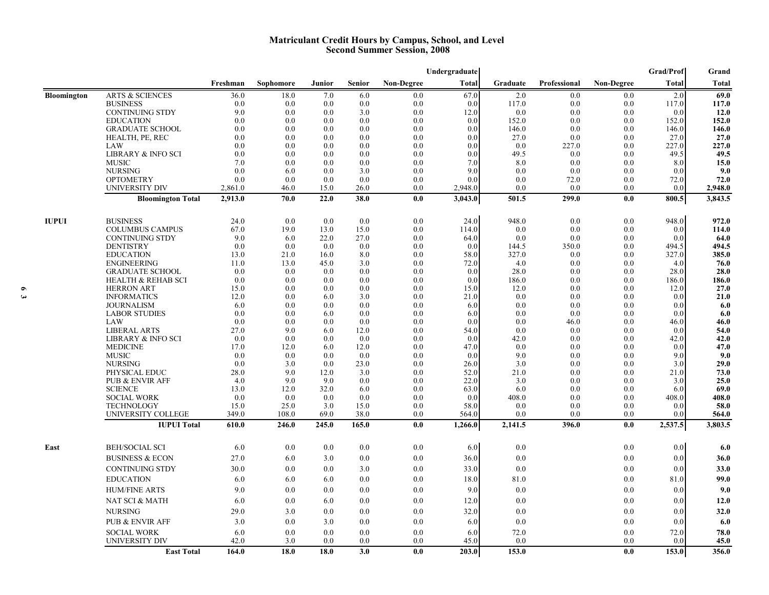# Matriculant Credit Hours by Campus, School, and Level
## Second Summer Session, 2008

| Campus | School | Freshman | Sophomore | Junior | Senior | Non-Degree | Undergraduate Total | Graduate | Professional | Non-Degree | Grad/Prof Total | Grand Total |
|---|---|---|---|---|---|---|---|---|---|---|---|---|
| Bloomington | ARTS & SCIENCES | 36.0 | 18.0 | 7.0 | 6.0 | 0.0 | 67.0 | 2.0 | 0.0 | 0.0 | 2.0 | **69.0** |
| | BUSINESS | 0.0 | 0.0 | 0.0 | 0.0 | 0.0 | 0.0 | 117.0 | 0.0 | 0.0 | 117.0 | **117.0** |
| | CONTINUING STDY | 9.0 | 0.0 | 0.0 | 3.0 | 0.0 | 12.0 | 0.0 | 0.0 | 0.0 | 0.0 | **12.0** |
| | EDUCATION | 0.0 | 0.0 | 0.0 | 0.0 | 0.0 | 0.0 | 152.0 | 0.0 | 0.0 | 152.0 | **152.0** |
| | GRADUATE SCHOOL | 0.0 | 0.0 | 0.0 | 0.0 | 0.0 | 0.0 | 146.0 | 0.0 | 0.0 | 146.0 | **146.0** |
| | HEALTH, PE, REC | 0.0 | 0.0 | 0.0 | 0.0 | 0.0 | 0.0 | 27.0 | 0.0 | 0.0 | 27.0 | **27.0** |
| | LAW | 0.0 | 0.0 | 0.0 | 0.0 | 0.0 | 0.0 | 0.0 | 227.0 | 0.0 | 227.0 | **227.0** |
| | LIBRARY & INFO SCI | 0.0 | 0.0 | 0.0 | 0.0 | 0.0 | 0.0 | 49.5 | 0.0 | 0.0 | 49.5 | **49.5** |
| | MUSIC | 7.0 | 0.0 | 0.0 | 0.0 | 0.0 | 7.0 | 8.0 | 0.0 | 0.0 | 8.0 | **15.0** |
| | NURSING | 0.0 | 6.0 | 0.0 | 3.0 | 0.0 | 9.0 | 0.0 | 0.0 | 0.0 | 0.0 | **9.0** |
| | OPTOMETRY | 0.0 | 0.0 | 0.0 | 0.0 | 0.0 | 0.0 | 0.0 | 72.0 | 0.0 | 72.0 | **72.0** |
| | UNIVERSITY DIV | 2,861.0 | 46.0 | 15.0 | 26.0 | 0.0 | 2,948.0 | 0.0 | 0.0 | 0.0 | 0.0 | **2,948.0** |
| | **Bloomington Total** | **2,913.0** | **70.0** | **22.0** | **38.0** | **0.0** | **3,043.0** | **501.5** | **299.0** | **0.0** | **800.5** | **3,843.5** |
| IUPUI | BUSINESS | 24.0 | 0.0 | 0.0 | 0.0 | 0.0 | 24.0 | 948.0 | 0.0 | 0.0 | 948.0 | **972.0** |
| | COLUMBUS CAMPUS | 67.0 | 19.0 | 13.0 | 15.0 | 0.0 | 114.0 | 0.0 | 0.0 | 0.0 | 0.0 | **114.0** |
| | CONTINUING STDY | 9.0 | 6.0 | 22.0 | 27.0 | 0.0 | 64.0 | 0.0 | 0.0 | 0.0 | 0.0 | **64.0** |
| | DENTISTRY | 0.0 | 0.0 | 0.0 | 0.0 | 0.0 | 0.0 | 144.5 | 350.0 | 0.0 | 494.5 | **494.5** |
| | EDUCATION | 13.0 | 21.0 | 16.0 | 8.0 | 0.0 | 58.0 | 327.0 | 0.0 | 0.0 | 327.0 | **385.0** |
| | ENGINEERING | 11.0 | 13.0 | 45.0 | 3.0 | 0.0 | 72.0 | 4.0 | 0.0 | 0.0 | 4.0 | **76.0** |
| | GRADUATE SCHOOL | 0.0 | 0.0 | 0.0 | 0.0 | 0.0 | 0.0 | 28.0 | 0.0 | 0.0 | 28.0 | **28.0** |
| | HEALTH & REHAB SCI | 0.0 | 0.0 | 0.0 | 0.0 | 0.0 | 0.0 | 186.0 | 0.0 | 0.0 | 186.0 | **186.0** |
| | HERRON ART | 15.0 | 0.0 | 0.0 | 0.0 | 0.0 | 15.0 | 12.0 | 0.0 | 0.0 | 12.0 | **27.0** |
| | INFORMATICS | 12.0 | 0.0 | 6.0 | 3.0 | 0.0 | 21.0 | 0.0 | 0.0 | 0.0 | 0.0 | **21.0** |
| | JOURNALISM | 6.0 | 0.0 | 0.0 | 0.0 | 0.0 | 6.0 | 0.0 | 0.0 | 0.0 | 0.0 | **6.0** |
| | LABOR STUDIES | 0.0 | 0.0 | 6.0 | 0.0 | 0.0 | 6.0 | 0.0 | 0.0 | 0.0 | 0.0 | **6.0** |
| | LAW | 0.0 | 0.0 | 0.0 | 0.0 | 0.0 | 0.0 | 0.0 | 46.0 | 0.0 | 46.0 | **46.0** |
| | LIBERAL ARTS | 27.0 | 9.0 | 6.0 | 12.0 | 0.0 | 54.0 | 0.0 | 0.0 | 0.0 | 0.0 | **54.0** |
| | LIBRARY & INFO SCI | 0.0 | 0.0 | 0.0 | 0.0 | 0.0 | 0.0 | 42.0 | 0.0 | 0.0 | 42.0 | **42.0** |
| | MEDICINE | 17.0 | 12.0 | 6.0 | 12.0 | 0.0 | 47.0 | 0.0 | 0.0 | 0.0 | 0.0 | **47.0** |
| | MUSIC | 0.0 | 0.0 | 0.0 | 0.0 | 0.0 | 0.0 | 9.0 | 0.0 | 0.0 | 9.0 | **9.0** |
| | NURSING | 0.0 | 3.0 | 0.0 | 23.0 | 0.0 | 26.0 | 3.0 | 0.0 | 0.0 | 3.0 | **29.0** |
| | PHYSICAL EDUC | 28.0 | 9.0 | 12.0 | 3.0 | 0.0 | 52.0 | 21.0 | 0.0 | 0.0 | 21.0 | **73.0** |
| | PUB & ENVIR AFF | 4.0 | 9.0 | 9.0 | 0.0 | 0.0 | 22.0 | 3.0 | 0.0 | 0.0 | 3.0 | **25.0** |
| | SCIENCE | 13.0 | 12.0 | 32.0 | 6.0 | 0.0 | 63.0 | 6.0 | 0.0 | 0.0 | 6.0 | **69.0** |
| | SOCIAL WORK | 0.0 | 0.0 | 0.0 | 0.0 | 0.0 | 0.0 | 408.0 | 0.0 | 0.0 | 408.0 | **408.0** |
| | TECHNOLOGY | 15.0 | 25.0 | 3.0 | 15.0 | 0.0 | 58.0 | 0.0 | 0.0 | 0.0 | 0.0 | **58.0** |
| | UNIVERSITY COLLEGE | 349.0 | 108.0 | 69.0 | 38.0 | 0.0 | 564.0 | 0.0 | 0.0 | 0.0 | 0.0 | **564.0** |
| | **IUPUI Total** | **610.0** | **246.0** | **245.0** | **165.0** | **0.0** | **1,266.0** | **2,141.5** | **396.0** | **0.0** | **2,537.5** | **3,803.5** |
| East | BEH/SOCIAL SCI | 6.0 | 0.0 | 0.0 | 0.0 | 0.0 | 6.0 | 0.0 | | 0.0 | 0.0 | **6.0** |
| | BUSINESS & ECON | 27.0 | 6.0 | 3.0 | 0.0 | 0.0 | 36.0 | 0.0 | | 0.0 | 0.0 | **36.0** |
| | CONTINUING STDY | 30.0 | 0.0 | 0.0 | 3.0 | 0.0 | 33.0 | 0.0 | | 0.0 | 0.0 | **33.0** |
| | EDUCATION | 6.0 | 6.0 | 6.0 | 0.0 | 0.0 | 18.0 | 81.0 | | 0.0 | 81.0 | **99.0** |
| | HUM/FINE ARTS | 9.0 | 0.0 | 0.0 | 0.0 | 0.0 | 9.0 | 0.0 | | 0.0 | 0.0 | **9.0** |
| | NAT SCI & MATH | 6.0 | 0.0 | 6.0 | 0.0 | 0.0 | 12.0 | 0.0 | | 0.0 | 0.0 | **12.0** |
| | NURSING | 29.0 | 3.0 | 0.0 | 0.0 | 0.0 | 32.0 | 0.0 | | 0.0 | 0.0 | **32.0** |
| | PUB & ENVIR AFF | 3.0 | 0.0 | 3.0 | 0.0 | 0.0 | 6.0 | 0.0 | | 0.0 | 0.0 | **6.0** |
| | SOCIAL WORK | 6.0 | 0.0 | 0.0 | 0.0 | 0.0 | 6.0 | 72.0 | | 0.0 | 72.0 | **78.0** |
| | UNIVERSITY DIV | 42.0 | 3.0 | 0.0 | 0.0 | 0.0 | 45.0 | 0.0 | | 0.0 | 0.0 | **45.0** |
| | **East Total** | **164.0** | **18.0** | **18.0** | **3.0** | **0.0** | **203.0** | **153.0** | | **0.0** | **153.0** | **356.0** |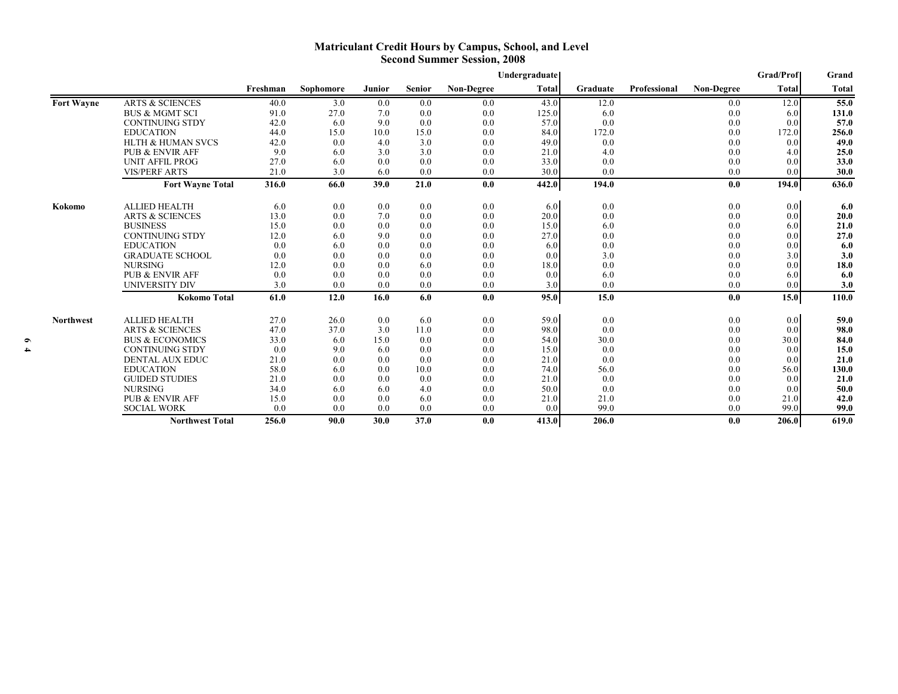# Matriculant Credit Hours by Campus, School, and Level
## Second Summer Session, 2008

| | | Freshman | Sophomore | Junior | Senior | Non-Degree | Undergraduate Total | Graduate | Professional | Non-Degree | Grad/Prof Total | Grand Total |
|---|---|---|---|---|---|---|---|---|---|---|---|---|
| **Fort Wayne** | ARTS & SCIENCES | 40.0 | 3.0 | 0.0 | 0.0 | 0.0 | 43.0 | 12.0 | | 0.0 | 12.0 | **55.0** |
| | BUS & MGMT SCI | 91.0 | 27.0 | 7.0 | 0.0 | 0.0 | 125.0 | 6.0 | | 0.0 | 6.0 | **131.0** |
| | CONTINUING STDY | 42.0 | 6.0 | 9.0 | 0.0 | 0.0 | 57.0 | 0.0 | | 0.0 | 0.0 | **57.0** |
| | EDUCATION | 44.0 | 15.0 | 10.0 | 15.0 | 0.0 | 84.0 | 172.0 | | 0.0 | 172.0 | **256.0** |
| | HLTH & HUMAN SVCS | 42.0 | 0.0 | 4.0 | 3.0 | 0.0 | 49.0 | 0.0 | | 0.0 | 0.0 | **49.0** |
| | PUB & ENVIR AFF | 9.0 | 6.0 | 3.0 | 3.0 | 0.0 | 21.0 | 4.0 | | 0.0 | 4.0 | **25.0** |
| | UNIT AFFIL PROG | 27.0 | 6.0 | 0.0 | 0.0 | 0.0 | 33.0 | 0.0 | | 0.0 | 0.0 | **33.0** |
| | VIS/PERF ARTS | 21.0 | 3.0 | 6.0 | 0.0 | 0.0 | 30.0 | 0.0 | | 0.0 | 0.0 | **30.0** |
| | **Fort Wayne Total** | **316.0** | **66.0** | **39.0** | **21.0** | **0.0** | **442.0** | **194.0** | | **0.0** | **194.0** | **636.0** |
| **Kokomo** | ALLIED HEALTH | 6.0 | 0.0 | 0.0 | 0.0 | 0.0 | 6.0 | 0.0 | | 0.0 | 0.0 | **6.0** |
| | ARTS & SCIENCES | 13.0 | 0.0 | 7.0 | 0.0 | 0.0 | 20.0 | 0.0 | | 0.0 | 0.0 | **20.0** |
| | BUSINESS | 15.0 | 0.0 | 0.0 | 0.0 | 0.0 | 15.0 | 6.0 | | 0.0 | 6.0 | **21.0** |
| | CONTINUING STDY | 12.0 | 6.0 | 9.0 | 0.0 | 0.0 | 27.0 | 0.0 | | 0.0 | 0.0 | **27.0** |
| | EDUCATION | 0.0 | 6.0 | 0.0 | 0.0 | 0.0 | 6.0 | 0.0 | | 0.0 | 0.0 | **6.0** |
| | GRADUATE SCHOOL | 0.0 | 0.0 | 0.0 | 0.0 | 0.0 | 0.0 | 3.0 | | 0.0 | 3.0 | **3.0** |
| | NURSING | 12.0 | 0.0 | 0.0 | 6.0 | 0.0 | 18.0 | 0.0 | | 0.0 | 0.0 | **18.0** |
| | PUB & ENVIR AFF | 0.0 | 0.0 | 0.0 | 0.0 | 0.0 | 0.0 | 6.0 | | 0.0 | 6.0 | **6.0** |
| | UNIVERSITY DIV | 3.0 | 0.0 | 0.0 | 0.0 | 0.0 | 3.0 | 0.0 | | 0.0 | 0.0 | **3.0** |
| | **Kokomo Total** | **61.0** | **12.0** | **16.0** | **6.0** | **0.0** | **95.0** | **15.0** | | **0.0** | **15.0** | **110.0** |
| **Northwest** | ALLIED HEALTH | 27.0 | 26.0 | 0.0 | 6.0 | 0.0 | 59.0 | 0.0 | | 0.0 | 0.0 | **59.0** |
| | ARTS & SCIENCES | 47.0 | 37.0 | 3.0 | 11.0 | 0.0 | 98.0 | 0.0 | | 0.0 | 0.0 | **98.0** |
| | BUS & ECONOMICS | 33.0 | 6.0 | 15.0 | 0.0 | 0.0 | 54.0 | 30.0 | | 0.0 | 30.0 | **84.0** |
| | CONTINUING STDY | 0.0 | 9.0 | 6.0 | 0.0 | 0.0 | 15.0 | 0.0 | | 0.0 | 0.0 | **15.0** |
| | DENTAL AUX EDUC | 21.0 | 0.0 | 0.0 | 0.0 | 0.0 | 21.0 | 0.0 | | 0.0 | 0.0 | **21.0** |
| | EDUCATION | 58.0 | 6.0 | 0.0 | 10.0 | 0.0 | 74.0 | 56.0 | | 0.0 | 56.0 | **130.0** |
| | GUIDED STUDIES | 21.0 | 0.0 | 0.0 | 0.0 | 0.0 | 21.0 | 0.0 | | 0.0 | 0.0 | **21.0** |
| | NURSING | 34.0 | 6.0 | 6.0 | 4.0 | 0.0 | 50.0 | 0.0 | | 0.0 | 0.0 | **50.0** |
| | PUB & ENVIR AFF | 15.0 | 0.0 | 0.0 | 6.0 | 0.0 | 21.0 | 21.0 | | 0.0 | 21.0 | **42.0** |
| | SOCIAL WORK | 0.0 | 0.0 | 0.0 | 0.0 | 0.0 | 0.0 | 99.0 | | 0.0 | 99.0 | **99.0** |
| | **Northwest Total** | **256.0** | **90.0** | **30.0** | **37.0** | **0.0** | **413.0** | **206.0** | | **0.0** | **206.0** | **619.0** |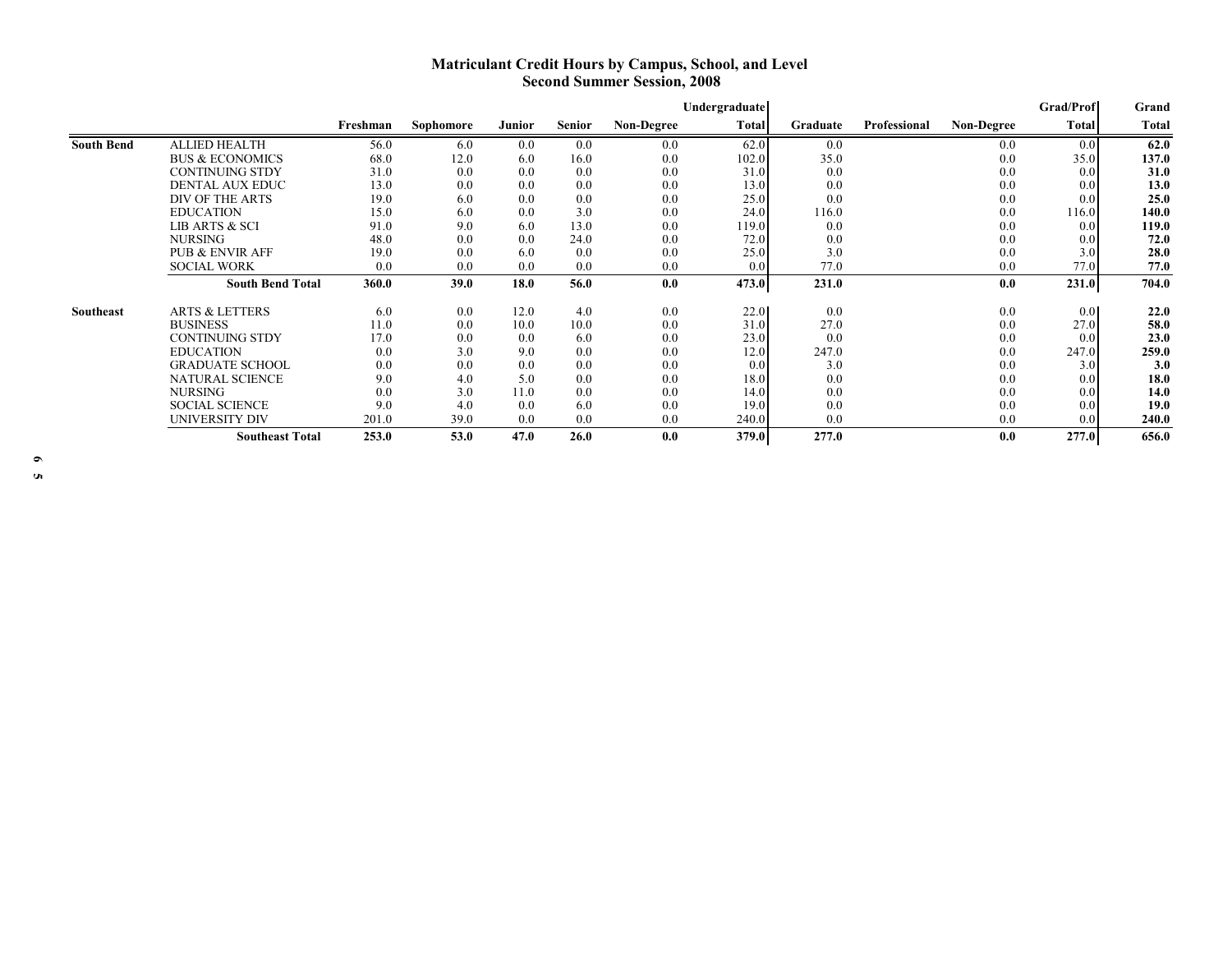# Matriculant Credit Hours by Campus, School, and Level
## Second Summer Session, 2008

| | | Freshman | Sophomore | Junior | Senior | Non-Degree | Undergraduate Total | Graduate | Professional | Non-Degree | Grad/Prof Total | Grand Total |
|---|---|---|---|---|---|---|---|---|---|---|---|---|
| **South Bend** | ALLIED HEALTH | 56.0 | 6.0 | 0.0 | 0.0 | 0.0 | 62.0 | 0.0 | | 0.0 | 0.0 | **62.0** |
| | BUS & ECONOMICS | 68.0 | 12.0 | 6.0 | 16.0 | 0.0 | 102.0 | 35.0 | | 0.0 | 35.0 | **137.0** |
| | CONTINUING STDY | 31.0 | 0.0 | 0.0 | 0.0 | 0.0 | 31.0 | 0.0 | | 0.0 | 0.0 | **31.0** |
| | DENTAL AUX EDUC | 13.0 | 0.0 | 0.0 | 0.0 | 0.0 | 13.0 | 0.0 | | 0.0 | 0.0 | **13.0** |
| | DIV OF THE ARTS | 19.0 | 6.0 | 0.0 | 0.0 | 0.0 | 25.0 | 0.0 | | 0.0 | 0.0 | **25.0** |
| | EDUCATION | 15.0 | 6.0 | 0.0 | 3.0 | 0.0 | 24.0 | 116.0 | | 0.0 | 116.0 | **140.0** |
| | LIB ARTS & SCI | 91.0 | 9.0 | 6.0 | 13.0 | 0.0 | 119.0 | 0.0 | | 0.0 | 0.0 | **119.0** |
| | NURSING | 48.0 | 0.0 | 0.0 | 24.0 | 0.0 | 72.0 | 0.0 | | 0.0 | 0.0 | **72.0** |
| | PUB & ENVIR AFF | 19.0 | 0.0 | 6.0 | 0.0 | 0.0 | 25.0 | 3.0 | | 0.0 | 3.0 | **28.0** |
| | SOCIAL WORK | 0.0 | 0.0 | 0.0 | 0.0 | 0.0 | 0.0 | 77.0 | | 0.0 | 77.0 | **77.0** |
| | **South Bend Total** | **360.0** | **39.0** | **18.0** | **56.0** | **0.0** | **473.0** | **231.0** | | **0.0** | **231.0** | **704.0** |
| **Southeast** | ARTS & LETTERS | 6.0 | 0.0 | 12.0 | 4.0 | 0.0 | 22.0 | 0.0 | | 0.0 | 0.0 | **22.0** |
| | BUSINESS | 11.0 | 0.0 | 10.0 | 10.0 | 0.0 | 31.0 | 27.0 | | 0.0 | 27.0 | **58.0** |
| | CONTINUING STDY | 17.0 | 0.0 | 0.0 | 6.0 | 0.0 | 23.0 | 0.0 | | 0.0 | 0.0 | **23.0** |
| | EDUCATION | 0.0 | 3.0 | 9.0 | 0.0 | 0.0 | 12.0 | 247.0 | | 0.0 | 247.0 | **259.0** |
| | GRADUATE SCHOOL | 0.0 | 0.0 | 0.0 | 0.0 | 0.0 | 0.0 | 3.0 | | 0.0 | 3.0 | **3.0** |
| | NATURAL SCIENCE | 9.0 | 4.0 | 5.0 | 0.0 | 0.0 | 18.0 | 0.0 | | 0.0 | 0.0 | **18.0** |
| | NURSING | 0.0 | 3.0 | 11.0 | 0.0 | 0.0 | 14.0 | 0.0 | | 0.0 | 0.0 | **14.0** |
| | SOCIAL SCIENCE | 9.0 | 4.0 | 0.0 | 6.0 | 0.0 | 19.0 | 0.0 | | 0.0 | 0.0 | **19.0** |
| | UNIVERSITY DIV | 201.0 | 39.0 | 0.0 | 0.0 | 0.0 | 240.0 | 0.0 | | 0.0 | 0.0 | **240.0** |
| | **Southeast Total** | **253.0** | **53.0** | **47.0** | **26.0** | **0.0** | **379.0** | **277.0** | | **0.0** | **277.0** | **656.0** |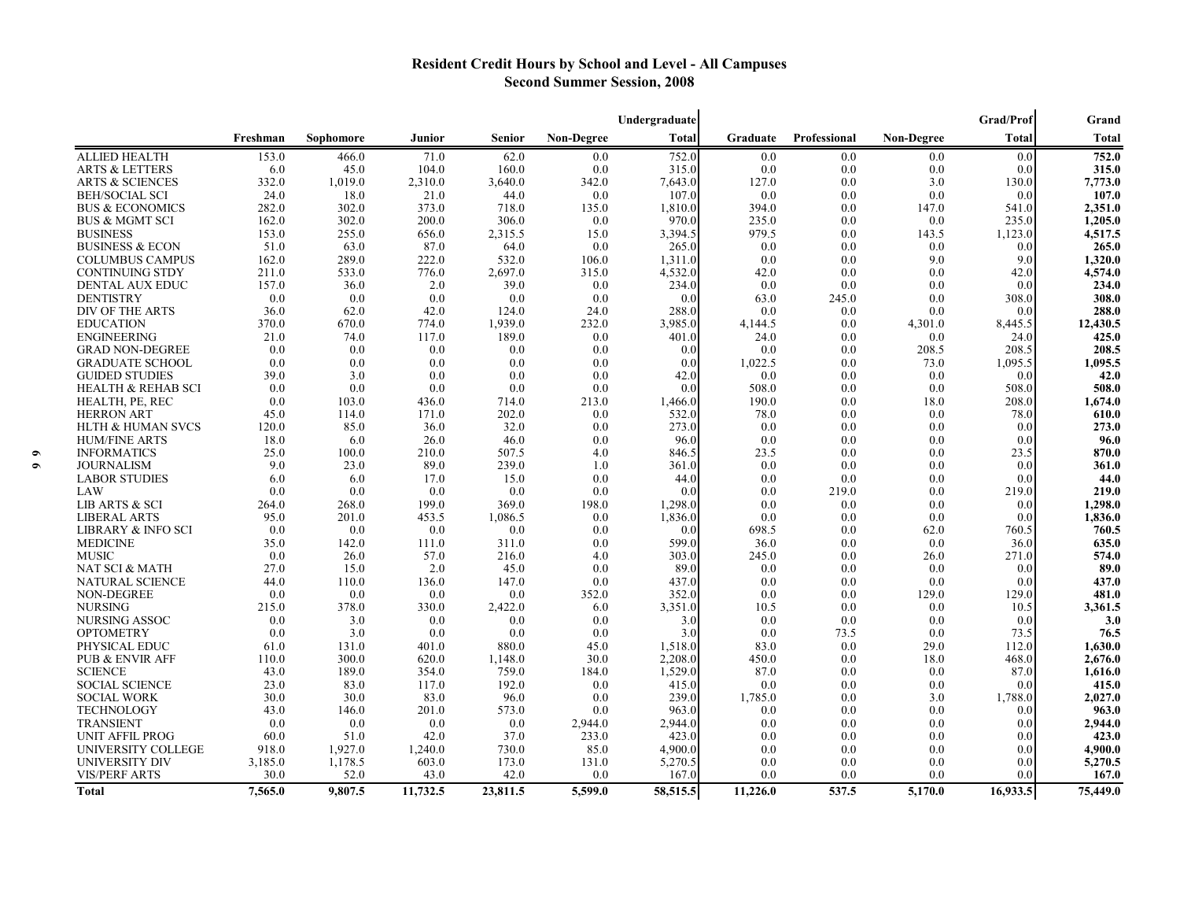## Resident Credit Hours by School and Level - All Campuses
### Second Summer Session, 2008

| | Freshman | Sophomore | Junior | Senior | Non-Degree | Undergraduate Total | Graduate | Professional | Non-Degree | Grad/Prof Total | Grand Total |
|---|---|---|---|---|---|---|---|---|---|---|---|
| ALLIED HEALTH | 153.0 | 466.0 | 71.0 | 62.0 | 0.0 | 752.0 | 0.0 | 0.0 | 0.0 | 0.0 | **752.0** |
| ARTS & LETTERS | 6.0 | 45.0 | 104.0 | 160.0 | 0.0 | 315.0 | 0.0 | 0.0 | 0.0 | 0.0 | **315.0** |
| ARTS & SCIENCES | 332.0 | 1,019.0 | 2,310.0 | 3,640.0 | 342.0 | 7,643.0 | 127.0 | 0.0 | 3.0 | 130.0 | **7,773.0** |
| BEH/SOCIAL SCI | 24.0 | 18.0 | 21.0 | 44.0 | 0.0 | 107.0 | 0.0 | 0.0 | 0.0 | 0.0 | **107.0** |
| BUS & ECONOMICS | 282.0 | 302.0 | 373.0 | 718.0 | 135.0 | 1,810.0 | 394.0 | 0.0 | 147.0 | 541.0 | **2,351.0** |
| BUS & MGMT SCI | 162.0 | 302.0 | 200.0 | 306.0 | 0.0 | 970.0 | 235.0 | 0.0 | 0.0 | 235.0 | **1,205.0** |
| BUSINESS | 153.0 | 255.0 | 656.0 | 2,315.5 | 15.0 | 3,394.5 | 979.5 | 0.0 | 143.5 | 1,123.0 | **4,517.5** |
| BUSINESS & ECON | 51.0 | 63.0 | 87.0 | 64.0 | 0.0 | 265.0 | 0.0 | 0.0 | 0.0 | 0.0 | **265.0** |
| COLUMBUS CAMPUS | 162.0 | 289.0 | 222.0 | 532.0 | 106.0 | 1,311.0 | 0.0 | 0.0 | 9.0 | 9.0 | **1,320.0** |
| CONTINUING STDY | 211.0 | 533.0 | 776.0 | 2,697.0 | 315.0 | 4,532.0 | 42.0 | 0.0 | 0.0 | 42.0 | **4,574.0** |
| DENTAL AUX EDUC | 157.0 | 36.0 | 2.0 | 39.0 | 0.0 | 234.0 | 0.0 | 0.0 | 0.0 | 0.0 | **234.0** |
| DENTISTRY | 0.0 | 0.0 | 0.0 | 0.0 | 0.0 | 0.0 | 63.0 | 245.0 | 0.0 | 308.0 | **308.0** |
| DIV OF THE ARTS | 36.0 | 62.0 | 42.0 | 124.0 | 24.0 | 288.0 | 0.0 | 0.0 | 0.0 | 0.0 | **288.0** |
| EDUCATION | 370.0 | 670.0 | 774.0 | 1,939.0 | 232.0 | 3,985.0 | 4,144.5 | 0.0 | 4,301.0 | 8,445.5 | **12,430.5** |
| ENGINEERING | 21.0 | 74.0 | 117.0 | 189.0 | 0.0 | 401.0 | 24.0 | 0.0 | 0.0 | 24.0 | **425.0** |
| GRAD NON-DEGREE | 0.0 | 0.0 | 0.0 | 0.0 | 0.0 | 0.0 | 0.0 | 0.0 | 208.5 | 208.5 | **208.5** |
| GRADUATE SCHOOL | 0.0 | 0.0 | 0.0 | 0.0 | 0.0 | 0.0 | 1,022.5 | 0.0 | 73.0 | 1,095.5 | **1,095.5** |
| GUIDED STUDIES | 39.0 | 3.0 | 0.0 | 0.0 | 0.0 | 42.0 | 0.0 | 0.0 | 0.0 | 0.0 | **42.0** |
| HEALTH & REHAB SCI | 0.0 | 0.0 | 0.0 | 0.0 | 0.0 | 0.0 | 508.0 | 0.0 | 0.0 | 508.0 | **508.0** |
| HEALTH, PE, REC | 0.0 | 103.0 | 436.0 | 714.0 | 213.0 | 1,466.0 | 190.0 | 0.0 | 18.0 | 208.0 | **1,674.0** |
| HERRON ART | 45.0 | 114.0 | 171.0 | 202.0 | 0.0 | 532.0 | 78.0 | 0.0 | 0.0 | 78.0 | **610.0** |
| HLTH & HUMAN SVCS | 120.0 | 85.0 | 36.0 | 32.0 | 0.0 | 273.0 | 0.0 | 0.0 | 0.0 | 0.0 | **273.0** |
| HUM/FINE ARTS | 18.0 | 6.0 | 26.0 | 46.0 | 0.0 | 96.0 | 0.0 | 0.0 | 0.0 | 0.0 | **96.0** |
| INFORMATICS | 25.0 | 100.0 | 210.0 | 507.5 | 4.0 | 846.5 | 23.5 | 0.0 | 0.0 | 23.5 | **870.0** |
| JOURNALISM | 9.0 | 23.0 | 89.0 | 239.0 | 1.0 | 361.0 | 0.0 | 0.0 | 0.0 | 0.0 | **361.0** |
| LABOR STUDIES | 6.0 | 6.0 | 17.0 | 15.0 | 0.0 | 44.0 | 0.0 | 0.0 | 0.0 | 0.0 | **44.0** |
| LAW | 0.0 | 0.0 | 0.0 | 0.0 | 0.0 | 0.0 | 0.0 | 219.0 | 0.0 | 219.0 | **219.0** |
| LIB ARTS & SCI | 264.0 | 268.0 | 199.0 | 369.0 | 198.0 | 1,298.0 | 0.0 | 0.0 | 0.0 | 0.0 | **1,298.0** |
| LIBERAL ARTS | 95.0 | 201.0 | 453.5 | 1,086.5 | 0.0 | 1,836.0 | 0.0 | 0.0 | 0.0 | 0.0 | **1,836.0** |
| LIBRARY & INFO SCI | 0.0 | 0.0 | 0.0 | 0.0 | 0.0 | 0.0 | 698.5 | 0.0 | 62.0 | 760.5 | **760.5** |
| MEDICINE | 35.0 | 142.0 | 111.0 | 311.0 | 0.0 | 599.0 | 36.0 | 0.0 | 0.0 | 36.0 | **635.0** |
| MUSIC | 0.0 | 26.0 | 57.0 | 216.0 | 4.0 | 303.0 | 245.0 | 0.0 | 26.0 | 271.0 | **574.0** |
| NAT SCI & MATH | 27.0 | 15.0 | 2.0 | 45.0 | 0.0 | 89.0 | 0.0 | 0.0 | 0.0 | 0.0 | **89.0** |
| NATURAL SCIENCE | 44.0 | 110.0 | 136.0 | 147.0 | 0.0 | 437.0 | 0.0 | 0.0 | 0.0 | 0.0 | **437.0** |
| NON-DEGREE | 0.0 | 0.0 | 0.0 | 0.0 | 352.0 | 352.0 | 0.0 | 0.0 | 129.0 | 129.0 | **481.0** |
| NURSING | 215.0 | 378.0 | 330.0 | 2,422.0 | 6.0 | 3,351.0 | 10.5 | 0.0 | 0.0 | 10.5 | **3,361.5** |
| NURSING ASSOC | 0.0 | 3.0 | 0.0 | 0.0 | 0.0 | 3.0 | 0.0 | 0.0 | 0.0 | 0.0 | **3.0** |
| OPTOMETRY | 0.0 | 3.0 | 0.0 | 0.0 | 0.0 | 3.0 | 0.0 | 73.5 | 0.0 | 73.5 | **76.5** |
| PHYSICAL EDUC | 61.0 | 131.0 | 401.0 | 880.0 | 45.0 | 1,518.0 | 83.0 | 0.0 | 29.0 | 112.0 | **1,630.0** |
| PUB & ENVIR AFF | 110.0 | 300.0 | 620.0 | 1,148.0 | 30.0 | 2,208.0 | 450.0 | 0.0 | 18.0 | 468.0 | **2,676.0** |
| SCIENCE | 43.0 | 189.0 | 354.0 | 759.0 | 184.0 | 1,529.0 | 87.0 | 0.0 | 0.0 | 87.0 | **1,616.0** |
| SOCIAL SCIENCE | 23.0 | 83.0 | 117.0 | 192.0 | 0.0 | 415.0 | 0.0 | 0.0 | 0.0 | 0.0 | **415.0** |
| SOCIAL WORK | 30.0 | 30.0 | 83.0 | 96.0 | 0.0 | 239.0 | 1,785.0 | 0.0 | 3.0 | 1,788.0 | **2,027.0** |
| TECHNOLOGY | 43.0 | 146.0 | 201.0 | 573.0 | 0.0 | 963.0 | 0.0 | 0.0 | 0.0 | 0.0 | **963.0** |
| TRANSIENT | 0.0 | 0.0 | 0.0 | 0.0 | 2,944.0 | 2,944.0 | 0.0 | 0.0 | 0.0 | 0.0 | **2,944.0** |
| UNIT AFFIL PROG | 60.0 | 51.0 | 42.0 | 37.0 | 233.0 | 423.0 | 0.0 | 0.0 | 0.0 | 0.0 | **423.0** |
| UNIVERSITY COLLEGE | 918.0 | 1,927.0 | 1,240.0 | 730.0 | 85.0 | 4,900.0 | 0.0 | 0.0 | 0.0 | 0.0 | **4,900.0** |
| UNIVERSITY DIV | 3,185.0 | 1,178.5 | 603.0 | 173.0 | 131.0 | 5,270.5 | 0.0 | 0.0 | 0.0 | 0.0 | **5,270.5** |
| VIS/PERF ARTS | 30.0 | 52.0 | 43.0 | 42.0 | 0.0 | 167.0 | 0.0 | 0.0 | 0.0 | 0.0 | **167.0** |
| **Total** | **7,565.0** | **9,807.5** | **11,732.5** | **23,811.5** | **5,599.0** | **58,515.5** | **11,226.0** | **537.5** | **5,170.0** | **16,933.5** | **75,449.0** |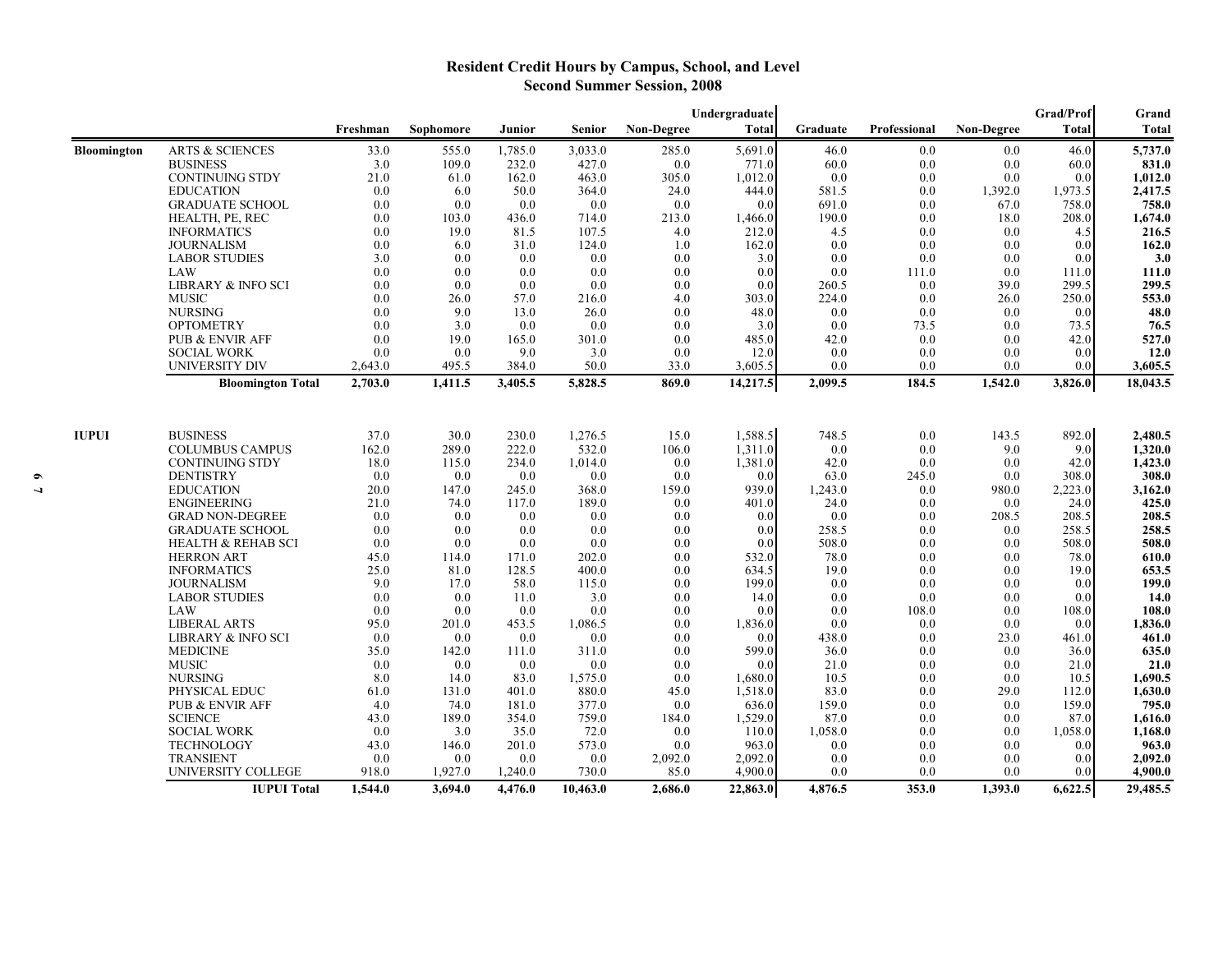# Resident Credit Hours by Campus, School, and Level
## Second Summer Session, 2008

| | | Freshman | Sophomore | Junior | Senior | Non-Degree | Undergraduate Total | Graduate | Professional | Non-Degree | Grad/Prof Total | Grand Total |
|---|---|---|---|---|---|---|---|---|---|---|---|---|
| **Bloomington** | ARTS & SCIENCES | 33.0 | 555.0 | 1,785.0 | 3,033.0 | 285.0 | 5,691.0 | 46.0 | 0.0 | 0.0 | 46.0 | **5,737.0** |
| | BUSINESS | 3.0 | 109.0 | 232.0 | 427.0 | 0.0 | 771.0 | 60.0 | 0.0 | 0.0 | 60.0 | **831.0** |
| | CONTINUING STDY | 21.0 | 61.0 | 162.0 | 463.0 | 305.0 | 1,012.0 | 0.0 | 0.0 | 0.0 | 0.0 | **1,012.0** |
| | EDUCATION | 0.0 | 6.0 | 50.0 | 364.0 | 24.0 | 444.0 | 581.5 | 0.0 | 1,392.0 | 1,973.5 | **2,417.5** |
| | GRADUATE SCHOOL | 0.0 | 0.0 | 0.0 | 0.0 | 0.0 | 0.0 | 691.0 | 0.0 | 67.0 | 758.0 | **758.0** |
| | HEALTH, PE, REC | 0.0 | 103.0 | 436.0 | 714.0 | 213.0 | 1,466.0 | 190.0 | 0.0 | 18.0 | 208.0 | **1,674.0** |
| | INFORMATICS | 0.0 | 19.0 | 81.5 | 107.5 | 4.0 | 212.0 | 4.5 | 0.0 | 0.0 | 4.5 | **216.5** |
| | JOURNALISM | 0.0 | 6.0 | 31.0 | 124.0 | 1.0 | 162.0 | 0.0 | 0.0 | 0.0 | 0.0 | **162.0** |
| | LABOR STUDIES | 3.0 | 0.0 | 0.0 | 0.0 | 0.0 | 3.0 | 0.0 | 0.0 | 0.0 | 0.0 | **3.0** |
| | LAW | 0.0 | 0.0 | 0.0 | 0.0 | 0.0 | 0.0 | 0.0 | 111.0 | 0.0 | 111.0 | **111.0** |
| | LIBRARY & INFO SCI | 0.0 | 0.0 | 0.0 | 0.0 | 0.0 | 0.0 | 260.5 | 0.0 | 39.0 | 299.5 | **299.5** |
| | MUSIC | 0.0 | 26.0 | 57.0 | 216.0 | 4.0 | 303.0 | 224.0 | 0.0 | 26.0 | 250.0 | **553.0** |
| | NURSING | 0.0 | 9.0 | 13.0 | 26.0 | 0.0 | 48.0 | 0.0 | 0.0 | 0.0 | 0.0 | **48.0** |
| | OPTOMETRY | 0.0 | 3.0 | 0.0 | 0.0 | 0.0 | 3.0 | 0.0 | 73.5 | 0.0 | 73.5 | **76.5** |
| | PUB & ENVIR AFF | 0.0 | 19.0 | 165.0 | 301.0 | 0.0 | 485.0 | 42.0 | 0.0 | 0.0 | 42.0 | **527.0** |
| | SOCIAL WORK | 0.0 | 0.0 | 9.0 | 3.0 | 0.0 | 12.0 | 0.0 | 0.0 | 0.0 | 0.0 | **12.0** |
| | UNIVERSITY DIV | 2,643.0 | 495.5 | 384.0 | 50.0 | 33.0 | 3,605.5 | 0.0 | 0.0 | 0.0 | 0.0 | **3,605.5** |
| | **Bloomington Total** | **2,703.0** | **1,411.5** | **3,405.5** | **5,828.5** | **869.0** | **14,217.5** | **2,099.5** | **184.5** | **1,542.0** | **3,826.0** | **18,043.5** |
| **IUPUI** | BUSINESS | 37.0 | 30.0 | 230.0 | 1,276.5 | 15.0 | 1,588.5 | 748.5 | 0.0 | 143.5 | 892.0 | **2,480.5** |
| | COLUMBUS CAMPUS | 162.0 | 289.0 | 222.0 | 532.0 | 106.0 | 1,311.0 | 0.0 | 0.0 | 9.0 | 9.0 | **1,320.0** |
| | CONTINUING STDY | 18.0 | 115.0 | 234.0 | 1,014.0 | 0.0 | 1,381.0 | 42.0 | 0.0 | 0.0 | 42.0 | **1,423.0** |
| | DENTISTRY | 0.0 | 0.0 | 0.0 | 0.0 | 0.0 | 0.0 | 63.0 | 245.0 | 0.0 | 308.0 | **308.0** |
| | EDUCATION | 20.0 | 147.0 | 245.0 | 368.0 | 159.0 | 939.0 | 1,243.0 | 0.0 | 980.0 | 2,223.0 | **3,162.0** |
| | ENGINEERING | 21.0 | 74.0 | 117.0 | 189.0 | 0.0 | 401.0 | 24.0 | 0.0 | 0.0 | 24.0 | **425.0** |
| | GRAD NON-DEGREE | 0.0 | 0.0 | 0.0 | 0.0 | 0.0 | 0.0 | 0.0 | 0.0 | 208.5 | 208.5 | **208.5** |
| | GRADUATE SCHOOL | 0.0 | 0.0 | 0.0 | 0.0 | 0.0 | 0.0 | 258.5 | 0.0 | 0.0 | 258.5 | **258.5** |
| | HEALTH & REHAB SCI | 0.0 | 0.0 | 0.0 | 0.0 | 0.0 | 0.0 | 508.0 | 0.0 | 0.0 | 508.0 | **508.0** |
| | HERRON ART | 45.0 | 114.0 | 171.0 | 202.0 | 0.0 | 532.0 | 78.0 | 0.0 | 0.0 | 78.0 | **610.0** |
| | INFORMATICS | 25.0 | 81.0 | 128.5 | 400.0 | 0.0 | 634.5 | 19.0 | 0.0 | 0.0 | 19.0 | **653.5** |
| | JOURNALISM | 9.0 | 17.0 | 58.0 | 115.0 | 0.0 | 199.0 | 0.0 | 0.0 | 0.0 | 0.0 | **199.0** |
| | LABOR STUDIES | 0.0 | 0.0 | 11.0 | 3.0 | 0.0 | 14.0 | 0.0 | 0.0 | 0.0 | 0.0 | **14.0** |
| | LAW | 0.0 | 0.0 | 0.0 | 0.0 | 0.0 | 0.0 | 0.0 | 108.0 | 0.0 | 108.0 | **108.0** |
| | LIBERAL ARTS | 95.0 | 201.0 | 453.5 | 1,086.5 | 0.0 | 1,836.0 | 0.0 | 0.0 | 0.0 | 0.0 | **1,836.0** |
| | LIBRARY & INFO SCI | 0.0 | 0.0 | 0.0 | 0.0 | 0.0 | 0.0 | 438.0 | 0.0 | 23.0 | 461.0 | **461.0** |
| | MEDICINE | 35.0 | 142.0 | 111.0 | 311.0 | 0.0 | 599.0 | 36.0 | 0.0 | 0.0 | 36.0 | **635.0** |
| | MUSIC | 0.0 | 0.0 | 0.0 | 0.0 | 0.0 | 0.0 | 21.0 | 0.0 | 0.0 | 21.0 | **21.0** |
| | NURSING | 8.0 | 14.0 | 83.0 | 1,575.0 | 0.0 | 1,680.0 | 10.5 | 0.0 | 0.0 | 10.5 | **1,690.5** |
| | PHYSICAL EDUC | 61.0 | 131.0 | 401.0 | 880.0 | 45.0 | 1,518.0 | 83.0 | 0.0 | 29.0 | 112.0 | **1,630.0** |
| | PUB & ENVIR AFF | 4.0 | 74.0 | 181.0 | 377.0 | 0.0 | 636.0 | 159.0 | 0.0 | 0.0 | 159.0 | **795.0** |
| | SCIENCE | 43.0 | 189.0 | 354.0 | 759.0 | 184.0 | 1,529.0 | 87.0 | 0.0 | 0.0 | 87.0 | **1,616.0** |
| | SOCIAL WORK | 0.0 | 3.0 | 35.0 | 72.0 | 0.0 | 110.0 | 1,058.0 | 0.0 | 0.0 | 1,058.0 | **1,168.0** |
| | TECHNOLOGY | 43.0 | 146.0 | 201.0 | 573.0 | 0.0 | 963.0 | 0.0 | 0.0 | 0.0 | 0.0 | **963.0** |
| | TRANSIENT | 0.0 | 0.0 | 0.0 | 0.0 | 2,092.0 | 2,092.0 | 0.0 | 0.0 | 0.0 | 0.0 | **2,092.0** |
| | UNIVERSITY COLLEGE | 918.0 | 1,927.0 | 1,240.0 | 730.0 | 85.0 | 4,900.0 | 0.0 | 0.0 | 0.0 | 0.0 | **4,900.0** |
| | **IUPUI Total** | **1,544.0** | **3,694.0** | **4,476.0** | **10,463.0** | **2,686.0** | **22,863.0** | **4,876.5** | **353.0** | **1,393.0** | **6,622.5** | **29,485.5** |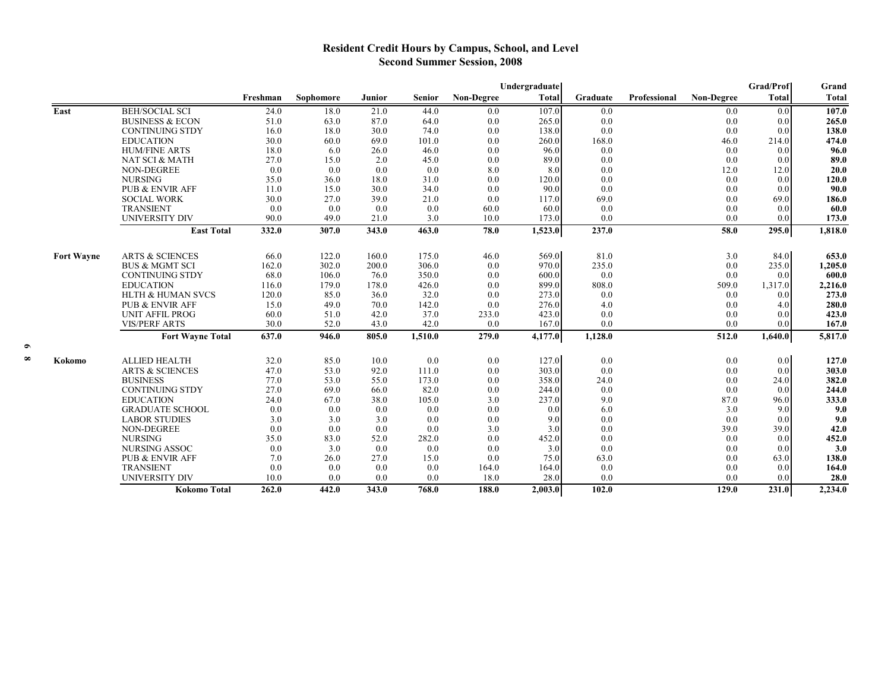# Resident Credit Hours by Campus, School, and Level
## Second Summer Session, 2008

| Campus | School | Freshman | Sophomore | Junior | Senior | Non-Degree | Undergraduate Total | Graduate | Professional | Non-Degree | Grad/Prof Total | Grand Total |
|---|---|---|---|---|---|---|---|---|---|---|---|---|
| East | BEH/SOCIAL SCI | 24.0 | 18.0 | 21.0 | 44.0 | 0.0 | 107.0 | 0.0 | | 0.0 | 0.0 | **107.0** |
| | BUSINESS & ECON | 51.0 | 63.0 | 87.0 | 64.0 | 0.0 | 265.0 | 0.0 | | 0.0 | 0.0 | **265.0** |
| | CONTINUING STDY | 16.0 | 18.0 | 30.0 | 74.0 | 0.0 | 138.0 | 0.0 | | 0.0 | 0.0 | **138.0** |
| | EDUCATION | 30.0 | 60.0 | 69.0 | 101.0 | 0.0 | 260.0 | 168.0 | | 46.0 | 214.0 | **474.0** |
| | HUM/FINE ARTS | 18.0 | 6.0 | 26.0 | 46.0 | 0.0 | 96.0 | 0.0 | | 0.0 | 0.0 | **96.0** |
| | NAT SCI & MATH | 27.0 | 15.0 | 2.0 | 45.0 | 0.0 | 89.0 | 0.0 | | 0.0 | 0.0 | **89.0** |
| | NON-DEGREE | 0.0 | 0.0 | 0.0 | 0.0 | 8.0 | 8.0 | 0.0 | | 12.0 | 12.0 | **20.0** |
| | NURSING | 35.0 | 36.0 | 18.0 | 31.0 | 0.0 | 120.0 | 0.0 | | 0.0 | 0.0 | **120.0** |
| | PUB & ENVIR AFF | 11.0 | 15.0 | 30.0 | 34.0 | 0.0 | 90.0 | 0.0 | | 0.0 | 0.0 | **90.0** |
| | SOCIAL WORK | 30.0 | 27.0 | 39.0 | 21.0 | 0.0 | 117.0 | 69.0 | | 0.0 | 69.0 | **186.0** |
| | TRANSIENT | 0.0 | 0.0 | 0.0 | 0.0 | 60.0 | 60.0 | 0.0 | | 0.0 | 0.0 | **60.0** |
| | UNIVERSITY DIV | 90.0 | 49.0 | 21.0 | 3.0 | 10.0 | 173.0 | 0.0 | | 0.0 | 0.0 | **173.0** |
| | **East Total** | **332.0** | **307.0** | **343.0** | **463.0** | **78.0** | **1,523.0** | **237.0** | | **58.0** | **295.0** | **1,818.0** |
| Fort Wayne | ARTS & SCIENCES | 66.0 | 122.0 | 160.0 | 175.0 | 46.0 | 569.0 | 81.0 | | 3.0 | 84.0 | **653.0** |
| | BUS & MGMT SCI | 162.0 | 302.0 | 200.0 | 306.0 | 0.0 | 970.0 | 235.0 | | 0.0 | 235.0 | **1,205.0** |
| | CONTINUING STDY | 68.0 | 106.0 | 76.0 | 350.0 | 0.0 | 600.0 | 0.0 | | 0.0 | 0.0 | **600.0** |
| | EDUCATION | 116.0 | 179.0 | 178.0 | 426.0 | 0.0 | 899.0 | 808.0 | | 509.0 | 1,317.0 | **2,216.0** |
| | HLTH & HUMAN SVCS | 120.0 | 85.0 | 36.0 | 32.0 | 0.0 | 273.0 | 0.0 | | 0.0 | 0.0 | **273.0** |
| | PUB & ENVIR AFF | 15.0 | 49.0 | 70.0 | 142.0 | 0.0 | 276.0 | 4.0 | | 0.0 | 4.0 | **280.0** |
| | UNIT AFFIL PROG | 60.0 | 51.0 | 42.0 | 37.0 | 233.0 | 423.0 | 0.0 | | 0.0 | 0.0 | **423.0** |
| | VIS/PERF ARTS | 30.0 | 52.0 | 43.0 | 42.0 | 0.0 | 167.0 | 0.0 | | 0.0 | 0.0 | **167.0** |
| | **Fort Wayne Total** | **637.0** | **946.0** | **805.0** | **1,510.0** | **279.0** | **4,177.0** | **1,128.0** | | **512.0** | **1,640.0** | **5,817.0** |
| Kokomo | ALLIED HEALTH | 32.0 | 85.0 | 10.0 | 0.0 | 0.0 | 127.0 | 0.0 | | 0.0 | 0.0 | **127.0** |
| | ARTS & SCIENCES | 47.0 | 53.0 | 92.0 | 111.0 | 0.0 | 303.0 | 0.0 | | 0.0 | 0.0 | **303.0** |
| | BUSINESS | 77.0 | 53.0 | 55.0 | 173.0 | 0.0 | 358.0 | 24.0 | | 0.0 | 24.0 | **382.0** |
| | CONTINUING STDY | 27.0 | 69.0 | 66.0 | 82.0 | 0.0 | 244.0 | 0.0 | | 0.0 | 0.0 | **244.0** |
| | EDUCATION | 24.0 | 67.0 | 38.0 | 105.0 | 3.0 | 237.0 | 9.0 | | 87.0 | 96.0 | **333.0** |
| | GRADUATE SCHOOL | 0.0 | 0.0 | 0.0 | 0.0 | 0.0 | 0.0 | 6.0 | | 3.0 | 9.0 | **9.0** |
| | LABOR STUDIES | 3.0 | 3.0 | 3.0 | 0.0 | 0.0 | 9.0 | 0.0 | | 0.0 | 0.0 | **9.0** |
| | NON-DEGREE | 0.0 | 0.0 | 0.0 | 0.0 | 3.0 | 3.0 | 0.0 | | 39.0 | 39.0 | **42.0** |
| | NURSING | 35.0 | 83.0 | 52.0 | 282.0 | 0.0 | 452.0 | 0.0 | | 0.0 | 0.0 | **452.0** |
| | NURSING ASSOC | 0.0 | 3.0 | 0.0 | 0.0 | 0.0 | 3.0 | 0.0 | | 0.0 | 0.0 | **3.0** |
| | PUB & ENVIR AFF | 7.0 | 26.0 | 27.0 | 15.0 | 0.0 | 75.0 | 63.0 | | 0.0 | 63.0 | **138.0** |
| | TRANSIENT | 0.0 | 0.0 | 0.0 | 0.0 | 164.0 | 164.0 | 0.0 | | 0.0 | 0.0 | **164.0** |
| | UNIVERSITY DIV | 10.0 | 0.0 | 0.0 | 0.0 | 18.0 | 28.0 | 0.0 | | 0.0 | 0.0 | **28.0** |
| | **Kokomo Total** | **262.0** | **442.0** | **343.0** | **768.0** | **188.0** | **2,003.0** | **102.0** | | **129.0** | **231.0** | **2,234.0** |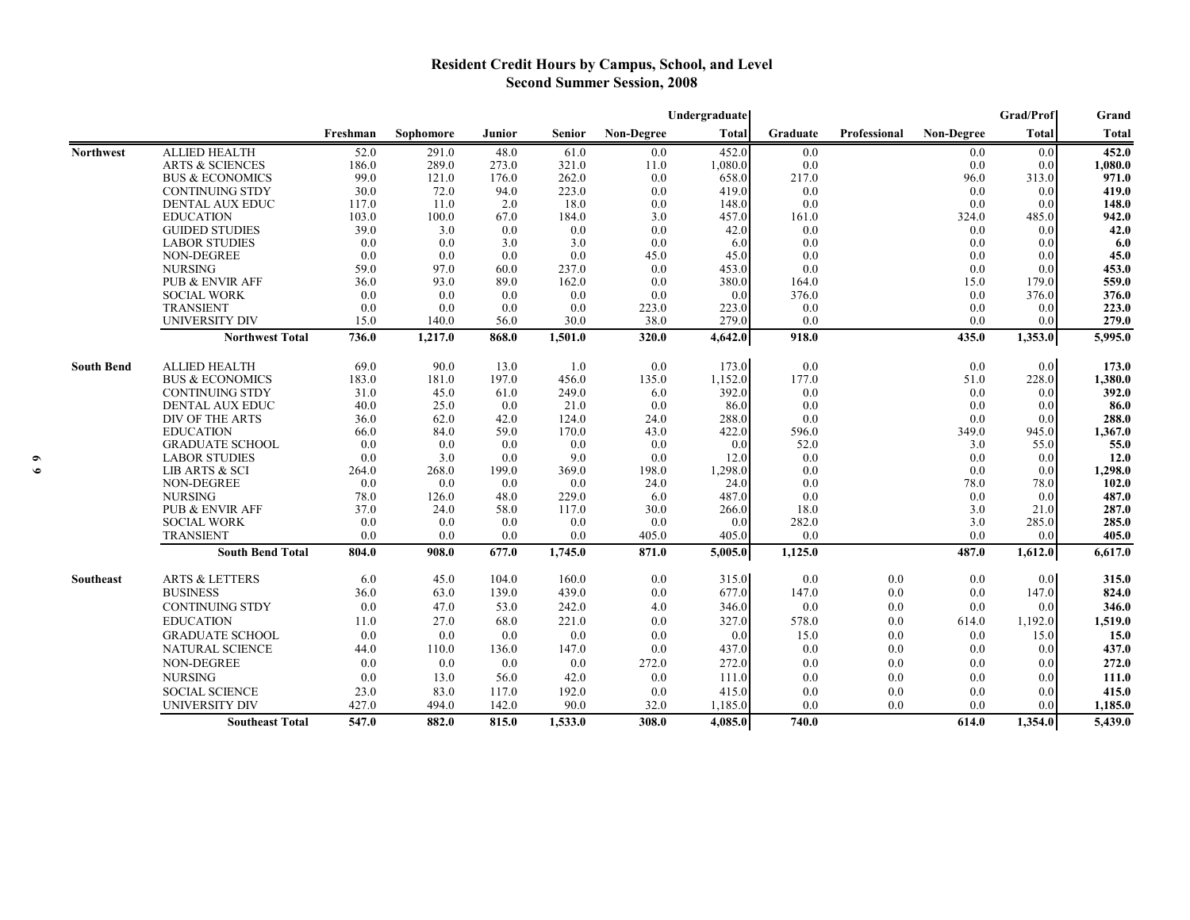## Resident Credit Hours by Campus, School, and Level
## Second Summer Session, 2008

| | | Freshman | Sophomore | Junior | Senior | Non-Degree | Undergraduate Total | Graduate | Professional | Non-Degree | Grad/Prof Total | Grand Total |
|---|---|---|---|---|---|---|---|---|---|---|---|---|
| Northwest | ALLIED HEALTH | 52.0 | 291.0 | 48.0 | 61.0 | 0.0 | 452.0 | 0.0 | | 0.0 | 0.0 | **452.0** |
| | ARTS & SCIENCES | 186.0 | 289.0 | 273.0 | 321.0 | 11.0 | 1,080.0 | 0.0 | | 0.0 | 0.0 | **1,080.0** |
| | BUS & ECONOMICS | 99.0 | 121.0 | 176.0 | 262.0 | 0.0 | 658.0 | 217.0 | | 96.0 | 313.0 | **971.0** |
| | CONTINUING STDY | 30.0 | 72.0 | 94.0 | 223.0 | 0.0 | 419.0 | 0.0 | | 0.0 | 0.0 | **419.0** |
| | DENTAL AUX EDUC | 117.0 | 11.0 | 2.0 | 18.0 | 0.0 | 148.0 | 0.0 | | 0.0 | 0.0 | **148.0** |
| | EDUCATION | 103.0 | 100.0 | 67.0 | 184.0 | 3.0 | 457.0 | 161.0 | | 324.0 | 485.0 | **942.0** |
| | GUIDED STUDIES | 39.0 | 3.0 | 0.0 | 0.0 | 0.0 | 42.0 | 0.0 | | 0.0 | 0.0 | **42.0** |
| | LABOR STUDIES | 0.0 | 0.0 | 3.0 | 3.0 | 0.0 | 6.0 | 0.0 | | 0.0 | 0.0 | **6.0** |
| | NON-DEGREE | 0.0 | 0.0 | 0.0 | 0.0 | 45.0 | 45.0 | 0.0 | | 0.0 | 0.0 | **45.0** |
| | NURSING | 59.0 | 97.0 | 60.0 | 237.0 | 0.0 | 453.0 | 0.0 | | 0.0 | 0.0 | **453.0** |
| | PUB & ENVIR AFF | 36.0 | 93.0 | 89.0 | 162.0 | 0.0 | 380.0 | 164.0 | | 15.0 | 179.0 | **559.0** |
| | SOCIAL WORK | 0.0 | 0.0 | 0.0 | 0.0 | 0.0 | 0.0 | 376.0 | | 0.0 | 376.0 | **376.0** |
| | TRANSIENT | 0.0 | 0.0 | 0.0 | 0.0 | 223.0 | 223.0 | 0.0 | | 0.0 | 0.0 | **223.0** |
| | UNIVERSITY DIV | 15.0 | 140.0 | 56.0 | 30.0 | 38.0 | 279.0 | 0.0 | | 0.0 | 0.0 | **279.0** |
| | **Northwest Total** | **736.0** | **1,217.0** | **868.0** | **1,501.0** | **320.0** | **4,642.0** | **918.0** | | **435.0** | **1,353.0** | **5,995.0** |
| South Bend | ALLIED HEALTH | 69.0 | 90.0 | 13.0 | 1.0 | 0.0 | 173.0 | 0.0 | | 0.0 | 0.0 | **173.0** |
| | BUS & ECONOMICS | 183.0 | 181.0 | 197.0 | 456.0 | 135.0 | 1,152.0 | 177.0 | | 51.0 | 228.0 | **1,380.0** |
| | CONTINUING STDY | 31.0 | 45.0 | 61.0 | 249.0 | 6.0 | 392.0 | 0.0 | | 0.0 | 0.0 | **392.0** |
| | DENTAL AUX EDUC | 40.0 | 25.0 | 0.0 | 21.0 | 0.0 | 86.0 | 0.0 | | 0.0 | 0.0 | **86.0** |
| | DIV OF THE ARTS | 36.0 | 62.0 | 42.0 | 124.0 | 24.0 | 288.0 | 0.0 | | 0.0 | 0.0 | **288.0** |
| | EDUCATION | 66.0 | 84.0 | 59.0 | 170.0 | 43.0 | 422.0 | 596.0 | | 349.0 | 945.0 | **1,367.0** |
| | GRADUATE SCHOOL | 0.0 | 0.0 | 0.0 | 0.0 | 0.0 | 0.0 | 52.0 | | 3.0 | 55.0 | **55.0** |
| | LABOR STUDIES | 0.0 | 3.0 | 0.0 | 9.0 | 0.0 | 12.0 | 0.0 | | 0.0 | 0.0 | **12.0** |
| | LIB ARTS & SCI | 264.0 | 268.0 | 199.0 | 369.0 | 198.0 | 1,298.0 | 0.0 | | 0.0 | 0.0 | **1,298.0** |
| | NON-DEGREE | 0.0 | 0.0 | 0.0 | 0.0 | 24.0 | 24.0 | 0.0 | | 78.0 | 78.0 | **102.0** |
| | NURSING | 78.0 | 126.0 | 48.0 | 229.0 | 6.0 | 487.0 | 0.0 | | 0.0 | 0.0 | **487.0** |
| | PUB & ENVIR AFF | 37.0 | 24.0 | 58.0 | 117.0 | 30.0 | 266.0 | 18.0 | | 3.0 | 21.0 | **287.0** |
| | SOCIAL WORK | 0.0 | 0.0 | 0.0 | 0.0 | 0.0 | 0.0 | 282.0 | | 3.0 | 285.0 | **285.0** |
| | TRANSIENT | 0.0 | 0.0 | 0.0 | 0.0 | 405.0 | 405.0 | 0.0 | | 0.0 | 0.0 | **405.0** |
| | **South Bend Total** | **804.0** | **908.0** | **677.0** | **1,745.0** | **871.0** | **5,005.0** | **1,125.0** | | **487.0** | **1,612.0** | **6,617.0** |
| Southeast | ARTS & LETTERS | 6.0 | 45.0 | 104.0 | 160.0 | 0.0 | 315.0 | 0.0 | 0.0 | 0.0 | 0.0 | **315.0** |
| | BUSINESS | 36.0 | 63.0 | 139.0 | 439.0 | 0.0 | 677.0 | 147.0 | 0.0 | 0.0 | 147.0 | **824.0** |
| | CONTINUING STDY | 0.0 | 47.0 | 53.0 | 242.0 | 4.0 | 346.0 | 0.0 | 0.0 | 0.0 | 0.0 | **346.0** |
| | EDUCATION | 11.0 | 27.0 | 68.0 | 221.0 | 0.0 | 327.0 | 578.0 | 0.0 | 614.0 | 1,192.0 | **1,519.0** |
| | GRADUATE SCHOOL | 0.0 | 0.0 | 0.0 | 0.0 | 0.0 | 0.0 | 15.0 | 0.0 | 0.0 | 15.0 | **15.0** |
| | NATURAL SCIENCE | 44.0 | 110.0 | 136.0 | 147.0 | 0.0 | 437.0 | 0.0 | 0.0 | 0.0 | 0.0 | **437.0** |
| | NON-DEGREE | 0.0 | 0.0 | 0.0 | 0.0 | 272.0 | 272.0 | 0.0 | 0.0 | 0.0 | 0.0 | **272.0** |
| | NURSING | 0.0 | 13.0 | 56.0 | 42.0 | 0.0 | 111.0 | 0.0 | 0.0 | 0.0 | 0.0 | **111.0** |
| | SOCIAL SCIENCE | 23.0 | 83.0 | 117.0 | 192.0 | 0.0 | 415.0 | 0.0 | 0.0 | 0.0 | 0.0 | **415.0** |
| | UNIVERSITY DIV | 427.0 | 494.0 | 142.0 | 90.0 | 32.0 | 1,185.0 | 0.0 | 0.0 | 0.0 | 0.0 | **1,185.0** |
| | **Southeast Total** | **547.0** | **882.0** | **815.0** | **1,533.0** | **308.0** | **4,085.0** | **740.0** | | **614.0** | **1,354.0** | **5,439.0** |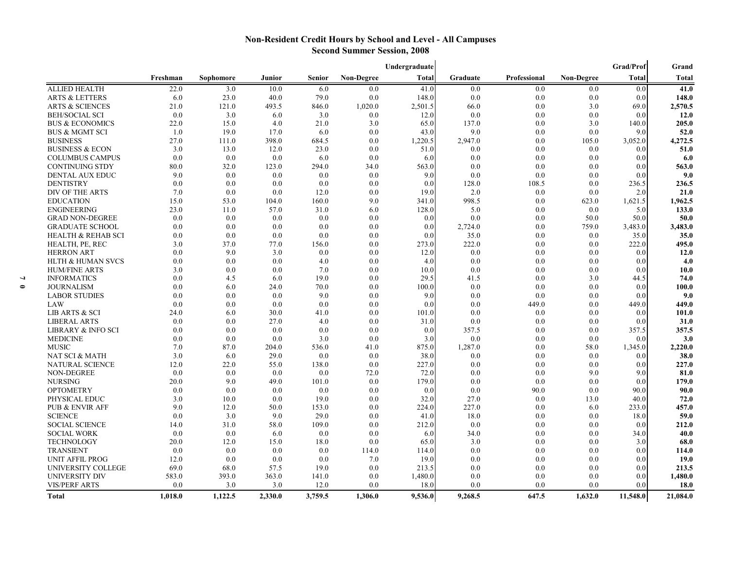# Non-Resident Credit Hours by School and Level - All Campuses
## Second Summer Session, 2008

| | Freshman | Sophomore | Junior | Senior | Non-Degree | Undergraduate Total | Graduate | Professional | Non-Degree | Grad/Prof Total | Grand Total |
|---|---|---|---|---|---|---|---|---|---|---|---|
| ALLIED HEALTH | 22.0 | 3.0 | 10.0 | 6.0 | 0.0 | 41.0 | 0.0 | 0.0 | 0.0 | 0.0 | **41.0** |
| ARTS & LETTERS | 6.0 | 23.0 | 40.0 | 79.0 | 0.0 | 148.0 | 0.0 | 0.0 | 0.0 | 0.0 | **148.0** |
| ARTS & SCIENCES | 21.0 | 121.0 | 493.5 | 846.0 | 1,020.0 | 2,501.5 | 66.0 | 0.0 | 3.0 | 69.0 | **2,570.5** |
| BEH/SOCIAL SCI | 0.0 | 3.0 | 6.0 | 3.0 | 0.0 | 12.0 | 0.0 | 0.0 | 0.0 | 0.0 | **12.0** |
| BUS & ECONOMICS | 22.0 | 15.0 | 4.0 | 21.0 | 3.0 | 65.0 | 137.0 | 0.0 | 3.0 | 140.0 | **205.0** |
| BUS & MGMT SCI | 1.0 | 19.0 | 17.0 | 6.0 | 0.0 | 43.0 | 9.0 | 0.0 | 0.0 | 9.0 | **52.0** |
| BUSINESS | 27.0 | 111.0 | 398.0 | 684.5 | 0.0 | 1,220.5 | 2,947.0 | 0.0 | 105.0 | 3,052.0 | **4,272.5** |
| BUSINESS & ECON | 3.0 | 13.0 | 12.0 | 23.0 | 0.0 | 51.0 | 0.0 | 0.0 | 0.0 | 0.0 | **51.0** |
| COLUMBUS CAMPUS | 0.0 | 0.0 | 0.0 | 6.0 | 0.0 | 6.0 | 0.0 | 0.0 | 0.0 | 0.0 | **6.0** |
| CONTINUING STDY | 80.0 | 32.0 | 123.0 | 294.0 | 34.0 | 563.0 | 0.0 | 0.0 | 0.0 | 0.0 | **563.0** |
| DENTAL AUX EDUC | 9.0 | 0.0 | 0.0 | 0.0 | 0.0 | 9.0 | 0.0 | 0.0 | 0.0 | 0.0 | **9.0** |
| DENTISTRY | 0.0 | 0.0 | 0.0 | 0.0 | 0.0 | 0.0 | 128.0 | 108.5 | 0.0 | 236.5 | **236.5** |
| DIV OF THE ARTS | 7.0 | 0.0 | 0.0 | 12.0 | 0.0 | 19.0 | 2.0 | 0.0 | 0.0 | 2.0 | **21.0** |
| EDUCATION | 15.0 | 53.0 | 104.0 | 160.0 | 9.0 | 341.0 | 998.5 | 0.0 | 623.0 | 1,621.5 | **1,962.5** |
| ENGINEERING | 23.0 | 11.0 | 57.0 | 31.0 | 6.0 | 128.0 | 5.0 | 0.0 | 0.0 | 5.0 | **133.0** |
| GRAD NON-DEGREE | 0.0 | 0.0 | 0.0 | 0.0 | 0.0 | 0.0 | 0.0 | 0.0 | 50.0 | 50.0 | **50.0** |
| GRADUATE SCHOOL | 0.0 | 0.0 | 0.0 | 0.0 | 0.0 | 0.0 | 2,724.0 | 0.0 | 759.0 | 3,483.0 | **3,483.0** |
| HEALTH & REHAB SCI | 0.0 | 0.0 | 0.0 | 0.0 | 0.0 | 0.0 | 35.0 | 0.0 | 0.0 | 35.0 | **35.0** |
| HEALTH, PE, REC | 3.0 | 37.0 | 77.0 | 156.0 | 0.0 | 273.0 | 222.0 | 0.0 | 0.0 | 222.0 | **495.0** |
| HERRON ART | 0.0 | 9.0 | 3.0 | 0.0 | 0.0 | 12.0 | 0.0 | 0.0 | 0.0 | 0.0 | **12.0** |
| HLTH & HUMAN SVCS | 0.0 | 0.0 | 0.0 | 4.0 | 0.0 | 4.0 | 0.0 | 0.0 | 0.0 | 0.0 | **4.0** |
| HUM/FINE ARTS | 3.0 | 0.0 | 0.0 | 7.0 | 0.0 | 10.0 | 0.0 | 0.0 | 0.0 | 0.0 | **10.0** |
| INFORMATICS | 0.0 | 4.5 | 6.0 | 19.0 | 0.0 | 29.5 | 41.5 | 0.0 | 3.0 | 44.5 | **74.0** |
| JOURNALISM | 0.0 | 6.0 | 24.0 | 70.0 | 0.0 | 100.0 | 0.0 | 0.0 | 0.0 | 0.0 | **100.0** |
| LABOR STUDIES | 0.0 | 0.0 | 0.0 | 9.0 | 0.0 | 9.0 | 0.0 | 0.0 | 0.0 | 0.0 | **9.0** |
| LAW | 0.0 | 0.0 | 0.0 | 0.0 | 0.0 | 0.0 | 0.0 | 449.0 | 0.0 | 449.0 | **449.0** |
| LIB ARTS & SCI | 24.0 | 6.0 | 30.0 | 41.0 | 0.0 | 101.0 | 0.0 | 0.0 | 0.0 | 0.0 | **101.0** |
| LIBERAL ARTS | 0.0 | 0.0 | 27.0 | 4.0 | 0.0 | 31.0 | 0.0 | 0.0 | 0.0 | 0.0 | **31.0** |
| LIBRARY & INFO SCI | 0.0 | 0.0 | 0.0 | 0.0 | 0.0 | 0.0 | 357.5 | 0.0 | 0.0 | 357.5 | **357.5** |
| MEDICINE | 0.0 | 0.0 | 0.0 | 3.0 | 0.0 | 3.0 | 0.0 | 0.0 | 0.0 | 0.0 | **3.0** |
| MUSIC | 7.0 | 87.0 | 204.0 | 536.0 | 41.0 | 875.0 | 1,287.0 | 0.0 | 58.0 | 1,345.0 | **2,220.0** |
| NAT SCI & MATH | 3.0 | 6.0 | 29.0 | 0.0 | 0.0 | 38.0 | 0.0 | 0.0 | 0.0 | 0.0 | **38.0** |
| NATURAL SCIENCE | 12.0 | 22.0 | 55.0 | 138.0 | 0.0 | 227.0 | 0.0 | 0.0 | 0.0 | 0.0 | **227.0** |
| NON-DEGREE | 0.0 | 0.0 | 0.0 | 0.0 | 72.0 | 72.0 | 0.0 | 0.0 | 9.0 | 9.0 | **81.0** |
| NURSING | 20.0 | 9.0 | 49.0 | 101.0 | 0.0 | 179.0 | 0.0 | 0.0 | 0.0 | 0.0 | **179.0** |
| OPTOMETRY | 0.0 | 0.0 | 0.0 | 0.0 | 0.0 | 0.0 | 0.0 | 90.0 | 0.0 | 90.0 | **90.0** |
| PHYSICAL EDUC | 3.0 | 10.0 | 0.0 | 19.0 | 0.0 | 32.0 | 27.0 | 0.0 | 13.0 | 40.0 | **72.0** |
| PUB & ENVIR AFF | 9.0 | 12.0 | 50.0 | 153.0 | 0.0 | 224.0 | 227.0 | 0.0 | 6.0 | 233.0 | **457.0** |
| SCIENCE | 0.0 | 3.0 | 9.0 | 29.0 | 0.0 | 41.0 | 18.0 | 0.0 | 0.0 | 18.0 | **59.0** |
| SOCIAL SCIENCE | 14.0 | 31.0 | 58.0 | 109.0 | 0.0 | 212.0 | 0.0 | 0.0 | 0.0 | 0.0 | **212.0** |
| SOCIAL WORK | 0.0 | 0.0 | 6.0 | 0.0 | 0.0 | 6.0 | 34.0 | 0.0 | 0.0 | 34.0 | **40.0** |
| TECHNOLOGY | 20.0 | 12.0 | 15.0 | 18.0 | 0.0 | 65.0 | 3.0 | 0.0 | 0.0 | 3.0 | **68.0** |
| TRANSIENT | 0.0 | 0.0 | 0.0 | 0.0 | 114.0 | 114.0 | 0.0 | 0.0 | 0.0 | 0.0 | **114.0** |
| UNIT AFFIL PROG | 12.0 | 0.0 | 0.0 | 0.0 | 7.0 | 19.0 | 0.0 | 0.0 | 0.0 | 0.0 | **19.0** |
| UNIVERSITY COLLEGE | 69.0 | 68.0 | 57.5 | 19.0 | 0.0 | 213.5 | 0.0 | 0.0 | 0.0 | 0.0 | **213.5** |
| UNIVERSITY DIV | 583.0 | 393.0 | 363.0 | 141.0 | 0.0 | 1,480.0 | 0.0 | 0.0 | 0.0 | 0.0 | **1,480.0** |
| VIS/PERF ARTS | 0.0 | 3.0 | 3.0 | 12.0 | 0.0 | 18.0 | 0.0 | 0.0 | 0.0 | 0.0 | **18.0** |
| **Total** | **1,018.0** | **1,122.5** | **2,330.0** | **3,759.5** | **1,306.0** | **9,536.0** | **9,268.5** | **647.5** | **1,632.0** | **11,548.0** | **21,084.0** |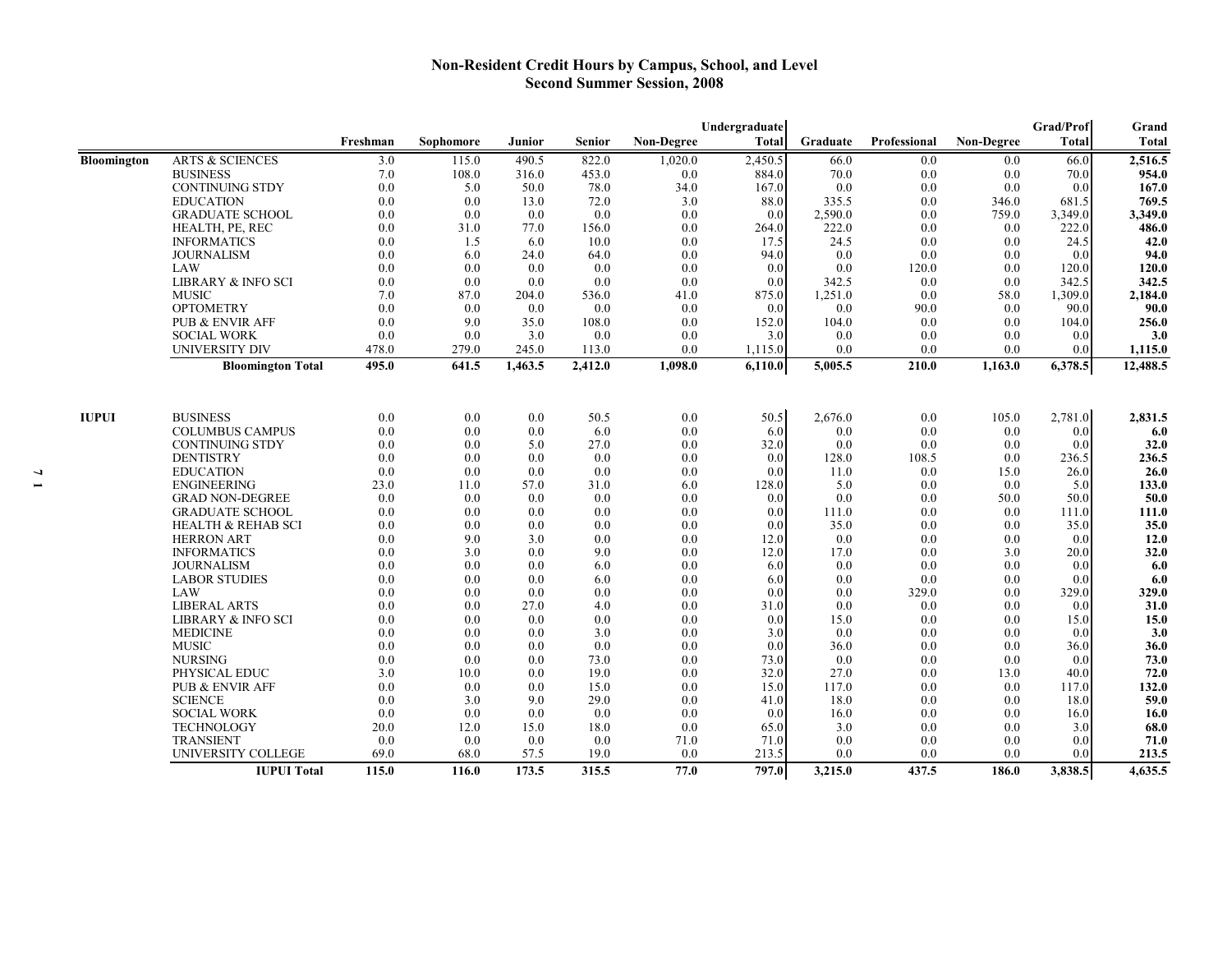## Non-Resident Credit Hours by Campus, School, and Level
## Second Summer Session, 2008

| | | Freshman | Sophomore | Junior | Senior | Non-Degree | Undergraduate Total | Graduate | Professional | Non-Degree | Grad/Prof Total | Grand Total |
|---|---|---|---|---|---|---|---|---|---|---|---|---|
| **Bloomington** | ARTS & SCIENCES | 3.0 | 115.0 | 490.5 | 822.0 | 1,020.0 | 2,450.5 | 66.0 | 0.0 | 0.0 | 66.0 | **2,516.5** |
| | BUSINESS | 7.0 | 108.0 | 316.0 | 453.0 | 0.0 | 884.0 | 70.0 | 0.0 | 0.0 | 70.0 | **954.0** |
| | CONTINUING STDY | 0.0 | 5.0 | 50.0 | 78.0 | 34.0 | 167.0 | 0.0 | 0.0 | 0.0 | 0.0 | **167.0** |
| | EDUCATION | 0.0 | 0.0 | 13.0 | 72.0 | 3.0 | 88.0 | 335.5 | 0.0 | 346.0 | 681.5 | **769.5** |
| | GRADUATE SCHOOL | 0.0 | 0.0 | 0.0 | 0.0 | 0.0 | 0.0 | 2,590.0 | 0.0 | 759.0 | 3,349.0 | **3,349.0** |
| | HEALTH, PE, REC | 0.0 | 31.0 | 77.0 | 156.0 | 0.0 | 264.0 | 222.0 | 0.0 | 0.0 | 222.0 | **486.0** |
| | INFORMATICS | 0.0 | 1.5 | 6.0 | 10.0 | 0.0 | 17.5 | 24.5 | 0.0 | 0.0 | 24.5 | **42.0** |
| | JOURNALISM | 0.0 | 6.0 | 24.0 | 64.0 | 0.0 | 94.0 | 0.0 | 0.0 | 0.0 | 0.0 | **94.0** |
| | LAW | 0.0 | 0.0 | 0.0 | 0.0 | 0.0 | 0.0 | 0.0 | 120.0 | 0.0 | 120.0 | **120.0** |
| | LIBRARY & INFO SCI | 0.0 | 0.0 | 0.0 | 0.0 | 0.0 | 0.0 | 342.5 | 0.0 | 0.0 | 342.5 | **342.5** |
| | MUSIC | 7.0 | 87.0 | 204.0 | 536.0 | 41.0 | 875.0 | 1,251.0 | 0.0 | 58.0 | 1,309.0 | **2,184.0** |
| | OPTOMETRY | 0.0 | 0.0 | 0.0 | 0.0 | 0.0 | 0.0 | 0.0 | 90.0 | 0.0 | 90.0 | **90.0** |
| | PUB & ENVIR AFF | 0.0 | 9.0 | 35.0 | 108.0 | 0.0 | 152.0 | 104.0 | 0.0 | 0.0 | 104.0 | **256.0** |
| | SOCIAL WORK | 0.0 | 0.0 | 3.0 | 0.0 | 0.0 | 3.0 | 0.0 | 0.0 | 0.0 | 0.0 | **3.0** |
| | UNIVERSITY DIV | 478.0 | 279.0 | 245.0 | 113.0 | 0.0 | 1,115.0 | 0.0 | 0.0 | 0.0 | 0.0 | **1,115.0** |
| | **Bloomington Total** | **495.0** | **641.5** | **1,463.5** | **2,412.0** | **1,098.0** | **6,110.0** | **5,005.5** | **210.0** | **1,163.0** | **6,378.5** | **12,488.5** |
| **IUPUI** | BUSINESS | 0.0 | 0.0 | 0.0 | 50.5 | 0.0 | 50.5 | 2,676.0 | 0.0 | 105.0 | 2,781.0 | **2,831.5** |
| | COLUMBUS CAMPUS | 0.0 | 0.0 | 0.0 | 6.0 | 0.0 | 6.0 | 0.0 | 0.0 | 0.0 | 0.0 | **6.0** |
| | CONTINUING STDY | 0.0 | 0.0 | 5.0 | 27.0 | 0.0 | 32.0 | 0.0 | 0.0 | 0.0 | 0.0 | **32.0** |
| | DENTISTRY | 0.0 | 0.0 | 0.0 | 0.0 | 0.0 | 0.0 | 128.0 | 108.5 | 0.0 | 236.5 | **236.5** |
| | EDUCATION | 0.0 | 0.0 | 0.0 | 0.0 | 0.0 | 0.0 | 11.0 | 0.0 | 15.0 | 26.0 | **26.0** |
| | ENGINEERING | 23.0 | 11.0 | 57.0 | 31.0 | 6.0 | 128.0 | 5.0 | 0.0 | 0.0 | 5.0 | **133.0** |
| | GRAD NON-DEGREE | 0.0 | 0.0 | 0.0 | 0.0 | 0.0 | 0.0 | 0.0 | 0.0 | 50.0 | 50.0 | **50.0** |
| | GRADUATE SCHOOL | 0.0 | 0.0 | 0.0 | 0.0 | 0.0 | 0.0 | 111.0 | 0.0 | 0.0 | 111.0 | **111.0** |
| | HEALTH & REHAB SCI | 0.0 | 0.0 | 0.0 | 0.0 | 0.0 | 0.0 | 35.0 | 0.0 | 0.0 | 35.0 | **35.0** |
| | HERRON ART | 0.0 | 9.0 | 3.0 | 0.0 | 0.0 | 12.0 | 0.0 | 0.0 | 0.0 | 0.0 | **12.0** |
| | INFORMATICS | 0.0 | 3.0 | 0.0 | 9.0 | 0.0 | 12.0 | 17.0 | 0.0 | 3.0 | 20.0 | **32.0** |
| | JOURNALISM | 0.0 | 0.0 | 0.0 | 6.0 | 0.0 | 6.0 | 0.0 | 0.0 | 0.0 | 0.0 | **6.0** |
| | LABOR STUDIES | 0.0 | 0.0 | 0.0 | 6.0 | 0.0 | 6.0 | 0.0 | 0.0 | 0.0 | 0.0 | **6.0** |
| | LAW | 0.0 | 0.0 | 0.0 | 0.0 | 0.0 | 0.0 | 0.0 | 329.0 | 0.0 | 329.0 | **329.0** |
| | LIBERAL ARTS | 0.0 | 0.0 | 27.0 | 4.0 | 0.0 | 31.0 | 0.0 | 0.0 | 0.0 | 0.0 | **31.0** |
| | LIBRARY & INFO SCI | 0.0 | 0.0 | 0.0 | 0.0 | 0.0 | 0.0 | 15.0 | 0.0 | 0.0 | 15.0 | **15.0** |
| | MEDICINE | 0.0 | 0.0 | 0.0 | 3.0 | 0.0 | 3.0 | 0.0 | 0.0 | 0.0 | 0.0 | **3.0** |
| | MUSIC | 0.0 | 0.0 | 0.0 | 0.0 | 0.0 | 0.0 | 36.0 | 0.0 | 0.0 | 36.0 | **36.0** |
| | NURSING | 0.0 | 0.0 | 0.0 | 73.0 | 0.0 | 73.0 | 0.0 | 0.0 | 0.0 | 0.0 | **73.0** |
| | PHYSICAL EDUC | 3.0 | 10.0 | 0.0 | 19.0 | 0.0 | 32.0 | 27.0 | 0.0 | 13.0 | 40.0 | **72.0** |
| | PUB & ENVIR AFF | 0.0 | 0.0 | 0.0 | 15.0 | 0.0 | 15.0 | 117.0 | 0.0 | 0.0 | 117.0 | **132.0** |
| | SCIENCE | 0.0 | 3.0 | 9.0 | 29.0 | 0.0 | 41.0 | 18.0 | 0.0 | 0.0 | 18.0 | **59.0** |
| | SOCIAL WORK | 0.0 | 0.0 | 0.0 | 0.0 | 0.0 | 0.0 | 16.0 | 0.0 | 0.0 | 16.0 | **16.0** |
| | TECHNOLOGY | 20.0 | 12.0 | 15.0 | 18.0 | 0.0 | 65.0 | 3.0 | 0.0 | 0.0 | 3.0 | **68.0** |
| | TRANSIENT | 0.0 | 0.0 | 0.0 | 0.0 | 71.0 | 71.0 | 0.0 | 0.0 | 0.0 | 0.0 | **71.0** |
| | UNIVERSITY COLLEGE | 69.0 | 68.0 | 57.5 | 19.0 | 0.0 | 213.5 | 0.0 | 0.0 | 0.0 | 0.0 | **213.5** |
| | **IUPUI Total** | **115.0** | **116.0** | **173.5** | **315.5** | **77.0** | **797.0** | **3,215.0** | **437.5** | **186.0** | **3,838.5** | **4,635.5** |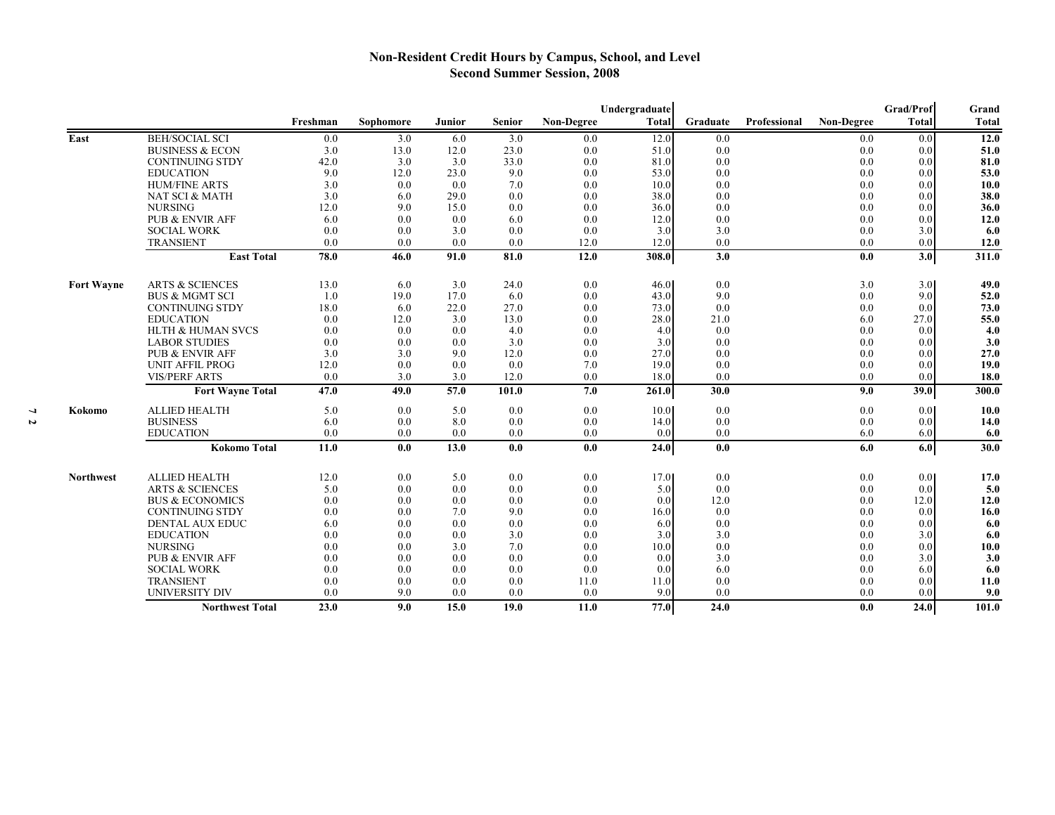# Non-Resident Credit Hours by Campus, School, and Level
## Second Summer Session, 2008

| | | Freshman | Sophomore | Junior | Senior | Non-Degree | Undergraduate Total | Graduate | Professional | Non-Degree | Grad/Prof Total | Grand Total |
|---|---|---|---|---|---|---|---|---|---|---|---|---|
| East | BEH/SOCIAL SCI | 0.0 | 3.0 | 6.0 | 3.0 | 0.0 | 12.0 | 0.0 | | 0.0 | 0.0 | **12.0** |
| | BUSINESS & ECON | 3.0 | 13.0 | 12.0 | 23.0 | 0.0 | 51.0 | 0.0 | | 0.0 | 0.0 | **51.0** |
| | CONTINUING STDY | 42.0 | 3.0 | 3.0 | 33.0 | 0.0 | 81.0 | 0.0 | | 0.0 | 0.0 | **81.0** |
| | EDUCATION | 9.0 | 12.0 | 23.0 | 9.0 | 0.0 | 53.0 | 0.0 | | 0.0 | 0.0 | **53.0** |
| | HUM/FINE ARTS | 3.0 | 0.0 | 0.0 | 7.0 | 0.0 | 10.0 | 0.0 | | 0.0 | 0.0 | **10.0** |
| | NAT SCI & MATH | 3.0 | 6.0 | 29.0 | 0.0 | 0.0 | 38.0 | 0.0 | | 0.0 | 0.0 | **38.0** |
| | NURSING | 12.0 | 9.0 | 15.0 | 0.0 | 0.0 | 36.0 | 0.0 | | 0.0 | 0.0 | **36.0** |
| | PUB & ENVIR AFF | 6.0 | 0.0 | 0.0 | 6.0 | 0.0 | 12.0 | 0.0 | | 0.0 | 0.0 | **12.0** |
| | SOCIAL WORK | 0.0 | 0.0 | 3.0 | 0.0 | 0.0 | 3.0 | 3.0 | | 0.0 | 3.0 | **6.0** |
| | TRANSIENT | 0.0 | 0.0 | 0.0 | 0.0 | 12.0 | 12.0 | 0.0 | | 0.0 | 0.0 | **12.0** |
| | **East Total** | **78.0** | **46.0** | **91.0** | **81.0** | **12.0** | **308.0** | **3.0** | | **0.0** | **3.0** | **311.0** |
| Fort Wayne | ARTS & SCIENCES | 13.0 | 6.0 | 3.0 | 24.0 | 0.0 | 46.0 | 0.0 | | 3.0 | 3.0 | **49.0** |
| | BUS & MGMT SCI | 1.0 | 19.0 | 17.0 | 6.0 | 0.0 | 43.0 | 9.0 | | 0.0 | 9.0 | **52.0** |
| | CONTINUING STDY | 18.0 | 6.0 | 22.0 | 27.0 | 0.0 | 73.0 | 0.0 | | 0.0 | 0.0 | **73.0** |
| | EDUCATION | 0.0 | 12.0 | 3.0 | 13.0 | 0.0 | 28.0 | 21.0 | | 6.0 | 27.0 | **55.0** |
| | HLTH & HUMAN SVCS | 0.0 | 0.0 | 0.0 | 4.0 | 0.0 | 4.0 | 0.0 | | 0.0 | 0.0 | **4.0** |
| | LABOR STUDIES | 0.0 | 0.0 | 0.0 | 3.0 | 0.0 | 3.0 | 0.0 | | 0.0 | 0.0 | **3.0** |
| | PUB & ENVIR AFF | 3.0 | 3.0 | 9.0 | 12.0 | 0.0 | 27.0 | 0.0 | | 0.0 | 0.0 | **27.0** |
| | UNIT AFFIL PROG | 12.0 | 0.0 | 0.0 | 0.0 | 7.0 | 19.0 | 0.0 | | 0.0 | 0.0 | **19.0** |
| | VIS/PERF ARTS | 0.0 | 3.0 | 3.0 | 12.0 | 0.0 | 18.0 | 0.0 | | 0.0 | 0.0 | **18.0** |
| | **Fort Wayne Total** | **47.0** | **49.0** | **57.0** | **101.0** | **7.0** | **261.0** | **30.0** | | **9.0** | **39.0** | **300.0** |
| Kokomo | ALLIED HEALTH | 5.0 | 0.0 | 5.0 | 0.0 | 0.0 | 10.0 | 0.0 | | 0.0 | 0.0 | **10.0** |
| | BUSINESS | 6.0 | 0.0 | 8.0 | 0.0 | 0.0 | 14.0 | 0.0 | | 0.0 | 0.0 | **14.0** |
| | EDUCATION | 0.0 | 0.0 | 0.0 | 0.0 | 0.0 | 0.0 | 0.0 | | 6.0 | 6.0 | **6.0** |
| | **Kokomo Total** | **11.0** | **0.0** | **13.0** | **0.0** | **0.0** | **24.0** | **0.0** | | **6.0** | **6.0** | **30.0** |
| Northwest | ALLIED HEALTH | 12.0 | 0.0 | 5.0 | 0.0 | 0.0 | 17.0 | 0.0 | | 0.0 | 0.0 | **17.0** |
| | ARTS & SCIENCES | 5.0 | 0.0 | 0.0 | 0.0 | 0.0 | 5.0 | 0.0 | | 0.0 | 0.0 | **5.0** |
| | BUS & ECONOMICS | 0.0 | 0.0 | 0.0 | 0.0 | 0.0 | 0.0 | 12.0 | | 0.0 | 12.0 | **12.0** |
| | CONTINUING STDY | 0.0 | 0.0 | 7.0 | 9.0 | 0.0 | 16.0 | 0.0 | | 0.0 | 0.0 | **16.0** |
| | DENTAL AUX EDUC | 6.0 | 0.0 | 0.0 | 0.0 | 0.0 | 6.0 | 0.0 | | 0.0 | 0.0 | **6.0** |
| | EDUCATION | 0.0 | 0.0 | 0.0 | 3.0 | 0.0 | 3.0 | 3.0 | | 0.0 | 3.0 | **6.0** |
| | NURSING | 0.0 | 0.0 | 3.0 | 7.0 | 0.0 | 10.0 | 0.0 | | 0.0 | 0.0 | **10.0** |
| | PUB & ENVIR AFF | 0.0 | 0.0 | 0.0 | 0.0 | 0.0 | 0.0 | 3.0 | | 0.0 | 3.0 | **3.0** |
| | SOCIAL WORK | 0.0 | 0.0 | 0.0 | 0.0 | 0.0 | 0.0 | 6.0 | | 0.0 | 6.0 | **6.0** |
| | TRANSIENT | 0.0 | 0.0 | 0.0 | 0.0 | 11.0 | 11.0 | 0.0 | | 0.0 | 0.0 | **11.0** |
| | UNIVERSITY DIV | 0.0 | 9.0 | 0.0 | 0.0 | 0.0 | 9.0 | 0.0 | | 0.0 | 0.0 | **9.0** |
| | **Northwest Total** | **23.0** | **9.0** | **15.0** | **19.0** | **11.0** | **77.0** | **24.0** | | **0.0** | **24.0** | **101.0** |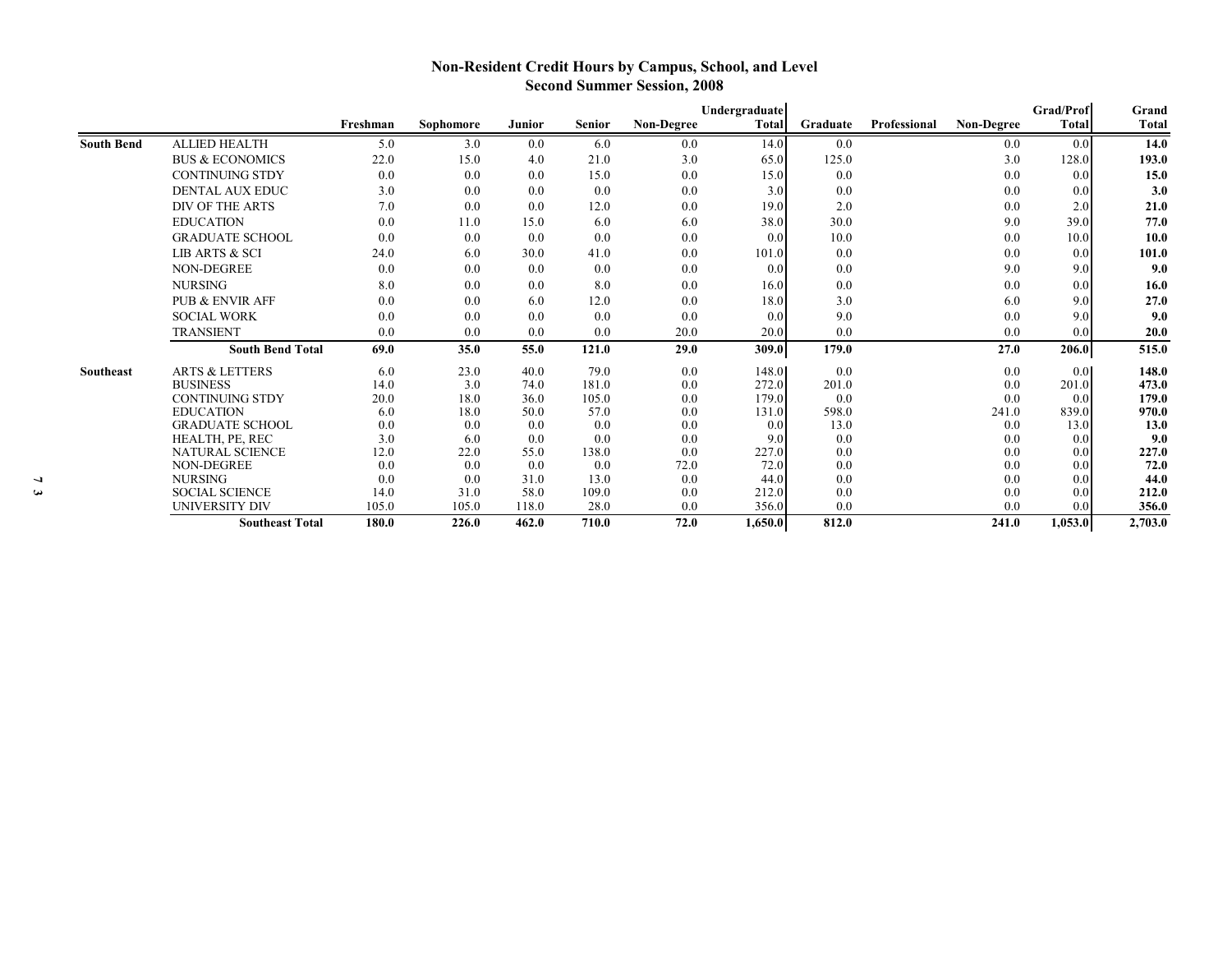# Non-Resident Credit Hours by Campus, School, and Level
## Second Summer Session, 2008

| | | Freshman | Sophomore | Junior | Senior | Non-Degree | Undergraduate Total | Graduate | Professional | Non-Degree | Grad/Prof Total | Grand Total |
|---|---|---|---|---|---|---|---|---|---|---|---|---|
| **South Bend** | ALLIED HEALTH | 5.0 | 3.0 | 0.0 | 6.0 | 0.0 | 14.0 | 0.0 | | 0.0 | 0.0 | **14.0** |
| | BUS & ECONOMICS | 22.0 | 15.0 | 4.0 | 21.0 | 3.0 | 65.0 | 125.0 | | 3.0 | 128.0 | **193.0** |
| | CONTINUING STDY | 0.0 | 0.0 | 0.0 | 15.0 | 0.0 | 15.0 | 0.0 | | 0.0 | 0.0 | **15.0** |
| | DENTAL AUX EDUC | 3.0 | 0.0 | 0.0 | 0.0 | 0.0 | 3.0 | 0.0 | | 0.0 | 0.0 | **3.0** |
| | DIV OF THE ARTS | 7.0 | 0.0 | 0.0 | 12.0 | 0.0 | 19.0 | 2.0 | | 0.0 | 2.0 | **21.0** |
| | EDUCATION | 0.0 | 11.0 | 15.0 | 6.0 | 6.0 | 38.0 | 30.0 | | 9.0 | 39.0 | **77.0** |
| | GRADUATE SCHOOL | 0.0 | 0.0 | 0.0 | 0.0 | 0.0 | 0.0 | 10.0 | | 0.0 | 10.0 | **10.0** |
| | LIB ARTS & SCI | 24.0 | 6.0 | 30.0 | 41.0 | 0.0 | 101.0 | 0.0 | | 0.0 | 0.0 | **101.0** |
| | NON-DEGREE | 0.0 | 0.0 | 0.0 | 0.0 | 0.0 | 0.0 | 0.0 | | 9.0 | 9.0 | **9.0** |
| | NURSING | 8.0 | 0.0 | 0.0 | 8.0 | 0.0 | 16.0 | 0.0 | | 0.0 | 0.0 | **16.0** |
| | PUB & ENVIR AFF | 0.0 | 0.0 | 6.0 | 12.0 | 0.0 | 18.0 | 3.0 | | 6.0 | 9.0 | **27.0** |
| | SOCIAL WORK | 0.0 | 0.0 | 0.0 | 0.0 | 0.0 | 0.0 | 9.0 | | 0.0 | 9.0 | **9.0** |
| | TRANSIENT | 0.0 | 0.0 | 0.0 | 0.0 | 20.0 | 20.0 | 0.0 | | 0.0 | 0.0 | **20.0** |
| | **South Bend Total** | **69.0** | **35.0** | **55.0** | **121.0** | **29.0** | **309.0** | **179.0** | | **27.0** | **206.0** | **515.0** |
| **Southeast** | ARTS & LETTERS | 6.0 | 23.0 | 40.0 | 79.0 | 0.0 | 148.0 | 0.0 | | 0.0 | 0.0 | **148.0** |
| | BUSINESS | 14.0 | 3.0 | 74.0 | 181.0 | 0.0 | 272.0 | 201.0 | | 0.0 | 201.0 | **473.0** |
| | CONTINUING STDY | 20.0 | 18.0 | 36.0 | 105.0 | 0.0 | 179.0 | 0.0 | | 0.0 | 0.0 | **179.0** |
| | EDUCATION | 6.0 | 18.0 | 50.0 | 57.0 | 0.0 | 131.0 | 598.0 | | 241.0 | 839.0 | **970.0** |
| | GRADUATE SCHOOL | 0.0 | 0.0 | 0.0 | 0.0 | 0.0 | 0.0 | 13.0 | | 0.0 | 13.0 | **13.0** |
| | HEALTH, PE, REC | 3.0 | 6.0 | 0.0 | 0.0 | 0.0 | 9.0 | 0.0 | | 0.0 | 0.0 | **9.0** |
| | NATURAL SCIENCE | 12.0 | 22.0 | 55.0 | 138.0 | 0.0 | 227.0 | 0.0 | | 0.0 | 0.0 | **227.0** |
| | NON-DEGREE | 0.0 | 0.0 | 0.0 | 0.0 | 72.0 | 72.0 | 0.0 | | 0.0 | 0.0 | **72.0** |
| | NURSING | 0.0 | 0.0 | 31.0 | 13.0 | 0.0 | 44.0 | 0.0 | | 0.0 | 0.0 | **44.0** |
| | SOCIAL SCIENCE | 14.0 | 31.0 | 58.0 | 109.0 | 0.0 | 212.0 | 0.0 | | 0.0 | 0.0 | **212.0** |
| | UNIVERSITY DIV | 105.0 | 105.0 | 118.0 | 28.0 | 0.0 | 356.0 | 0.0 | | 0.0 | 0.0 | **356.0** |
| | **Southeast Total** | **180.0** | **226.0** | **462.0** | **710.0** | **72.0** | **1,650.0** | **812.0** | | **241.0** | **1,053.0** | **2,703.0** |